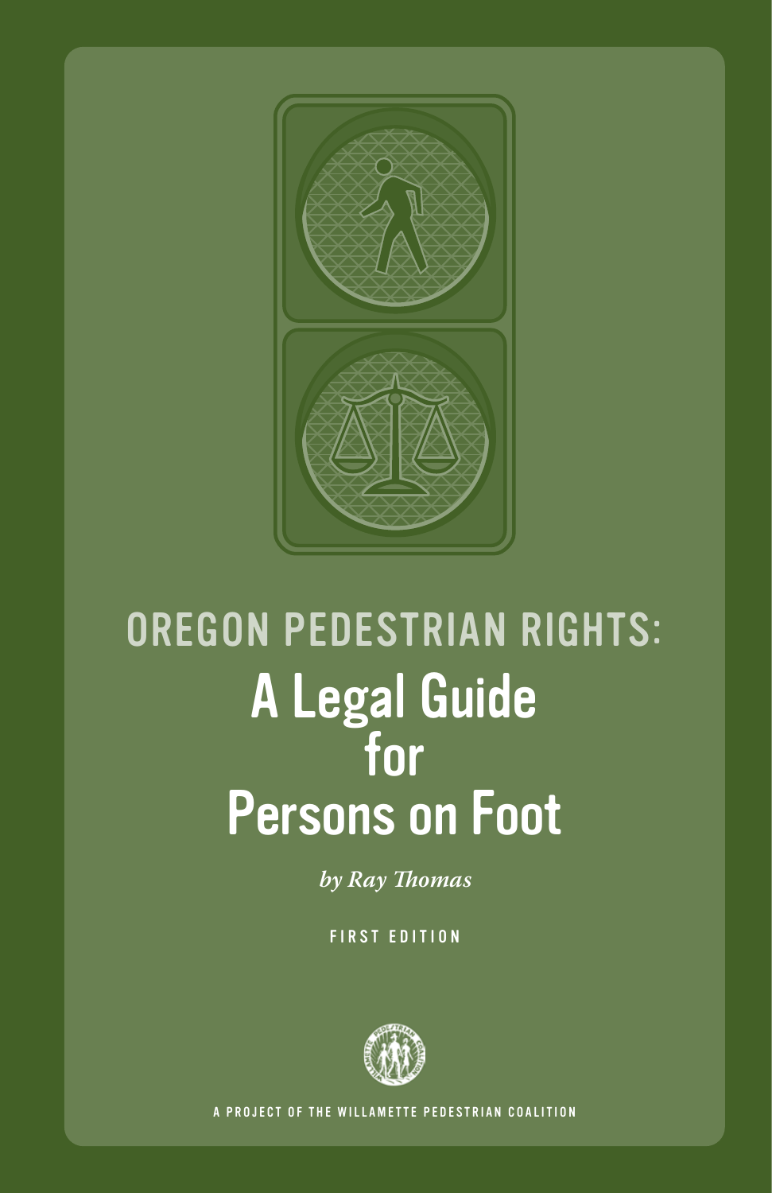# OREGON PEDESTRIAN RIGHTS:

# A Legal Guide for Persons on Foot

*by Ray Thomas*

FIRST EDITION

A PROJECT OF THE WILLAMETTE PEDESTRIAN COALITION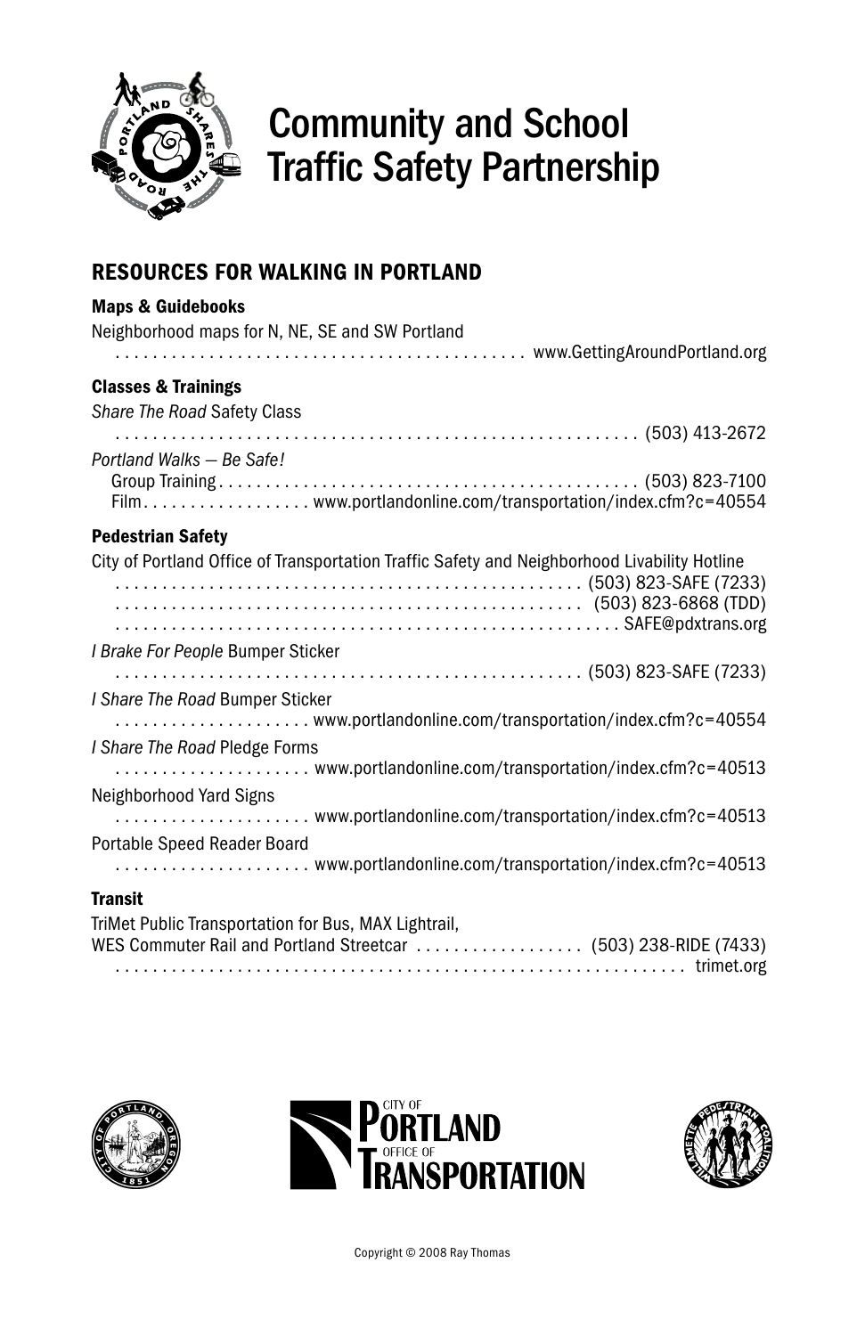# Community and School Traffic Safety Partnership

## RESOURCES FOR WALKING IN PORTLAND

### Maps & Guidebooks

Neighborhood maps for N, NE, SE and SW Portland
. . . . . . . . . . . . . . . . . . . . . . . . . . . . . . . . . . . . . . . . . . www.GettingAroundPortland.org

### Classes & Trainings

*Share The Road* Safety Class
. . . . . . . . . . . . . . . . . . . . . . . . . . . . . . . . . . . . . . . . . . . . . . . . . . . . . . . . . (503) 413-2672

*Portland Walks — Be Safe!*
Group Training . . . . . . . . . . . . . . . . . . . . . . . . . . . . . . . . . . . . . . . . . . . . . . (503) 823-7100
Film . . . . . . . . . . . . . . . . . . www.portlandonline.com/transportation/index.cfm?c=40554

### Pedestrian Safety

City of Portland Office of Transportation Traffic Safety and Neighborhood Livability Hotline
. . . . . . . . . . . . . . . . . . . . . . . . . . . . . . . . . . . . . . . . . . . . . . . . . . . (503) 823-SAFE (7233)
. . . . . . . . . . . . . . . . . . . . . . . . . . . . . . . . . . . . . . . . . . . . . . . . . . . (503) 823-6868 (TDD)
. . . . . . . . . . . . . . . . . . . . . . . . . . . . . . . . . . . . . . . . . . . . . . . . . . . . . . SAFE@pdxtrans.org

*I Brake For People* Bumper Sticker
. . . . . . . . . . . . . . . . . . . . . . . . . . . . . . . . . . . . . . . . . . . . . . . . . . . (503) 823-SAFE (7233)

*I Share The Road* Bumper Sticker
. . . . . . . . . . . . . . . . . . . . . www.portlandonline.com/transportation/index.cfm?c=40554

*I Share The Road* Pledge Forms
. . . . . . . . . . . . . . . . . . . . . www.portlandonline.com/transportation/index.cfm?c=40513

Neighborhood Yard Signs
. . . . . . . . . . . . . . . . . . . . . www.portlandonline.com/transportation/index.cfm?c=40513

Portable Speed Reader Board
. . . . . . . . . . . . . . . . . . . . . www.portlandonline.com/transportation/index.cfm?c=40513

### Transit

TriMet Public Transportation for Bus, MAX Lightrail,
WES Commuter Rail and Portland Streetcar . . . . . . . . . . . . . . . . . . (503) 238-RIDE (7433)
. . . . . . . . . . . . . . . . . . . . . . . . . . . . . . . . . . . . . . . . . . . . . . . . . . . . . . . . . . . . . . trimet.org

City of Portland Office of Transportation

Copyright © 2008 Ray Thomas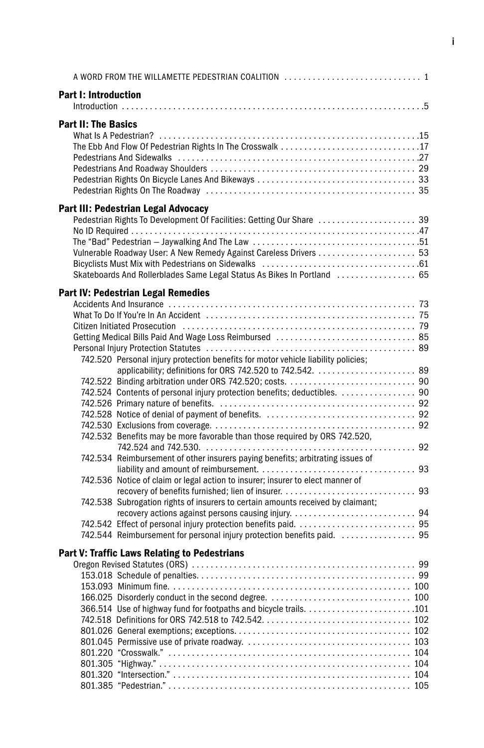A WORD FROM THE WILLAMETTE PEDESTRIAN COALITION . . . . . . . . . . . . . . . . . . . . . . . . . . . . . 1

**Part I: Introduction**

Introduction . . . . . . . . . . . . . . . . . . . . . . . . . . . . . . . . . . . . . . . . . . . . . . . . . . . . . . . . . . . . . . . . . .5

**Part II: The Basics**

What Is A Pedestrian? . . . . . . . . . . . . . . . . . . . . . . . . . . . . . . . . . . . . . . . . . . . . . . . . . . . . . . . .15
The Ebb And Flow Of Pedestrian Rights In The Crosswalk . . . . . . . . . . . . . . . . . . . . . . . . . . . . . .17
Pedestrians And Sidewalks . . . . . . . . . . . . . . . . . . . . . . . . . . . . . . . . . . . . . . . . . . . . . . . . . . . . .27
Pedestrians And Roadway Shoulders . . . . . . . . . . . . . . . . . . . . . . . . . . . . . . . . . . . . . . . . . . . . 29
Pedestrian Rights On Bicycle Lanes And Bikeways . . . . . . . . . . . . . . . . . . . . . . . . . . . . . . . . . . 33
Pedestrian Rights On The Roadway . . . . . . . . . . . . . . . . . . . . . . . . . . . . . . . . . . . . . . . . . . . . . 35

**Part III: Pedestrian Legal Advocacy**

Pedestrian Rights To Development Of Facilities: Getting Our Share . . . . . . . . . . . . . . . . . . . . . 39
No ID Required . . . . . . . . . . . . . . . . . . . . . . . . . . . . . . . . . . . . . . . . . . . . . . . . . . . . . . . . . . . . . .47
The "Bad" Pedestrian – Jaywalking And The Law . . . . . . . . . . . . . . . . . . . . . . . . . . . . . . . . . . .51
Vulnerable Roadway User: A New Remedy Against Careless Drivers . . . . . . . . . . . . . . . . . . . . . 53
Bicyclists Must Mix with Pedestrians on Sidewalks . . . . . . . . . . . . . . . . . . . . . . . . . . . . . . . . . .61
Skateboards And Rollerblades Same Legal Status As Bikes In Portland . . . . . . . . . . . . . . . . . 65

**Part IV: Pedestrian Legal Remedies**

Accidents And Insurance . . . . . . . . . . . . . . . . . . . . . . . . . . . . . . . . . . . . . . . . . . . . . . . . . . . . . 73
What To Do If You're In An Accident . . . . . . . . . . . . . . . . . . . . . . . . . . . . . . . . . . . . . . . . . . . . . 75
Citizen Initiated Prosecution . . . . . . . . . . . . . . . . . . . . . . . . . . . . . . . . . . . . . . . . . . . . . . . . . . 79
Getting Medical Bills Paid And Wage Loss Reimbursed . . . . . . . . . . . . . . . . . . . . . . . . . . . . . . 85
Personal Injury Protection Statutes . . . . . . . . . . . . . . . . . . . . . . . . . . . . . . . . . . . . . . . . . . . . . 89
742.520 Personal injury protection benefits for motor vehicle liability policies; applicability; definitions for ORS 742.520 to 742.542. . . . . . . . . . . . . . . . . . . . . . 89
742.522 Binding arbitration under ORS 742.520; costs. . . . . . . . . . . . . . . . . . . . . . . . . . . . 90
742.524 Contents of personal injury protection benefits; deductibles. . . . . . . . . . . . . . . . . 90
742.526 Primary nature of benefits. . . . . . . . . . . . . . . . . . . . . . . . . . . . . . . . . . . . . . . . . . . 92
742.528 Notice of denial of payment of benefits. . . . . . . . . . . . . . . . . . . . . . . . . . . . . . . . . 92
742.530 Exclusions from coverage. . . . . . . . . . . . . . . . . . . . . . . . . . . . . . . . . . . . . . . . . . . 92
742.532 Benefits may be more favorable than those required by ORS 742.520, 742.524 and 742.530. . . . . . . . . . . . . . . . . . . . . . . . . . . . . . . . . . . . . . . . . . . . . 92
742.534 Reimbursement of other insurers paying benefits; arbitrating issues of liability and amount of reimbursement. . . . . . . . . . . . . . . . . . . . . . . . . . . . . . . . . . 93
742.536 Notice of claim or legal action to insurer; insurer to elect manner of recovery of benefits furnished; lien of insurer. . . . . . . . . . . . . . . . . . . . . . . . . . . . . 93
742.538 Subrogation rights of insurers to certain amounts received by claimant; recovery actions against persons causing injury. . . . . . . . . . . . . . . . . . . . . . . . . . . 94
742.542 Effect of personal injury protection benefits paid. . . . . . . . . . . . . . . . . . . . . . . . . . 95
742.544 Reimbursement for personal injury protection benefits paid. . . . . . . . . . . . . . . . . 95

**Part V: Traffic Laws Relating to Pedestrians**

Oregon Revised Statutes (ORS) . . . . . . . . . . . . . . . . . . . . . . . . . . . . . . . . . . . . . . . . . . . . . . . . 99
153.018 Schedule of penalties. . . . . . . . . . . . . . . . . . . . . . . . . . . . . . . . . . . . . . . . . . . . . . . 99
153.093 Minimum fine. . . . . . . . . . . . . . . . . . . . . . . . . . . . . . . . . . . . . . . . . . . . . . . . . . . . 100
166.025 Disorderly conduct in the second degree. . . . . . . . . . . . . . . . . . . . . . . . . . . . . . . 100
366.514 Use of highway fund for footpaths and bicycle trails. . . . . . . . . . . . . . . . . . . . . . . .101
742.518 Definitions for ORS 742.518 to 742.542. . . . . . . . . . . . . . . . . . . . . . . . . . . . . . . . 102
801.026 General exemptions; exceptions. . . . . . . . . . . . . . . . . . . . . . . . . . . . . . . . . . . . . . 102
801.045 Permissive use of private roadway. . . . . . . . . . . . . . . . . . . . . . . . . . . . . . . . . . . . 103
801.220 "Crosswalk." . . . . . . . . . . . . . . . . . . . . . . . . . . . . . . . . . . . . . . . . . . . . . . . . . . . . 104
801.305 "Highway." . . . . . . . . . . . . . . . . . . . . . . . . . . . . . . . . . . . . . . . . . . . . . . . . . . . . . . 104
801.320 "Intersection." . . . . . . . . . . . . . . . . . . . . . . . . . . . . . . . . . . . . . . . . . . . . . . . . . . . 104
801.385 "Pedestrian." . . . . . . . . . . . . . . . . . . . . . . . . . . . . . . . . . . . . . . . . . . . . . . . . . . . . 105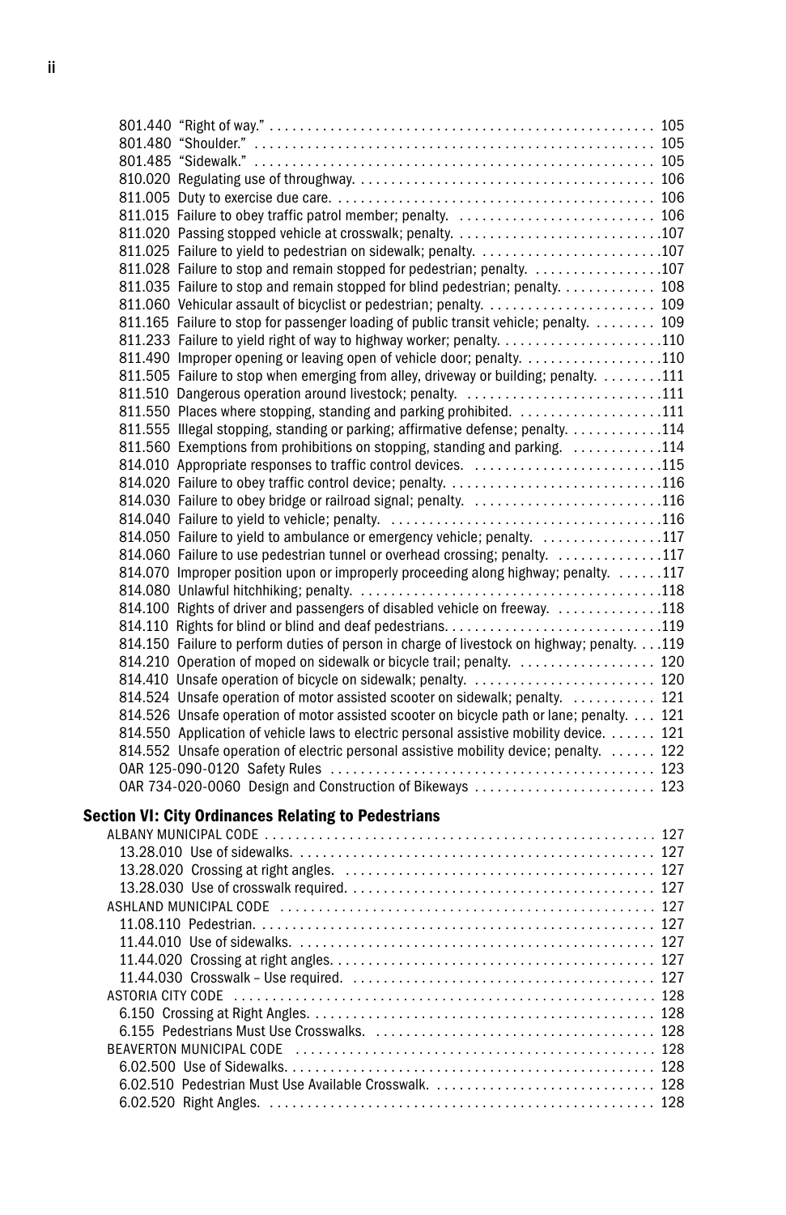801.440 "Right of way." . . . . . . . . . . . . . . . . . . . . . . . . . . . . . . . . . . . . . . . . . . . . . . . . . . 105
801.480 "Shoulder." . . . . . . . . . . . . . . . . . . . . . . . . . . . . . . . . . . . . . . . . . . . . . . . . . . . . . 105
801.485 "Sidewalk." . . . . . . . . . . . . . . . . . . . . . . . . . . . . . . . . . . . . . . . . . . . . . . . . . . . . . 105
810.020 Regulating use of throughway. . . . . . . . . . . . . . . . . . . . . . . . . . . . . . . . . . . . . . . . . 106
811.005 Duty to exercise due care. . . . . . . . . . . . . . . . . . . . . . . . . . . . . . . . . . . . . . . . . . . . 106
811.015 Failure to obey traffic patrol member; penalty. . . . . . . . . . . . . . . . . . . . . . . . . . . 106
811.020 Passing stopped vehicle at crosswalk; penalty. . . . . . . . . . . . . . . . . . . . . . . . . . . . 107
811.025 Failure to yield to pedestrian on sidewalk; penalty. . . . . . . . . . . . . . . . . . . . . . . . 107
811.028 Failure to stop and remain stopped for pedestrian; penalty. . . . . . . . . . . . . . . . . . 107
811.035 Failure to stop and remain stopped for blind pedestrian; penalty. . . . . . . . . . . . . 108
811.060 Vehicular assault of bicyclist or pedestrian; penalty. . . . . . . . . . . . . . . . . . . . . . . 109
811.165 Failure to stop for passenger loading of public transit vehicle; penalty. . . . . . . . . 109
811.233 Failure to yield right of way to highway worker; penalty. . . . . . . . . . . . . . . . . . . . . 110
811.490 Improper opening or leaving open of vehicle door; penalty. . . . . . . . . . . . . . . . . . 110
811.505 Failure to stop when emerging from alley, driveway or building; penalty. . . . . . . . 111
811.510 Dangerous operation around livestock; penalty. . . . . . . . . . . . . . . . . . . . . . . . . . . 111
811.550 Places where stopping, standing and parking prohibited. . . . . . . . . . . . . . . . . . . 111
811.555 Illegal stopping, standing or parking; affirmative defense; penalty. . . . . . . . . . . . 114
811.560 Exemptions from prohibitions on stopping, standing and parking. . . . . . . . . . . . 114
814.010 Appropriate responses to traffic control devices. . . . . . . . . . . . . . . . . . . . . . . . . 115
814.020 Failure to obey traffic control device; penalty. . . . . . . . . . . . . . . . . . . . . . . . . . . . 116
814.030 Failure to obey bridge or railroad signal; penalty. . . . . . . . . . . . . . . . . . . . . . . . . 116
814.040 Failure to yield to vehicle; penalty. . . . . . . . . . . . . . . . . . . . . . . . . . . . . . . . . . . . 116
814.050 Failure to yield to ambulance or emergency vehicle; penalty. . . . . . . . . . . . . . . . 117
814.060 Failure to use pedestrian tunnel or overhead crossing; penalty. . . . . . . . . . . . . . 117
814.070 Improper position upon or improperly proceeding along highway; penalty. . . . . . 117
814.080 Unlawful hitchhiking; penalty. . . . . . . . . . . . . . . . . . . . . . . . . . . . . . . . . . . . . . . . 118
814.100 Rights of driver and passengers of disabled vehicle on freeway. . . . . . . . . . . . . . 118
814.110 Rights for blind or blind and deaf pedestrians. . . . . . . . . . . . . . . . . . . . . . . . . . . . 119
814.150 Failure to perform duties of person in charge of livestock on highway; penalty. . . 119
814.210 Operation of moped on sidewalk or bicycle trail; penalty. . . . . . . . . . . . . . . . . . . 120
814.410 Unsafe operation of bicycle on sidewalk; penalty. . . . . . . . . . . . . . . . . . . . . . . . 120
814.524 Unsafe operation of motor assisted scooter on sidewalk; penalty. . . . . . . . . . . 121
814.526 Unsafe operation of motor assisted scooter on bicycle path or lane; penalty. . . . 121
814.550 Application of vehicle laws to electric personal assistive mobility device. . . . . . . 121
814.552 Unsafe operation of electric personal assistive mobility device; penalty. . . . . . . 122
OAR 125-090-0120 Safety Rules . . . . . . . . . . . . . . . . . . . . . . . . . . . . . . . . . . . . . . . . . . 123
OAR 734-020-0060 Design and Construction of Bikeways . . . . . . . . . . . . . . . . . . . . . . . . 123

**Section VI: City Ordinances Relating to Pedestrians**

ALBANY MUNICIPAL CODE . . . . . . . . . . . . . . . . . . . . . . . . . . . . . . . . . . . . . . . . . . . . . . . . . 127
13.28.010 Use of sidewalks. . . . . . . . . . . . . . . . . . . . . . . . . . . . . . . . . . . . . . . . . . . . . . . . 127
13.28.020 Crossing at right angles. . . . . . . . . . . . . . . . . . . . . . . . . . . . . . . . . . . . . . . . . . 127
13.28.030 Use of crosswalk required. . . . . . . . . . . . . . . . . . . . . . . . . . . . . . . . . . . . . . . . . 127
ASHLAND MUNICIPAL CODE . . . . . . . . . . . . . . . . . . . . . . . . . . . . . . . . . . . . . . . . . . . . . . . 127
11.08.110 Pedestrian. . . . . . . . . . . . . . . . . . . . . . . . . . . . . . . . . . . . . . . . . . . . . . . . . . . . 127
11.44.010 Use of sidewalks. . . . . . . . . . . . . . . . . . . . . . . . . . . . . . . . . . . . . . . . . . . . . . . . 127
11.44.020 Crossing at right angles. . . . . . . . . . . . . . . . . . . . . . . . . . . . . . . . . . . . . . . . . . 127
11.44.030 Crosswalk – Use required. . . . . . . . . . . . . . . . . . . . . . . . . . . . . . . . . . . . . . . . . 127
ASTORIA CITY CODE . . . . . . . . . . . . . . . . . . . . . . . . . . . . . . . . . . . . . . . . . . . . . . . . . . . . 128
6.150 Crossing at Right Angles. . . . . . . . . . . . . . . . . . . . . . . . . . . . . . . . . . . . . . . . . . . . . 128
6.155 Pedestrians Must Use Crosswalks. . . . . . . . . . . . . . . . . . . . . . . . . . . . . . . . . . . . . . 128
BEAVERTON MUNICIPAL CODE . . . . . . . . . . . . . . . . . . . . . . . . . . . . . . . . . . . . . . . . . . . . 128
6.02.500 Use of Sidewalks. . . . . . . . . . . . . . . . . . . . . . . . . . . . . . . . . . . . . . . . . . . . . . . . . 128
6.02.510 Pedestrian Must Use Available Crosswalk. . . . . . . . . . . . . . . . . . . . . . . . . . . . . . 128
6.02.520 Right Angles. . . . . . . . . . . . . . . . . . . . . . . . . . . . . . . . . . . . . . . . . . . . . . . . . . . . 128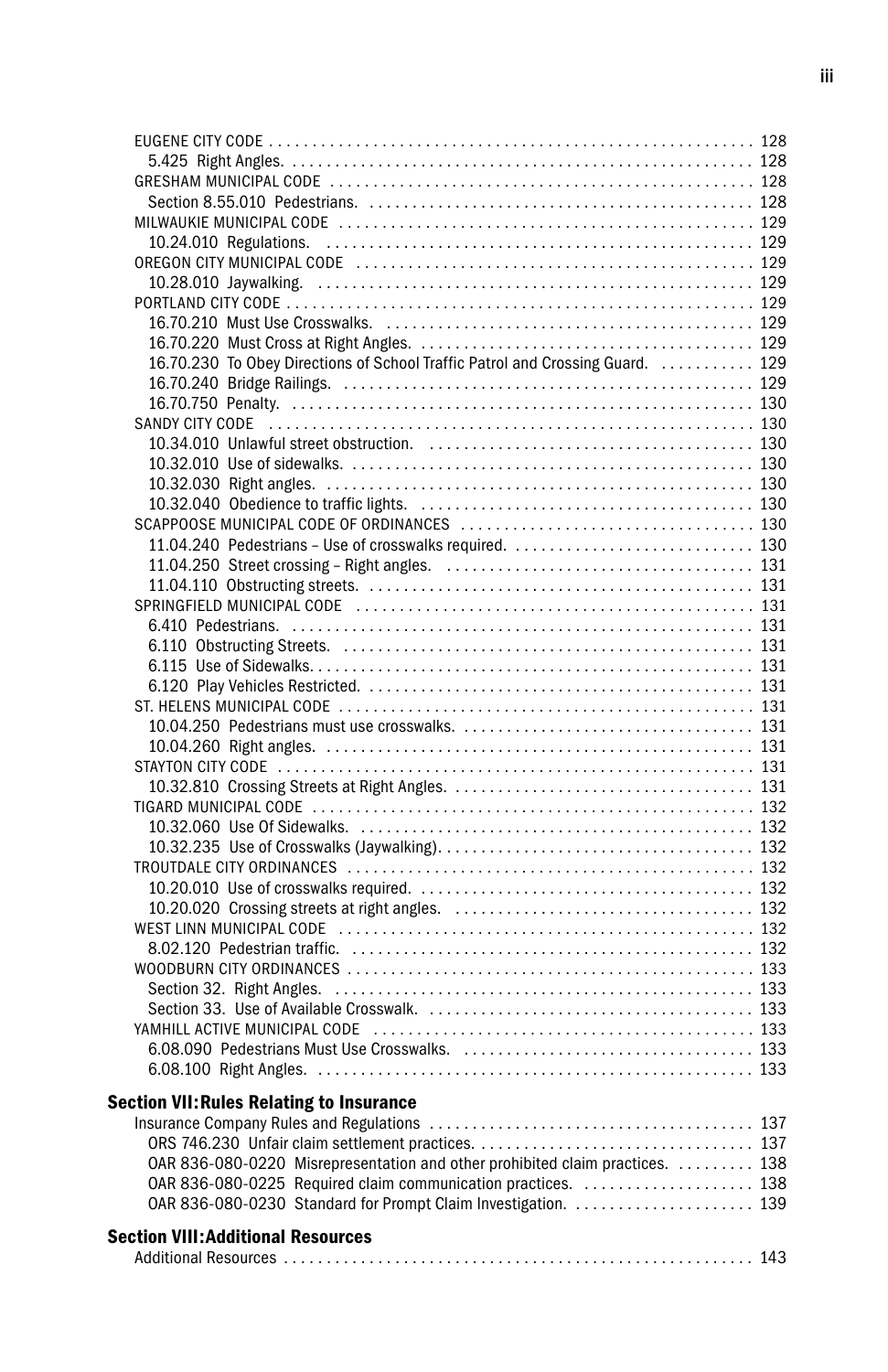EUGENE CITY CODE . . . . . . . . . . . . . . . . . . . . . . . . . . . . . . . . . . . . . . . . . . . . . . . . . . . . . . . 128
5.425 Right Angles. . . . . . . . . . . . . . . . . . . . . . . . . . . . . . . . . . . . . . . . . . . . . . . . . . . . . . . 128
GRESHAM MUNICIPAL CODE . . . . . . . . . . . . . . . . . . . . . . . . . . . . . . . . . . . . . . . . . . . . . . . . . 128
Section 8.55.010 Pedestrians. . . . . . . . . . . . . . . . . . . . . . . . . . . . . . . . . . . . . . . . . . . . . . . 128
MILWAUKIE MUNICIPAL CODE . . . . . . . . . . . . . . . . . . . . . . . . . . . . . . . . . . . . . . . . . . . . . . . . 129
10.24.010 Regulations. . . . . . . . . . . . . . . . . . . . . . . . . . . . . . . . . . . . . . . . . . . . . . . . . . . . 129
OREGON CITY MUNICIPAL CODE . . . . . . . . . . . . . . . . . . . . . . . . . . . . . . . . . . . . . . . . . . . . . . 129
10.28.010 Jaywalking. . . . . . . . . . . . . . . . . . . . . . . . . . . . . . . . . . . . . . . . . . . . . . . . . . . . 129
PORTLAND CITY CODE . . . . . . . . . . . . . . . . . . . . . . . . . . . . . . . . . . . . . . . . . . . . . . . . . . . . . 129
16.70.210 Must Use Crosswalks. . . . . . . . . . . . . . . . . . . . . . . . . . . . . . . . . . . . . . . . . . . . 129
16.70.220 Must Cross at Right Angles. . . . . . . . . . . . . . . . . . . . . . . . . . . . . . . . . . . . . . . 129
16.70.230 To Obey Directions of School Traffic Patrol and Crossing Guard. . . . . . . . . . . . 129
16.70.240 Bridge Railings. . . . . . . . . . . . . . . . . . . . . . . . . . . . . . . . . . . . . . . . . . . . . . . . 129
16.70.750 Penalty. . . . . . . . . . . . . . . . . . . . . . . . . . . . . . . . . . . . . . . . . . . . . . . . . . . . . . 130
SANDY CITY CODE . . . . . . . . . . . . . . . . . . . . . . . . . . . . . . . . . . . . . . . . . . . . . . . . . . . . . . . . 130
10.34.010 Unlawful street obstruction. . . . . . . . . . . . . . . . . . . . . . . . . . . . . . . . . . . . . . 130
10.32.010 Use of sidewalks. . . . . . . . . . . . . . . . . . . . . . . . . . . . . . . . . . . . . . . . . . . . . . . 130
10.32.030 Right angles. . . . . . . . . . . . . . . . . . . . . . . . . . . . . . . . . . . . . . . . . . . . . . . . . . 130
10.32.040 Obedience to traffic lights. . . . . . . . . . . . . . . . . . . . . . . . . . . . . . . . . . . . . . . 130
SCAPPOOSE MUNICIPAL CODE OF ORDINANCES . . . . . . . . . . . . . . . . . . . . . . . . . . . . . . . . . . 130
11.04.240 Pedestrians – Use of crosswalks required. . . . . . . . . . . . . . . . . . . . . . . . . . . . 130
11.04.250 Street crossing – Right angles. . . . . . . . . . . . . . . . . . . . . . . . . . . . . . . . . . . . 131
11.04.110 Obstructing streets. . . . . . . . . . . . . . . . . . . . . . . . . . . . . . . . . . . . . . . . . . . . . 131
SPRINGFIELD MUNICIPAL CODE . . . . . . . . . . . . . . . . . . . . . . . . . . . . . . . . . . . . . . . . . . . . . . 131
6.410 Pedestrians. . . . . . . . . . . . . . . . . . . . . . . . . . . . . . . . . . . . . . . . . . . . . . . . . . . . . . . 131
6.110 Obstructing Streets. . . . . . . . . . . . . . . . . . . . . . . . . . . . . . . . . . . . . . . . . . . . . . . . . 131
6.115 Use of Sidewalks. . . . . . . . . . . . . . . . . . . . . . . . . . . . . . . . . . . . . . . . . . . . . . . . . . . 131
6.120 Play Vehicles Restricted. . . . . . . . . . . . . . . . . . . . . . . . . . . . . . . . . . . . . . . . . . . . . 131
ST. HELENS MUNICIPAL CODE . . . . . . . . . . . . . . . . . . . . . . . . . . . . . . . . . . . . . . . . . . . . . . . . 131
10.04.250 Pedestrians must use crosswalks. . . . . . . . . . . . . . . . . . . . . . . . . . . . . . . . . . 131
10.04.260 Right angles. . . . . . . . . . . . . . . . . . . . . . . . . . . . . . . . . . . . . . . . . . . . . . . . . . 131
STAYTON CITY CODE . . . . . . . . . . . . . . . . . . . . . . . . . . . . . . . . . . . . . . . . . . . . . . . . . . . . . . 131
10.32.810 Crossing Streets at Right Angles. . . . . . . . . . . . . . . . . . . . . . . . . . . . . . . . . . . 131
TIGARD MUNICIPAL CODE . . . . . . . . . . . . . . . . . . . . . . . . . . . . . . . . . . . . . . . . . . . . . . . . . . . 132
10.32.060 Use Of Sidewalks. . . . . . . . . . . . . . . . . . . . . . . . . . . . . . . . . . . . . . . . . . . . . . . 132
10.32.235 Use of Crosswalks (Jaywalking). . . . . . . . . . . . . . . . . . . . . . . . . . . . . . . . . . . . 132
TROUTDALE CITY ORDINANCES . . . . . . . . . . . . . . . . . . . . . . . . . . . . . . . . . . . . . . . . . . . . . . . 132
10.20.010 Use of crosswalks required. . . . . . . . . . . . . . . . . . . . . . . . . . . . . . . . . . . . . . . 132
10.20.020 Crossing streets at right angles. . . . . . . . . . . . . . . . . . . . . . . . . . . . . . . . . . . 132
WEST LINN MUNICIPAL CODE . . . . . . . . . . . . . . . . . . . . . . . . . . . . . . . . . . . . . . . . . . . . . . . . 132
8.02.120 Pedestrian traffic. . . . . . . . . . . . . . . . . . . . . . . . . . . . . . . . . . . . . . . . . . . . . . . . 132
WOODBURN CITY ORDINANCES . . . . . . . . . . . . . . . . . . . . . . . . . . . . . . . . . . . . . . . . . . . . . . . 133
Section 32. Right Angles. . . . . . . . . . . . . . . . . . . . . . . . . . . . . . . . . . . . . . . . . . . . . . . . . 133
Section 33. Use of Available Crosswalk. . . . . . . . . . . . . . . . . . . . . . . . . . . . . . . . . . . . . . 133
YAMHILL ACTIVE MUNICIPAL CODE . . . . . . . . . . . . . . . . . . . . . . . . . . . . . . . . . . . . . . . . . . . 133
6.08.090 Pedestrians Must Use Crosswalks. . . . . . . . . . . . . . . . . . . . . . . . . . . . . . . . . . 133
6.08.100 Right Angles. . . . . . . . . . . . . . . . . . . . . . . . . . . . . . . . . . . . . . . . . . . . . . . . . . . 133

**Section VII: Rules Relating to Insurance**

Insurance Company Rules and Regulations . . . . . . . . . . . . . . . . . . . . . . . . . . . . . . . . . . . . . 137
ORS 746.230 Unfair claim settlement practices. . . . . . . . . . . . . . . . . . . . . . . . . . . . . . . . 137
OAR 836-080-0220 Misrepresentation and other prohibited claim practices. . . . . . . . . 138
OAR 836-080-0225 Required claim communication practices. . . . . . . . . . . . . . . . . . . . 138
OAR 836-080-0230 Standard for Prompt Claim Investigation. . . . . . . . . . . . . . . . . . . . . 139

**Section VIII: Additional Resources**

Additional Resources . . . . . . . . . . . . . . . . . . . . . . . . . . . . . . . . . . . . . . . . . . . . . . . . . . . . . . 143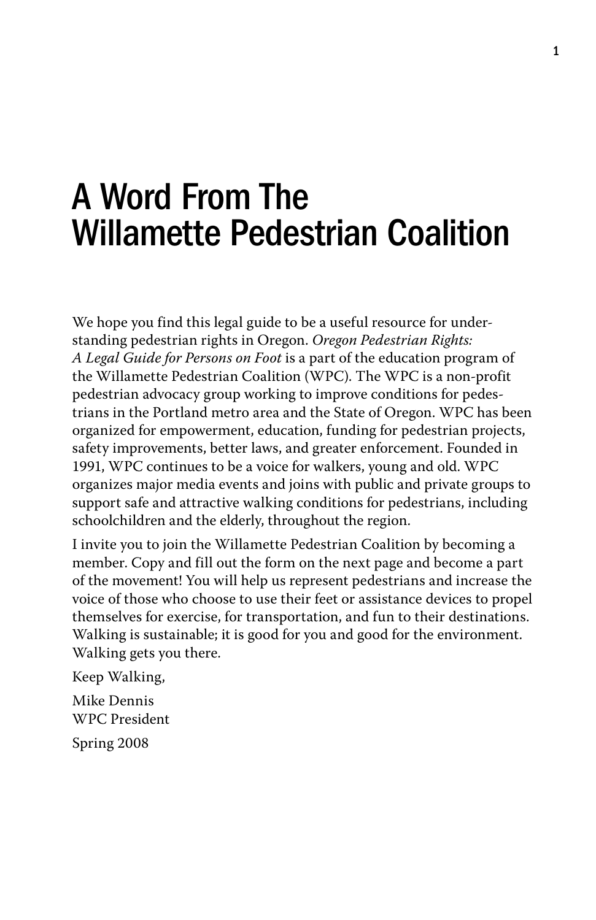# A Word From The Willamette Pedestrian Coalition

We hope you find this legal guide to be a useful resource for understanding pedestrian rights in Oregon. *Oregon Pedestrian Rights: A Legal Guide for Persons on Foot* is a part of the education program of the Willamette Pedestrian Coalition (WPC). The WPC is a non-profit pedestrian advocacy group working to improve conditions for pedestrians in the Portland metro area and the State of Oregon. WPC has been organized for empowerment, education, funding for pedestrian projects, safety improvements, better laws, and greater enforcement. Founded in 1991, WPC continues to be a voice for walkers, young and old. WPC organizes major media events and joins with public and private groups to support safe and attractive walking conditions for pedestrians, including schoolchildren and the elderly, throughout the region.

I invite you to join the Willamette Pedestrian Coalition by becoming a member. Copy and fill out the form on the next page and become a part of the movement! You will help us represent pedestrians and increase the voice of those who choose to use their feet or assistance devices to propel themselves for exercise, for transportation, and fun to their destinations. Walking is sustainable; it is good for you and good for the environment. Walking gets you there.

Keep Walking,

Mike Dennis
WPC President

Spring 2008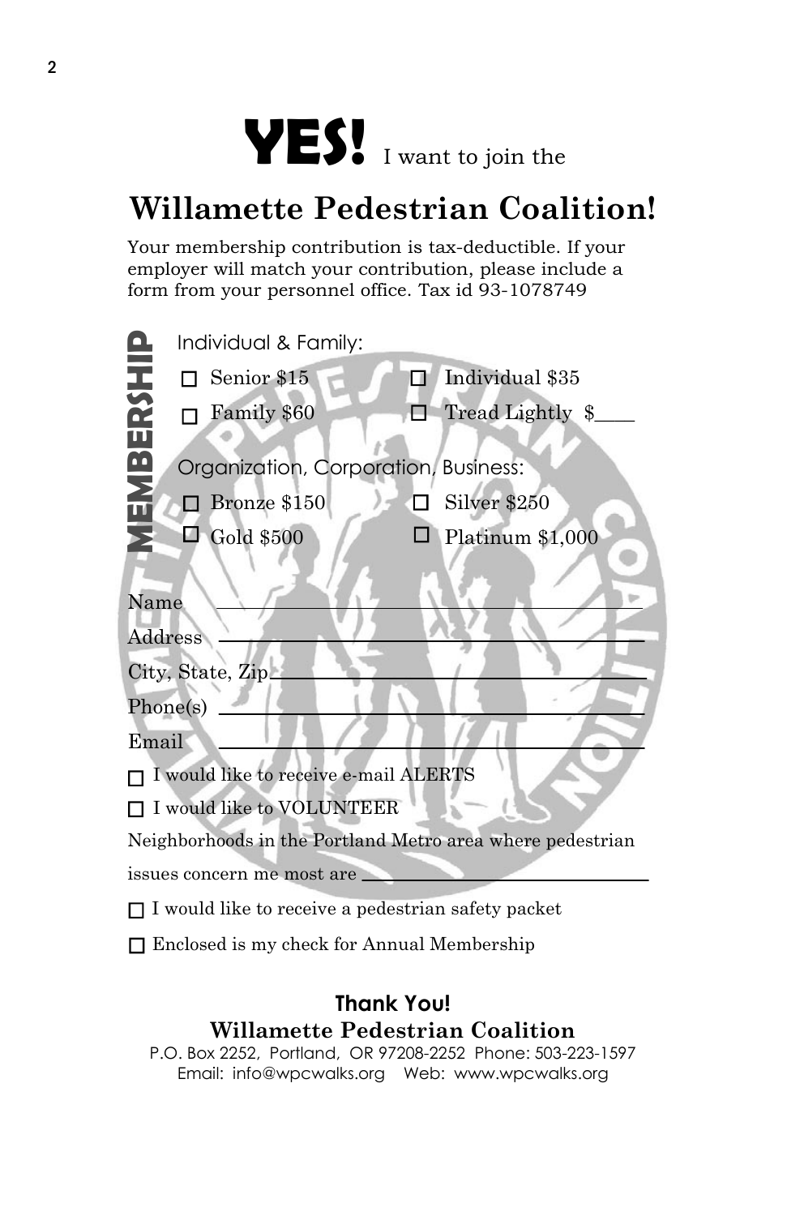# YES! I want to join the

## Willamette Pedestrian Coalition!

Your membership contribution is tax-deductible. If your employer will match your contribution, please include a form from your personnel office. Tax id 93-1078749

**MEMBERSHIP**

Individual & Family:

- ☐ Senior $15
- ☐ Individual $35
- ☐ Family $60
- ☐ Tread Lightly $____

Organization, Corporation, Business:

- ☐ Bronze $150
- ☐ Silver $250
- ☐ Gold $500
- ☐ Platinum $1,000

Name ______________________________

Address ______________________________

City, State, Zip ______________________________

Phone(s) ______________________________

Email ______________________________

☐ I would like to receive e-mail ALERTS

☐ I would like to VOLUNTEER

Neighborhoods in the Portland Metro area where pedestrian issues concern me most are ______________________________

☐ I would like to receive a pedestrian safety packet

☐ Enclosed is my check for Annual Membership

**Thank You!**

**Willamette Pedestrian Coalition**

P.O. Box 2252, Portland, OR 97208-2252 Phone: 503-223-1597

Email: info@wpcwalks.org Web: www.wpcwalks.org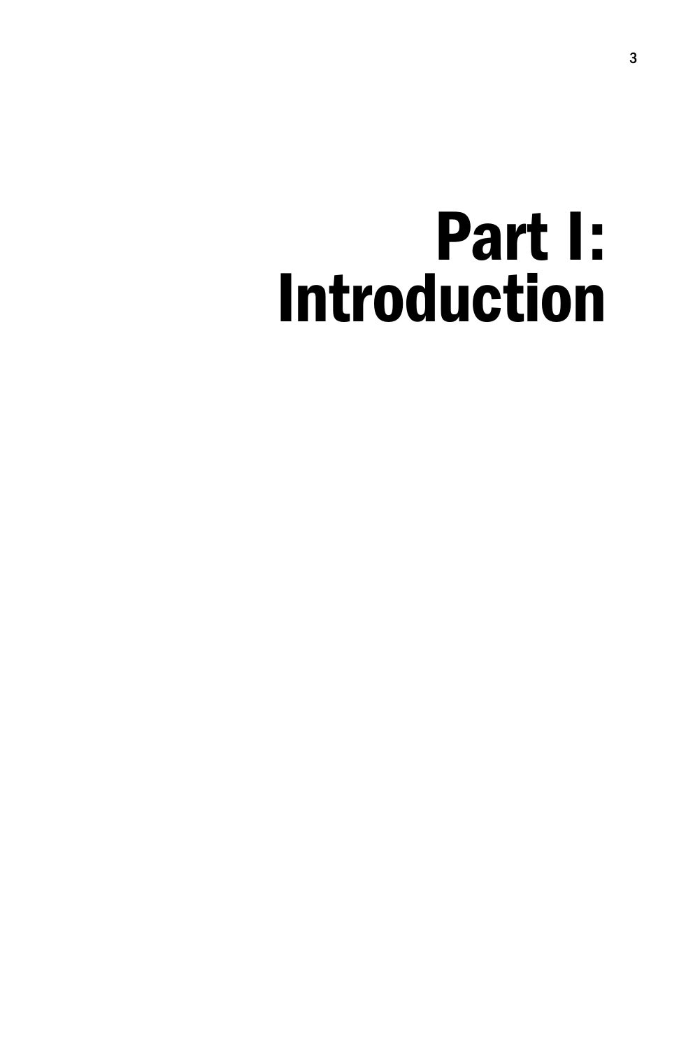# Part I: Introduction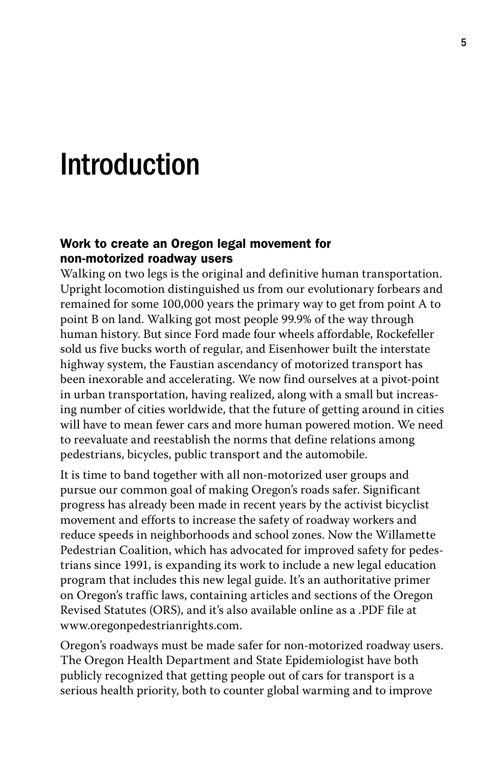# Introduction

### Work to create an Oregon legal movement for non-motorized roadway users

Walking on two legs is the original and definitive human transportation. Upright locomotion distinguished us from our evolutionary forbears and remained for some 100,000 years the primary way to get from point A to point B on land. Walking got most people 99.9% of the way through human history. But since Ford made four wheels affordable, Rockefeller sold us five bucks worth of regular, and Eisenhower built the interstate highway system, the Faustian ascendancy of motorized transport has been inexorable and accelerating. We now find ourselves at a pivot-point in urban transportation, having realized, along with a small but increasing number of cities worldwide, that the future of getting around in cities will have to mean fewer cars and more human powered motion. We need to reevaluate and reestablish the norms that define relations among pedestrians, bicycles, public transport and the automobile.

It is time to band together with all non-motorized user groups and pursue our common goal of making Oregon's roads safer. Significant progress has already been made in recent years by the activist bicyclist movement and efforts to increase the safety of roadway workers and reduce speeds in neighborhoods and school zones. Now the Willamette Pedestrian Coalition, which has advocated for improved safety for pedestrians since 1991, is expanding its work to include a new legal education program that includes this new legal guide. It's an authoritative primer on Oregon's traffic laws, containing articles and sections of the Oregon Revised Statutes (ORS), and it's also available online as a .PDF file at www.oregonpedestrianrights.com.

Oregon's roadways must be made safer for non-motorized roadway users. The Oregon Health Department and State Epidemiologist have both publicly recognized that getting people out of cars for transport is a serious health priority, both to counter global warming and to improve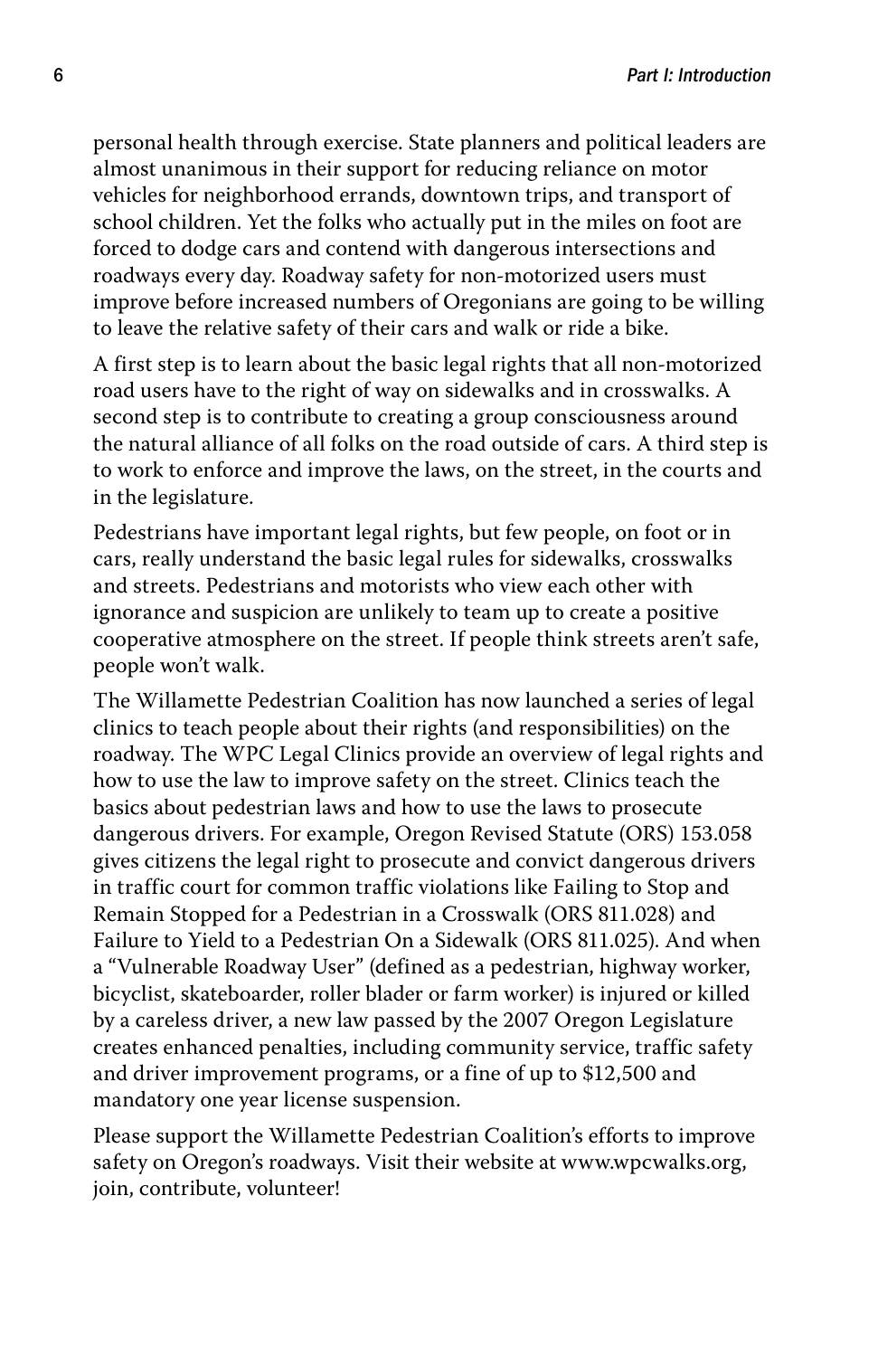personal health through exercise. State planners and political leaders are almost unanimous in their support for reducing reliance on motor vehicles for neighborhood errands, downtown trips, and transport of school children. Yet the folks who actually put in the miles on foot are forced to dodge cars and contend with dangerous intersections and roadways every day. Roadway safety for non-motorized users must improve before increased numbers of Oregonians are going to be willing to leave the relative safety of their cars and walk or ride a bike.

A first step is to learn about the basic legal rights that all non-motorized road users have to the right of way on sidewalks and in crosswalks. A second step is to contribute to creating a group consciousness around the natural alliance of all folks on the road outside of cars. A third step is to work to enforce and improve the laws, on the street, in the courts and in the legislature.

Pedestrians have important legal rights, but few people, on foot or in cars, really understand the basic legal rules for sidewalks, crosswalks and streets. Pedestrians and motorists who view each other with ignorance and suspicion are unlikely to team up to create a positive cooperative atmosphere on the street. If people think streets aren't safe, people won't walk.

The Willamette Pedestrian Coalition has now launched a series of legal clinics to teach people about their rights (and responsibilities) on the roadway. The WPC Legal Clinics provide an overview of legal rights and how to use the law to improve safety on the street. Clinics teach the basics about pedestrian laws and how to use the laws to prosecute dangerous drivers. For example, Oregon Revised Statute (ORS) 153.058 gives citizens the legal right to prosecute and convict dangerous drivers in traffic court for common traffic violations like Failing to Stop and Remain Stopped for a Pedestrian in a Crosswalk (ORS 811.028) and Failure to Yield to a Pedestrian On a Sidewalk (ORS 811.025). And when a "Vulnerable Roadway User" (defined as a pedestrian, highway worker, bicyclist, skateboarder, roller blader or farm worker) is injured or killed by a careless driver, a new law passed by the 2007 Oregon Legislature creates enhanced penalties, including community service, traffic safety and driver improvement programs, or a fine of up to $12,500 and mandatory one year license suspension.

Please support the Willamette Pedestrian Coalition's efforts to improve safety on Oregon's roadways. Visit their website at www.wpcwalks.org, join, contribute, volunteer!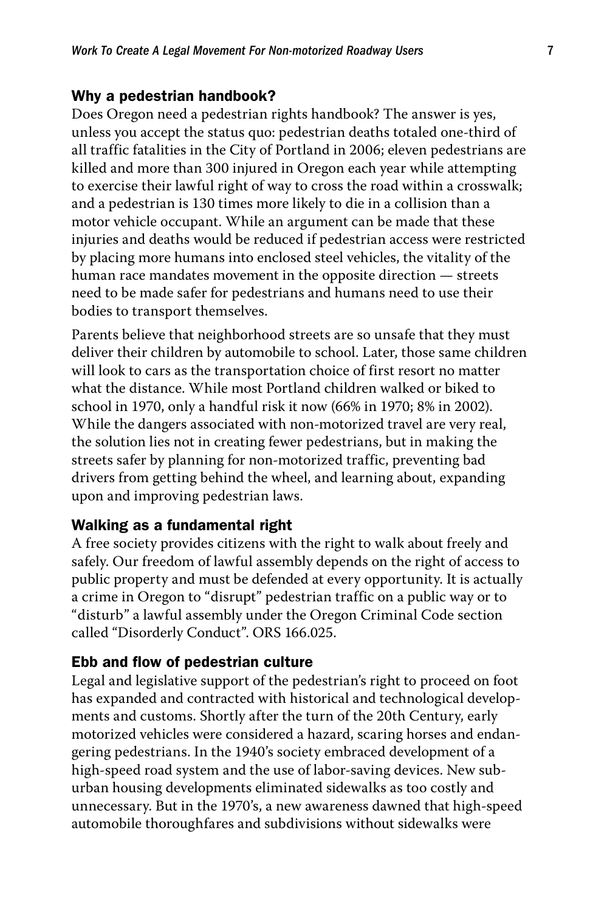## Why a pedestrian handbook?

Does Oregon need a pedestrian rights handbook? The answer is yes, unless you accept the status quo: pedestrian deaths totaled one-third of all traffic fatalities in the City of Portland in 2006; eleven pedestrians are killed and more than 300 injured in Oregon each year while attempting to exercise their lawful right of way to cross the road within a crosswalk; and a pedestrian is 130 times more likely to die in a collision than a motor vehicle occupant. While an argument can be made that these injuries and deaths would be reduced if pedestrian access were restricted by placing more humans into enclosed steel vehicles, the vitality of the human race mandates movement in the opposite direction — streets need to be made safer for pedestrians and humans need to use their bodies to transport themselves.

Parents believe that neighborhood streets are so unsafe that they must deliver their children by automobile to school. Later, those same children will look to cars as the transportation choice of first resort no matter what the distance. While most Portland children walked or biked to school in 1970, only a handful risk it now (66% in 1970; 8% in 2002). While the dangers associated with non-motorized travel are very real, the solution lies not in creating fewer pedestrians, but in making the streets safer by planning for non-motorized traffic, preventing bad drivers from getting behind the wheel, and learning about, expanding upon and improving pedestrian laws.

## Walking as a fundamental right

A free society provides citizens with the right to walk about freely and safely. Our freedom of lawful assembly depends on the right of access to public property and must be defended at every opportunity. It is actually a crime in Oregon to "disrupt" pedestrian traffic on a public way or to "disturb" a lawful assembly under the Oregon Criminal Code section called "Disorderly Conduct". ORS 166.025.

## Ebb and flow of pedestrian culture

Legal and legislative support of the pedestrian's right to proceed on foot has expanded and contracted with historical and technological developments and customs. Shortly after the turn of the 20th Century, early motorized vehicles were considered a hazard, scaring horses and endangering pedestrians. In the 1940's society embraced development of a high-speed road system and the use of labor-saving devices. New suburban housing developments eliminated sidewalks as too costly and unnecessary. But in the 1970's, a new awareness dawned that high-speed automobile thoroughfares and subdivisions without sidewalks were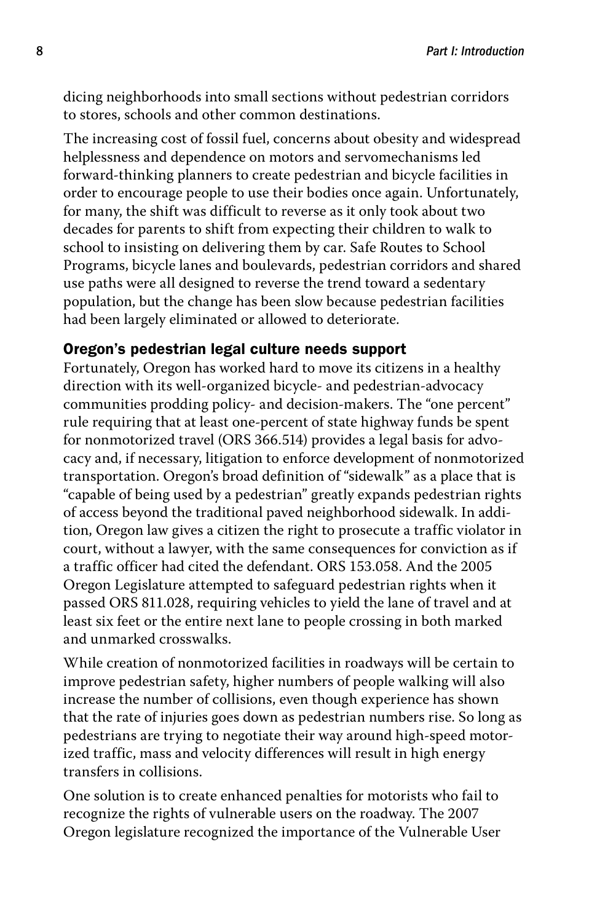dicing neighborhoods into small sections without pedestrian corridors to stores, schools and other common destinations.

The increasing cost of fossil fuel, concerns about obesity and widespread helplessness and dependence on motors and servomechanisms led forward-thinking planners to create pedestrian and bicycle facilities in order to encourage people to use their bodies once again. Unfortunately, for many, the shift was difficult to reverse as it only took about two decades for parents to shift from expecting their children to walk to school to insisting on delivering them by car. Safe Routes to School Programs, bicycle lanes and boulevards, pedestrian corridors and shared use paths were all designed to reverse the trend toward a sedentary population, but the change has been slow because pedestrian facilities had been largely eliminated or allowed to deteriorate.

### Oregon's pedestrian legal culture needs support

Fortunately, Oregon has worked hard to move its citizens in a healthy direction with its well-organized bicycle- and pedestrian-advocacy communities prodding policy- and decision-makers. The "one percent" rule requiring that at least one-percent of state highway funds be spent for nonmotorized travel (ORS 366.514) provides a legal basis for advocacy and, if necessary, litigation to enforce development of nonmotorized transportation. Oregon's broad definition of "sidewalk" as a place that is "capable of being used by a pedestrian" greatly expands pedestrian rights of access beyond the traditional paved neighborhood sidewalk. In addition, Oregon law gives a citizen the right to prosecute a traffic violator in court, without a lawyer, with the same consequences for conviction as if a traffic officer had cited the defendant. ORS 153.058. And the 2005 Oregon Legislature attempted to safeguard pedestrian rights when it passed ORS 811.028, requiring vehicles to yield the lane of travel and at least six feet or the entire next lane to people crossing in both marked and unmarked crosswalks.

While creation of nonmotorized facilities in roadways will be certain to improve pedestrian safety, higher numbers of people walking will also increase the number of collisions, even though experience has shown that the rate of injuries goes down as pedestrian numbers rise. So long as pedestrians are trying to negotiate their way around high-speed motorized traffic, mass and velocity differences will result in high energy transfers in collisions.

One solution is to create enhanced penalties for motorists who fail to recognize the rights of vulnerable users on the roadway. The 2007 Oregon legislature recognized the importance of the Vulnerable User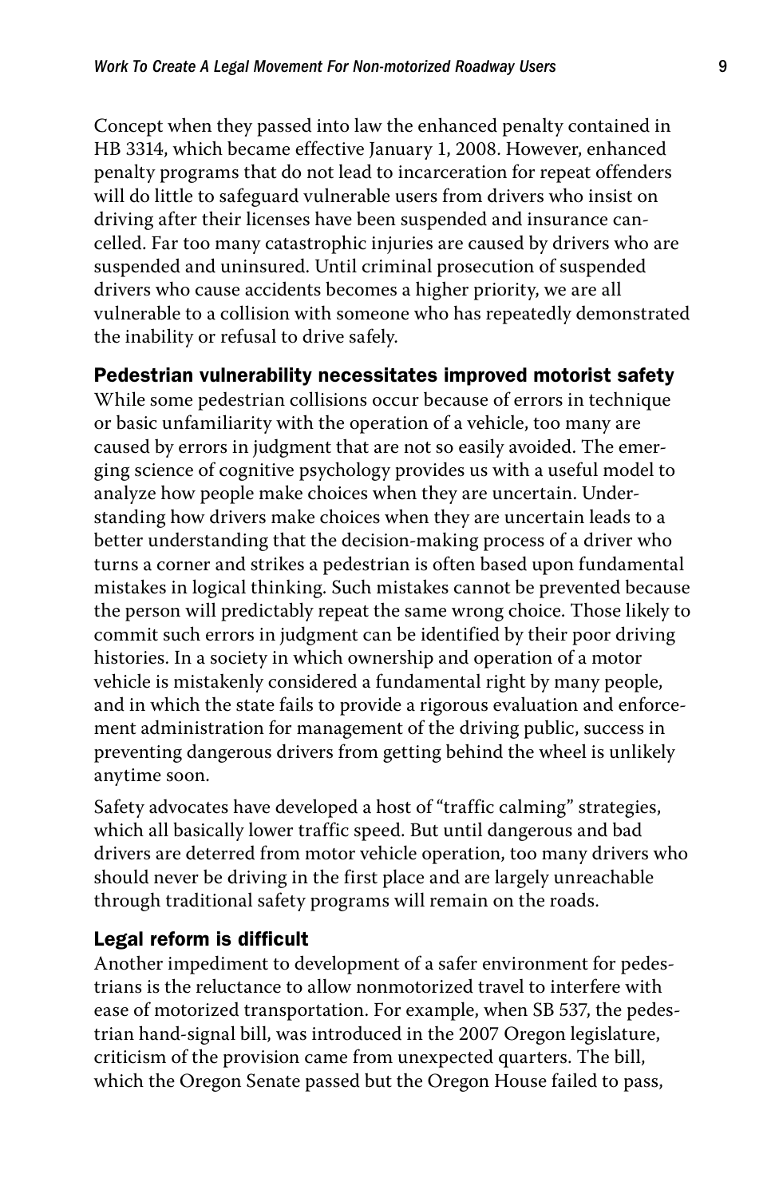Concept when they passed into law the enhanced penalty contained in HB 3314, which became effective January 1, 2008. However, enhanced penalty programs that do not lead to incarceration for repeat offenders will do little to safeguard vulnerable users from drivers who insist on driving after their licenses have been suspended and insurance cancelled. Far too many catastrophic injuries are caused by drivers who are suspended and uninsured. Until criminal prosecution of suspended drivers who cause accidents becomes a higher priority, we are all vulnerable to a collision with someone who has repeatedly demonstrated the inability or refusal to drive safely.

### Pedestrian vulnerability necessitates improved motorist safety

While some pedestrian collisions occur because of errors in technique or basic unfamiliarity with the operation of a vehicle, too many are caused by errors in judgment that are not so easily avoided. The emerging science of cognitive psychology provides us with a useful model to analyze how people make choices when they are uncertain. Understanding how drivers make choices when they are uncertain leads to a better understanding that the decision-making process of a driver who turns a corner and strikes a pedestrian is often based upon fundamental mistakes in logical thinking. Such mistakes cannot be prevented because the person will predictably repeat the same wrong choice. Those likely to commit such errors in judgment can be identified by their poor driving histories. In a society in which ownership and operation of a motor vehicle is mistakenly considered a fundamental right by many people, and in which the state fails to provide a rigorous evaluation and enforcement administration for management of the driving public, success in preventing dangerous drivers from getting behind the wheel is unlikely anytime soon.

Safety advocates have developed a host of "traffic calming" strategies, which all basically lower traffic speed. But until dangerous and bad drivers are deterred from motor vehicle operation, too many drivers who should never be driving in the first place and are largely unreachable through traditional safety programs will remain on the roads.

### Legal reform is difficult

Another impediment to development of a safer environment for pedestrians is the reluctance to allow nonmotorized travel to interfere with ease of motorized transportation. For example, when SB 537, the pedestrian hand-signal bill, was introduced in the 2007 Oregon legislature, criticism of the provision came from unexpected quarters. The bill, which the Oregon Senate passed but the Oregon House failed to pass,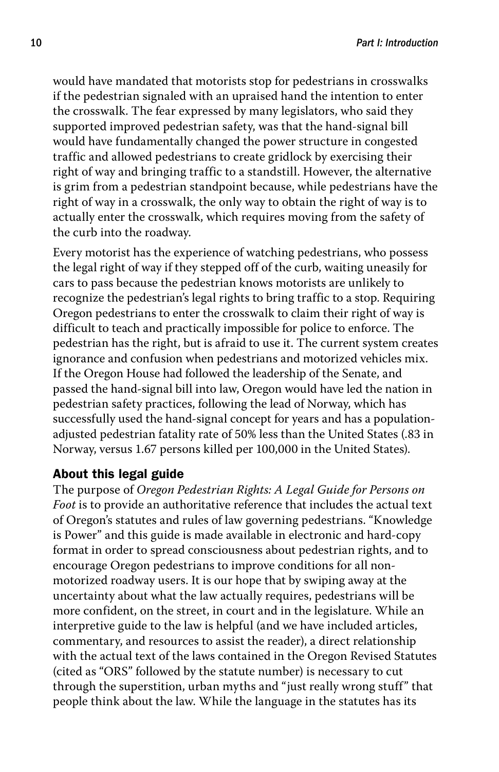would have mandated that motorists stop for pedestrians in crosswalks if the pedestrian signaled with an upraised hand the intention to enter the crosswalk. The fear expressed by many legislators, who said they supported improved pedestrian safety, was that the hand-signal bill would have fundamentally changed the power structure in congested traffic and allowed pedestrians to create gridlock by exercising their right of way and bringing traffic to a standstill. However, the alternative is grim from a pedestrian standpoint because, while pedestrians have the right of way in a crosswalk, the only way to obtain the right of way is to actually enter the crosswalk, which requires moving from the safety of the curb into the roadway.

Every motorist has the experience of watching pedestrians, who possess the legal right of way if they stepped off of the curb, waiting uneasily for cars to pass because the pedestrian knows motorists are unlikely to recognize the pedestrian's legal rights to bring traffic to a stop. Requiring Oregon pedestrians to enter the crosswalk to claim their right of way is difficult to teach and practically impossible for police to enforce. The pedestrian has the right, but is afraid to use it. The current system creates ignorance and confusion when pedestrians and motorized vehicles mix. If the Oregon House had followed the leadership of the Senate, and passed the hand-signal bill into law, Oregon would have led the nation in pedestrian safety practices, following the lead of Norway, which has successfully used the hand-signal concept for years and has a population-adjusted pedestrian fatality rate of 50% less than the United States (.83 in Norway, versus 1.67 persons killed per 100,000 in the United States).

### About this legal guide

The purpose of *Oregon Pedestrian Rights: A Legal Guide for Persons on Foot* is to provide an authoritative reference that includes the actual text of Oregon's statutes and rules of law governing pedestrians. "Knowledge is Power" and this guide is made available in electronic and hard-copy format in order to spread consciousness about pedestrian rights, and to encourage Oregon pedestrians to improve conditions for all non-motorized roadway users. It is our hope that by swiping away at the uncertainty about what the law actually requires, pedestrians will be more confident, on the street, in court and in the legislature. While an interpretive guide to the law is helpful (and we have included articles, commentary, and resources to assist the reader), a direct relationship with the actual text of the laws contained in the Oregon Revised Statutes (cited as "ORS" followed by the statute number) is necessary to cut through the superstition, urban myths and "just really wrong stuff" that people think about the law. While the language in the statutes has its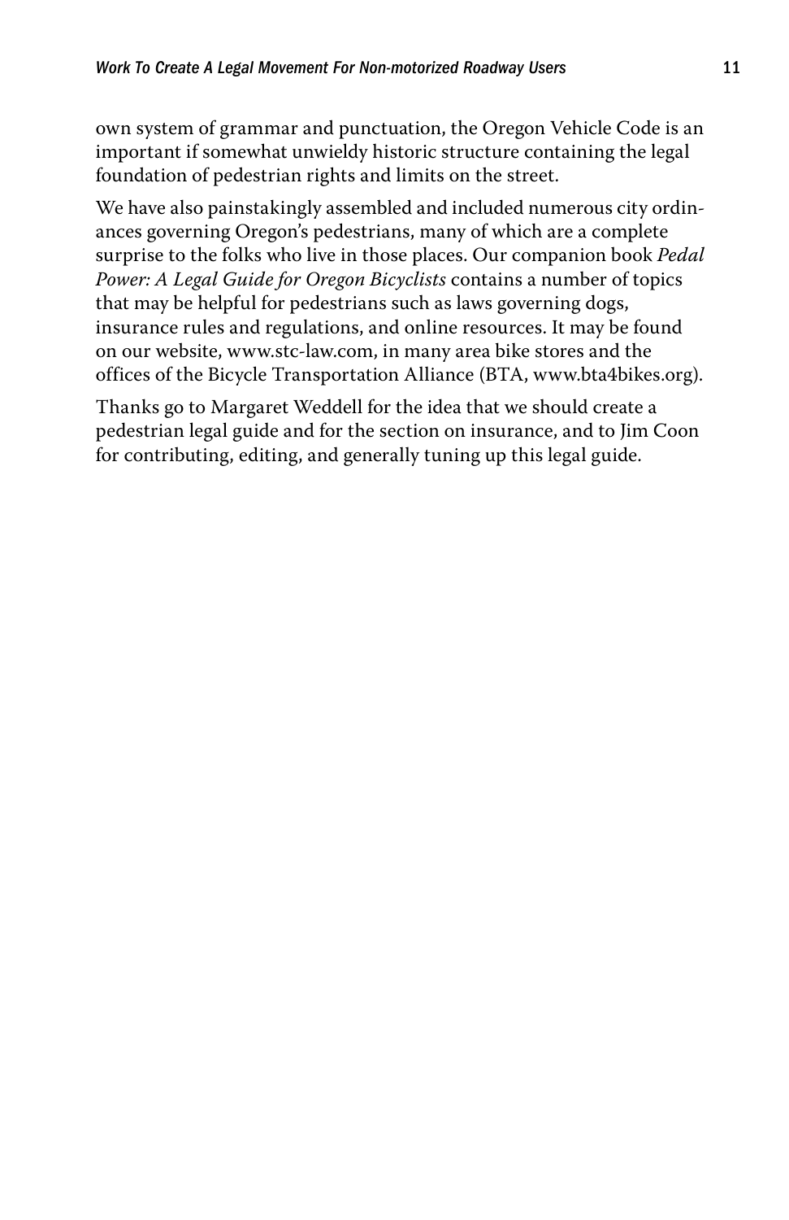own system of grammar and punctuation, the Oregon Vehicle Code is an important if somewhat unwieldy historic structure containing the legal foundation of pedestrian rights and limits on the street.

We have also painstakingly assembled and included numerous city ordinances governing Oregon's pedestrians, many of which are a complete surprise to the folks who live in those places. Our companion book *Pedal Power: A Legal Guide for Oregon Bicyclists* contains a number of topics that may be helpful for pedestrians such as laws governing dogs, insurance rules and regulations, and online resources. It may be found on our website, www.stc-law.com, in many area bike stores and the offices of the Bicycle Transportation Alliance (BTA, www.bta4bikes.org).

Thanks go to Margaret Weddell for the idea that we should create a pedestrian legal guide and for the section on insurance, and to Jim Coon for contributing, editing, and generally tuning up this legal guide.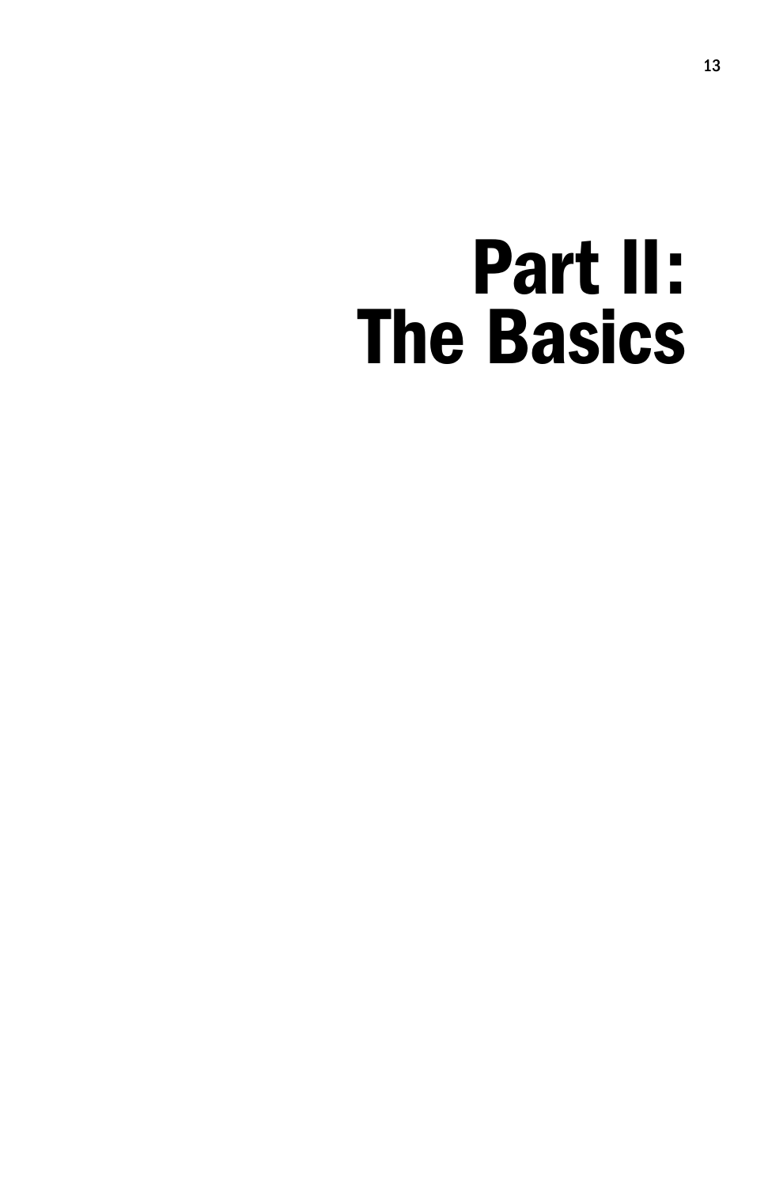# Part II: The Basics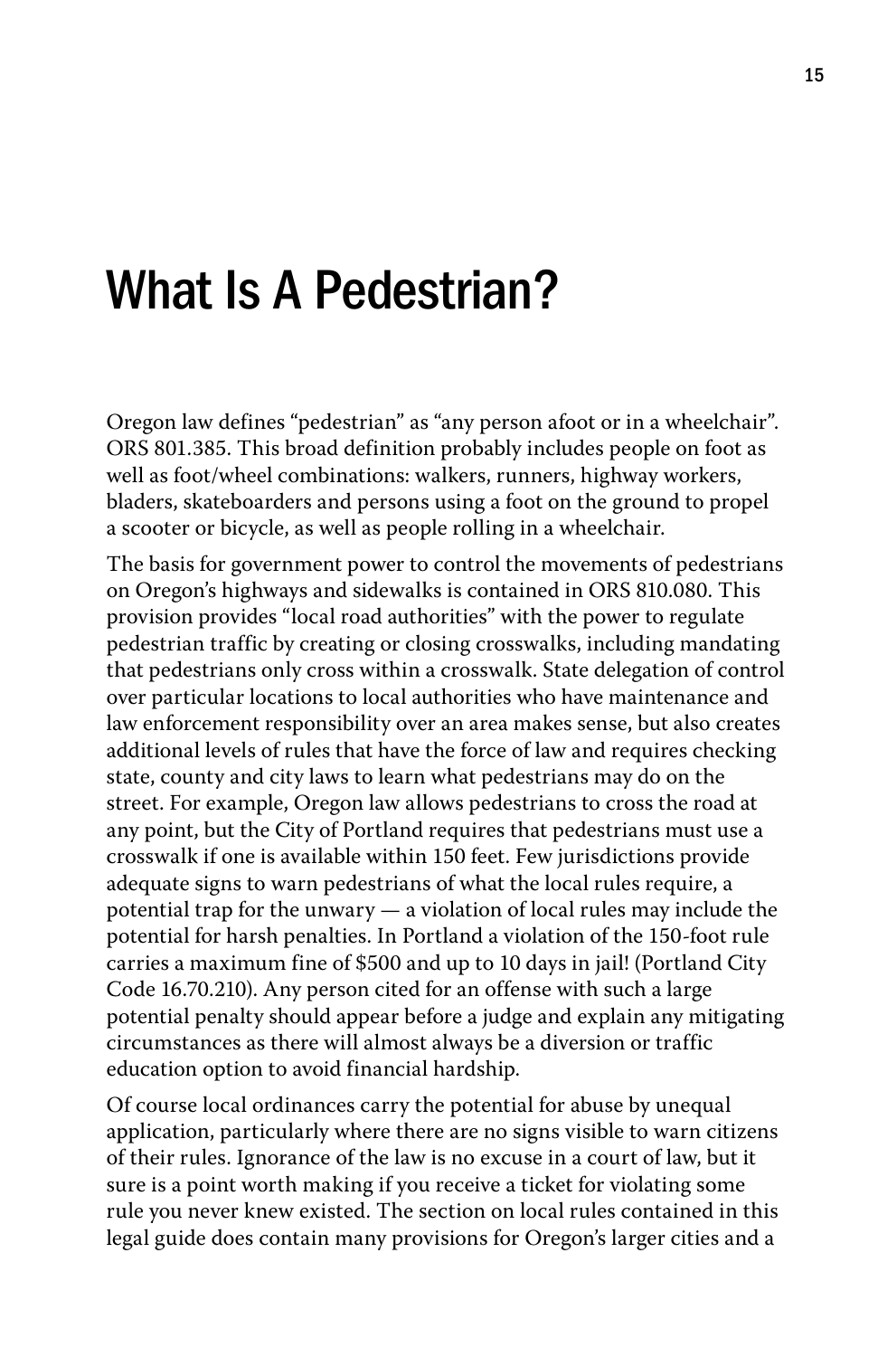# What Is A Pedestrian?

Oregon law defines "pedestrian" as "any person afoot or in a wheelchair". ORS 801.385. This broad definition probably includes people on foot as well as foot/wheel combinations: walkers, runners, highway workers, bladers, skateboarders and persons using a foot on the ground to propel a scooter or bicycle, as well as people rolling in a wheelchair.

The basis for government power to control the movements of pedestrians on Oregon's highways and sidewalks is contained in ORS 810.080. This provision provides "local road authorities" with the power to regulate pedestrian traffic by creating or closing crosswalks, including mandating that pedestrians only cross within a crosswalk. State delegation of control over particular locations to local authorities who have maintenance and law enforcement responsibility over an area makes sense, but also creates additional levels of rules that have the force of law and requires checking state, county and city laws to learn what pedestrians may do on the street. For example, Oregon law allows pedestrians to cross the road at any point, but the City of Portland requires that pedestrians must use a crosswalk if one is available within 150 feet. Few jurisdictions provide adequate signs to warn pedestrians of what the local rules require, a potential trap for the unwary — a violation of local rules may include the potential for harsh penalties. In Portland a violation of the 150-foot rule carries a maximum fine of $500 and up to 10 days in jail! (Portland City Code 16.70.210). Any person cited for an offense with such a large potential penalty should appear before a judge and explain any mitigating circumstances as there will almost always be a diversion or traffic education option to avoid financial hardship.

Of course local ordinances carry the potential for abuse by unequal application, particularly where there are no signs visible to warn citizens of their rules. Ignorance of the law is no excuse in a court of law, but it sure is a point worth making if you receive a ticket for violating some rule you never knew existed. The section on local rules contained in this legal guide does contain many provisions for Oregon's larger cities and a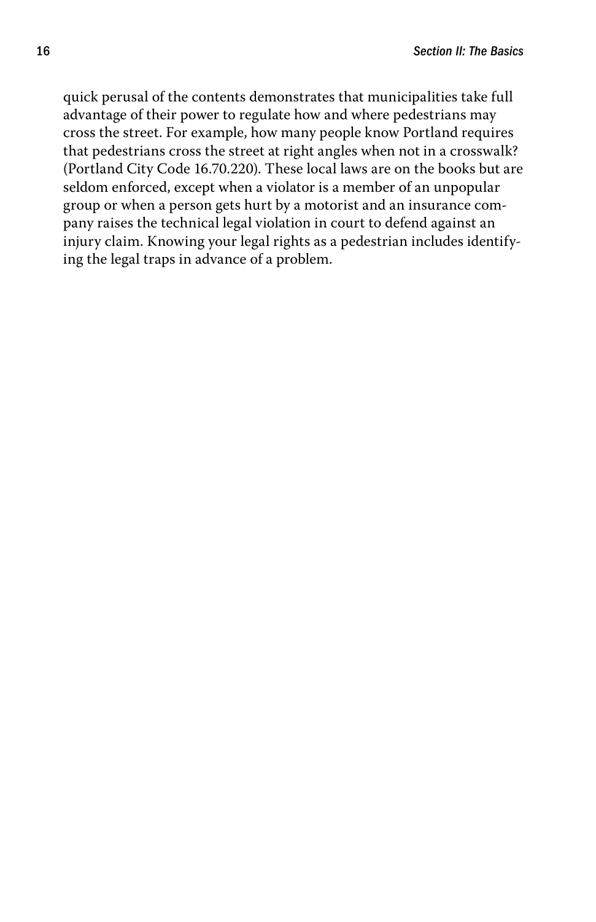quick perusal of the contents demonstrates that municipalities take full advantage of their power to regulate how and where pedestrians may cross the street. For example, how many people know Portland requires that pedestrians cross the street at right angles when not in a crosswalk? (Portland City Code 16.70.220). These local laws are on the books but are seldom enforced, except when a violator is a member of an unpopular group or when a person gets hurt by a motorist and an insurance company raises the technical legal violation in court to defend against an injury claim. Knowing your legal rights as a pedestrian includes identifying the legal traps in advance of a problem.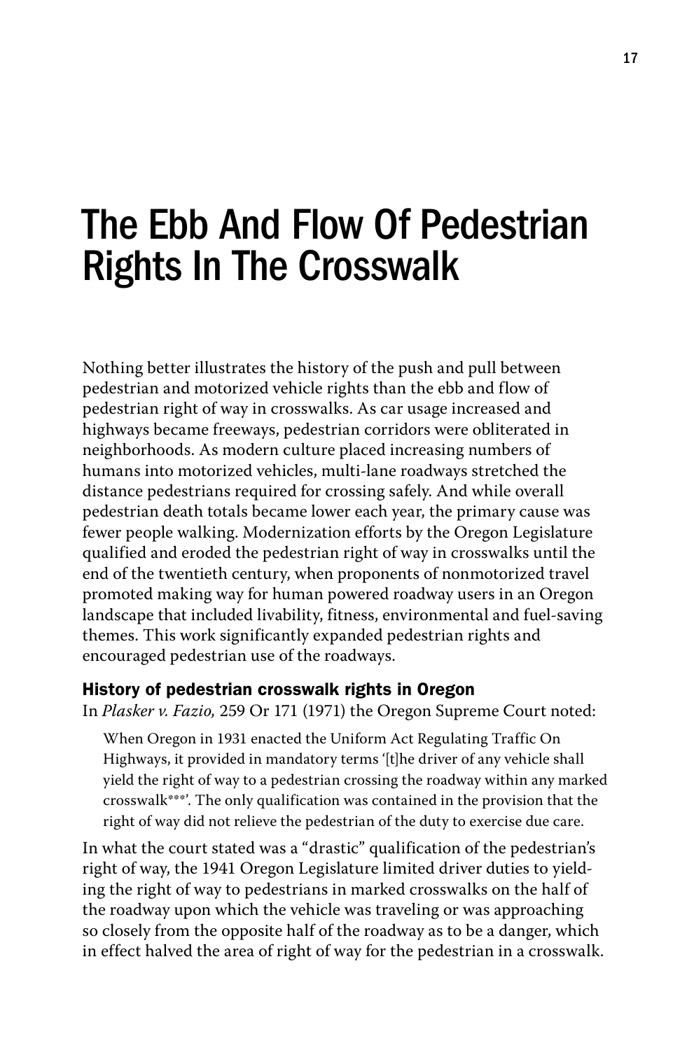# The Ebb And Flow Of Pedestrian Rights In The Crosswalk

Nothing better illustrates the history of the push and pull between pedestrian and motorized vehicle rights than the ebb and flow of pedestrian right of way in crosswalks. As car usage increased and highways became freeways, pedestrian corridors were obliterated in neighborhoods. As modern culture placed increasing numbers of humans into motorized vehicles, multi-lane roadways stretched the distance pedestrians required for crossing safely. And while overall pedestrian death totals became lower each year, the primary cause was fewer people walking. Modernization efforts by the Oregon Legislature qualified and eroded the pedestrian right of way in crosswalks until the end of the twentieth century, when proponents of nonmotorized travel promoted making way for human powered roadway users in an Oregon landscape that included livability, fitness, environmental and fuel-saving themes. This work significantly expanded pedestrian rights and encouraged pedestrian use of the roadways.

### History of pedestrian crosswalk rights in Oregon

In *Plasker v. Fazio,* 259 Or 171 (1971) the Oregon Supreme Court noted:

> When Oregon in 1931 enacted the Uniform Act Regulating Traffic On Highways, it provided in mandatory terms '[t]he driver of any vehicle shall yield the right of way to a pedestrian crossing the roadway within any marked crosswalk***'. The only qualification was contained in the provision that the right of way did not relieve the pedestrian of the duty to exercise due care.

In what the court stated was a "drastic" qualification of the pedestrian's right of way, the 1941 Oregon Legislature limited driver duties to yielding the right of way to pedestrians in marked crosswalks on the half of the roadway upon which the vehicle was traveling or was approaching so closely from the opposite half of the roadway as to be a danger, which in effect halved the area of right of way for the pedestrian in a crosswalk.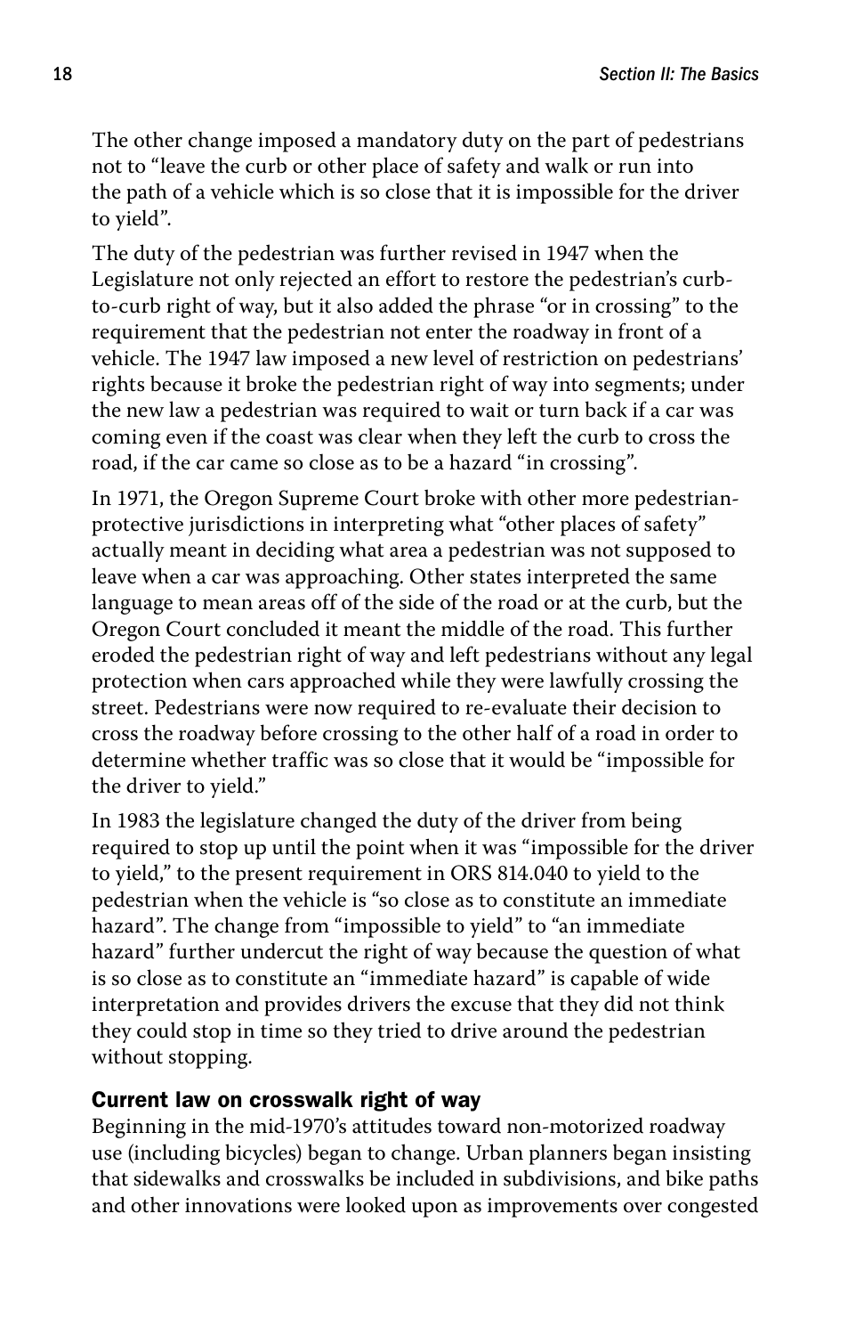The other change imposed a mandatory duty on the part of pedestrians not to "leave the curb or other place of safety and walk or run into the path of a vehicle which is so close that it is impossible for the driver to yield".

The duty of the pedestrian was further revised in 1947 when the Legislature not only rejected an effort to restore the pedestrian's curb-to-curb right of way, but it also added the phrase "or in crossing" to the requirement that the pedestrian not enter the roadway in front of a vehicle. The 1947 law imposed a new level of restriction on pedestrians' rights because it broke the pedestrian right of way into segments; under the new law a pedestrian was required to wait or turn back if a car was coming even if the coast was clear when they left the curb to cross the road, if the car came so close as to be a hazard "in crossing".

In 1971, the Oregon Supreme Court broke with other more pedestrian-protective jurisdictions in interpreting what "other places of safety" actually meant in deciding what area a pedestrian was not supposed to leave when a car was approaching. Other states interpreted the same language to mean areas off of the side of the road or at the curb, but the Oregon Court concluded it meant the middle of the road. This further eroded the pedestrian right of way and left pedestrians without any legal protection when cars approached while they were lawfully crossing the street. Pedestrians were now required to re-evaluate their decision to cross the roadway before crossing to the other half of a road in order to determine whether traffic was so close that it would be "impossible for the driver to yield."

In 1983 the legislature changed the duty of the driver from being required to stop up until the point when it was "impossible for the driver to yield," to the present requirement in ORS 814.040 to yield to the pedestrian when the vehicle is "so close as to constitute an immediate hazard". The change from "impossible to yield" to "an immediate hazard" further undercut the right of way because the question of what is so close as to constitute an "immediate hazard" is capable of wide interpretation and provides drivers the excuse that they did not think they could stop in time so they tried to drive around the pedestrian without stopping.

### Current law on crosswalk right of way

Beginning in the mid-1970's attitudes toward non-motorized roadway use (including bicycles) began to change. Urban planners began insisting that sidewalks and crosswalks be included in subdivisions, and bike paths and other innovations were looked upon as improvements over congested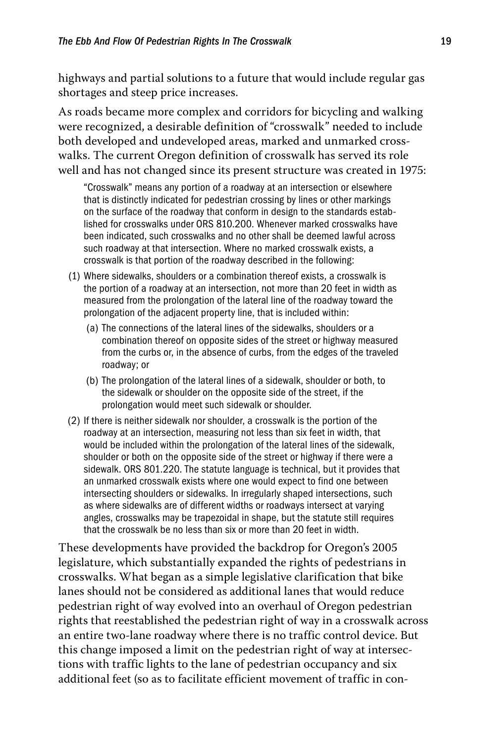highways and partial solutions to a future that would include regular gas shortages and steep price increases.

As roads became more complex and corridors for bicycling and walking were recognized, a desirable definition of "crosswalk" needed to include both developed and undeveloped areas, marked and unmarked crosswalks. The current Oregon definition of crosswalk has served its role well and has not changed since its present structure was created in 1975:

> "Crosswalk" means any portion of a roadway at an intersection or elsewhere that is distinctly indicated for pedestrian crossing by lines or other markings on the surface of the roadway that conform in design to the standards established for crosswalks under ORS 810.200. Whenever marked crosswalks have been indicated, such crosswalks and no other shall be deemed lawful across such roadway at that intersection. Where no marked crosswalk exists, a crosswalk is that portion of the roadway described in the following:
>
> (1) Where sidewalks, shoulders or a combination thereof exists, a crosswalk is the portion of a roadway at an intersection, not more than 20 feet in width as measured from the prolongation of the lateral line of the roadway toward the prolongation of the adjacent property line, that is included within:
>
> (a) The connections of the lateral lines of the sidewalks, shoulders or a combination thereof on opposite sides of the street or highway measured from the curbs or, in the absence of curbs, from the edges of the traveled roadway; or
>
> (b) The prolongation of the lateral lines of a sidewalk, shoulder or both, to the sidewalk or shoulder on the opposite side of the street, if the prolongation would meet such sidewalk or shoulder.
>
> (2) If there is neither sidewalk nor shoulder, a crosswalk is the portion of the roadway at an intersection, measuring not less than six feet in width, that would be included within the prolongation of the lateral lines of the sidewalk, shoulder or both on the opposite side of the street or highway if there were a sidewalk. ORS 801.220. The statute language is technical, but it provides that an unmarked crosswalk exists where one would expect to find one between intersecting shoulders or sidewalks. In irregularly shaped intersections, such as where sidewalks are of different widths or roadways intersect at varying angles, crosswalks may be trapezoidal in shape, but the statute still requires that the crosswalk be no less than six or more than 20 feet in width.

These developments have provided the backdrop for Oregon's 2005 legislature, which substantially expanded the rights of pedestrians in crosswalks. What began as a simple legislative clarification that bike lanes should not be considered as additional lanes that would reduce pedestrian right of way evolved into an overhaul of Oregon pedestrian rights that reestablished the pedestrian right of way in a crosswalk across an entire two-lane roadway where there is no traffic control device. But this change imposed a limit on the pedestrian right of way at intersections with traffic lights to the lane of pedestrian occupancy and six additional feet (so as to facilitate efficient movement of traffic in con-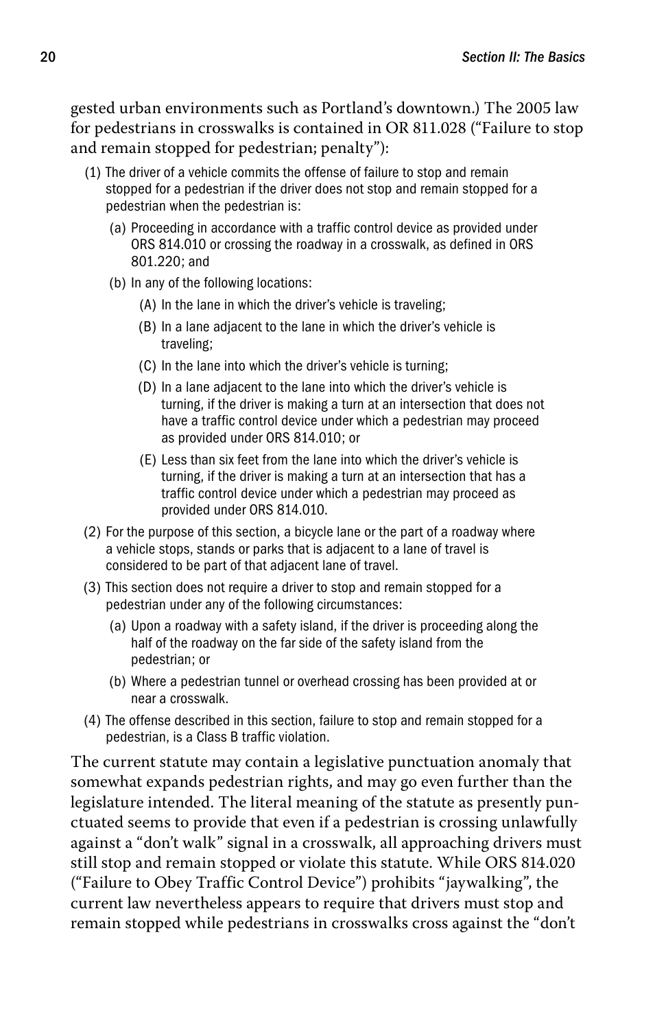gested urban environments such as Portland's downtown.) The 2005 law for pedestrians in crosswalks is contained in OR 811.028 ("Failure to stop and remain stopped for pedestrian; penalty"):

> (1) The driver of a vehicle commits the offense of failure to stop and remain stopped for a pedestrian if the driver does not stop and remain stopped for a pedestrian when the pedestrian is:
>
> (a) Proceeding in accordance with a traffic control device as provided under ORS 814.010 or crossing the roadway in a crosswalk, as defined in ORS 801.220; and
>
> (b) In any of the following locations:
>
> (A) In the lane in which the driver's vehicle is traveling;
>
> (B) In a lane adjacent to the lane in which the driver's vehicle is traveling;
>
> (C) In the lane into which the driver's vehicle is turning;
>
> (D) In a lane adjacent to the lane into which the driver's vehicle is turning, if the driver is making a turn at an intersection that does not have a traffic control device under which a pedestrian may proceed as provided under ORS 814.010; or
>
> (E) Less than six feet from the lane into which the driver's vehicle is turning, if the driver is making a turn at an intersection that has a traffic control device under which a pedestrian may proceed as provided under ORS 814.010.
>
> (2) For the purpose of this section, a bicycle lane or the part of a roadway where a vehicle stops, stands or parks that is adjacent to a lane of travel is considered to be part of that adjacent lane of travel.
>
> (3) This section does not require a driver to stop and remain stopped for a pedestrian under any of the following circumstances:
>
> (a) Upon a roadway with a safety island, if the driver is proceeding along the half of the roadway on the far side of the safety island from the pedestrian; or
>
> (b) Where a pedestrian tunnel or overhead crossing has been provided at or near a crosswalk.
>
> (4) The offense described in this section, failure to stop and remain stopped for a pedestrian, is a Class B traffic violation.

The current statute may contain a legislative punctuation anomaly that somewhat expands pedestrian rights, and may go even further than the legislature intended. The literal meaning of the statute as presently punctuated seems to provide that even if a pedestrian is crossing unlawfully against a "don't walk" signal in a crosswalk, all approaching drivers must still stop and remain stopped or violate this statute. While ORS 814.020 ("Failure to Obey Traffic Control Device") prohibits "jaywalking", the current law nevertheless appears to require that drivers must stop and remain stopped while pedestrians in crosswalks cross against the "don't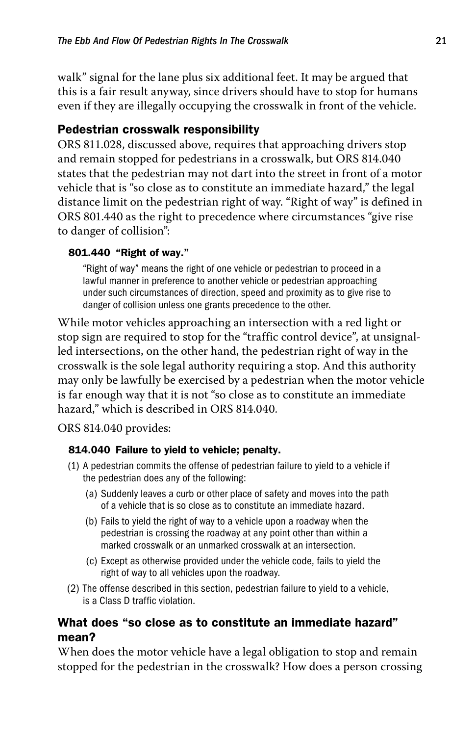walk" signal for the lane plus six additional feet. It may be argued that this is a fair result anyway, since drivers should have to stop for humans even if they are illegally occupying the crosswalk in front of the vehicle.

## Pedestrian crosswalk responsibility

ORS 811.028, discussed above, requires that approaching drivers stop and remain stopped for pedestrians in a crosswalk, but ORS 814.040 states that the pedestrian may not dart into the street in front of a motor vehicle that is "so close as to constitute an immediate hazard," the legal distance limit on the pedestrian right of way. "Right of way" is defined in ORS 801.440 as the right to precedence where circumstances "give rise to danger of collision":

#### 801.440 "Right of way."

> "Right of way" means the right of one vehicle or pedestrian to proceed in a lawful manner in preference to another vehicle or pedestrian approaching under such circumstances of direction, speed and proximity as to give rise to danger of collision unless one grants precedence to the other.

While motor vehicles approaching an intersection with a red light or stop sign are required to stop for the "traffic control device", at unsignalled intersections, on the other hand, the pedestrian right of way in the crosswalk is the sole legal authority requiring a stop. And this authority may only be lawfully be exercised by a pedestrian when the motor vehicle is far enough way that it is not "so close as to constitute an immediate hazard," which is described in ORS 814.040.

ORS 814.040 provides:

#### 814.040 Failure to yield to vehicle; penalty.

> (1) A pedestrian commits the offense of pedestrian failure to yield to a vehicle if the pedestrian does any of the following:
>
> (a) Suddenly leaves a curb or other place of safety and moves into the path of a vehicle that is so close as to constitute an immediate hazard.
>
> (b) Fails to yield the right of way to a vehicle upon a roadway when the pedestrian is crossing the roadway at any point other than within a marked crosswalk or an unmarked crosswalk at an intersection.
>
> (c) Except as otherwise provided under the vehicle code, fails to yield the right of way to all vehicles upon the roadway.
>
> (2) The offense described in this section, pedestrian failure to yield to a vehicle, is a Class D traffic violation.

## What does "so close as to constitute an immediate hazard" mean?

When does the motor vehicle have a legal obligation to stop and remain stopped for the pedestrian in the crosswalk? How does a person crossing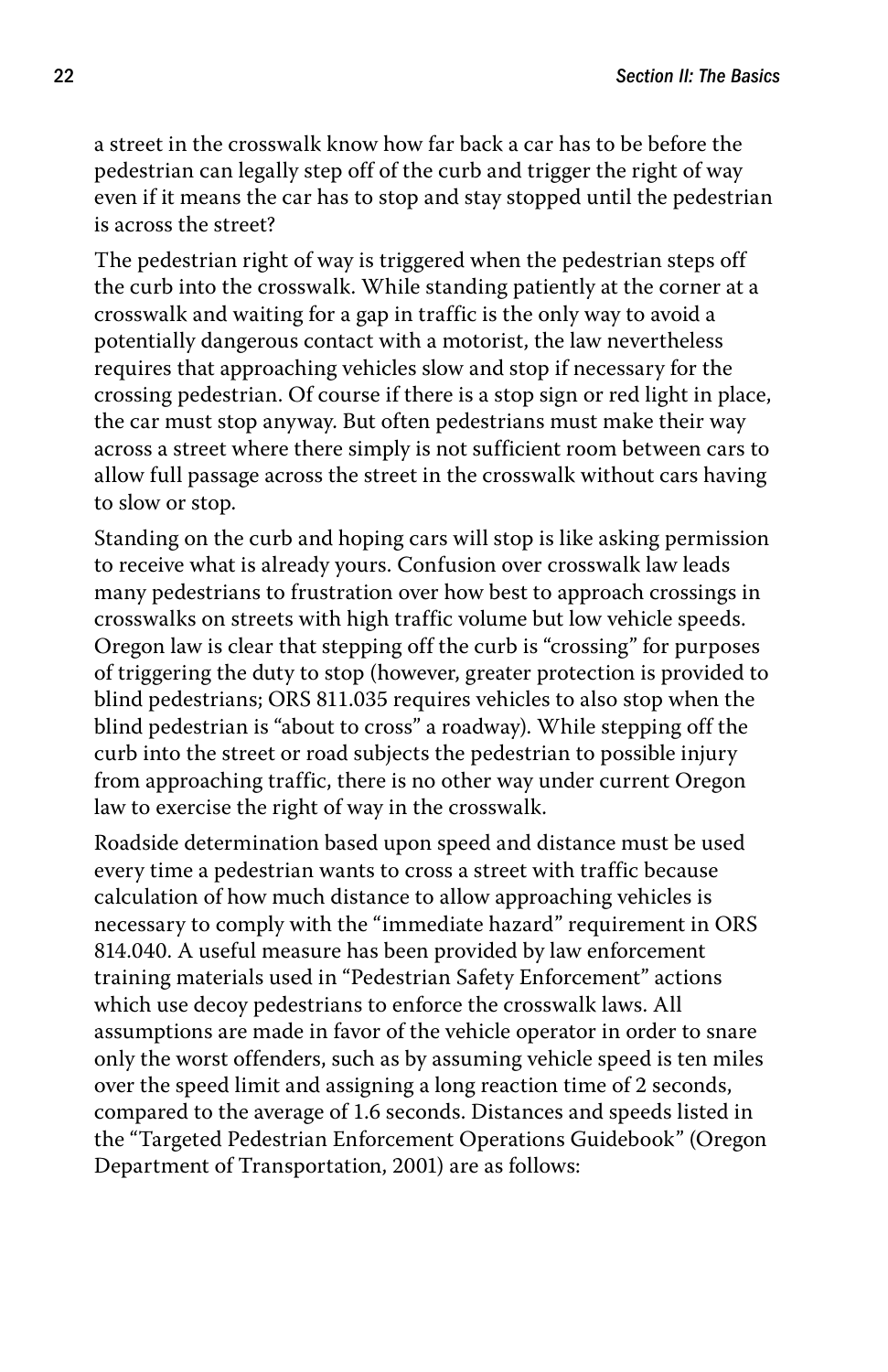a street in the crosswalk know how far back a car has to be before the pedestrian can legally step off of the curb and trigger the right of way even if it means the car has to stop and stay stopped until the pedestrian is across the street?

The pedestrian right of way is triggered when the pedestrian steps off the curb into the crosswalk. While standing patiently at the corner at a crosswalk and waiting for a gap in traffic is the only way to avoid a potentially dangerous contact with a motorist, the law nevertheless requires that approaching vehicles slow and stop if necessary for the crossing pedestrian. Of course if there is a stop sign or red light in place, the car must stop anyway. But often pedestrians must make their way across a street where there simply is not sufficient room between cars to allow full passage across the street in the crosswalk without cars having to slow or stop.

Standing on the curb and hoping cars will stop is like asking permission to receive what is already yours. Confusion over crosswalk law leads many pedestrians to frustration over how best to approach crossings in crosswalks on streets with high traffic volume but low vehicle speeds. Oregon law is clear that stepping off the curb is "crossing" for purposes of triggering the duty to stop (however, greater protection is provided to blind pedestrians; ORS 811.035 requires vehicles to also stop when the blind pedestrian is "about to cross" a roadway). While stepping off the curb into the street or road subjects the pedestrian to possible injury from approaching traffic, there is no other way under current Oregon law to exercise the right of way in the crosswalk.

Roadside determination based upon speed and distance must be used every time a pedestrian wants to cross a street with traffic because calculation of how much distance to allow approaching vehicles is necessary to comply with the "immediate hazard" requirement in ORS 814.040. A useful measure has been provided by law enforcement training materials used in "Pedestrian Safety Enforcement" actions which use decoy pedestrians to enforce the crosswalk laws. All assumptions are made in favor of the vehicle operator in order to snare only the worst offenders, such as by assuming vehicle speed is ten miles over the speed limit and assigning a long reaction time of 2 seconds, compared to the average of 1.6 seconds. Distances and speeds listed in the "Targeted Pedestrian Enforcement Operations Guidebook" (Oregon Department of Transportation, 2001) are as follows: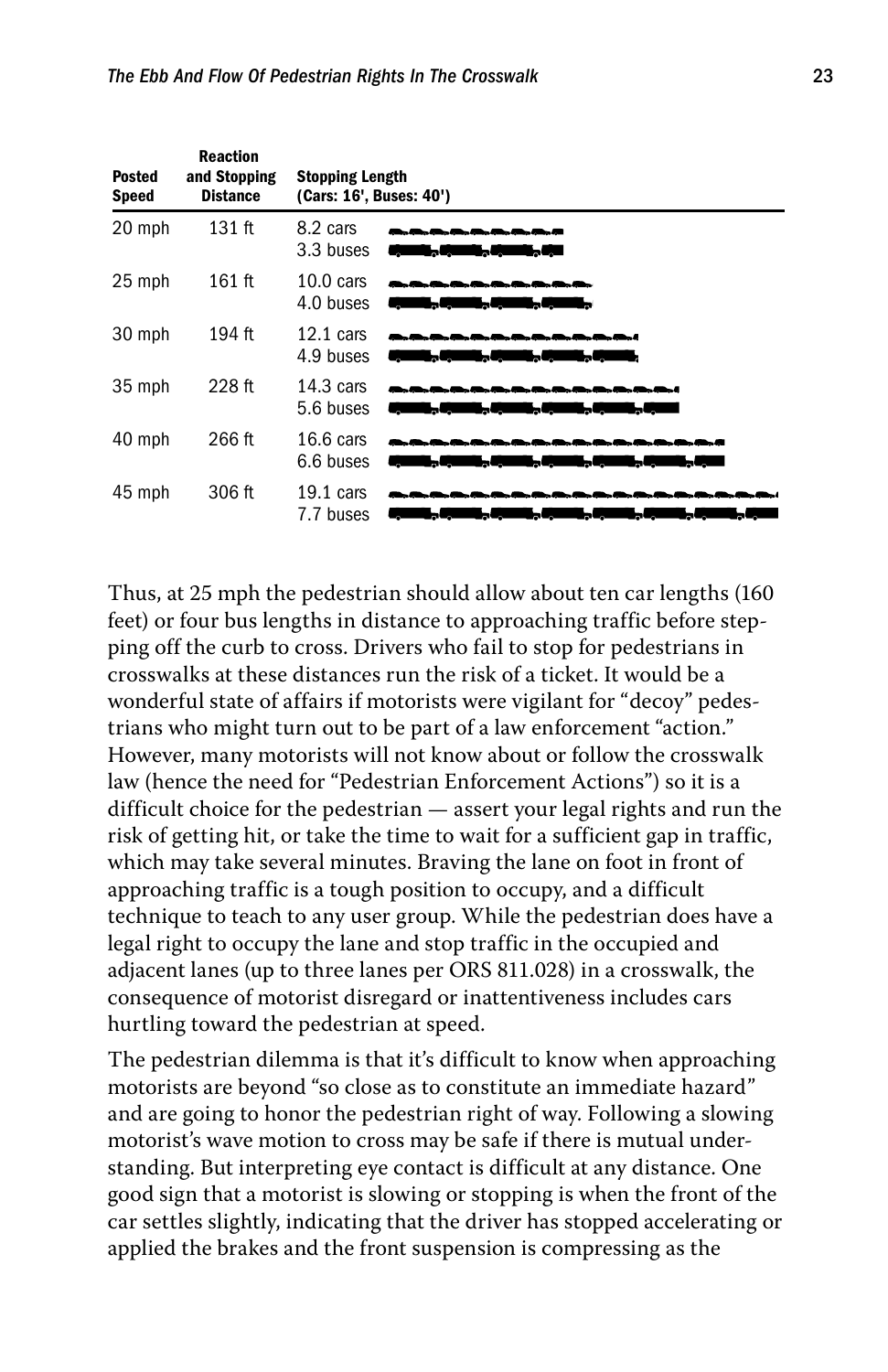| Posted Speed | Reaction and Stopping Distance | Stopping Length (Cars: 16', Buses: 40') |
|---|---|---|
| 20 mph | 131 ft | 8.2 cars<br>3.3 buses |
| 25 mph | 161 ft | 10.0 cars<br>4.0 buses |
| 30 mph | 194 ft | 12.1 cars<br>4.9 buses |
| 35 mph | 228 ft | 14.3 cars<br>5.6 buses |
| 40 mph | 266 ft | 16.6 cars<br>6.6 buses |
| 45 mph | 306 ft | 19.1 cars<br>7.7 buses |

Thus, at 25 mph the pedestrian should allow about ten car lengths (160 feet) or four bus lengths in distance to approaching traffic before stepping off the curb to cross. Drivers who fail to stop for pedestrians in crosswalks at these distances run the risk of a ticket. It would be a wonderful state of affairs if motorists were vigilant for "decoy" pedestrians who might turn out to be part of a law enforcement "action." However, many motorists will not know about or follow the crosswalk law (hence the need for "Pedestrian Enforcement Actions") so it is a difficult choice for the pedestrian — assert your legal rights and run the risk of getting hit, or take the time to wait for a sufficient gap in traffic, which may take several minutes. Braving the lane on foot in front of approaching traffic is a tough position to occupy, and a difficult technique to teach to any user group. While the pedestrian does have a legal right to occupy the lane and stop traffic in the occupied and adjacent lanes (up to three lanes per ORS 811.028) in a crosswalk, the consequence of motorist disregard or inattentiveness includes cars hurtling toward the pedestrian at speed.

The pedestrian dilemma is that it's difficult to know when approaching motorists are beyond "so close as to constitute an immediate hazard" and are going to honor the pedestrian right of way. Following a slowing motorist's wave motion to cross may be safe if there is mutual understanding. But interpreting eye contact is difficult at any distance. One good sign that a motorist is slowing or stopping is when the front of the car settles slightly, indicating that the driver has stopped accelerating or applied the brakes and the front suspension is compressing as the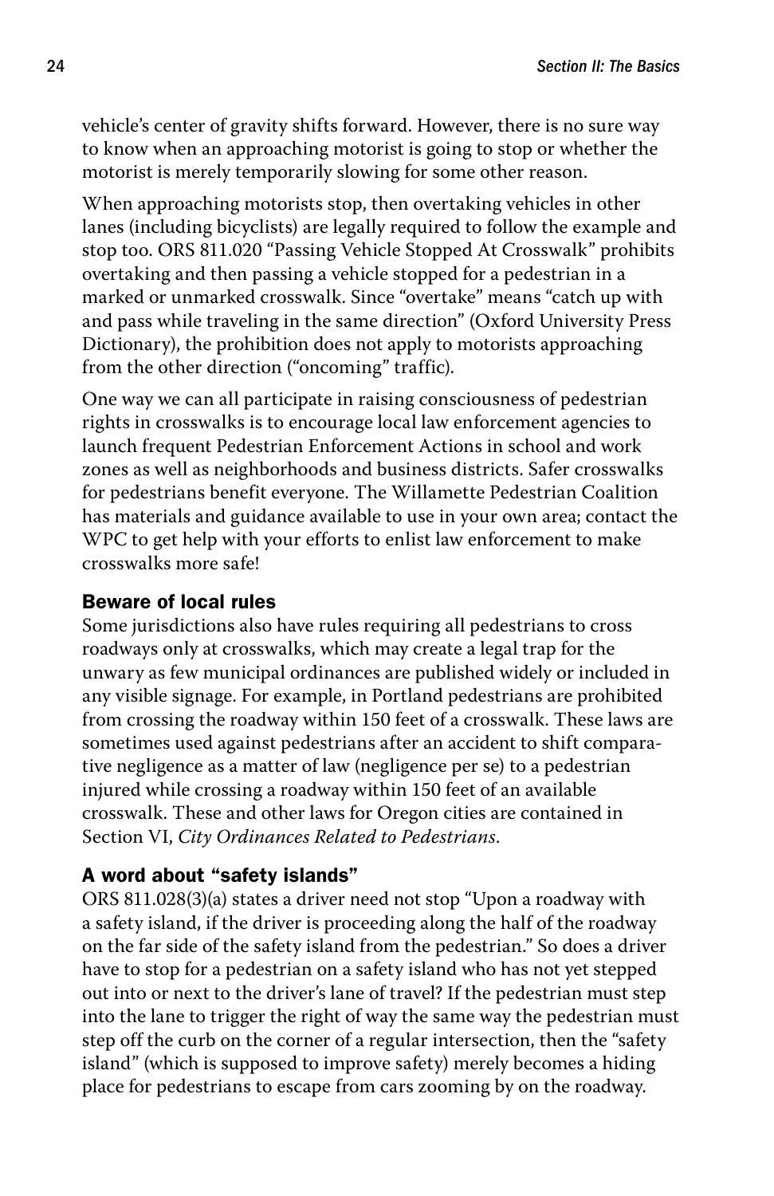vehicle's center of gravity shifts forward. However, there is no sure way to know when an approaching motorist is going to stop or whether the motorist is merely temporarily slowing for some other reason.

When approaching motorists stop, then overtaking vehicles in other lanes (including bicyclists) are legally required to follow the example and stop too. ORS 811.020 "Passing Vehicle Stopped At Crosswalk" prohibits overtaking and then passing a vehicle stopped for a pedestrian in a marked or unmarked crosswalk. Since "overtake" means "catch up with and pass while traveling in the same direction" (Oxford University Press Dictionary), the prohibition does not apply to motorists approaching from the other direction ("oncoming" traffic).

One way we can all participate in raising consciousness of pedestrian rights in crosswalks is to encourage local law enforcement agencies to launch frequent Pedestrian Enforcement Actions in school and work zones as well as neighborhoods and business districts. Safer crosswalks for pedestrians benefit everyone. The Willamette Pedestrian Coalition has materials and guidance available to use in your own area; contact the WPC to get help with your efforts to enlist law enforcement to make crosswalks more safe!

### Beware of local rules

Some jurisdictions also have rules requiring all pedestrians to cross roadways only at crosswalks, which may create a legal trap for the unwary as few municipal ordinances are published widely or included in any visible signage. For example, in Portland pedestrians are prohibited from crossing the roadway within 150 feet of a crosswalk. These laws are sometimes used against pedestrians after an accident to shift comparative negligence as a matter of law (negligence per se) to a pedestrian injured while crossing a roadway within 150 feet of an available crosswalk. These and other laws for Oregon cities are contained in Section VI, *City Ordinances Related to Pedestrians*.

### A word about "safety islands"

ORS 811.028(3)(a) states a driver need not stop "Upon a roadway with a safety island, if the driver is proceeding along the half of the roadway on the far side of the safety island from the pedestrian." So does a driver have to stop for a pedestrian on a safety island who has not yet stepped out into or next to the driver's lane of travel? If the pedestrian must step into the lane to trigger the right of way the same way the pedestrian must step off the curb on the corner of a regular intersection, then the "safety island" (which is supposed to improve safety) merely becomes a hiding place for pedestrians to escape from cars zooming by on the roadway.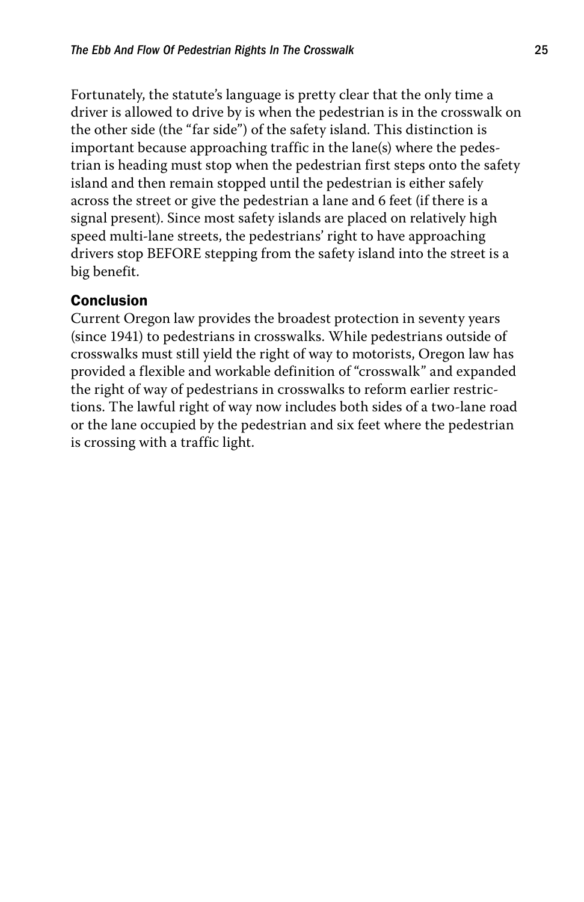Fortunately, the statute's language is pretty clear that the only time a driver is allowed to drive by is when the pedestrian is in the crosswalk on the other side (the "far side") of the safety island. This distinction is important because approaching traffic in the lane(s) where the pedestrian is heading must stop when the pedestrian first steps onto the safety island and then remain stopped until the pedestrian is either safely across the street or give the pedestrian a lane and 6 feet (if there is a signal present). Since most safety islands are placed on relatively high speed multi-lane streets, the pedestrians' right to have approaching drivers stop BEFORE stepping from the safety island into the street is a big benefit.

### Conclusion

Current Oregon law provides the broadest protection in seventy years (since 1941) to pedestrians in crosswalks. While pedestrians outside of crosswalks must still yield the right of way to motorists, Oregon law has provided a flexible and workable definition of "crosswalk" and expanded the right of way of pedestrians in crosswalks to reform earlier restrictions. The lawful right of way now includes both sides of a two-lane road or the lane occupied by the pedestrian and six feet where the pedestrian is crossing with a traffic light.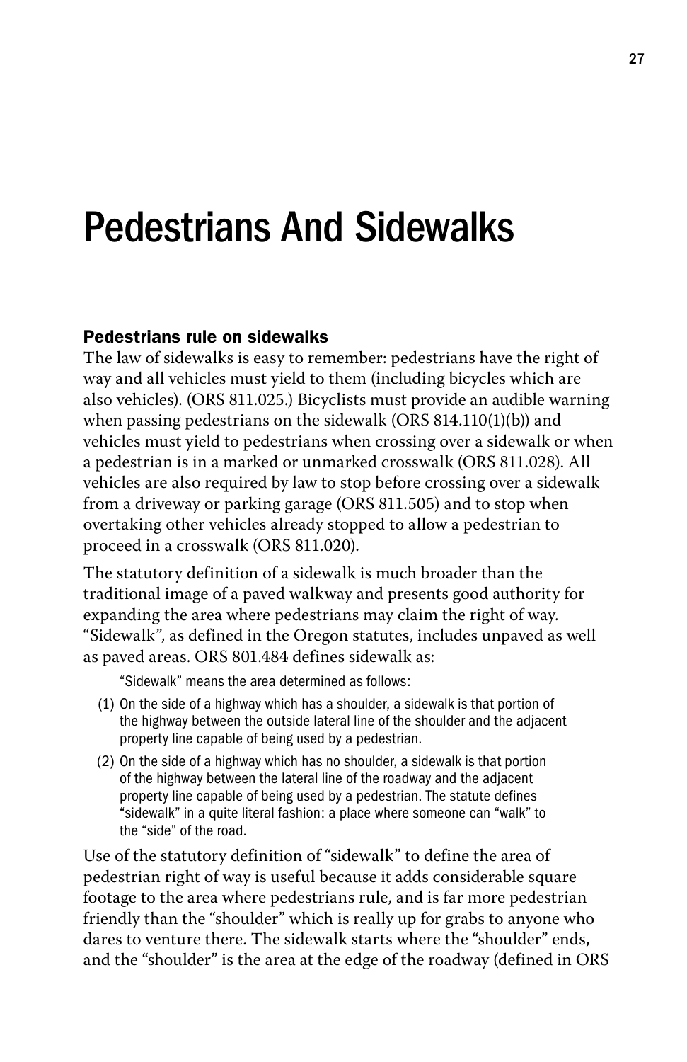# Pedestrians And Sidewalks

### Pedestrians rule on sidewalks

The law of sidewalks is easy to remember: pedestrians have the right of way and all vehicles must yield to them (including bicycles which are also vehicles). (ORS 811.025.) Bicyclists must provide an audible warning when passing pedestrians on the sidewalk (ORS 814.110(1)(b)) and vehicles must yield to pedestrians when crossing over a sidewalk or when a pedestrian is in a marked or unmarked crosswalk (ORS 811.028). All vehicles are also required by law to stop before crossing over a sidewalk from a driveway or parking garage (ORS 811.505) and to stop when overtaking other vehicles already stopped to allow a pedestrian to proceed in a crosswalk (ORS 811.020).

The statutory definition of a sidewalk is much broader than the traditional image of a paved walkway and presents good authority for expanding the area where pedestrians may claim the right of way. "Sidewalk", as defined in the Oregon statutes, includes unpaved as well as paved areas. ORS 801.484 defines sidewalk as:

> "Sidewalk" means the area determined as follows:
>
> (1) On the side of a highway which has a shoulder, a sidewalk is that portion of the highway between the outside lateral line of the shoulder and the adjacent property line capable of being used by a pedestrian.
>
> (2) On the side of a highway which has no shoulder, a sidewalk is that portion of the highway between the lateral line of the roadway and the adjacent property line capable of being used by a pedestrian. The statute defines "sidewalk" in a quite literal fashion: a place where someone can "walk" to the "side" of the road.

Use of the statutory definition of "sidewalk" to define the area of pedestrian right of way is useful because it adds considerable square footage to the area where pedestrians rule, and is far more pedestrian friendly than the "shoulder" which is really up for grabs to anyone who dares to venture there. The sidewalk starts where the "shoulder" ends, and the "shoulder" is the area at the edge of the roadway (defined in ORS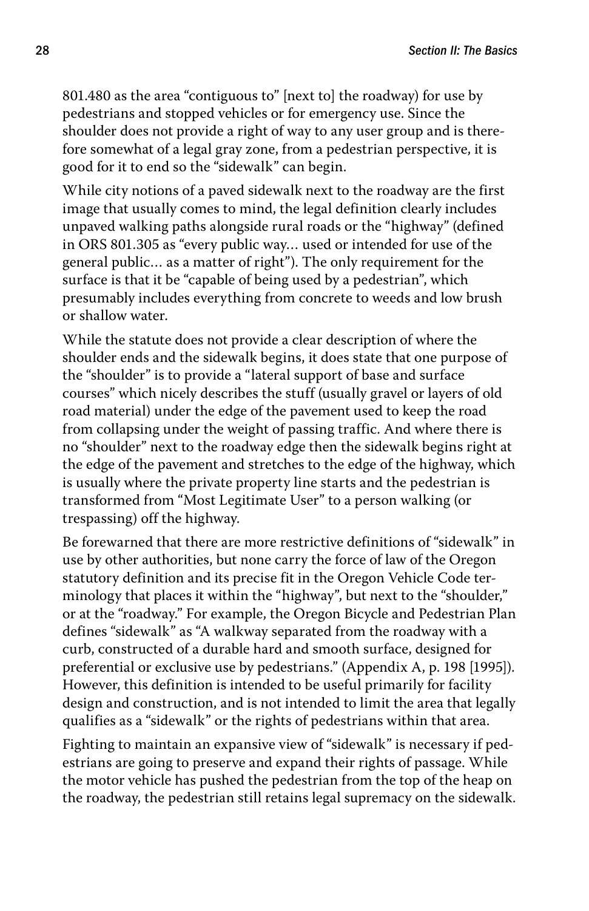801.480 as the area "contiguous to" [next to] the roadway) for use by pedestrians and stopped vehicles or for emergency use. Since the shoulder does not provide a right of way to any user group and is therefore somewhat of a legal gray zone, from a pedestrian perspective, it is good for it to end so the "sidewalk" can begin.

While city notions of a paved sidewalk next to the roadway are the first image that usually comes to mind, the legal definition clearly includes unpaved walking paths alongside rural roads or the "highway" (defined in ORS 801.305 as "every public way... used or intended for use of the general public... as a matter of right"). The only requirement for the surface is that it be "capable of being used by a pedestrian", which presumably includes everything from concrete to weeds and low brush or shallow water.

While the statute does not provide a clear description of where the shoulder ends and the sidewalk begins, it does state that one purpose of the "shoulder" is to provide a "lateral support of base and surface courses" which nicely describes the stuff (usually gravel or layers of old road material) under the edge of the pavement used to keep the road from collapsing under the weight of passing traffic. And where there is no "shoulder" next to the roadway edge then the sidewalk begins right at the edge of the pavement and stretches to the edge of the highway, which is usually where the private property line starts and the pedestrian is transformed from "Most Legitimate User" to a person walking (or trespassing) off the highway.

Be forewarned that there are more restrictive definitions of "sidewalk" in use by other authorities, but none carry the force of law of the Oregon statutory definition and its precise fit in the Oregon Vehicle Code terminology that places it within the "highway", but next to the "shoulder," or at the "roadway." For example, the Oregon Bicycle and Pedestrian Plan defines "sidewalk" as "A walkway separated from the roadway with a curb, constructed of a durable hard and smooth surface, designed for preferential or exclusive use by pedestrians." (Appendix A, p. 198 [1995]). However, this definition is intended to be useful primarily for facility design and construction, and is not intended to limit the area that legally qualifies as a "sidewalk" or the rights of pedestrians within that area.

Fighting to maintain an expansive view of "sidewalk" is necessary if pedestrians are going to preserve and expand their rights of passage. While the motor vehicle has pushed the pedestrian from the top of the heap on the roadway, the pedestrian still retains legal supremacy on the sidewalk.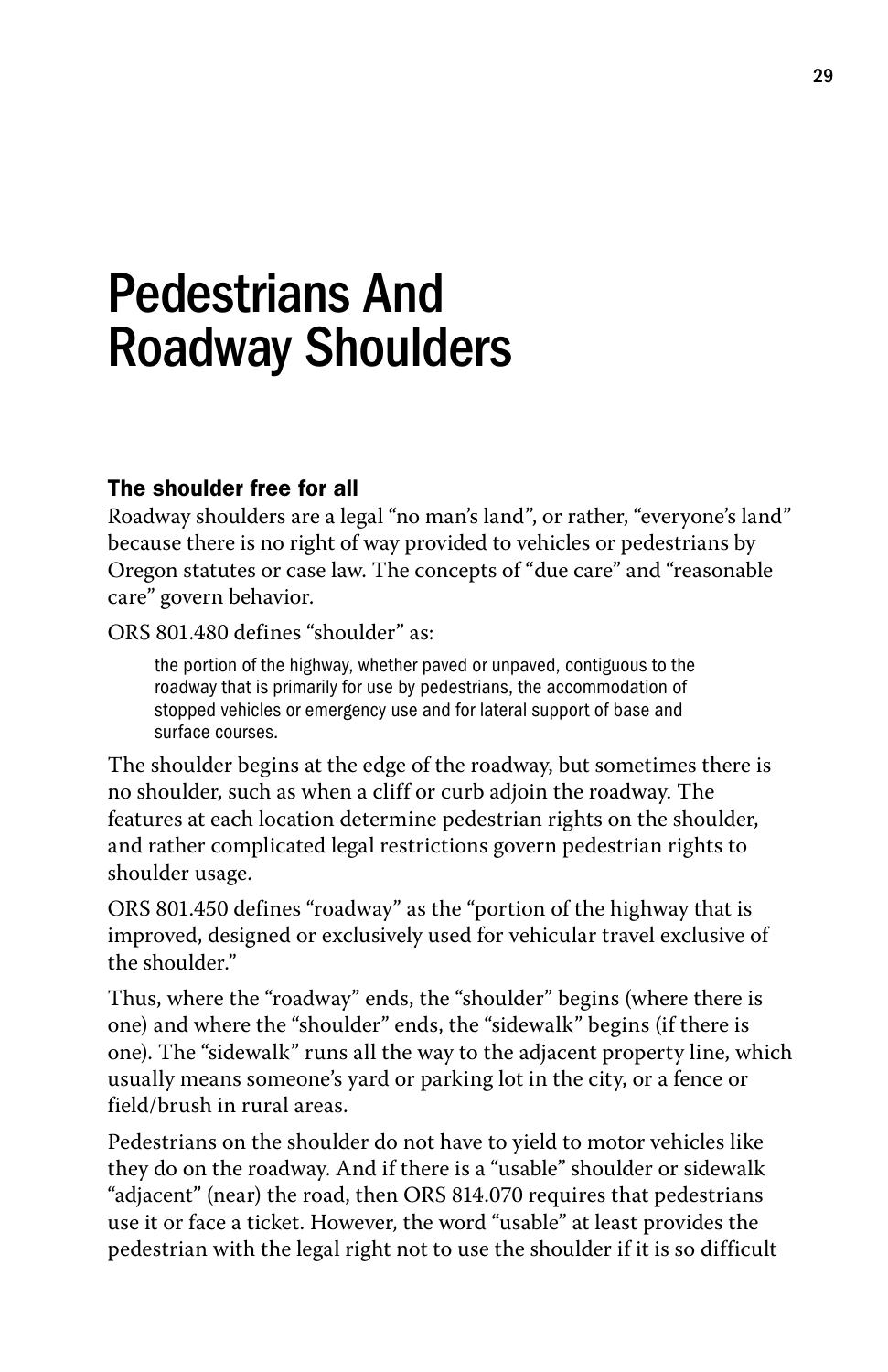# Pedestrians And Roadway Shoulders

### The shoulder free for all

Roadway shoulders are a legal "no man's land", or rather, "everyone's land" because there is no right of way provided to vehicles or pedestrians by Oregon statutes or case law. The concepts of "due care" and "reasonable care" govern behavior.

ORS 801.480 defines "shoulder" as:

> the portion of the highway, whether paved or unpaved, contiguous to the roadway that is primarily for use by pedestrians, the accommodation of stopped vehicles or emergency use and for lateral support of base and surface courses.

The shoulder begins at the edge of the roadway, but sometimes there is no shoulder, such as when a cliff or curb adjoin the roadway. The features at each location determine pedestrian rights on the shoulder, and rather complicated legal restrictions govern pedestrian rights to shoulder usage.

ORS 801.450 defines "roadway" as the "portion of the highway that is improved, designed or exclusively used for vehicular travel exclusive of the shoulder."

Thus, where the "roadway" ends, the "shoulder" begins (where there is one) and where the "shoulder" ends, the "sidewalk" begins (if there is one). The "sidewalk" runs all the way to the adjacent property line, which usually means someone's yard or parking lot in the city, or a fence or field/brush in rural areas.

Pedestrians on the shoulder do not have to yield to motor vehicles like they do on the roadway. And if there is a "usable" shoulder or sidewalk "adjacent" (near) the road, then ORS 814.070 requires that pedestrians use it or face a ticket. However, the word "usable" at least provides the pedestrian with the legal right not to use the shoulder if it is so difficult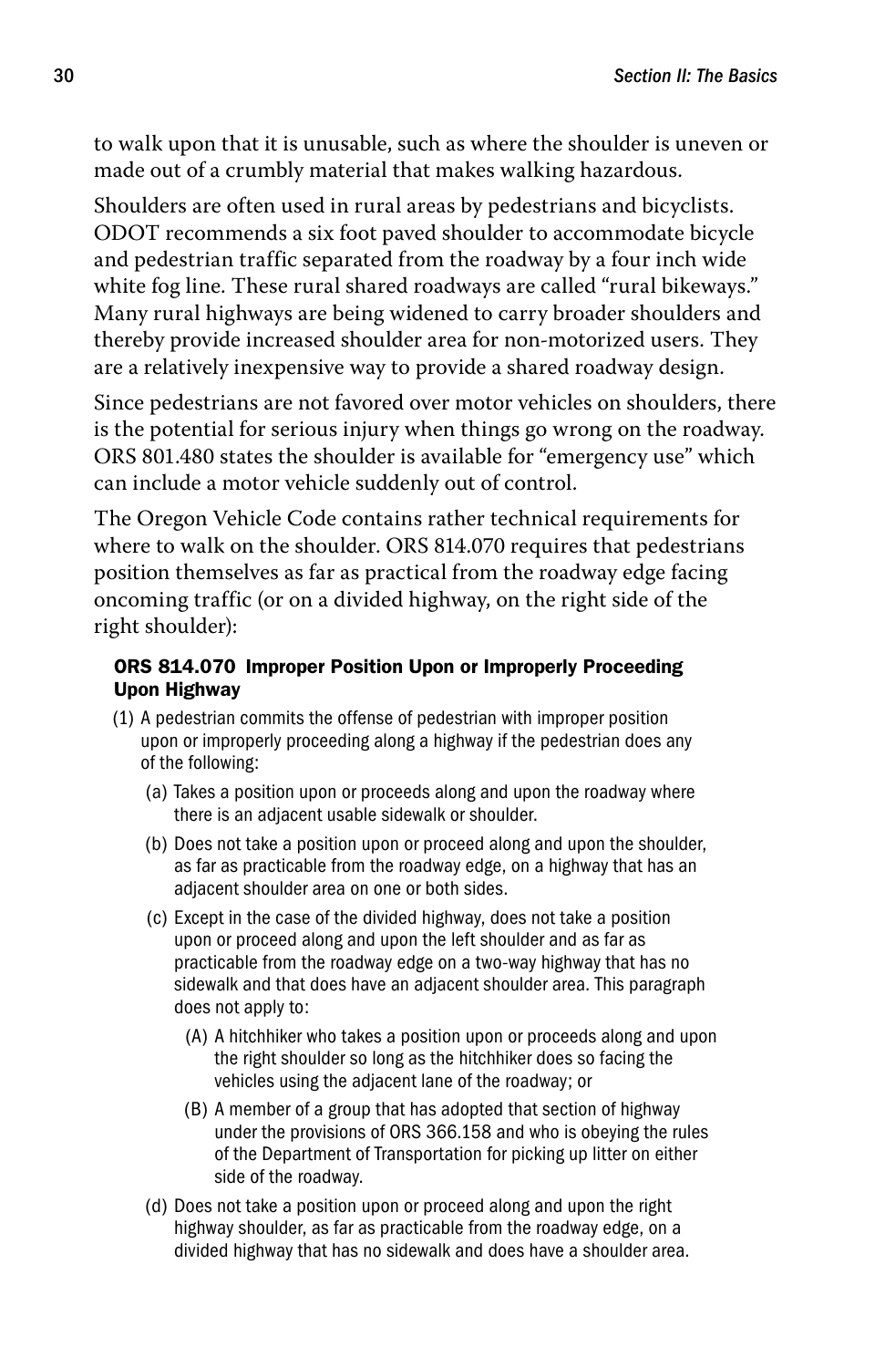to walk upon that it is unusable, such as where the shoulder is uneven or made out of a crumbly material that makes walking hazardous.

Shoulders are often used in rural areas by pedestrians and bicyclists. ODOT recommends a six foot paved shoulder to accommodate bicycle and pedestrian traffic separated from the roadway by a four inch wide white fog line. These rural shared roadways are called "rural bikeways." Many rural highways are being widened to carry broader shoulders and thereby provide increased shoulder area for non-motorized users. They are a relatively inexpensive way to provide a shared roadway design.

Since pedestrians are not favored over motor vehicles on shoulders, there is the potential for serious injury when things go wrong on the roadway. ORS 801.480 states the shoulder is available for "emergency use" which can include a motor vehicle suddenly out of control.

The Oregon Vehicle Code contains rather technical requirements for where to walk on the shoulder. ORS 814.070 requires that pedestrians position themselves as far as practical from the roadway edge facing oncoming traffic (or on a divided highway, on the right side of the right shoulder):

#### ORS 814.070 Improper Position Upon or Improperly Proceeding Upon Highway

(1) A pedestrian commits the offense of pedestrian with improper position upon or improperly proceeding along a highway if the pedestrian does any of the following:

- (a) Takes a position upon or proceeds along and upon the roadway where there is an adjacent usable sidewalk or shoulder.
- (b) Does not take a position upon or proceed along and upon the shoulder, as far as practicable from the roadway edge, on a highway that has an adjacent shoulder area on one or both sides.
- (c) Except in the case of the divided highway, does not take a position upon or proceed along and upon the left shoulder and as far as practicable from the roadway edge on a two-way highway that has no sidewalk and that does have an adjacent shoulder area. This paragraph does not apply to:
  - (A) A hitchhiker who takes a position upon or proceeds along and upon the right shoulder so long as the hitchhiker does so facing the vehicles using the adjacent lane of the roadway; or
  - (B) A member of a group that has adopted that section of highway under the provisions of ORS 366.158 and who is obeying the rules of the Department of Transportation for picking up litter on either side of the roadway.
- (d) Does not take a position upon or proceed along and upon the right highway shoulder, as far as practicable from the roadway edge, on a divided highway that has no sidewalk and does have a shoulder area.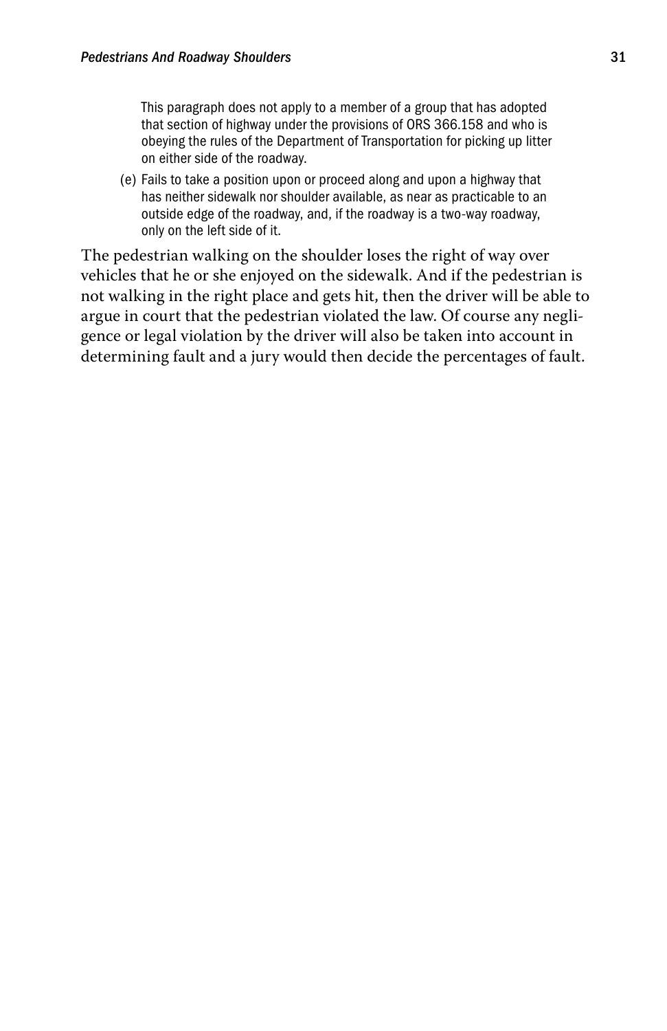This paragraph does not apply to a member of a group that has adopted that section of highway under the provisions of ORS 366.158 and who is obeying the rules of the Department of Transportation for picking up litter on either side of the roadway.

(e) Fails to take a position upon or proceed along and upon a highway that has neither sidewalk nor shoulder available, as near as practicable to an outside edge of the roadway, and, if the roadway is a two-way roadway, only on the left side of it.

The pedestrian walking on the shoulder loses the right of way over vehicles that he or she enjoyed on the sidewalk. And if the pedestrian is not walking in the right place and gets hit, then the driver will be able to argue in court that the pedestrian violated the law. Of course any negligence or legal violation by the driver will also be taken into account in determining fault and a jury would then decide the percentages of fault.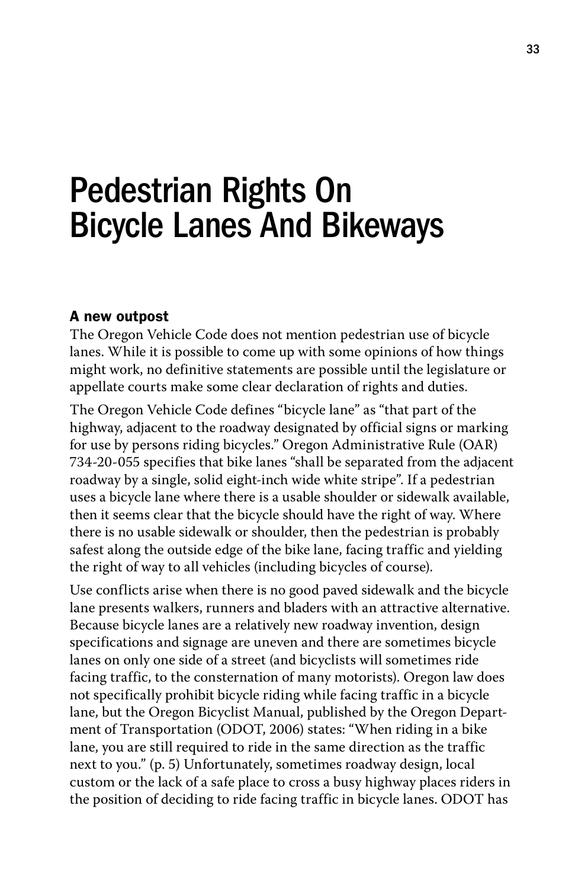# Pedestrian Rights On Bicycle Lanes And Bikeways

### A new outpost

The Oregon Vehicle Code does not mention pedestrian use of bicycle lanes. While it is possible to come up with some opinions of how things might work, no definitive statements are possible until the legislature or appellate courts make some clear declaration of rights and duties.

The Oregon Vehicle Code defines "bicycle lane" as "that part of the highway, adjacent to the roadway designated by official signs or marking for use by persons riding bicycles." Oregon Administrative Rule (OAR) 734-20-055 specifies that bike lanes "shall be separated from the adjacent roadway by a single, solid eight-inch wide white stripe". If a pedestrian uses a bicycle lane where there is a usable shoulder or sidewalk available, then it seems clear that the bicycle should have the right of way. Where there is no usable sidewalk or shoulder, then the pedestrian is probably safest along the outside edge of the bike lane, facing traffic and yielding the right of way to all vehicles (including bicycles of course).

Use conflicts arise when there is no good paved sidewalk and the bicycle lane presents walkers, runners and bladers with an attractive alternative. Because bicycle lanes are a relatively new roadway invention, design specifications and signage are uneven and there are sometimes bicycle lanes on only one side of a street (and bicyclists will sometimes ride facing traffic, to the consternation of many motorists). Oregon law does not specifically prohibit bicycle riding while facing traffic in a bicycle lane, but the Oregon Bicyclist Manual, published by the Oregon Department of Transportation (ODOT, 2006) states: "When riding in a bike lane, you are still required to ride in the same direction as the traffic next to you." (p. 5) Unfortunately, sometimes roadway design, local custom or the lack of a safe place to cross a busy highway places riders in the position of deciding to ride facing traffic in bicycle lanes. ODOT has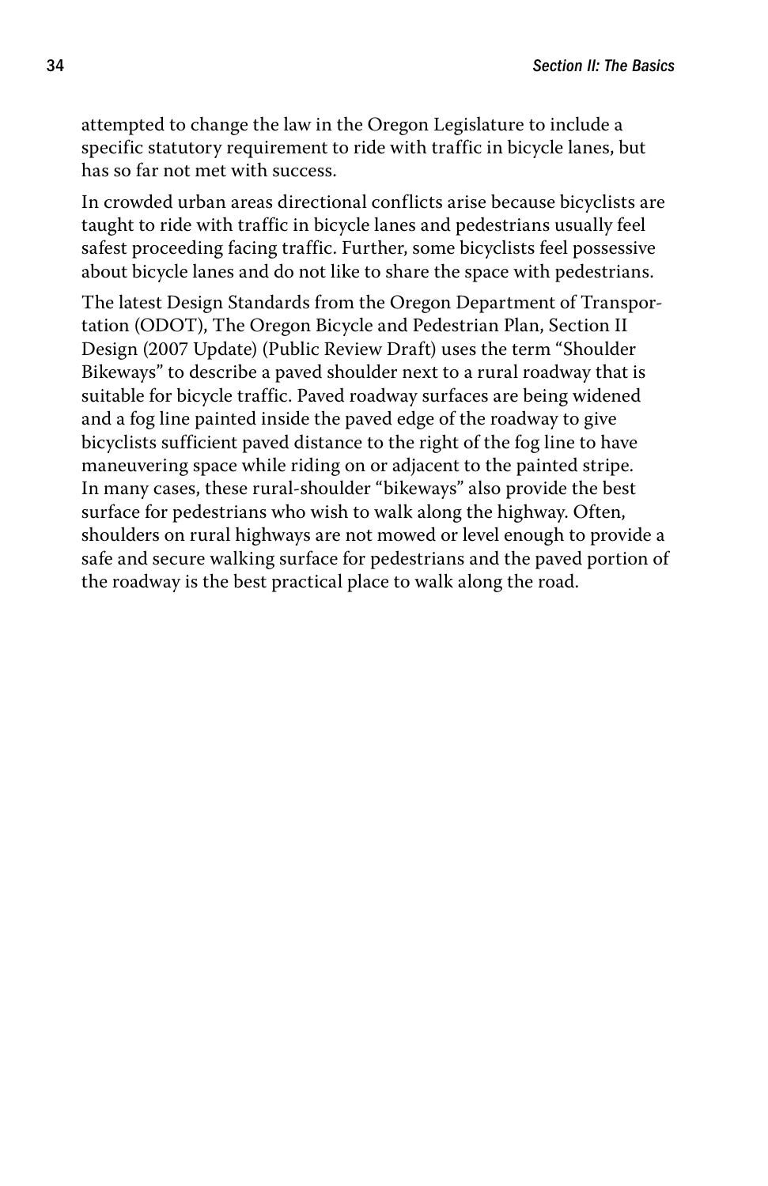attempted to change the law in the Oregon Legislature to include a specific statutory requirement to ride with traffic in bicycle lanes, but has so far not met with success.

In crowded urban areas directional conflicts arise because bicyclists are taught to ride with traffic in bicycle lanes and pedestrians usually feel safest proceeding facing traffic. Further, some bicyclists feel possessive about bicycle lanes and do not like to share the space with pedestrians.

The latest Design Standards from the Oregon Department of Transportation (ODOT), The Oregon Bicycle and Pedestrian Plan, Section II Design (2007 Update) (Public Review Draft) uses the term "Shoulder Bikeways" to describe a paved shoulder next to a rural roadway that is suitable for bicycle traffic. Paved roadway surfaces are being widened and a fog line painted inside the paved edge of the roadway to give bicyclists sufficient paved distance to the right of the fog line to have maneuvering space while riding on or adjacent to the painted stripe. In many cases, these rural-shoulder "bikeways" also provide the best surface for pedestrians who wish to walk along the highway. Often, shoulders on rural highways are not mowed or level enough to provide a safe and secure walking surface for pedestrians and the paved portion of the roadway is the best practical place to walk along the road.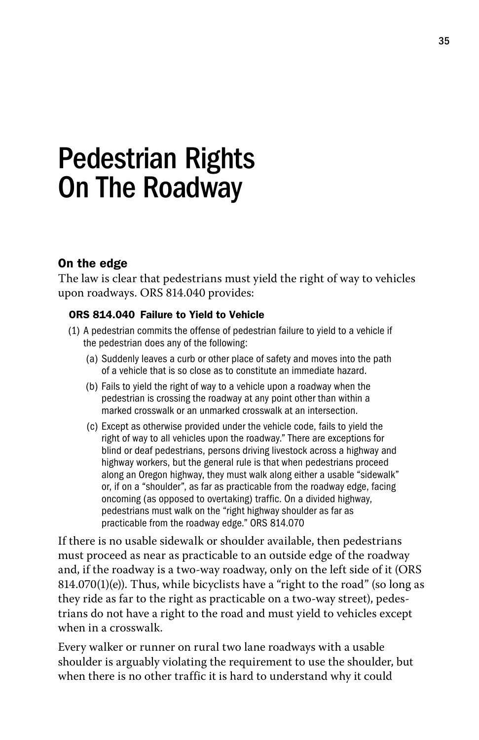# Pedestrian Rights On The Roadway

## On the edge

The law is clear that pedestrians must yield the right of way to vehicles upon roadways. ORS 814.040 provides:

> **ORS 814.040 Failure to Yield to Vehicle**
>
> (1) A pedestrian commits the offense of pedestrian failure to yield to a vehicle if the pedestrian does any of the following:
>
> (a) Suddenly leaves a curb or other place of safety and moves into the path of a vehicle that is so close as to constitute an immediate hazard.
>
> (b) Fails to yield the right of way to a vehicle upon a roadway when the pedestrian is crossing the roadway at any point other than within a marked crosswalk or an unmarked crosswalk at an intersection.
>
> (c) Except as otherwise provided under the vehicle code, fails to yield the right of way to all vehicles upon the roadway." There are exceptions for blind or deaf pedestrians, persons driving livestock across a highway and highway workers, but the general rule is that when pedestrians proceed along an Oregon highway, they must walk along either a usable "sidewalk" or, if on a "shoulder", as far as practicable from the roadway edge, facing oncoming (as opposed to overtaking) traffic. On a divided highway, pedestrians must walk on the "right highway shoulder as far as practicable from the roadway edge." ORS 814.070

If there is no usable sidewalk or shoulder available, then pedestrians must proceed as near as practicable to an outside edge of the roadway and, if the roadway is a two-way roadway, only on the left side of it (ORS 814.070(1)(e)). Thus, while bicyclists have a "right to the road" (so long as they ride as far to the right as practicable on a two-way street), pedestrians do not have a right to the road and must yield to vehicles except when in a crosswalk.

Every walker or runner on rural two lane roadways with a usable shoulder is arguably violating the requirement to use the shoulder, but when there is no other traffic it is hard to understand why it could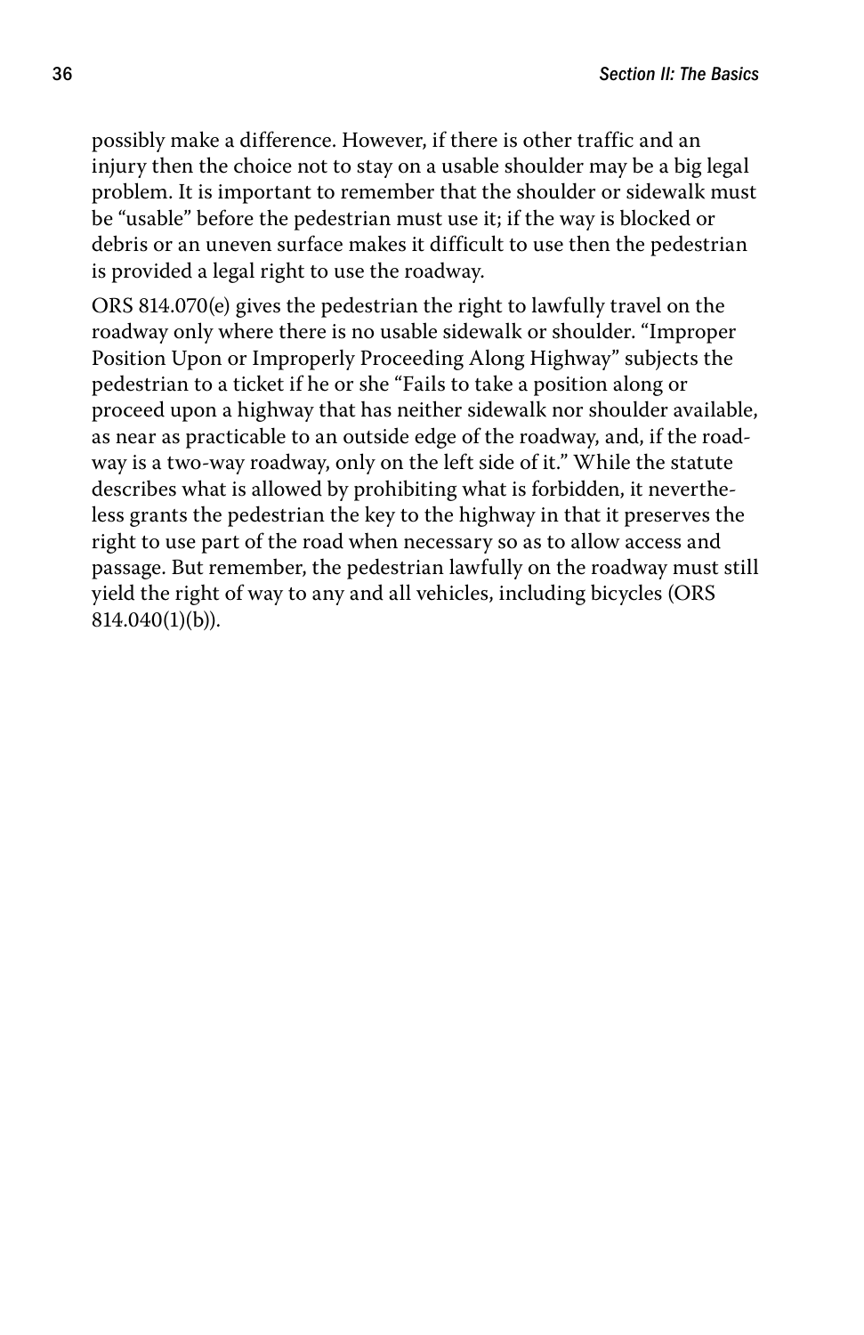possibly make a difference. However, if there is other traffic and an injury then the choice not to stay on a usable shoulder may be a big legal problem. It is important to remember that the shoulder or sidewalk must be "usable" before the pedestrian must use it; if the way is blocked or debris or an uneven surface makes it difficult to use then the pedestrian is provided a legal right to use the roadway.

ORS 814.070(e) gives the pedestrian the right to lawfully travel on the roadway only where there is no usable sidewalk or shoulder. "Improper Position Upon or Improperly Proceeding Along Highway" subjects the pedestrian to a ticket if he or she "Fails to take a position along or proceed upon a highway that has neither sidewalk nor shoulder available, as near as practicable to an outside edge of the roadway, and, if the roadway is a two-way roadway, only on the left side of it." While the statute describes what is allowed by prohibiting what is forbidden, it nevertheless grants the pedestrian the key to the highway in that it preserves the right to use part of the road when necessary so as to allow access and passage. But remember, the pedestrian lawfully on the roadway must still yield the right of way to any and all vehicles, including bicycles (ORS 814.040(1)(b)).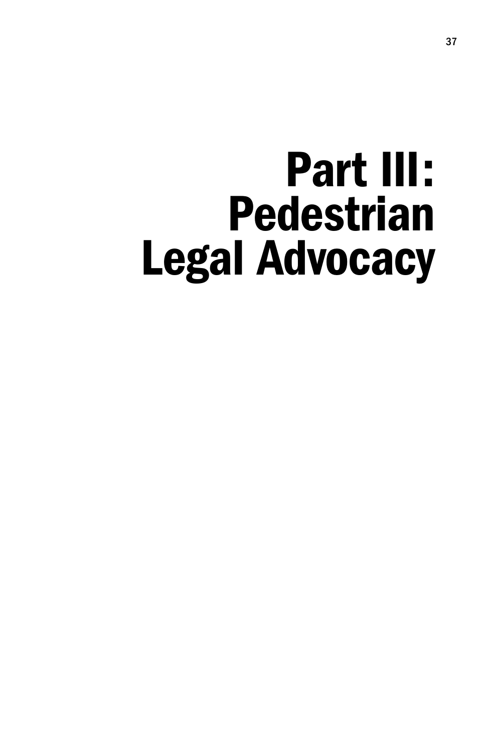# Part III: Pedestrian Legal Advocacy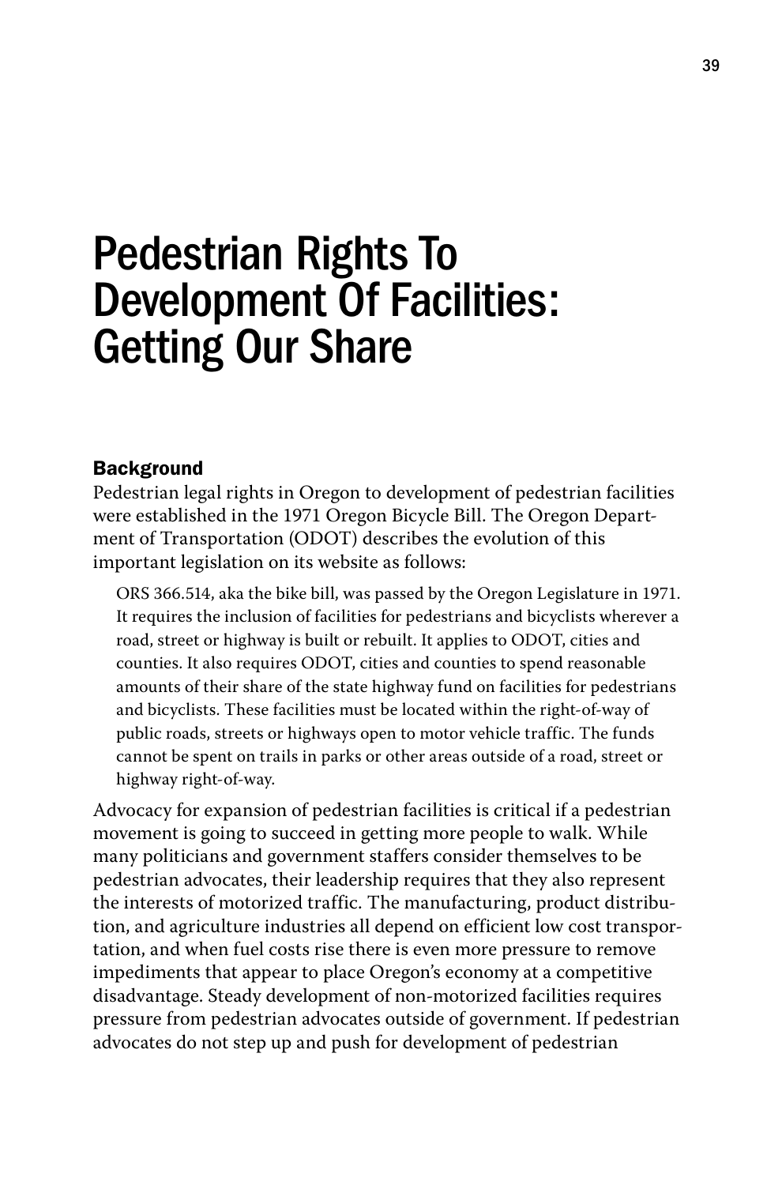# Pedestrian Rights To Development Of Facilities: Getting Our Share

### Background

Pedestrian legal rights in Oregon to development of pedestrian facilities were established in the 1971 Oregon Bicycle Bill. The Oregon Department of Transportation (ODOT) describes the evolution of this important legislation on its website as follows:

> ORS 366.514, aka the bike bill, was passed by the Oregon Legislature in 1971. It requires the inclusion of facilities for pedestrians and bicyclists wherever a road, street or highway is built or rebuilt. It applies to ODOT, cities and counties. It also requires ODOT, cities and counties to spend reasonable amounts of their share of the state highway fund on facilities for pedestrians and bicyclists. These facilities must be located within the right-of-way of public roads, streets or highways open to motor vehicle traffic. The funds cannot be spent on trails in parks or other areas outside of a road, street or highway right-of-way.

Advocacy for expansion of pedestrian facilities is critical if a pedestrian movement is going to succeed in getting more people to walk. While many politicians and government staffers consider themselves to be pedestrian advocates, their leadership requires that they also represent the interests of motorized traffic. The manufacturing, product distribution, and agriculture industries all depend on efficient low cost transportation, and when fuel costs rise there is even more pressure to remove impediments that appear to place Oregon's economy at a competitive disadvantage. Steady development of non-motorized facilities requires pressure from pedestrian advocates outside of government. If pedestrian advocates do not step up and push for development of pedestrian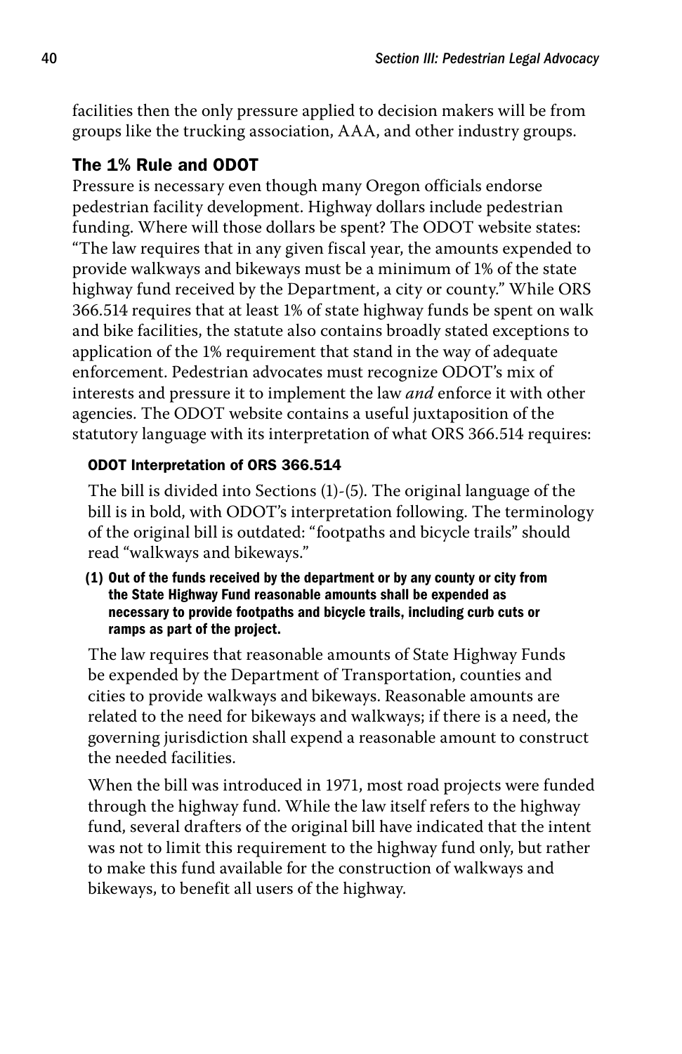facilities then the only pressure applied to decision makers will be from groups like the trucking association, AAA, and other industry groups.

## The 1% Rule and ODOT

Pressure is necessary even though many Oregon officials endorse pedestrian facility development. Highway dollars include pedestrian funding. Where will those dollars be spent? The ODOT website states: "The law requires that in any given fiscal year, the amounts expended to provide walkways and bikeways must be a minimum of 1% of the state highway fund received by the Department, a city or county." While ORS 366.514 requires that at least 1% of state highway funds be spent on walk and bike facilities, the statute also contains broadly stated exceptions to application of the 1% requirement that stand in the way of adequate enforcement. Pedestrian advocates must recognize ODOT's mix of interests and pressure it to implement the law *and* enforce it with other agencies. The ODOT website contains a useful juxtaposition of the statutory language with its interpretation of what ORS 366.514 requires:

### ODOT Interpretation of ORS 366.514

The bill is divided into Sections (1)-(5). The original language of the bill is in bold, with ODOT's interpretation following. The terminology of the original bill is outdated: "footpaths and bicycle trails" should read "walkways and bikeways."

**(1) Out of the funds received by the department or by any county or city from the State Highway Fund reasonable amounts shall be expended as necessary to provide footpaths and bicycle trails, including curb cuts or ramps as part of the project.**

The law requires that reasonable amounts of State Highway Funds be expended by the Department of Transportation, counties and cities to provide walkways and bikeways. Reasonable amounts are related to the need for bikeways and walkways; if there is a need, the governing jurisdiction shall expend a reasonable amount to construct the needed facilities.

When the bill was introduced in 1971, most road projects were funded through the highway fund. While the law itself refers to the highway fund, several drafters of the original bill have indicated that the intent was not to limit this requirement to the highway fund only, but rather to make this fund available for the construction of walkways and bikeways, to benefit all users of the highway.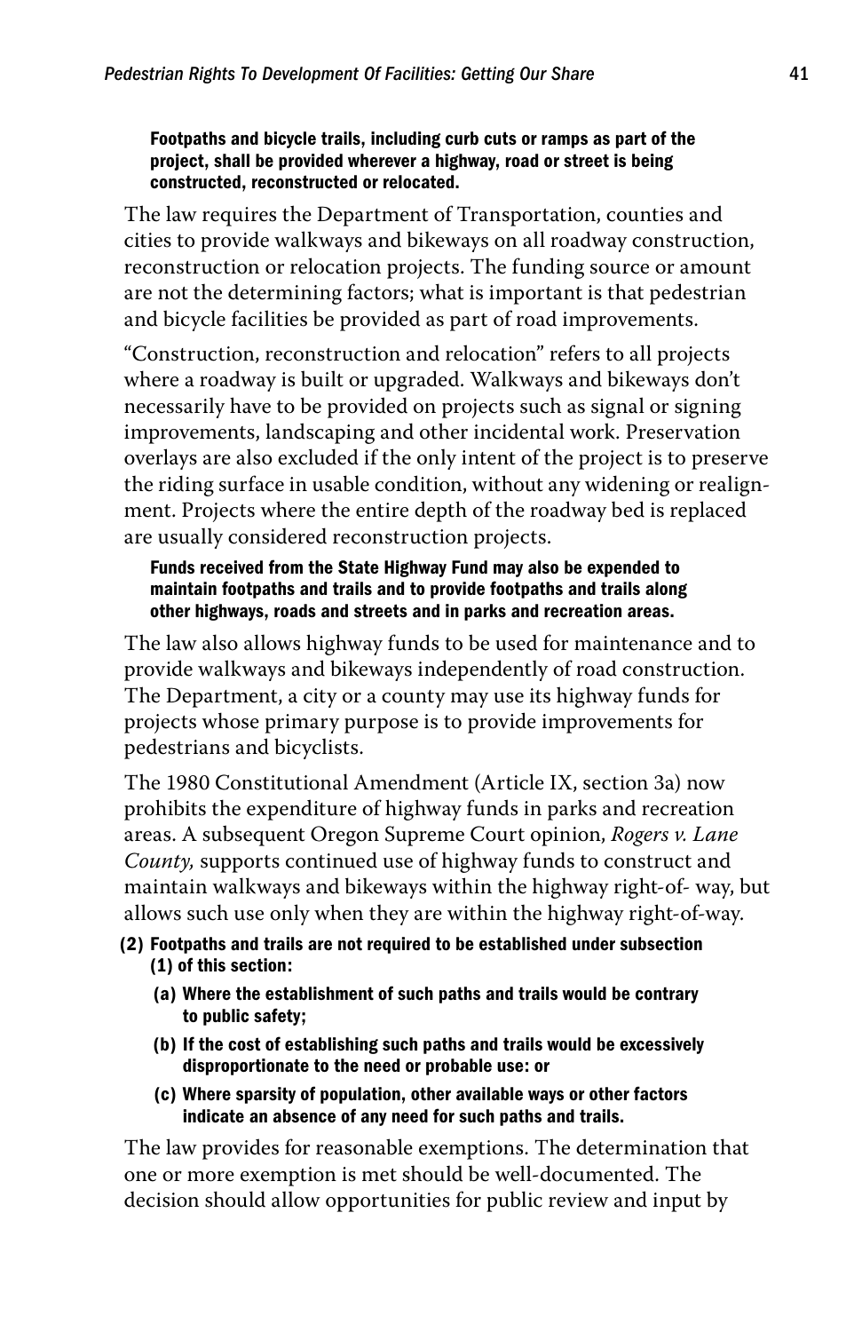**Footpaths and bicycle trails, including curb cuts or ramps as part of the project, shall be provided wherever a highway, road or street is being constructed, reconstructed or relocated.**

The law requires the Department of Transportation, counties and cities to provide walkways and bikeways on all roadway construction, reconstruction or relocation projects. The funding source or amount are not the determining factors; what is important is that pedestrian and bicycle facilities be provided as part of road improvements.

"Construction, reconstruction and relocation" refers to all projects where a roadway is built or upgraded. Walkways and bikeways don't necessarily have to be provided on projects such as signal or signing improvements, landscaping and other incidental work. Preservation overlays are also excluded if the only intent of the project is to preserve the riding surface in usable condition, without any widening or realignment. Projects where the entire depth of the roadway bed is replaced are usually considered reconstruction projects.

**Funds received from the State Highway Fund may also be expended to maintain footpaths and trails and to provide footpaths and trails along other highways, roads and streets and in parks and recreation areas.**

The law also allows highway funds to be used for maintenance and to provide walkways and bikeways independently of road construction. The Department, a city or a county may use its highway funds for projects whose primary purpose is to provide improvements for pedestrians and bicyclists.

The 1980 Constitutional Amendment (Article IX, section 3a) now prohibits the expenditure of highway funds in parks and recreation areas. A subsequent Oregon Supreme Court opinion, *Rogers v. Lane County,* supports continued use of highway funds to construct and maintain walkways and bikeways within the highway right-of- way, but allows such use only when they are within the highway right-of-way.

**(2) Footpaths and trails are not required to be established under subsection (1) of this section:**

**(a) Where the establishment of such paths and trails would be contrary to public safety;**

**(b) If the cost of establishing such paths and trails would be excessively disproportionate to the need or probable use: or**

**(c) Where sparsity of population, other available ways or other factors indicate an absence of any need for such paths and trails.**

The law provides for reasonable exemptions. The determination that one or more exemption is met should be well-documented. The decision should allow opportunities for public review and input by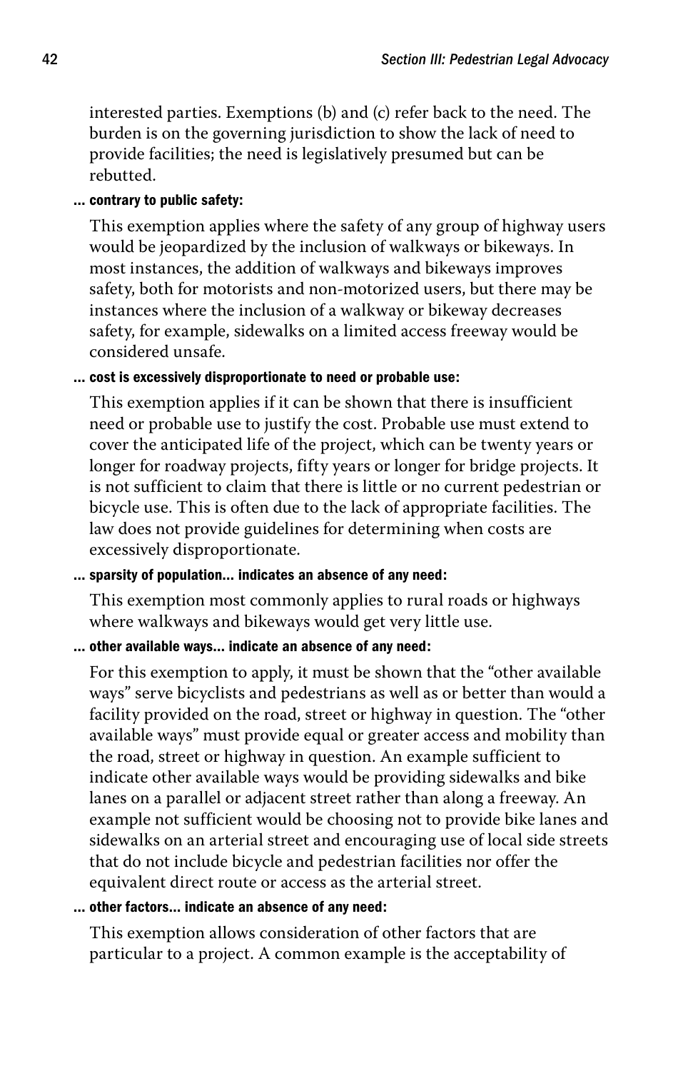interested parties. Exemptions (b) and (c) refer back to the need. The burden is on the governing jurisdiction to show the lack of need to provide facilities; the need is legislatively presumed but can be rebutted.

**... contrary to public safety:**

This exemption applies where the safety of any group of highway users would be jeopardized by the inclusion of walkways or bikeways. In most instances, the addition of walkways and bikeways improves safety, both for motorists and non-motorized users, but there may be instances where the inclusion of a walkway or bikeway decreases safety, for example, sidewalks on a limited access freeway would be considered unsafe.

**... cost is excessively disproportionate to need or probable use:**

This exemption applies if it can be shown that there is insufficient need or probable use to justify the cost. Probable use must extend to cover the anticipated life of the project, which can be twenty years or longer for roadway projects, fifty years or longer for bridge projects. It is not sufficient to claim that there is little or no current pedestrian or bicycle use. This is often due to the lack of appropriate facilities. The law does not provide guidelines for determining when costs are excessively disproportionate.

**... sparsity of population... indicates an absence of any need:**

This exemption most commonly applies to rural roads or highways where walkways and bikeways would get very little use.

**... other available ways... indicate an absence of any need:**

For this exemption to apply, it must be shown that the "other available ways" serve bicyclists and pedestrians as well as or better than would a facility provided on the road, street or highway in question. The "other available ways" must provide equal or greater access and mobility than the road, street or highway in question. An example sufficient to indicate other available ways would be providing sidewalks and bike lanes on a parallel or adjacent street rather than along a freeway. An example not sufficient would be choosing not to provide bike lanes and sidewalks on an arterial street and encouraging use of local side streets that do not include bicycle and pedestrian facilities nor offer the equivalent direct route or access as the arterial street.

**... other factors... indicate an absence of any need:**

This exemption allows consideration of other factors that are particular to a project. A common example is the acceptability of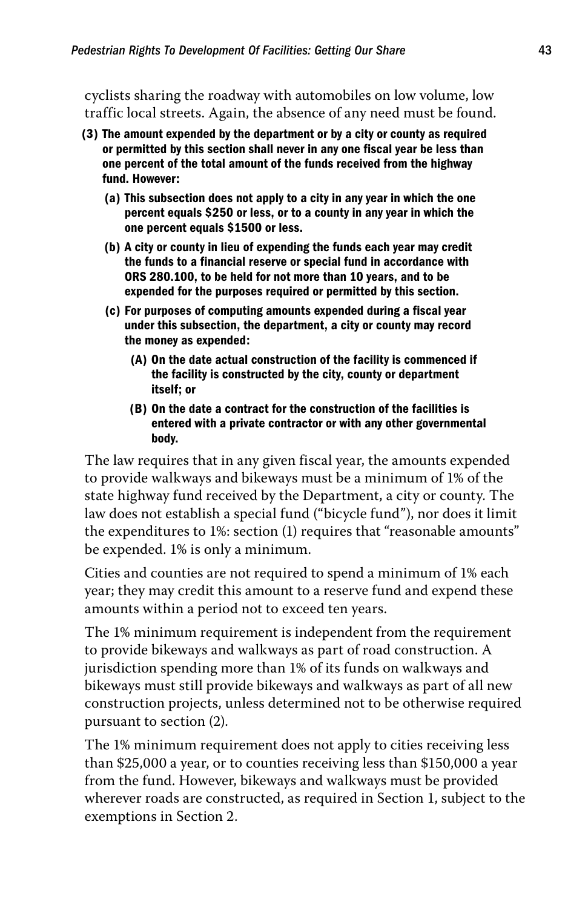cyclists sharing the roadway with automobiles on low volume, low traffic local streets. Again, the absence of any need must be found.

**(3) The amount expended by the department or by a city or county as required or permitted by this section shall never in any one fiscal year be less than one percent of the total amount of the funds received from the highway fund. However:**

> **(a) This subsection does not apply to a city in any year in which the one percent equals $250 or less, or to a county in any year in which the one percent equals $1500 or less.**
>
> **(b) A city or county in lieu of expending the funds each year may credit the funds to a financial reserve or special fund in accordance with ORS 280.100, to be held for not more than 10 years, and to be expended for the purposes required or permitted by this section.**
>
> **(c) For purposes of computing amounts expended during a fiscal year under this subsection, the department, a city or county may record the money as expended:**
>
> > **(A) On the date actual construction of the facility is commenced if the facility is constructed by the city, county or department itself; or**
> >
> > **(B) On the date a contract for the construction of the facilities is entered with a private contractor or with any other governmental body.**

The law requires that in any given fiscal year, the amounts expended to provide walkways and bikeways must be a minimum of 1% of the state highway fund received by the Department, a city or county. The law does not establish a special fund ("bicycle fund"), nor does it limit the expenditures to 1%: section (1) requires that "reasonable amounts" be expended. 1% is only a minimum.

Cities and counties are not required to spend a minimum of 1% each year; they may credit this amount to a reserve fund and expend these amounts within a period not to exceed ten years.

The 1% minimum requirement is independent from the requirement to provide bikeways and walkways as part of road construction. A jurisdiction spending more than 1% of its funds on walkways and bikeways must still provide bikeways and walkways as part of all new construction projects, unless determined not to be otherwise required pursuant to section (2).

The 1% minimum requirement does not apply to cities receiving less than $25,000 a year, or to counties receiving less than $150,000 a year from the fund. However, bikeways and walkways must be provided wherever roads are constructed, as required in Section 1, subject to the exemptions in Section 2.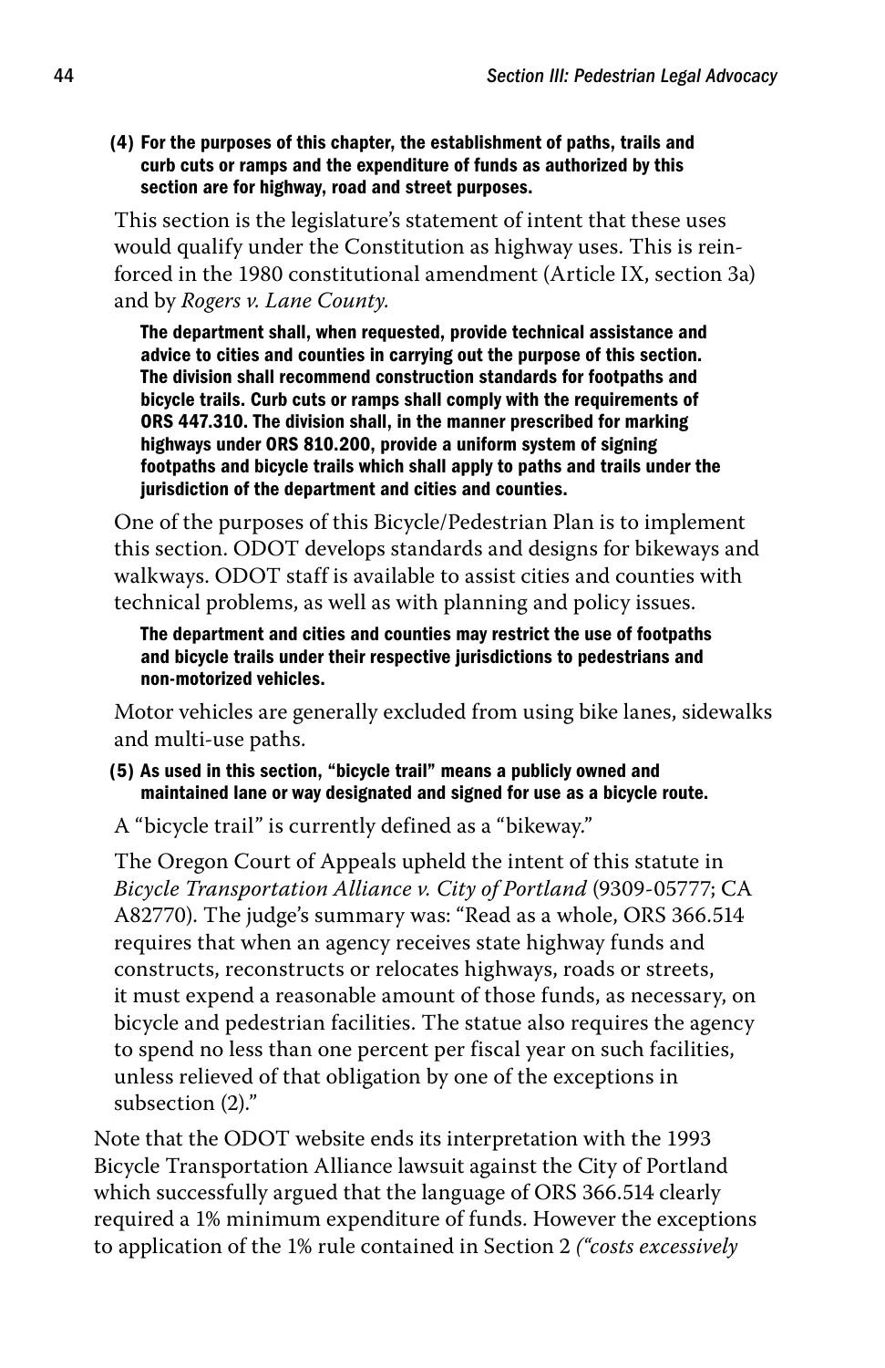**(4) For the purposes of this chapter, the establishment of paths, trails and curb cuts or ramps and the expenditure of funds as authorized by this section are for highway, road and street purposes.**

This section is the legislature's statement of intent that these uses would qualify under the Constitution as highway uses. This is reinforced in the 1980 constitutional amendment (Article IX, section 3a) and by *Rogers v. Lane County.*

**The department shall, when requested, provide technical assistance and advice to cities and counties in carrying out the purpose of this section. The division shall recommend construction standards for footpaths and bicycle trails. Curb cuts or ramps shall comply with the requirements of ORS 447.310. The division shall, in the manner prescribed for marking highways under ORS 810.200, provide a uniform system of signing footpaths and bicycle trails which shall apply to paths and trails under the jurisdiction of the department and cities and counties.**

One of the purposes of this Bicycle/Pedestrian Plan is to implement this section. ODOT develops standards and designs for bikeways and walkways. ODOT staff is available to assist cities and counties with technical problems, as well as with planning and policy issues.

**The department and cities and counties may restrict the use of footpaths and bicycle trails under their respective jurisdictions to pedestrians and non-motorized vehicles.**

Motor vehicles are generally excluded from using bike lanes, sidewalks and multi-use paths.

**(5) As used in this section, "bicycle trail" means a publicly owned and maintained lane or way designated and signed for use as a bicycle route.**

A "bicycle trail" is currently defined as a "bikeway."

The Oregon Court of Appeals upheld the intent of this statute in *Bicycle Transportation Alliance v. City of Portland* (9309-05777; CA A82770). The judge's summary was: "Read as a whole, ORS 366.514 requires that when an agency receives state highway funds and constructs, reconstructs or relocates highways, roads or streets, it must expend a reasonable amount of those funds, as necessary, on bicycle and pedestrian facilities. The statue also requires the agency to spend no less than one percent per fiscal year on such facilities, unless relieved of that obligation by one of the exceptions in subsection (2)."

Note that the ODOT website ends its interpretation with the 1993 Bicycle Transportation Alliance lawsuit against the City of Portland which successfully argued that the language of ORS 366.514 clearly required a 1% minimum expenditure of funds. However the exceptions to application of the 1% rule contained in Section 2 *("costs excessively*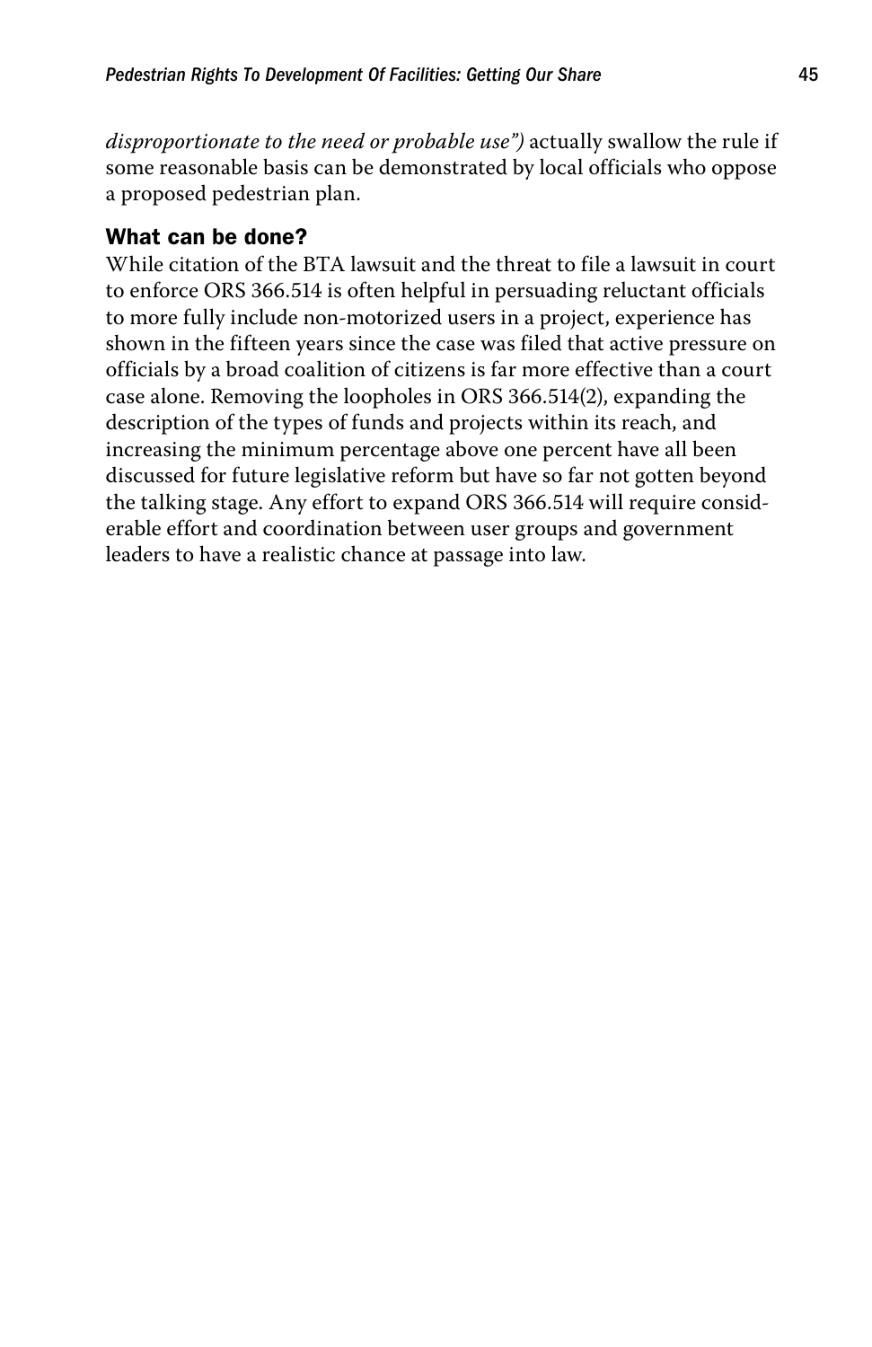*disproportionate to the need or probable use")* actually swallow the rule if some reasonable basis can be demonstrated by local officials who oppose a proposed pedestrian plan.

### What can be done?

While citation of the BTA lawsuit and the threat to file a lawsuit in court to enforce ORS 366.514 is often helpful in persuading reluctant officials to more fully include non-motorized users in a project, experience has shown in the fifteen years since the case was filed that active pressure on officials by a broad coalition of citizens is far more effective than a court case alone. Removing the loopholes in ORS 366.514(2), expanding the description of the types of funds and projects within its reach, and increasing the minimum percentage above one percent have all been discussed for future legislative reform but have so far not gotten beyond the talking stage. Any effort to expand ORS 366.514 will require considerable effort and coordination between user groups and government leaders to have a realistic chance at passage into law.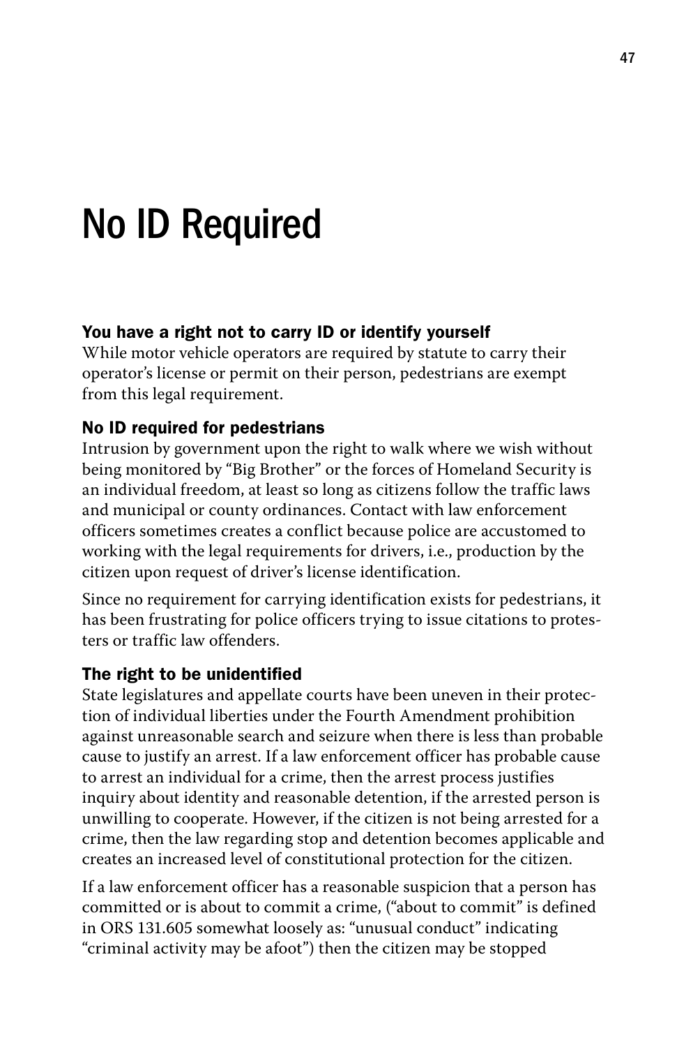# No ID Required

### You have a right not to carry ID or identify yourself

While motor vehicle operators are required by statute to carry their operator's license or permit on their person, pedestrians are exempt from this legal requirement.

### No ID required for pedestrians

Intrusion by government upon the right to walk where we wish without being monitored by "Big Brother" or the forces of Homeland Security is an individual freedom, at least so long as citizens follow the traffic laws and municipal or county ordinances. Contact with law enforcement officers sometimes creates a conflict because police are accustomed to working with the legal requirements for drivers, i.e., production by the citizen upon request of driver's license identification.

Since no requirement for carrying identification exists for pedestrians, it has been frustrating for police officers trying to issue citations to protesters or traffic law offenders.

### The right to be unidentified

State legislatures and appellate courts have been uneven in their protection of individual liberties under the Fourth Amendment prohibition against unreasonable search and seizure when there is less than probable cause to justify an arrest. If a law enforcement officer has probable cause to arrest an individual for a crime, then the arrest process justifies inquiry about identity and reasonable detention, if the arrested person is unwilling to cooperate. However, if the citizen is not being arrested for a crime, then the law regarding stop and detention becomes applicable and creates an increased level of constitutional protection for the citizen.

If a law enforcement officer has a reasonable suspicion that a person has committed or is about to commit a crime, ("about to commit" is defined in ORS 131.605 somewhat loosely as: "unusual conduct" indicating "criminal activity may be afoot") then the citizen may be stopped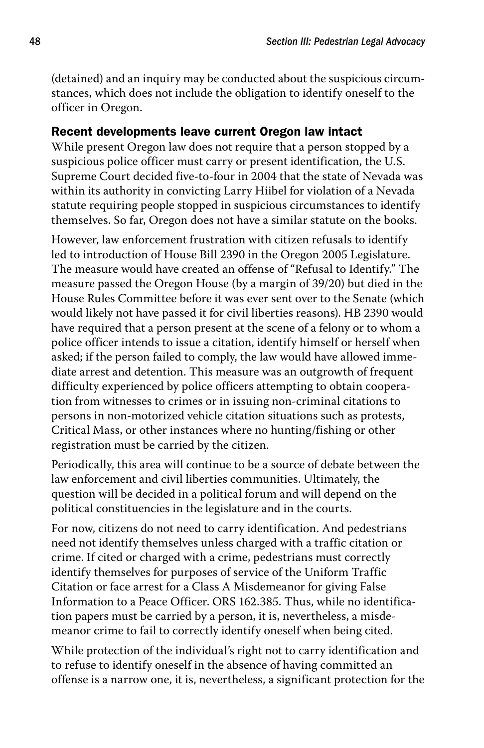(detained) and an inquiry may be conducted about the suspicious circumstances, which does not include the obligation to identify oneself to the officer in Oregon.

### Recent developments leave current Oregon law intact

While present Oregon law does not require that a person stopped by a suspicious police officer must carry or present identification, the U.S. Supreme Court decided five-to-four in 2004 that the state of Nevada was within its authority in convicting Larry Hiibel for violation of a Nevada statute requiring people stopped in suspicious circumstances to identify themselves. So far, Oregon does not have a similar statute on the books.

However, law enforcement frustration with citizen refusals to identify led to introduction of House Bill 2390 in the Oregon 2005 Legislature. The measure would have created an offense of "Refusal to Identify." The measure passed the Oregon House (by a margin of 39/20) but died in the House Rules Committee before it was ever sent over to the Senate (which would likely not have passed it for civil liberties reasons). HB 2390 would have required that a person present at the scene of a felony or to whom a police officer intends to issue a citation, identify himself or herself when asked; if the person failed to comply, the law would have allowed immediate arrest and detention. This measure was an outgrowth of frequent difficulty experienced by police officers attempting to obtain cooperation from witnesses to crimes or in issuing non-criminal citations to persons in non-motorized vehicle citation situations such as protests, Critical Mass, or other instances where no hunting/fishing or other registration must be carried by the citizen.

Periodically, this area will continue to be a source of debate between the law enforcement and civil liberties communities. Ultimately, the question will be decided in a political forum and will depend on the political constituencies in the legislature and in the courts.

For now, citizens do not need to carry identification. And pedestrians need not identify themselves unless charged with a traffic citation or crime. If cited or charged with a crime, pedestrians must correctly identify themselves for purposes of service of the Uniform Traffic Citation or face arrest for a Class A Misdemeanor for giving False Information to a Peace Officer. ORS 162.385. Thus, while no identification papers must be carried by a person, it is, nevertheless, a misdemeanor crime to fail to correctly identify oneself when being cited.

While protection of the individual's right not to carry identification and to refuse to identify oneself in the absence of having committed an offense is a narrow one, it is, nevertheless, a significant protection for the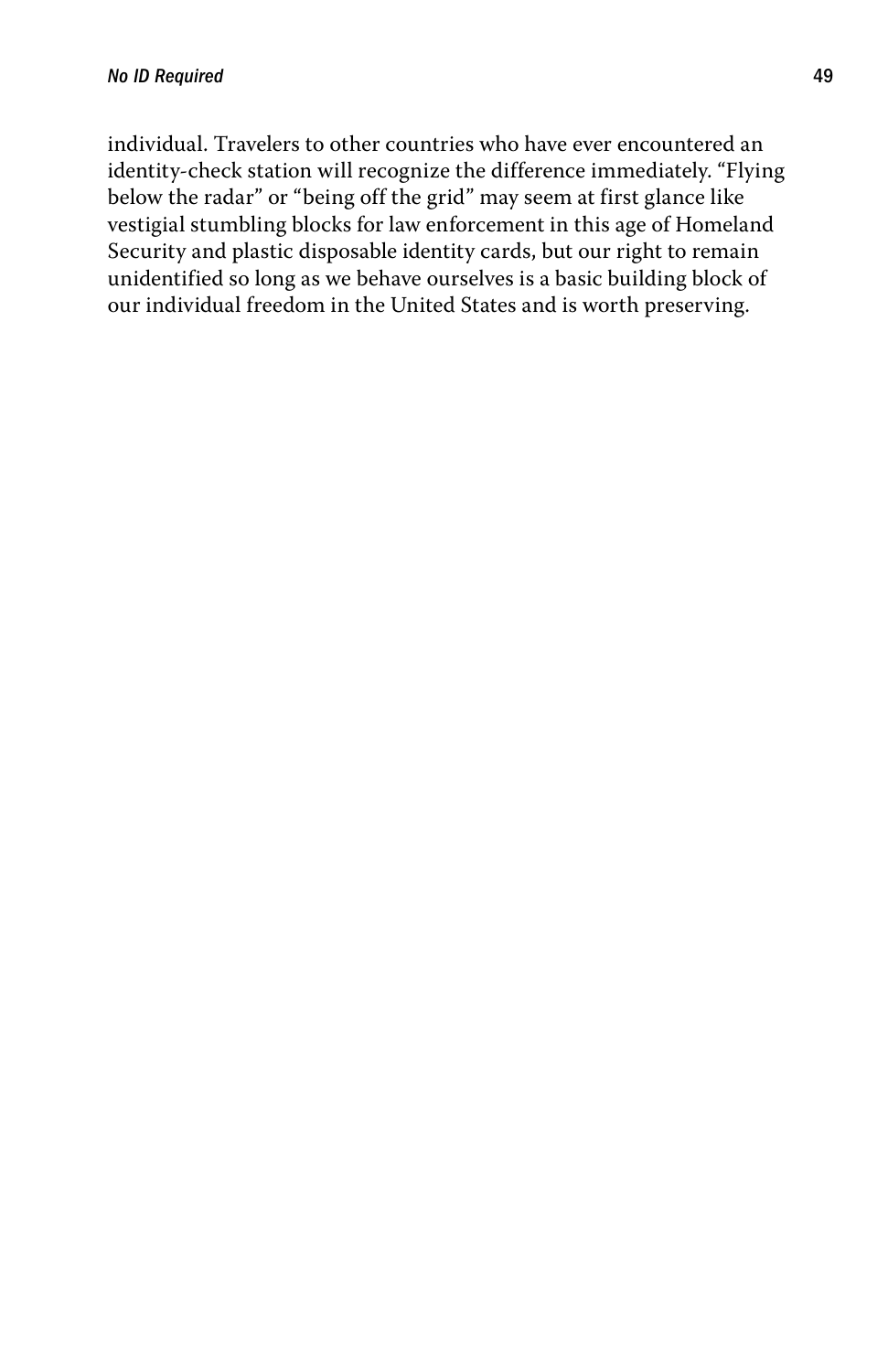individual. Travelers to other countries who have ever encountered an identity-check station will recognize the difference immediately. "Flying below the radar" or "being off the grid" may seem at first glance like vestigial stumbling blocks for law enforcement in this age of Homeland Security and plastic disposable identity cards, but our right to remain unidentified so long as we behave ourselves is a basic building block of our individual freedom in the United States and is worth preserving.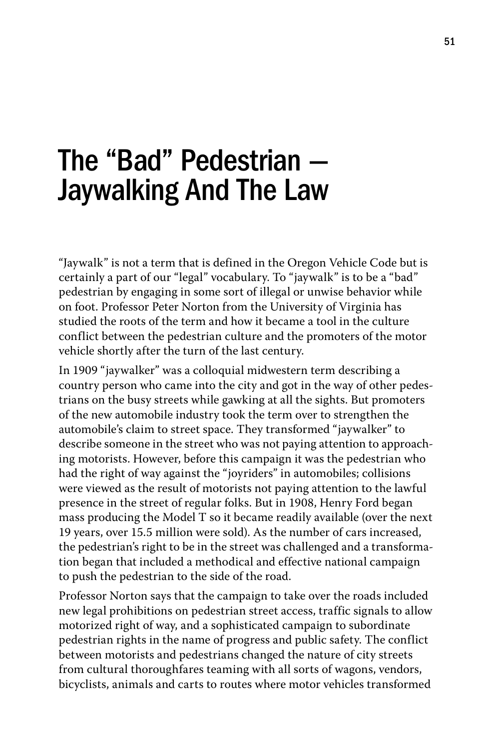# The "Bad" Pedestrian — Jaywalking And The Law

"Jaywalk" is not a term that is defined in the Oregon Vehicle Code but is certainly a part of our "legal" vocabulary. To "jaywalk" is to be a "bad" pedestrian by engaging in some sort of illegal or unwise behavior while on foot. Professor Peter Norton from the University of Virginia has studied the roots of the term and how it became a tool in the culture conflict between the pedestrian culture and the promoters of the motor vehicle shortly after the turn of the last century.

In 1909 "jaywalker" was a colloquial midwestern term describing a country person who came into the city and got in the way of other pedestrians on the busy streets while gawking at all the sights. But promoters of the new automobile industry took the term over to strengthen the automobile's claim to street space. They transformed "jaywalker" to describe someone in the street who was not paying attention to approaching motorists. However, before this campaign it was the pedestrian who had the right of way against the "joyriders" in automobiles; collisions were viewed as the result of motorists not paying attention to the lawful presence in the street of regular folks. But in 1908, Henry Ford began mass producing the Model T so it became readily available (over the next 19 years, over 15.5 million were sold). As the number of cars increased, the pedestrian's right to be in the street was challenged and a transformation began that included a methodical and effective national campaign to push the pedestrian to the side of the road.

Professor Norton says that the campaign to take over the roads included new legal prohibitions on pedestrian street access, traffic signals to allow motorized right of way, and a sophisticated campaign to subordinate pedestrian rights in the name of progress and public safety. The conflict between motorists and pedestrians changed the nature of city streets from cultural thoroughfares teaming with all sorts of wagons, vendors, bicyclists, animals and carts to routes where motor vehicles transformed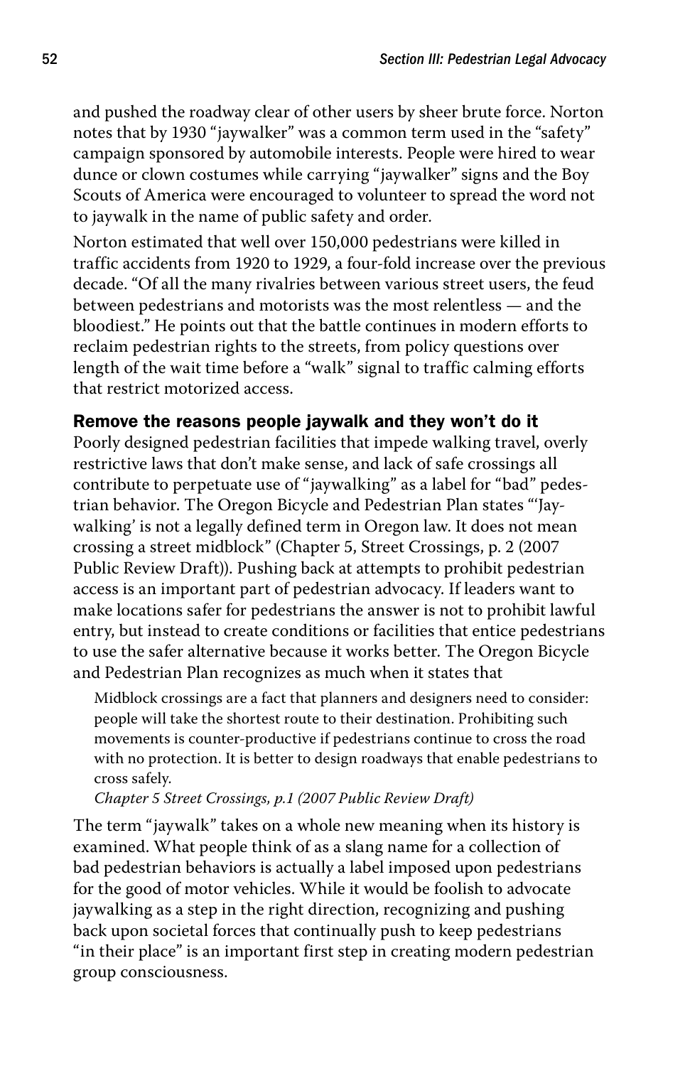and pushed the roadway clear of other users by sheer brute force. Norton notes that by 1930 "jaywalker" was a common term used in the "safety" campaign sponsored by automobile interests. People were hired to wear dunce or clown costumes while carrying "jaywalker" signs and the Boy Scouts of America were encouraged to volunteer to spread the word not to jaywalk in the name of public safety and order.

Norton estimated that well over 150,000 pedestrians were killed in traffic accidents from 1920 to 1929, a four-fold increase over the previous decade. "Of all the many rivalries between various street users, the feud between pedestrians and motorists was the most relentless — and the bloodiest." He points out that the battle continues in modern efforts to reclaim pedestrian rights to the streets, from policy questions over length of the wait time before a "walk" signal to traffic calming efforts that restrict motorized access.

### Remove the reasons people jaywalk and they won't do it

Poorly designed pedestrian facilities that impede walking travel, overly restrictive laws that don't make sense, and lack of safe crossings all contribute to perpetuate use of "jaywalking" as a label for "bad" pedestrian behavior. The Oregon Bicycle and Pedestrian Plan states "'Jaywalking' is not a legally defined term in Oregon law. It does not mean crossing a street midblock" (Chapter 5, Street Crossings, p. 2 (2007 Public Review Draft)). Pushing back at attempts to prohibit pedestrian access is an important part of pedestrian advocacy. If leaders want to make locations safer for pedestrians the answer is not to prohibit lawful entry, but instead to create conditions or facilities that entice pedestrians to use the safer alternative because it works better. The Oregon Bicycle and Pedestrian Plan recognizes as much when it states that

> Midblock crossings are a fact that planners and designers need to consider: people will take the shortest route to their destination. Prohibiting such movements is counter-productive if pedestrians continue to cross the road with no protection. It is better to design roadways that enable pedestrians to cross safely.
> *Chapter 5 Street Crossings, p.1 (2007 Public Review Draft)*

The term "jaywalk" takes on a whole new meaning when its history is examined. What people think of as a slang name for a collection of bad pedestrian behaviors is actually a label imposed upon pedestrians for the good of motor vehicles. While it would be foolish to advocate jaywalking as a step in the right direction, recognizing and pushing back upon societal forces that continually push to keep pedestrians "in their place" is an important first step in creating modern pedestrian group consciousness.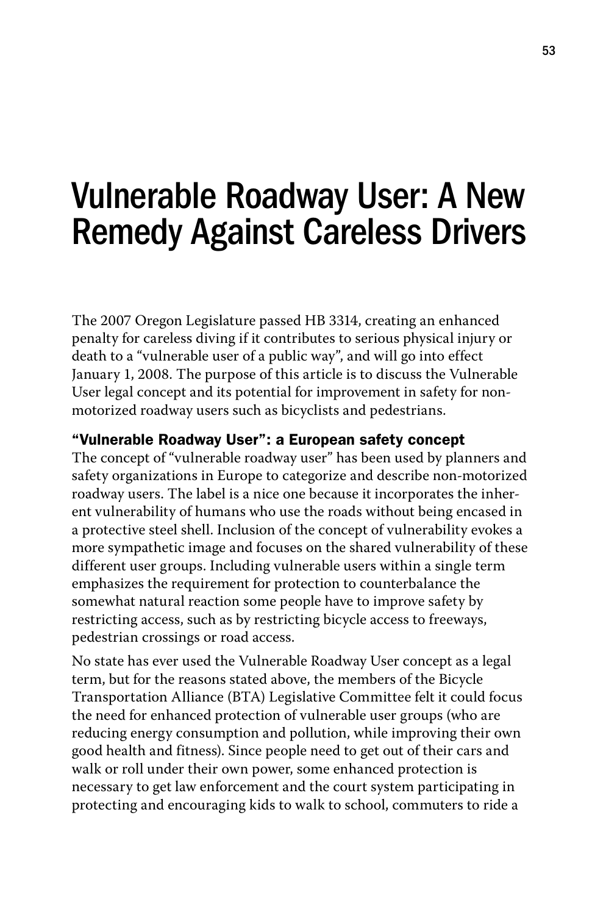# Vulnerable Roadway User: A New Remedy Against Careless Drivers

The 2007 Oregon Legislature passed HB 3314, creating an enhanced penalty for careless diving if it contributes to serious physical injury or death to a "vulnerable user of a public way", and will go into effect January 1, 2008. The purpose of this article is to discuss the Vulnerable User legal concept and its potential for improvement in safety for non-motorized roadway users such as bicyclists and pedestrians.

## "Vulnerable Roadway User": a European safety concept

The concept of "vulnerable roadway user" has been used by planners and safety organizations in Europe to categorize and describe non-motorized roadway users. The label is a nice one because it incorporates the inherent vulnerability of humans who use the roads without being encased in a protective steel shell. Inclusion of the concept of vulnerability evokes a more sympathetic image and focuses on the shared vulnerability of these different user groups. Including vulnerable users within a single term emphasizes the requirement for protection to counterbalance the somewhat natural reaction some people have to improve safety by restricting access, such as by restricting bicycle access to freeways, pedestrian crossings or road access.

No state has ever used the Vulnerable Roadway User concept as a legal term, but for the reasons stated above, the members of the Bicycle Transportation Alliance (BTA) Legislative Committee felt it could focus the need for enhanced protection of vulnerable user groups (who are reducing energy consumption and pollution, while improving their own good health and fitness). Since people need to get out of their cars and walk or roll under their own power, some enhanced protection is necessary to get law enforcement and the court system participating in protecting and encouraging kids to walk to school, commuters to ride a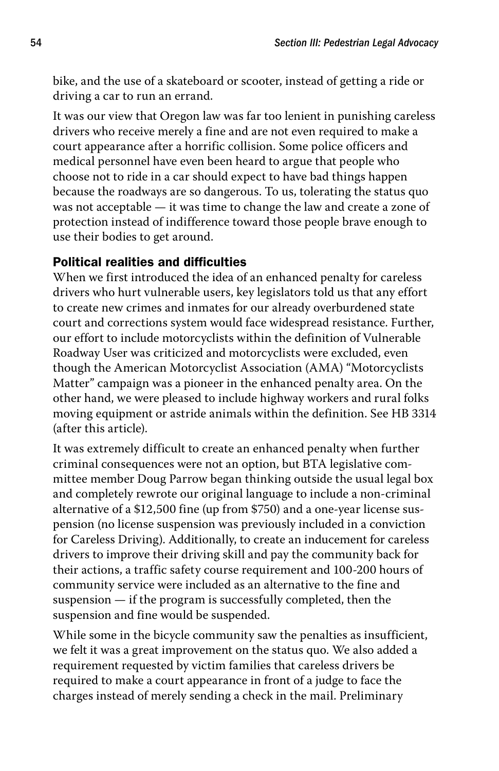bike, and the use of a skateboard or scooter, instead of getting a ride or driving a car to run an errand.

It was our view that Oregon law was far too lenient in punishing careless drivers who receive merely a fine and are not even required to make a court appearance after a horrific collision. Some police officers and medical personnel have even been heard to argue that people who choose not to ride in a car should expect to have bad things happen because the roadways are so dangerous. To us, tolerating the status quo was not acceptable — it was time to change the law and create a zone of protection instead of indifference toward those people brave enough to use their bodies to get around.

### Political realities and difficulties

When we first introduced the idea of an enhanced penalty for careless drivers who hurt vulnerable users, key legislators told us that any effort to create new crimes and inmates for our already overburdened state court and corrections system would face widespread resistance. Further, our effort to include motorcyclists within the definition of Vulnerable Roadway User was criticized and motorcyclists were excluded, even though the American Motorcyclist Association (AMA) "Motorcyclists Matter" campaign was a pioneer in the enhanced penalty area. On the other hand, we were pleased to include highway workers and rural folks moving equipment or astride animals within the definition. See HB 3314 (after this article).

It was extremely difficult to create an enhanced penalty when further criminal consequences were not an option, but BTA legislative committee member Doug Parrow began thinking outside the usual legal box and completely rewrote our original language to include a non-criminal alternative of a $12,500 fine (up from $750) and a one-year license suspension (no license suspension was previously included in a conviction for Careless Driving). Additionally, to create an inducement for careless drivers to improve their driving skill and pay the community back for their actions, a traffic safety course requirement and 100-200 hours of community service were included as an alternative to the fine and suspension — if the program is successfully completed, then the suspension and fine would be suspended.

While some in the bicycle community saw the penalties as insufficient, we felt it was a great improvement on the status quo. We also added a requirement requested by victim families that careless drivers be required to make a court appearance in front of a judge to face the charges instead of merely sending a check in the mail. Preliminary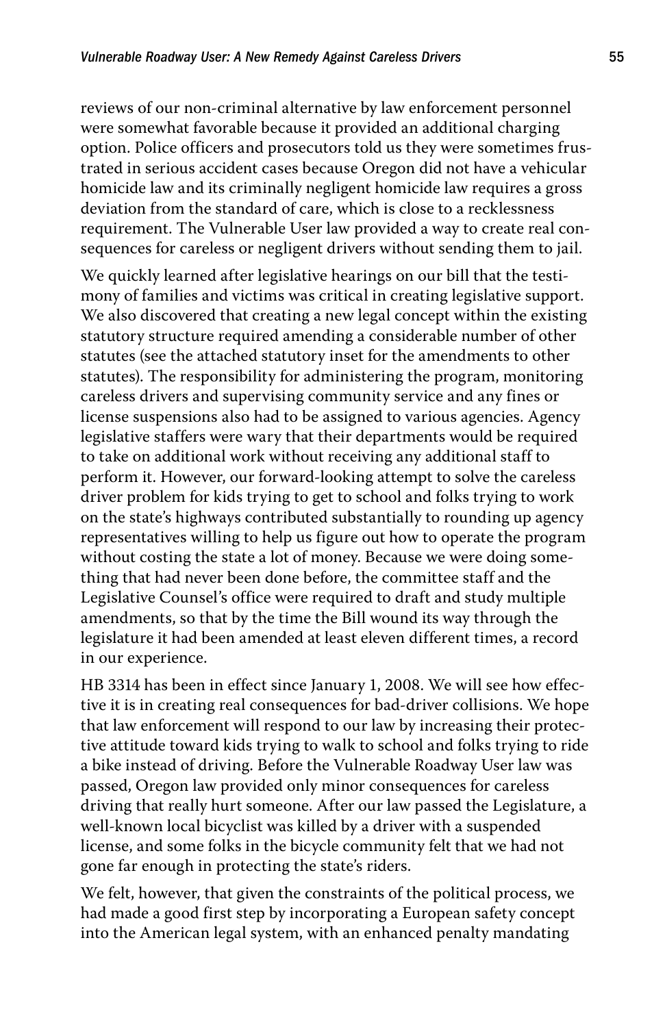reviews of our non-criminal alternative by law enforcement personnel were somewhat favorable because it provided an additional charging option. Police officers and prosecutors told us they were sometimes frustrated in serious accident cases because Oregon did not have a vehicular homicide law and its criminally negligent homicide law requires a gross deviation from the standard of care, which is close to a recklessness requirement. The Vulnerable User law provided a way to create real consequences for careless or negligent drivers without sending them to jail.

We quickly learned after legislative hearings on our bill that the testimony of families and victims was critical in creating legislative support. We also discovered that creating a new legal concept within the existing statutory structure required amending a considerable number of other statutes (see the attached statutory inset for the amendments to other statutes). The responsibility for administering the program, monitoring careless drivers and supervising community service and any fines or license suspensions also had to be assigned to various agencies. Agency legislative staffers were wary that their departments would be required to take on additional work without receiving any additional staff to perform it. However, our forward-looking attempt to solve the careless driver problem for kids trying to get to school and folks trying to work on the state's highways contributed substantially to rounding up agency representatives willing to help us figure out how to operate the program without costing the state a lot of money. Because we were doing something that had never been done before, the committee staff and the Legislative Counsel's office were required to draft and study multiple amendments, so that by the time the Bill wound its way through the legislature it had been amended at least eleven different times, a record in our experience.

HB 3314 has been in effect since January 1, 2008. We will see how effective it is in creating real consequences for bad-driver collisions. We hope that law enforcement will respond to our law by increasing their protective attitude toward kids trying to walk to school and folks trying to ride a bike instead of driving. Before the Vulnerable Roadway User law was passed, Oregon law provided only minor consequences for careless driving that really hurt someone. After our law passed the Legislature, a well-known local bicyclist was killed by a driver with a suspended license, and some folks in the bicycle community felt that we had not gone far enough in protecting the state's riders.

We felt, however, that given the constraints of the political process, we had made a good first step by incorporating a European safety concept into the American legal system, with an enhanced penalty mandating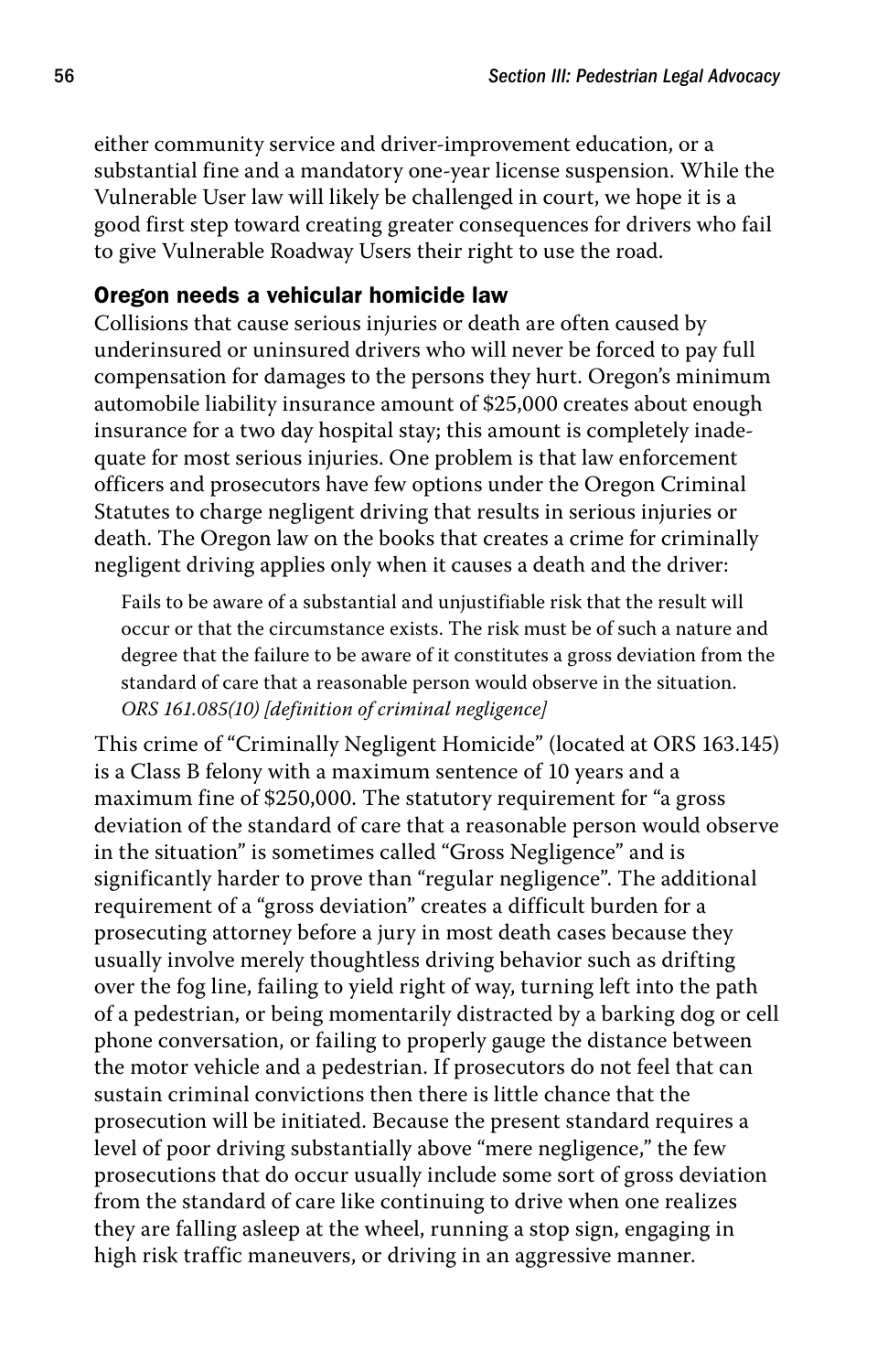either community service and driver-improvement education, or a substantial fine and a mandatory one-year license suspension. While the Vulnerable User law will likely be challenged in court, we hope it is a good first step toward creating greater consequences for drivers who fail to give Vulnerable Roadway Users their right to use the road.

### Oregon needs a vehicular homicide law

Collisions that cause serious injuries or death are often caused by underinsured or uninsured drivers who will never be forced to pay full compensation for damages to the persons they hurt. Oregon's minimum automobile liability insurance amount of $25,000 creates about enough insurance for a two day hospital stay; this amount is completely inadequate for most serious injuries. One problem is that law enforcement officers and prosecutors have few options under the Oregon Criminal Statutes to charge negligent driving that results in serious injuries or death. The Oregon law on the books that creates a crime for criminally negligent driving applies only when it causes a death and the driver:

> Fails to be aware of a substantial and unjustifiable risk that the result will occur or that the circumstance exists. The risk must be of such a nature and degree that the failure to be aware of it constitutes a gross deviation from the standard of care that a reasonable person would observe in the situation. *ORS 161.085(10) [definition of criminal negligence]*

This crime of "Criminally Negligent Homicide" (located at ORS 163.145) is a Class B felony with a maximum sentence of 10 years and a maximum fine of $250,000. The statutory requirement for "a gross deviation of the standard of care that a reasonable person would observe in the situation" is sometimes called "Gross Negligence" and is significantly harder to prove than "regular negligence". The additional requirement of a "gross deviation" creates a difficult burden for a prosecuting attorney before a jury in most death cases because they usually involve merely thoughtless driving behavior such as drifting over the fog line, failing to yield right of way, turning left into the path of a pedestrian, or being momentarily distracted by a barking dog or cell phone conversation, or failing to properly gauge the distance between the motor vehicle and a pedestrian. If prosecutors do not feel that can sustain criminal convictions then there is little chance that the prosecution will be initiated. Because the present standard requires a level of poor driving substantially above "mere negligence," the few prosecutions that do occur usually include some sort of gross deviation from the standard of care like continuing to drive when one realizes they are falling asleep at the wheel, running a stop sign, engaging in high risk traffic maneuvers, or driving in an aggressive manner.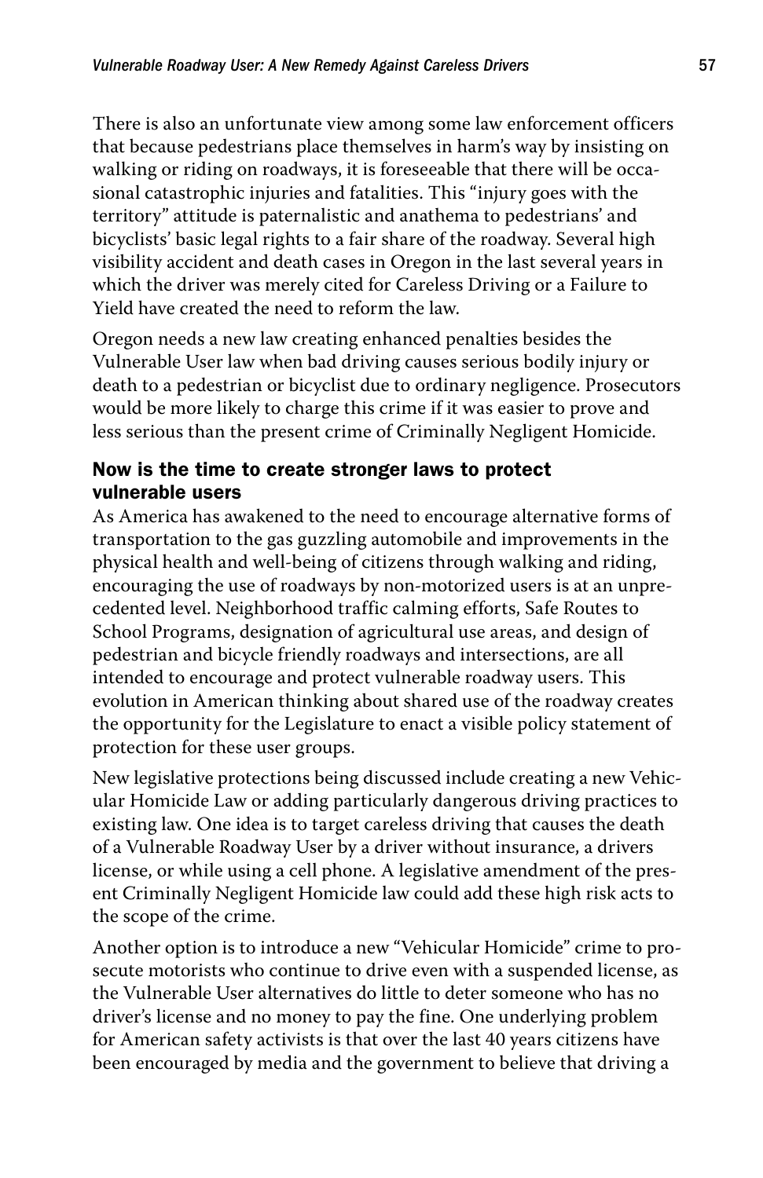There is also an unfortunate view among some law enforcement officers that because pedestrians place themselves in harm's way by insisting on walking or riding on roadways, it is foreseeable that there will be occasional catastrophic injuries and fatalities. This "injury goes with the territory" attitude is paternalistic and anathema to pedestrians' and bicyclists' basic legal rights to a fair share of the roadway. Several high visibility accident and death cases in Oregon in the last several years in which the driver was merely cited for Careless Driving or a Failure to Yield have created the need to reform the law.

Oregon needs a new law creating enhanced penalties besides the Vulnerable User law when bad driving causes serious bodily injury or death to a pedestrian or bicyclist due to ordinary negligence. Prosecutors would be more likely to charge this crime if it was easier to prove and less serious than the present crime of Criminally Negligent Homicide.

### Now is the time to create stronger laws to protect vulnerable users

As America has awakened to the need to encourage alternative forms of transportation to the gas guzzling automobile and improvements in the physical health and well-being of citizens through walking and riding, encouraging the use of roadways by non-motorized users is at an unprecedented level. Neighborhood traffic calming efforts, Safe Routes to School Programs, designation of agricultural use areas, and design of pedestrian and bicycle friendly roadways and intersections, are all intended to encourage and protect vulnerable roadway users. This evolution in American thinking about shared use of the roadway creates the opportunity for the Legislature to enact a visible policy statement of protection for these user groups.

New legislative protections being discussed include creating a new Vehicular Homicide Law or adding particularly dangerous driving practices to existing law. One idea is to target careless driving that causes the death of a Vulnerable Roadway User by a driver without insurance, a drivers license, or while using a cell phone. A legislative amendment of the present Criminally Negligent Homicide law could add these high risk acts to the scope of the crime.

Another option is to introduce a new "Vehicular Homicide" crime to prosecute motorists who continue to drive even with a suspended license, as the Vulnerable User alternatives do little to deter someone who has no driver's license and no money to pay the fine. One underlying problem for American safety activists is that over the last 40 years citizens have been encouraged by media and the government to believe that driving a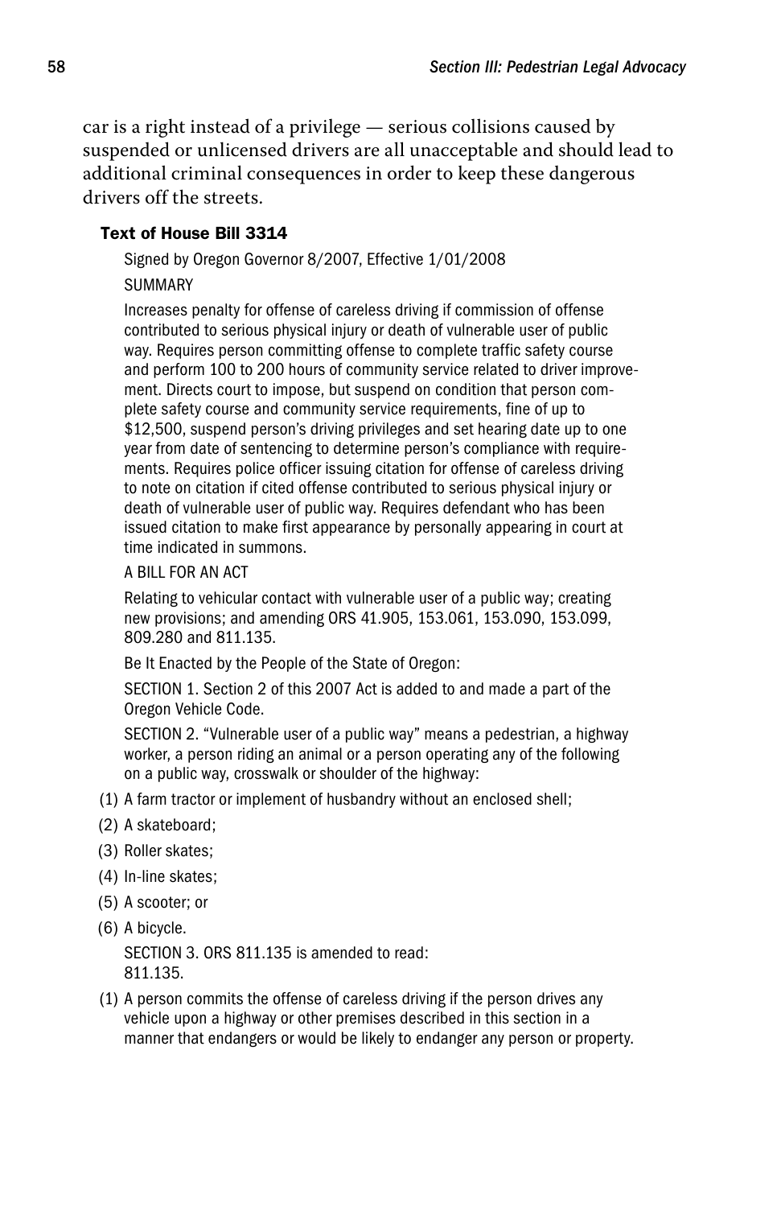car is a right instead of a privilege — serious collisions caused by suspended or unlicensed drivers are all unacceptable and should lead to additional criminal consequences in order to keep these dangerous drivers off the streets.

### Text of House Bill 3314

Signed by Oregon Governor 8/2007, Effective 1/01/2008

SUMMARY

Increases penalty for offense of careless driving if commission of offense contributed to serious physical injury or death of vulnerable user of public way. Requires person committing offense to complete traffic safety course and perform 100 to 200 hours of community service related to driver improvement. Directs court to impose, but suspend on condition that person complete safety course and community service requirements, fine of up to $12,500, suspend person's driving privileges and set hearing date up to one year from date of sentencing to determine person's compliance with requirements. Requires police officer issuing citation for offense of careless driving to note on citation if cited offense contributed to serious physical injury or death of vulnerable user of public way. Requires defendant who has been issued citation to make first appearance by personally appearing in court at time indicated in summons.

A BILL FOR AN ACT

Relating to vehicular contact with vulnerable user of a public way; creating new provisions; and amending ORS 41.905, 153.061, 153.090, 153.099, 809.280 and 811.135.

Be It Enacted by the People of the State of Oregon:

SECTION 1. Section 2 of this 2007 Act is added to and made a part of the Oregon Vehicle Code.

SECTION 2. "Vulnerable user of a public way" means a pedestrian, a highway worker, a person riding an animal or a person operating any of the following on a public way, crosswalk or shoulder of the highway:

(1) A farm tractor or implement of husbandry without an enclosed shell;
(2) A skateboard;
(3) Roller skates;
(4) In-line skates;
(5) A scooter; or
(6) A bicycle.

SECTION 3. ORS 811.135 is amended to read:
811.135.

(1) A person commits the offense of careless driving if the person drives any vehicle upon a highway or other premises described in this section in a manner that endangers or would be likely to endanger any person or property.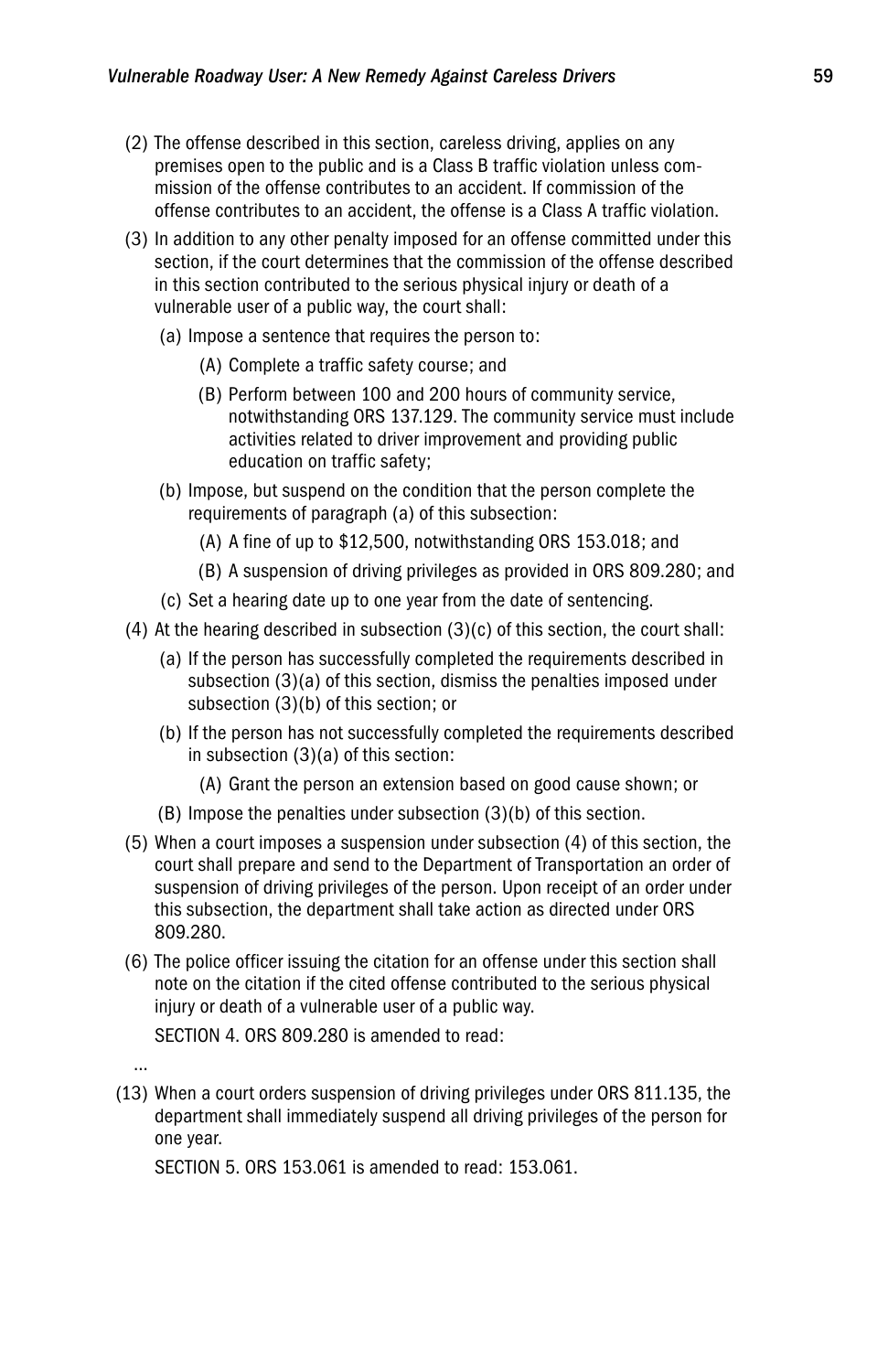(2) The offense described in this section, careless driving, applies on any premises open to the public and is a Class B traffic violation unless commission of the offense contributes to an accident. If commission of the offense contributes to an accident, the offense is a Class A traffic violation.

(3) In addition to any other penalty imposed for an offense committed under this section, if the court determines that the commission of the offense described in this section contributed to the serious physical injury or death of a vulnerable user of a public way, the court shall:

  (a) Impose a sentence that requires the person to:

    (A) Complete a traffic safety course; and

    (B) Perform between 100 and 200 hours of community service, notwithstanding ORS 137.129. The community service must include activities related to driver improvement and providing public education on traffic safety;

  (b) Impose, but suspend on the condition that the person complete the requirements of paragraph (a) of this subsection:

    (A) A fine of up to $12,500, notwithstanding ORS 153.018; and

    (B) A suspension of driving privileges as provided in ORS 809.280; and

  (c) Set a hearing date up to one year from the date of sentencing.

(4) At the hearing described in subsection (3)(c) of this section, the court shall:

  (a) If the person has successfully completed the requirements described in subsection (3)(a) of this section, dismiss the penalties imposed under subsection (3)(b) of this section; or

  (b) If the person has not successfully completed the requirements described in subsection (3)(a) of this section:

    (A) Grant the person an extension based on good cause shown; or

  (B) Impose the penalties under subsection (3)(b) of this section.

(5) When a court imposes a suspension under subsection (4) of this section, the court shall prepare and send to the Department of Transportation an order of suspension of driving privileges of the person. Upon receipt of an order under this subsection, the department shall take action as directed under ORS 809.280.

(6) The police officer issuing the citation for an offense under this section shall note on the citation if the cited offense contributed to the serious physical injury or death of a vulnerable user of a public way.

SECTION 4. ORS 809.280 is amended to read:

...

(13) When a court orders suspension of driving privileges under ORS 811.135, the department shall immediately suspend all driving privileges of the person for one year.

SECTION 5. ORS 153.061 is amended to read: 153.061.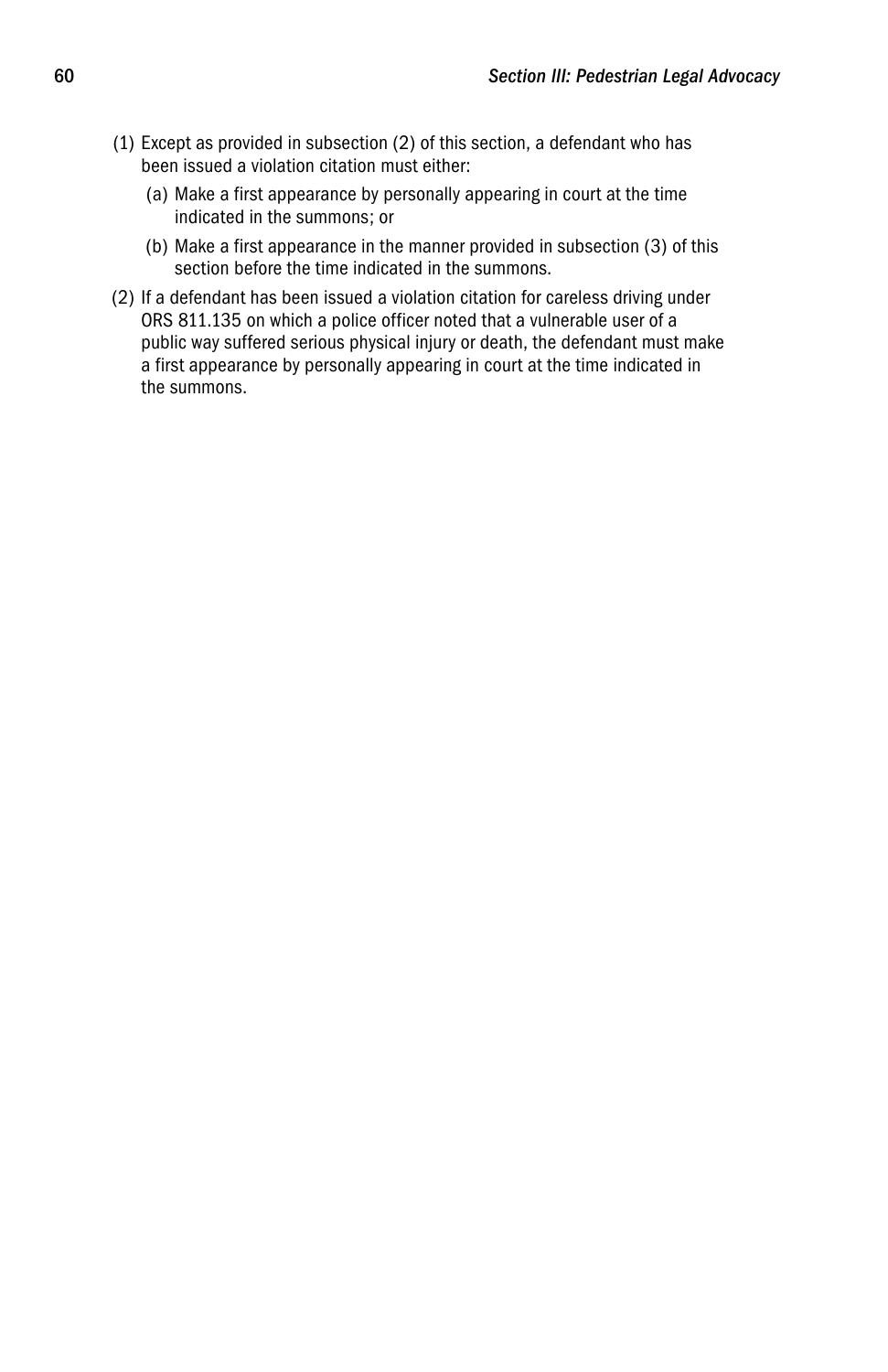(1) Except as provided in subsection (2) of this section, a defendant who has been issued a violation citation must either:

  (a) Make a first appearance by personally appearing in court at the time indicated in the summons; or

  (b) Make a first appearance in the manner provided in subsection (3) of this section before the time indicated in the summons.

(2) If a defendant has been issued a violation citation for careless driving under ORS 811.135 on which a police officer noted that a vulnerable user of a public way suffered serious physical injury or death, the defendant must make a first appearance by personally appearing in court at the time indicated in the summons.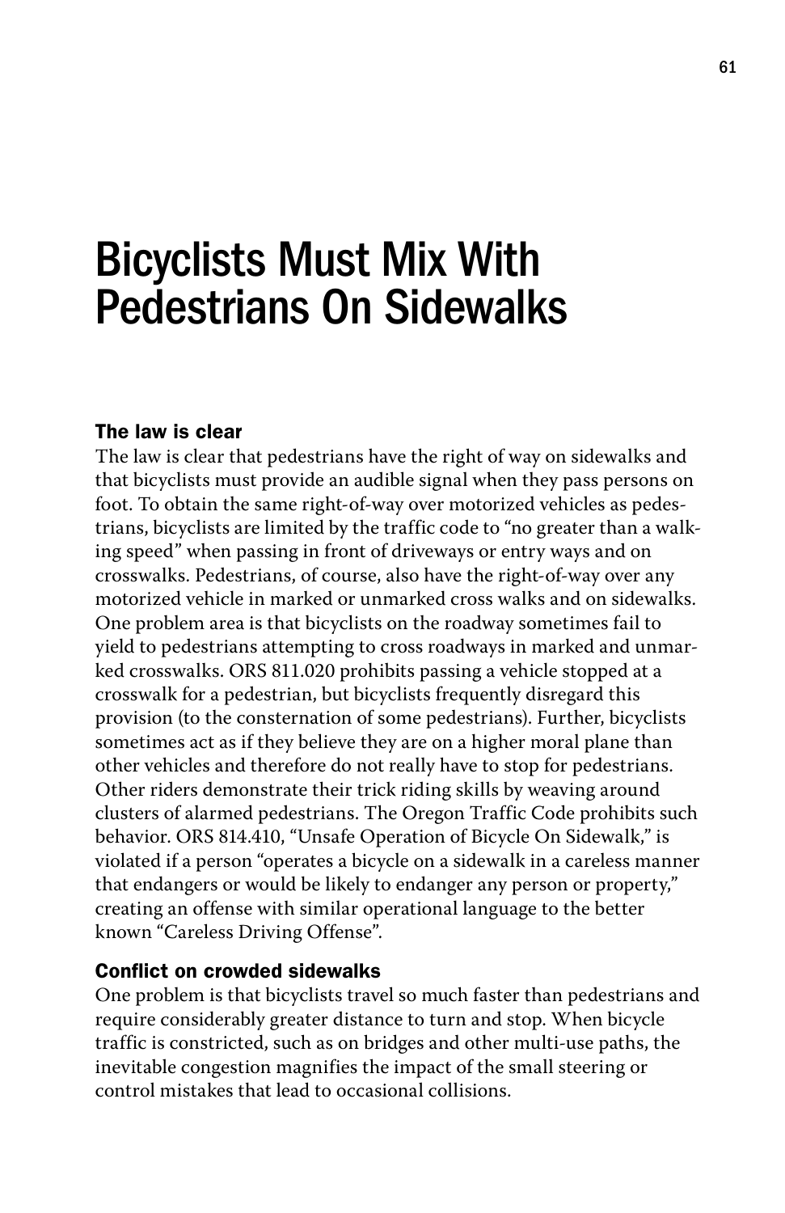# Bicyclists Must Mix With Pedestrians On Sidewalks

### The law is clear

The law is clear that pedestrians have the right of way on sidewalks and that bicyclists must provide an audible signal when they pass persons on foot. To obtain the same right-of-way over motorized vehicles as pedestrians, bicyclists are limited by the traffic code to "no greater than a walking speed" when passing in front of driveways or entry ways and on crosswalks. Pedestrians, of course, also have the right-of-way over any motorized vehicle in marked or unmarked cross walks and on sidewalks. One problem area is that bicyclists on the roadway sometimes fail to yield to pedestrians attempting to cross roadways in marked and unmarked crosswalks. ORS 811.020 prohibits passing a vehicle stopped at a crosswalk for a pedestrian, but bicyclists frequently disregard this provision (to the consternation of some pedestrians). Further, bicyclists sometimes act as if they believe they are on a higher moral plane than other vehicles and therefore do not really have to stop for pedestrians. Other riders demonstrate their trick riding skills by weaving around clusters of alarmed pedestrians. The Oregon Traffic Code prohibits such behavior. ORS 814.410, "Unsafe Operation of Bicycle On Sidewalk," is violated if a person "operates a bicycle on a sidewalk in a careless manner that endangers or would be likely to endanger any person or property," creating an offense with similar operational language to the better known "Careless Driving Offense".

### Conflict on crowded sidewalks

One problem is that bicyclists travel so much faster than pedestrians and require considerably greater distance to turn and stop. When bicycle traffic is constricted, such as on bridges and other multi-use paths, the inevitable congestion magnifies the impact of the small steering or control mistakes that lead to occasional collisions.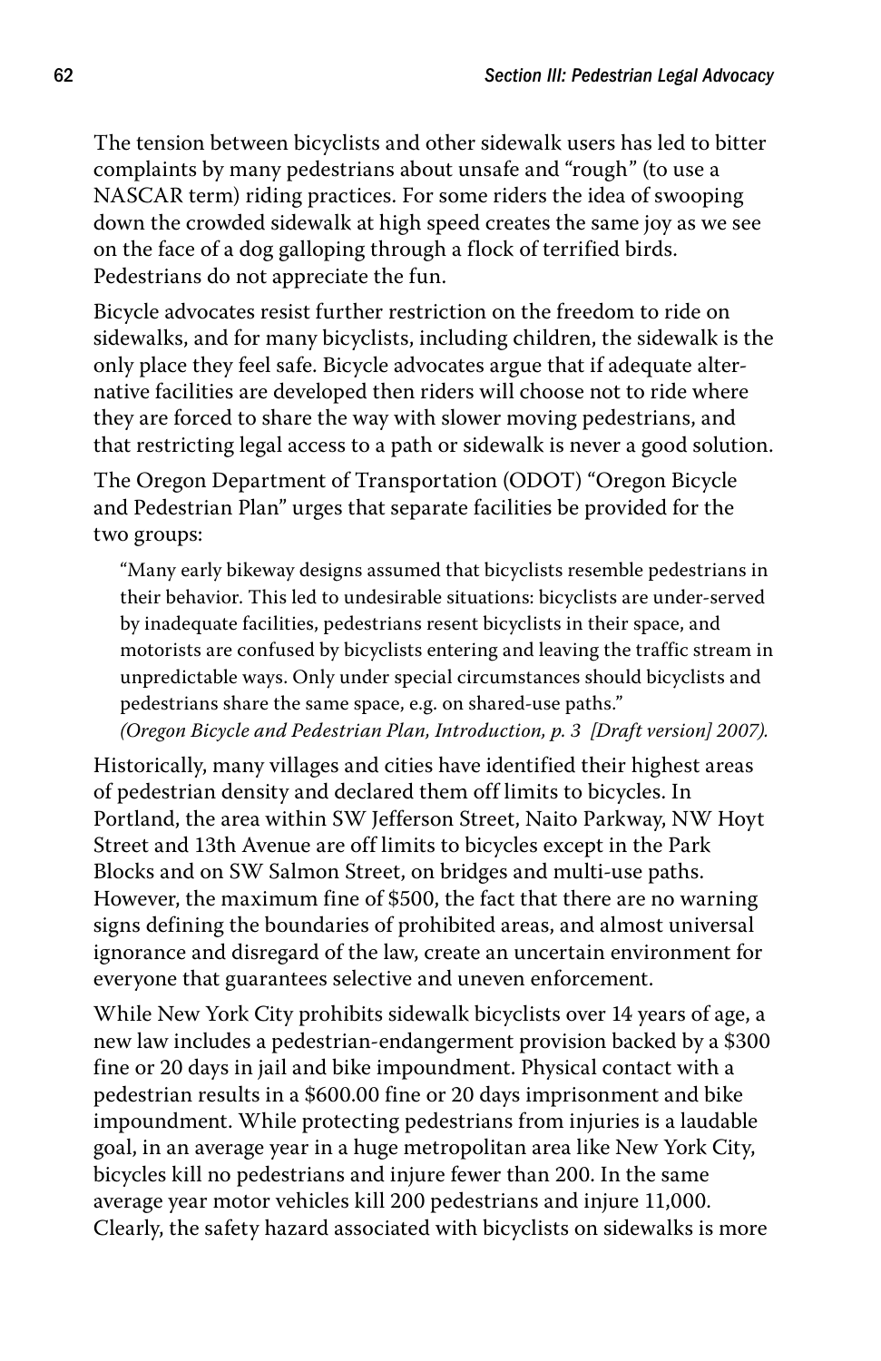The tension between bicyclists and other sidewalk users has led to bitter complaints by many pedestrians about unsafe and "rough" (to use a NASCAR term) riding practices. For some riders the idea of swooping down the crowded sidewalk at high speed creates the same joy as we see on the face of a dog galloping through a flock of terrified birds. Pedestrians do not appreciate the fun.

Bicycle advocates resist further restriction on the freedom to ride on sidewalks, and for many bicyclists, including children, the sidewalk is the only place they feel safe. Bicycle advocates argue that if adequate alternative facilities are developed then riders will choose not to ride where they are forced to share the way with slower moving pedestrians, and that restricting legal access to a path or sidewalk is never a good solution.

The Oregon Department of Transportation (ODOT) "Oregon Bicycle and Pedestrian Plan" urges that separate facilities be provided for the two groups:

> "Many early bikeway designs assumed that bicyclists resemble pedestrians in their behavior. This led to undesirable situations: bicyclists are under-served by inadequate facilities, pedestrians resent bicyclists in their space, and motorists are confused by bicyclists entering and leaving the traffic stream in unpredictable ways. Only under special circumstances should bicyclists and pedestrians share the same space, e.g. on shared-use paths."
> *(Oregon Bicycle and Pedestrian Plan, Introduction, p. 3 [Draft version] 2007).*

Historically, many villages and cities have identified their highest areas of pedestrian density and declared them off limits to bicycles. In Portland, the area within SW Jefferson Street, Naito Parkway, NW Hoyt Street and 13th Avenue are off limits to bicycles except in the Park Blocks and on SW Salmon Street, on bridges and multi-use paths. However, the maximum fine of $500, the fact that there are no warning signs defining the boundaries of prohibited areas, and almost universal ignorance and disregard of the law, create an uncertain environment for everyone that guarantees selective and uneven enforcement.

While New York City prohibits sidewalk bicyclists over 14 years of age, a new law includes a pedestrian-endangerment provision backed by a $300 fine or 20 days in jail and bike impoundment. Physical contact with a pedestrian results in a $600.00 fine or 20 days imprisonment and bike impoundment. While protecting pedestrians from injuries is a laudable goal, in an average year in a huge metropolitan area like New York City, bicycles kill no pedestrians and injure fewer than 200. In the same average year motor vehicles kill 200 pedestrians and injure 11,000. Clearly, the safety hazard associated with bicyclists on sidewalks is more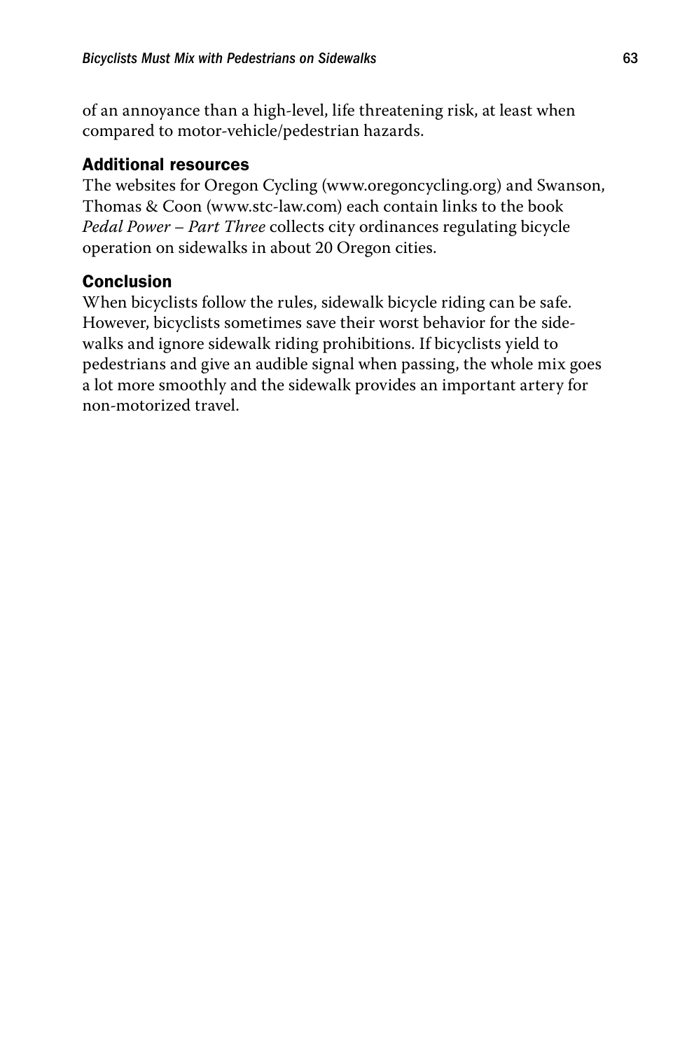of an annoyance than a high-level, life threatening risk, at least when compared to motor-vehicle/pedestrian hazards.

### Additional resources

The websites for Oregon Cycling (www.oregoncycling.org) and Swanson, Thomas & Coon (www.stc-law.com) each contain links to the book *Pedal Power – Part Three* collects city ordinances regulating bicycle operation on sidewalks in about 20 Oregon cities.

### Conclusion

When bicyclists follow the rules, sidewalk bicycle riding can be safe. However, bicyclists sometimes save their worst behavior for the sidewalks and ignore sidewalk riding prohibitions. If bicyclists yield to pedestrians and give an audible signal when passing, the whole mix goes a lot more smoothly and the sidewalk provides an important artery for non-motorized travel.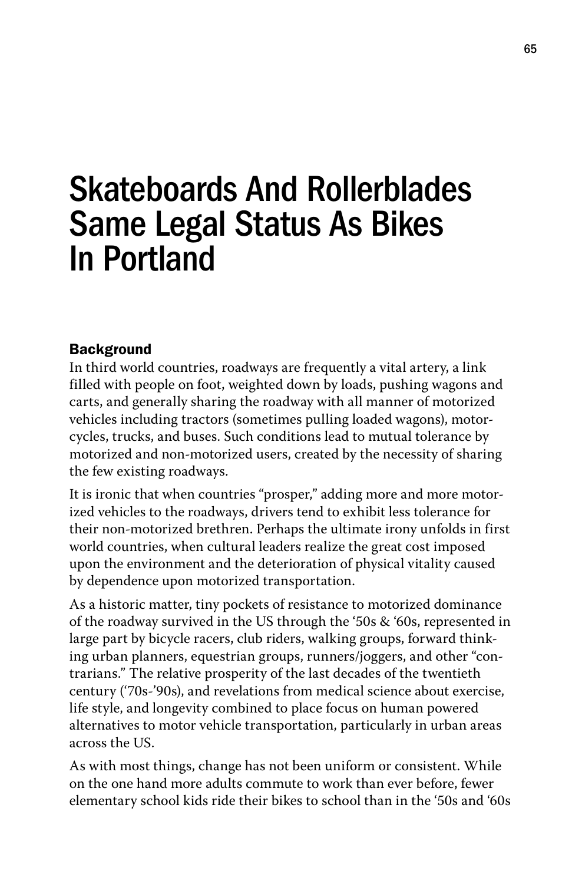# Skateboards And Rollerblades Same Legal Status As Bikes In Portland

### Background

In third world countries, roadways are frequently a vital artery, a link filled with people on foot, weighted down by loads, pushing wagons and carts, and generally sharing the roadway with all manner of motorized vehicles including tractors (sometimes pulling loaded wagons), motorcycles, trucks, and buses. Such conditions lead to mutual tolerance by motorized and non-motorized users, created by the necessity of sharing the few existing roadways.

It is ironic that when countries "prosper," adding more and more motorized vehicles to the roadways, drivers tend to exhibit less tolerance for their non-motorized brethren. Perhaps the ultimate irony unfolds in first world countries, when cultural leaders realize the great cost imposed upon the environment and the deterioration of physical vitality caused by dependence upon motorized transportation.

As a historic matter, tiny pockets of resistance to motorized dominance of the roadway survived in the US through the '50s & '60s, represented in large part by bicycle racers, club riders, walking groups, forward thinking urban planners, equestrian groups, runners/joggers, and other "contrarians." The relative prosperity of the last decades of the twentieth century ('70s-'90s), and revelations from medical science about exercise, life style, and longevity combined to place focus on human powered alternatives to motor vehicle transportation, particularly in urban areas across the US.

As with most things, change has not been uniform or consistent. While on the one hand more adults commute to work than ever before, fewer elementary school kids ride their bikes to school than in the '50s and '60s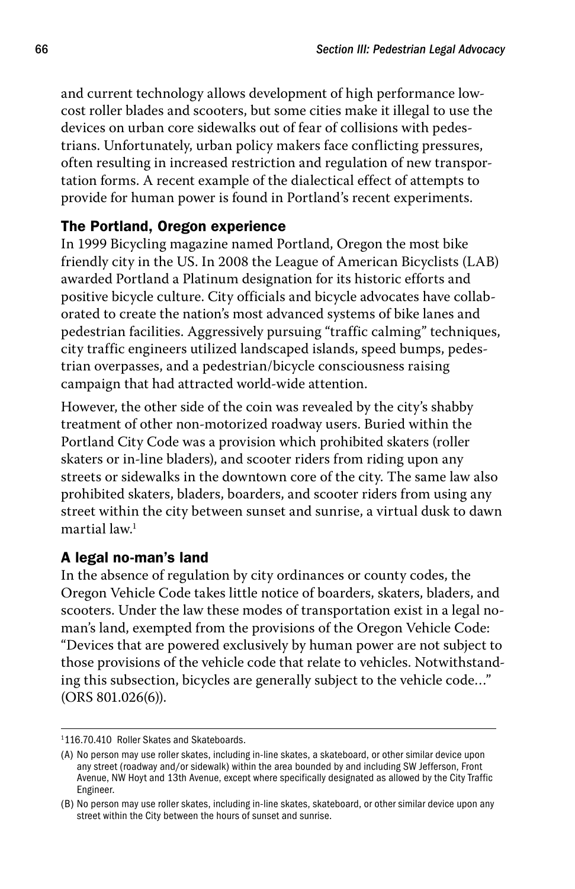and current technology allows development of high performance low-cost roller blades and scooters, but some cities make it illegal to use the devices on urban core sidewalks out of fear of collisions with pedestrians. Unfortunately, urban policy makers face conflicting pressures, often resulting in increased restriction and regulation of new transportation forms. A recent example of the dialectical effect of attempts to provide for human power is found in Portland's recent experiments.

### The Portland, Oregon experience

In 1999 Bicycling magazine named Portland, Oregon the most bike friendly city in the US. In 2008 the League of American Bicyclists (LAB) awarded Portland a Platinum designation for its historic efforts and positive bicycle culture. City officials and bicycle advocates have collaborated to create the nation's most advanced systems of bike lanes and pedestrian facilities. Aggressively pursuing "traffic calming" techniques, city traffic engineers utilized landscaped islands, speed bumps, pedestrian overpasses, and a pedestrian/bicycle consciousness raising campaign that had attracted world-wide attention.

However, the other side of the coin was revealed by the city's shabby treatment of other non-motorized roadway users. Buried within the Portland City Code was a provision which prohibited skaters (roller skaters or in-line bladers), and scooter riders from riding upon any streets or sidewalks in the downtown core of the city. The same law also prohibited skaters, bladers, boarders, and scooter riders from using any street within the city between sunset and sunrise, a virtual dusk to dawn martial law.[1]

### A legal no-man's land

In the absence of regulation by city ordinances or county codes, the Oregon Vehicle Code takes little notice of boarders, skaters, bladers, and scooters. Under the law these modes of transportation exist in a legal no-man's land, exempted from the provisions of the Oregon Vehicle Code: "Devices that are powered exclusively by human power are not subject to those provisions of the vehicle code that relate to vehicles. Notwithstanding this subsection, bicycles are generally subject to the vehicle code…" (ORS 801.026(6)).

---

[1] 116.70.410 Roller Skates and Skateboards.

(A) No person may use roller skates, including in-line skates, a skateboard, or other similar device upon any street (roadway and/or sidewalk) within the area bounded by and including SW Jefferson, Front Avenue, NW Hoyt and 13th Avenue, except where specifically designated as allowed by the City Traffic Engineer.

(B) No person may use roller skates, including in-line skates, skateboard, or other similar device upon any street within the City between the hours of sunset and sunrise.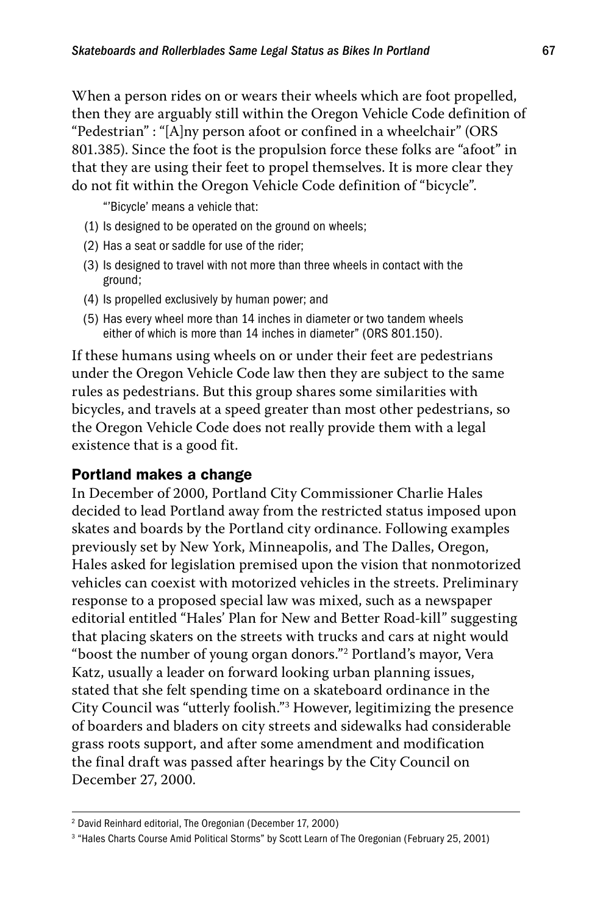When a person rides on or wears their wheels which are foot propelled, then they are arguably still within the Oregon Vehicle Code definition of "Pedestrian" : "[A]ny person afoot or confined in a wheelchair" (ORS 801.385). Since the foot is the propulsion force these folks are "afoot" in that they are using their feet to propel themselves. It is more clear they do not fit within the Oregon Vehicle Code definition of "bicycle".

> "'Bicycle' means a vehicle that:
>
> (1) Is designed to be operated on the ground on wheels;
> (2) Has a seat or saddle for use of the rider;
> (3) Is designed to travel with not more than three wheels in contact with the ground;
> (4) Is propelled exclusively by human power; and
> (5) Has every wheel more than 14 inches in diameter or two tandem wheels either of which is more than 14 inches in diameter" (ORS 801.150).

If these humans using wheels on or under their feet are pedestrians under the Oregon Vehicle Code law then they are subject to the same rules as pedestrians. But this group shares some similarities with bicycles, and travels at a speed greater than most other pedestrians, so the Oregon Vehicle Code does not really provide them with a legal existence that is a good fit.

## Portland makes a change

In December of 2000, Portland City Commissioner Charlie Hales decided to lead Portland away from the restricted status imposed upon skates and boards by the Portland city ordinance. Following examples previously set by New York, Minneapolis, and The Dalles, Oregon, Hales asked for legislation premised upon the vision that nonmotorized vehicles can coexist with motorized vehicles in the streets. Preliminary response to a proposed special law was mixed, such as a newspaper editorial entitled "Hales' Plan for New and Better Road-kill" suggesting that placing skaters on the streets with trucks and cars at night would "boost the number of young organ donors."[2] Portland's mayor, Vera Katz, usually a leader on forward looking urban planning issues, stated that she felt spending time on a skateboard ordinance in the City Council was "utterly foolish."[3] However, legitimizing the presence of boarders and bladers on city streets and sidewalks had considerable grass roots support, and after some amendment and modification the final draft was passed after hearings by the City Council on December 27, 2000.

---

[2] David Reinhard editorial, The Oregonian (December 17, 2000)

[3] "Hales Charts Course Amid Political Storms" by Scott Learn of The Oregonian (February 25, 2001)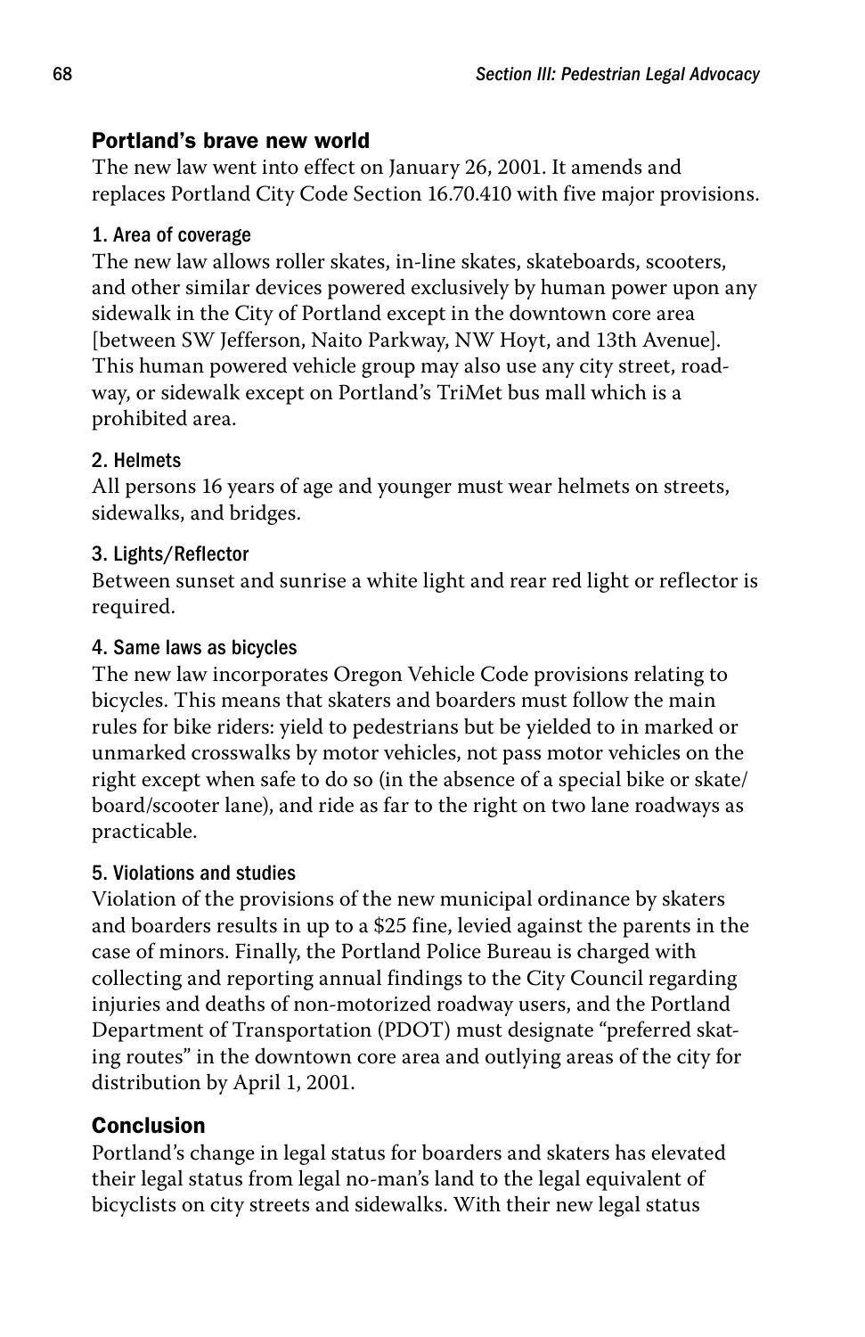## Portland's brave new world

The new law went into effect on January 26, 2001. It amends and replaces Portland City Code Section 16.70.410 with five major provisions.

### 1. Area of coverage

The new law allows roller skates, in-line skates, skateboards, scooters, and other similar devices powered exclusively by human power upon any sidewalk in the City of Portland except in the downtown core area [between SW Jefferson, Naito Parkway, NW Hoyt, and 13th Avenue]. This human powered vehicle group may also use any city street, roadway, or sidewalk except on Portland's TriMet bus mall which is a prohibited area.

### 2. Helmets

All persons 16 years of age and younger must wear helmets on streets, sidewalks, and bridges.

### 3. Lights/Reflector

Between sunset and sunrise a white light and rear red light or reflector is required.

### 4. Same laws as bicycles

The new law incorporates Oregon Vehicle Code provisions relating to bicycles. This means that skaters and boarders must follow the main rules for bike riders: yield to pedestrians but be yielded to in marked or unmarked crosswalks by motor vehicles, not pass motor vehicles on the right except when safe to do so (in the absence of a special bike or skate/board/scooter lane), and ride as far to the right on two lane roadways as practicable.

### 5. Violations and studies

Violation of the provisions of the new municipal ordinance by skaters and boarders results in up to a $25 fine, levied against the parents in the case of minors. Finally, the Portland Police Bureau is charged with collecting and reporting annual findings to the City Council regarding injuries and deaths of non-motorized roadway users, and the Portland Department of Transportation (PDOT) must designate "preferred skating routes" in the downtown core area and outlying areas of the city for distribution by April 1, 2001.

## Conclusion

Portland's change in legal status for boarders and skaters has elevated their legal status from legal no-man's land to the legal equivalent of bicyclists on city streets and sidewalks. With their new legal status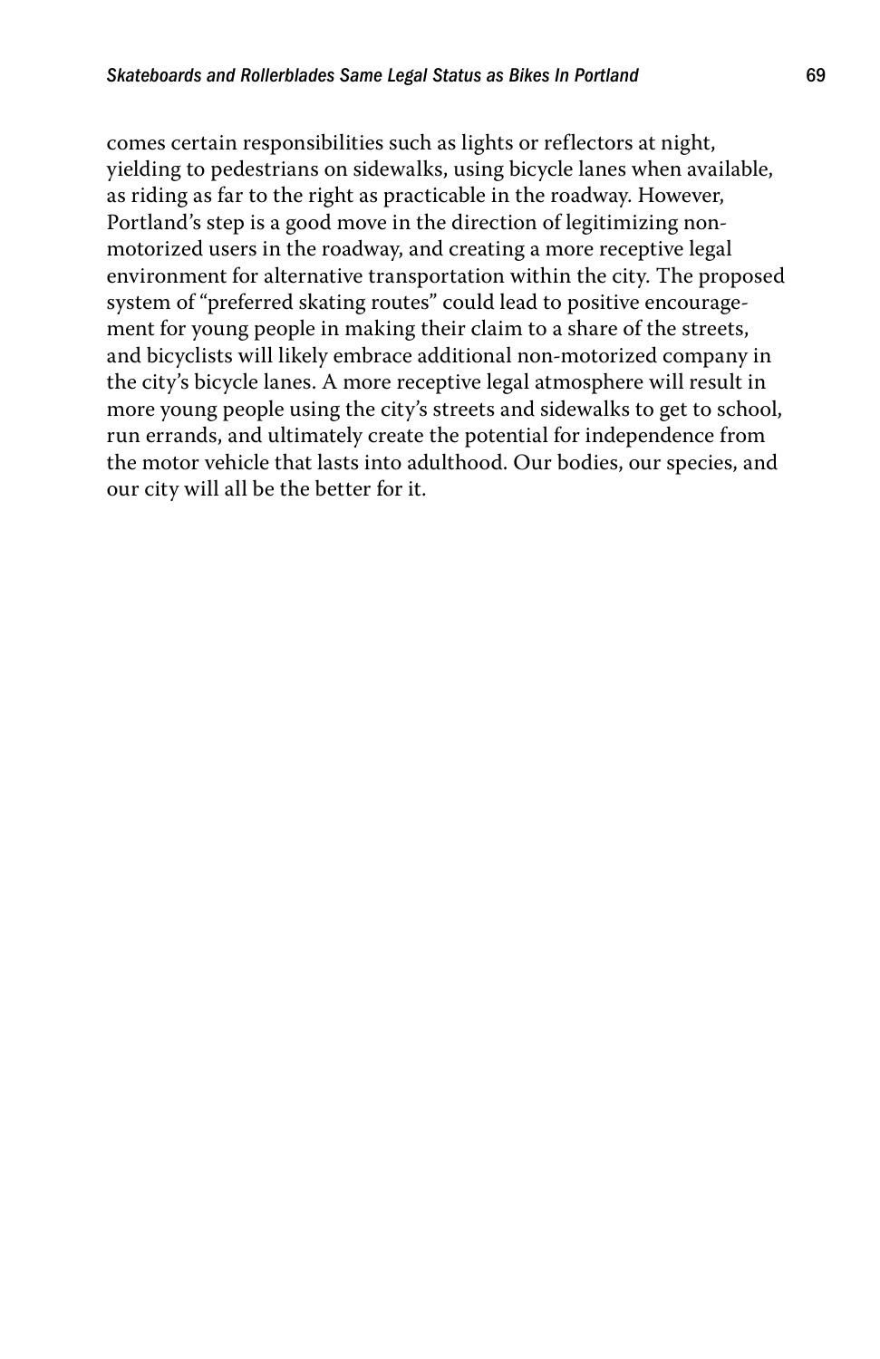comes certain responsibilities such as lights or reflectors at night, yielding to pedestrians on sidewalks, using bicycle lanes when available, as riding as far to the right as practicable in the roadway. However, Portland's step is a good move in the direction of legitimizing non-motorized users in the roadway, and creating a more receptive legal environment for alternative transportation within the city. The proposed system of "preferred skating routes" could lead to positive encouragement for young people in making their claim to a share of the streets, and bicyclists will likely embrace additional non-motorized company in the city's bicycle lanes. A more receptive legal atmosphere will result in more young people using the city's streets and sidewalks to get to school, run errands, and ultimately create the potential for independence from the motor vehicle that lasts into adulthood. Our bodies, our species, and our city will all be the better for it.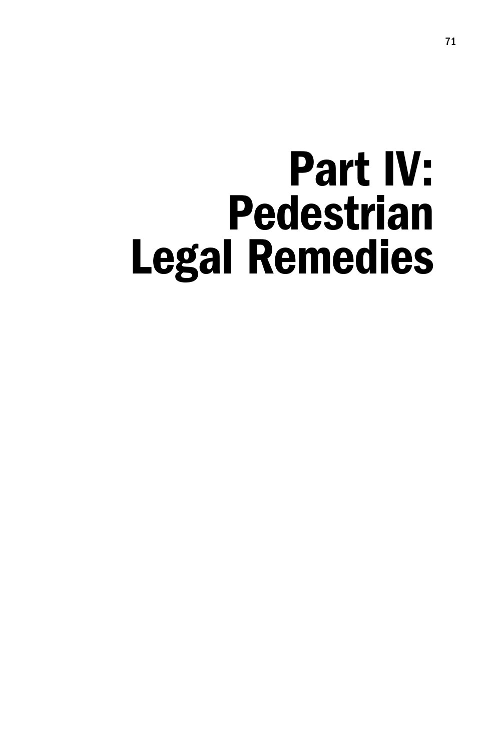# Part IV: Pedestrian Legal Remedies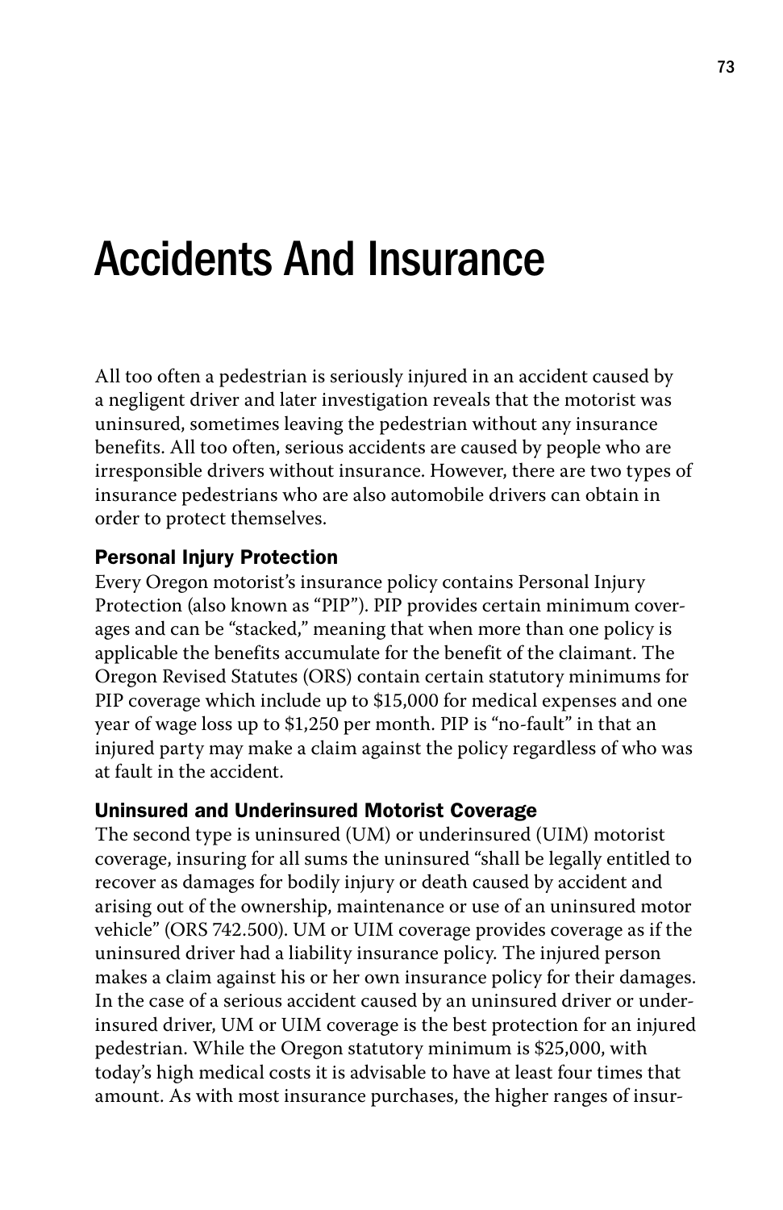# Accidents And Insurance

All too often a pedestrian is seriously injured in an accident caused by a negligent driver and later investigation reveals that the motorist was uninsured, sometimes leaving the pedestrian without any insurance benefits. All too often, serious accidents are caused by people who are irresponsible drivers without insurance. However, there are two types of insurance pedestrians who are also automobile drivers can obtain in order to protect themselves.

### Personal Injury Protection

Every Oregon motorist's insurance policy contains Personal Injury Protection (also known as "PIP"). PIP provides certain minimum coverages and can be "stacked," meaning that when more than one policy is applicable the benefits accumulate for the benefit of the claimant. The Oregon Revised Statutes (ORS) contain certain statutory minimums for PIP coverage which include up to $15,000 for medical expenses and one year of wage loss up to $1,250 per month. PIP is "no-fault" in that an injured party may make a claim against the policy regardless of who was at fault in the accident.

### Uninsured and Underinsured Motorist Coverage

The second type is uninsured (UM) or underinsured (UIM) motorist coverage, insuring for all sums the uninsured "shall be legally entitled to recover as damages for bodily injury or death caused by accident and arising out of the ownership, maintenance or use of an uninsured motor vehicle" (ORS 742.500). UM or UIM coverage provides coverage as if the uninsured driver had a liability insurance policy. The injured person makes a claim against his or her own insurance policy for their damages. In the case of a serious accident caused by an uninsured driver or underinsured driver, UM or UIM coverage is the best protection for an injured pedestrian. While the Oregon statutory minimum is $25,000, with today's high medical costs it is advisable to have at least four times that amount. As with most insurance purchases, the higher ranges of insur-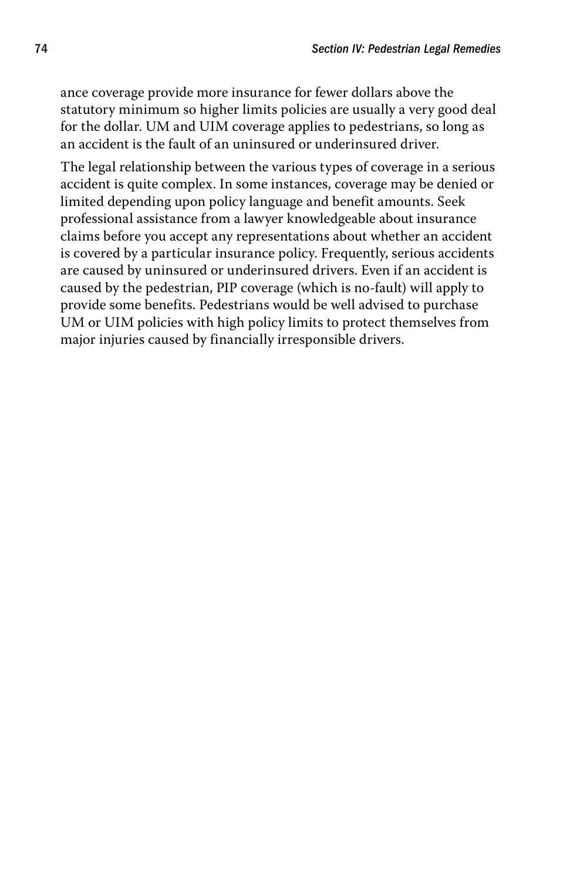ance coverage provide more insurance for fewer dollars above the statutory minimum so higher limits policies are usually a very good deal for the dollar. UM and UIM coverage applies to pedestrians, so long as an accident is the fault of an uninsured or underinsured driver.

The legal relationship between the various types of coverage in a serious accident is quite complex. In some instances, coverage may be denied or limited depending upon policy language and benefit amounts. Seek professional assistance from a lawyer knowledgeable about insurance claims before you accept any representations about whether an accident is covered by a particular insurance policy. Frequently, serious accidents are caused by uninsured or underinsured drivers. Even if an accident is caused by the pedestrian, PIP coverage (which is no-fault) will apply to provide some benefits. Pedestrians would be well advised to purchase UM or UIM policies with high policy limits to protect themselves from major injuries caused by financially irresponsible drivers.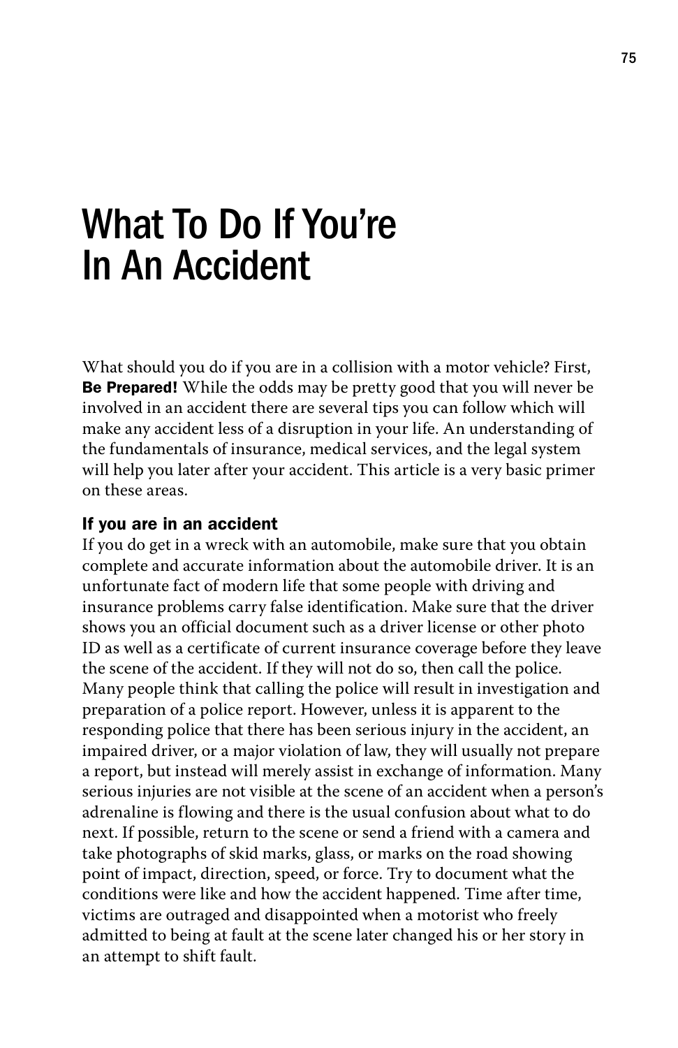# What To Do If You're In An Accident

What should you do if you are in a collision with a motor vehicle? First, **Be Prepared!** While the odds may be pretty good that you will never be involved in an accident there are several tips you can follow which will make any accident less of a disruption in your life. An understanding of the fundamentals of insurance, medical services, and the legal system will help you later after your accident. This article is a very basic primer on these areas.

### If you are in an accident

If you do get in a wreck with an automobile, make sure that you obtain complete and accurate information about the automobile driver. It is an unfortunate fact of modern life that some people with driving and insurance problems carry false identification. Make sure that the driver shows you an official document such as a driver license or other photo ID as well as a certificate of current insurance coverage before they leave the scene of the accident. If they will not do so, then call the police. Many people think that calling the police will result in investigation and preparation of a police report. However, unless it is apparent to the responding police that there has been serious injury in the accident, an impaired driver, or a major violation of law, they will usually not prepare a report, but instead will merely assist in exchange of information. Many serious injuries are not visible at the scene of an accident when a person's adrenaline is flowing and there is the usual confusion about what to do next. If possible, return to the scene or send a friend with a camera and take photographs of skid marks, glass, or marks on the road showing point of impact, direction, speed, or force. Try to document what the conditions were like and how the accident happened. Time after time, victims are outraged and disappointed when a motorist who freely admitted to being at fault at the scene later changed his or her story in an attempt to shift fault.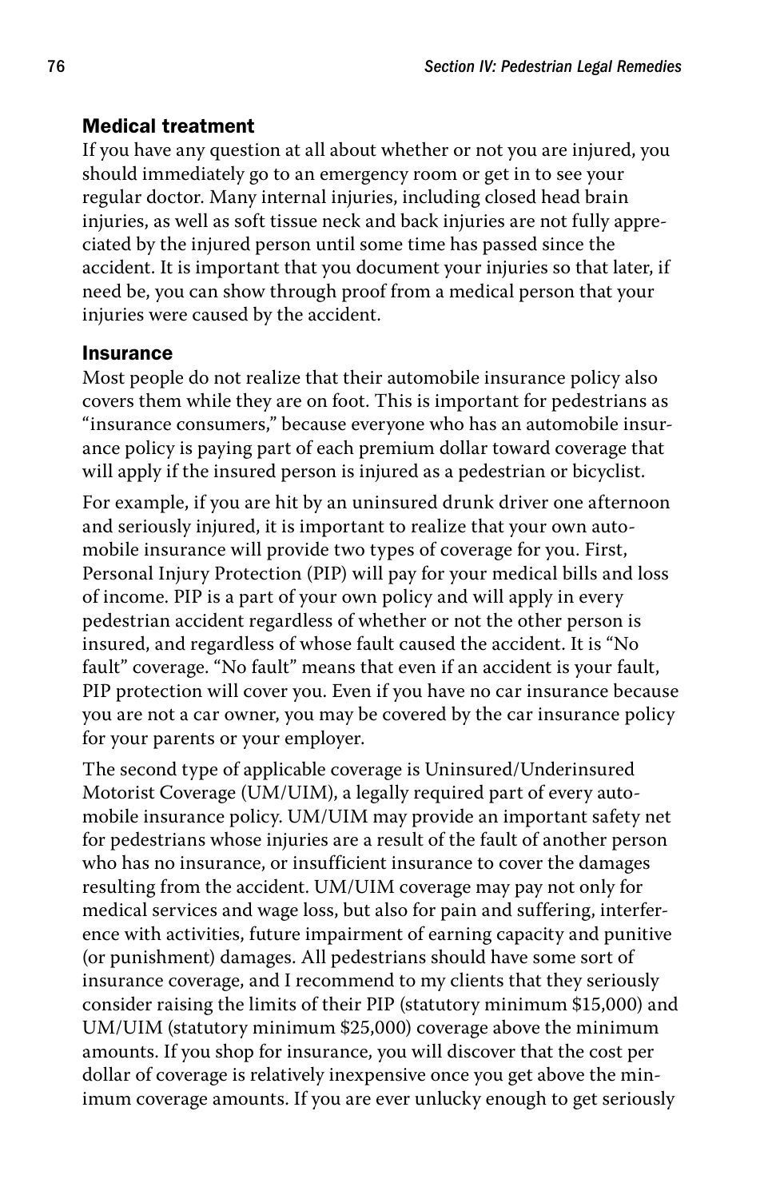### Medical treatment

If you have any question at all about whether or not you are injured, you should immediately go to an emergency room or get in to see your regular doctor. Many internal injuries, including closed head brain injuries, as well as soft tissue neck and back injuries are not fully appreciated by the injured person until some time has passed since the accident. It is important that you document your injuries so that later, if need be, you can show through proof from a medical person that your injuries were caused by the accident.

### Insurance

Most people do not realize that their automobile insurance policy also covers them while they are on foot. This is important for pedestrians as "insurance consumers," because everyone who has an automobile insurance policy is paying part of each premium dollar toward coverage that will apply if the insured person is injured as a pedestrian or bicyclist.

For example, if you are hit by an uninsured drunk driver one afternoon and seriously injured, it is important to realize that your own automobile insurance will provide two types of coverage for you. First, Personal Injury Protection (PIP) will pay for your medical bills and loss of income. PIP is a part of your own policy and will apply in every pedestrian accident regardless of whether or not the other person is insured, and regardless of whose fault caused the accident. It is "No fault" coverage. "No fault" means that even if an accident is your fault, PIP protection will cover you. Even if you have no car insurance because you are not a car owner, you may be covered by the car insurance policy for your parents or your employer.

The second type of applicable coverage is Uninsured/Underinsured Motorist Coverage (UM/UIM), a legally required part of every automobile insurance policy. UM/UIM may provide an important safety net for pedestrians whose injuries are a result of the fault of another person who has no insurance, or insufficient insurance to cover the damages resulting from the accident. UM/UIM coverage may pay not only for medical services and wage loss, but also for pain and suffering, interference with activities, future impairment of earning capacity and punitive (or punishment) damages. All pedestrians should have some sort of insurance coverage, and I recommend to my clients that they seriously consider raising the limits of their PIP (statutory minimum $15,000) and UM/UIM (statutory minimum $25,000) coverage above the minimum amounts. If you shop for insurance, you will discover that the cost per dollar of coverage is relatively inexpensive once you get above the minimum coverage amounts. If you are ever unlucky enough to get seriously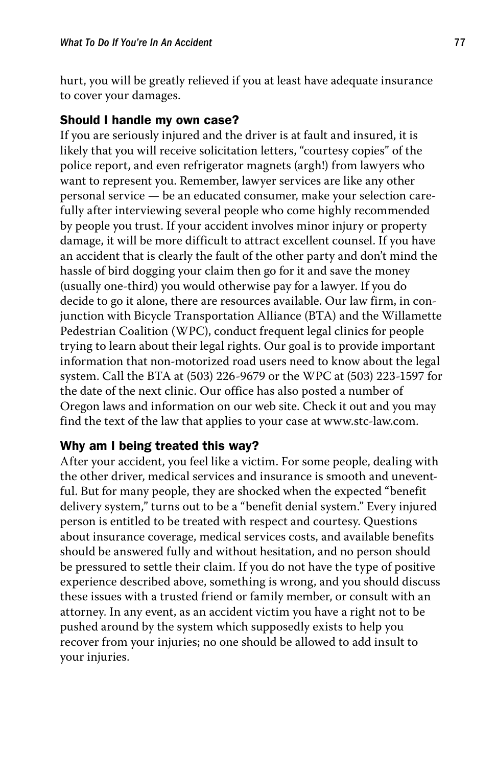hurt, you will be greatly relieved if you at least have adequate insurance to cover your damages.

## Should I handle my own case?

If you are seriously injured and the driver is at fault and insured, it is likely that you will receive solicitation letters, "courtesy copies" of the police report, and even refrigerator magnets (argh!) from lawyers who want to represent you. Remember, lawyer services are like any other personal service — be an educated consumer, make your selection carefully after interviewing several people who come highly recommended by people you trust. If your accident involves minor injury or property damage, it will be more difficult to attract excellent counsel. If you have an accident that is clearly the fault of the other party and don't mind the hassle of bird dogging your claim then go for it and save the money (usually one-third) you would otherwise pay for a lawyer. If you do decide to go it alone, there are resources available. Our law firm, in conjunction with Bicycle Transportation Alliance (BTA) and the Willamette Pedestrian Coalition (WPC), conduct frequent legal clinics for people trying to learn about their legal rights. Our goal is to provide important information that non-motorized road users need to know about the legal system. Call the BTA at (503) 226-9679 or the WPC at (503) 223-1597 for the date of the next clinic. Our office has also posted a number of Oregon laws and information on our web site. Check it out and you may find the text of the law that applies to your case at www.stc-law.com.

## Why am I being treated this way?

After your accident, you feel like a victim. For some people, dealing with the other driver, medical services and insurance is smooth and uneventful. But for many people, they are shocked when the expected "benefit delivery system," turns out to be a "benefit denial system." Every injured person is entitled to be treated with respect and courtesy. Questions about insurance coverage, medical services costs, and available benefits should be answered fully and without hesitation, and no person should be pressured to settle their claim. If you do not have the type of positive experience described above, something is wrong, and you should discuss these issues with a trusted friend or family member, or consult with an attorney. In any event, as an accident victim you have a right not to be pushed around by the system which supposedly exists to help you recover from your injuries; no one should be allowed to add insult to your injuries.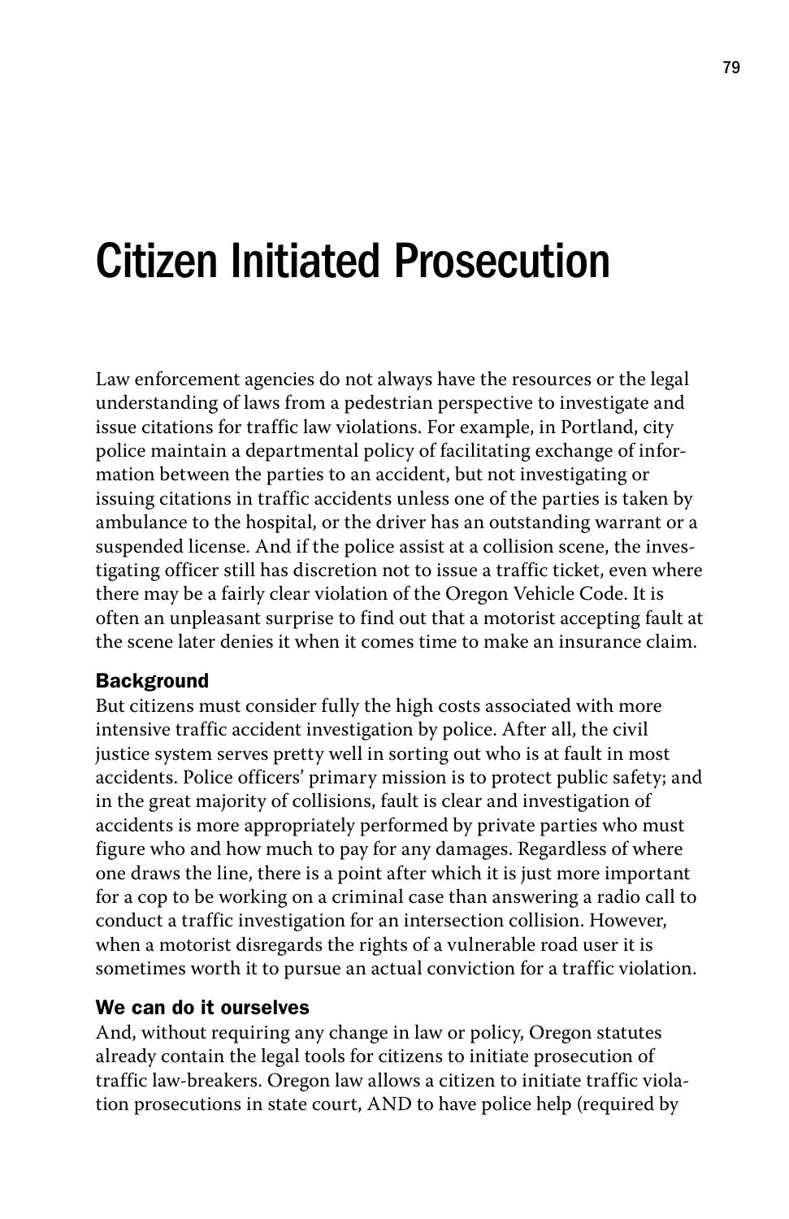# Citizen Initiated Prosecution

Law enforcement agencies do not always have the resources or the legal understanding of laws from a pedestrian perspective to investigate and issue citations for traffic law violations. For example, in Portland, city police maintain a departmental policy of facilitating exchange of information between the parties to an accident, but not investigating or issuing citations in traffic accidents unless one of the parties is taken by ambulance to the hospital, or the driver has an outstanding warrant or a suspended license. And if the police assist at a collision scene, the investigating officer still has discretion not to issue a traffic ticket, even where there may be a fairly clear violation of the Oregon Vehicle Code. It is often an unpleasant surprise to find out that a motorist accepting fault at the scene later denies it when it comes time to make an insurance claim.

### Background

But citizens must consider fully the high costs associated with more intensive traffic accident investigation by police. After all, the civil justice system serves pretty well in sorting out who is at fault in most accidents. Police officers' primary mission is to protect public safety; and in the great majority of collisions, fault is clear and investigation of accidents is more appropriately performed by private parties who must figure who and how much to pay for any damages. Regardless of where one draws the line, there is a point after which it is just more important for a cop to be working on a criminal case than answering a radio call to conduct a traffic investigation for an intersection collision. However, when a motorist disregards the rights of a vulnerable road user it is sometimes worth it to pursue an actual conviction for a traffic violation.

### We can do it ourselves

And, without requiring any change in law or policy, Oregon statutes already contain the legal tools for citizens to initiate prosecution of traffic law-breakers. Oregon law allows a citizen to initiate traffic violation prosecutions in state court, AND to have police help (required by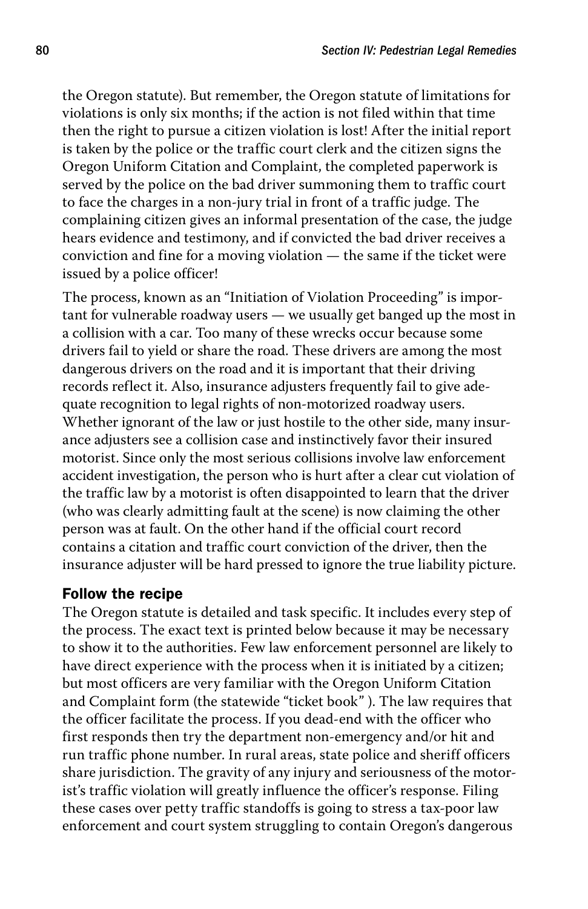the Oregon statute). But remember, the Oregon statute of limitations for violations is only six months; if the action is not filed within that time then the right to pursue a citizen violation is lost! After the initial report is taken by the police or the traffic court clerk and the citizen signs the Oregon Uniform Citation and Complaint, the completed paperwork is served by the police on the bad driver summoning them to traffic court to face the charges in a non-jury trial in front of a traffic judge. The complaining citizen gives an informal presentation of the case, the judge hears evidence and testimony, and if convicted the bad driver receives a conviction and fine for a moving violation — the same if the ticket were issued by a police officer!

The process, known as an "Initiation of Violation Proceeding" is important for vulnerable roadway users — we usually get banged up the most in a collision with a car. Too many of these wrecks occur because some drivers fail to yield or share the road. These drivers are among the most dangerous drivers on the road and it is important that their driving records reflect it. Also, insurance adjusters frequently fail to give adequate recognition to legal rights of non-motorized roadway users. Whether ignorant of the law or just hostile to the other side, many insurance adjusters see a collision case and instinctively favor their insured motorist. Since only the most serious collisions involve law enforcement accident investigation, the person who is hurt after a clear cut violation of the traffic law by a motorist is often disappointed to learn that the driver (who was clearly admitting fault at the scene) is now claiming the other person was at fault. On the other hand if the official court record contains a citation and traffic court conviction of the driver, then the insurance adjuster will be hard pressed to ignore the true liability picture.

### Follow the recipe

The Oregon statute is detailed and task specific. It includes every step of the process. The exact text is printed below because it may be necessary to show it to the authorities. Few law enforcement personnel are likely to have direct experience with the process when it is initiated by a citizen; but most officers are very familiar with the Oregon Uniform Citation and Complaint form (the statewide "ticket book" ). The law requires that the officer facilitate the process. If you dead-end with the officer who first responds then try the department non-emergency and/or hit and run traffic phone number. In rural areas, state police and sheriff officers share jurisdiction. The gravity of any injury and seriousness of the motorist's traffic violation will greatly influence the officer's response. Filing these cases over petty traffic standoffs is going to stress a tax-poor law enforcement and court system struggling to contain Oregon's dangerous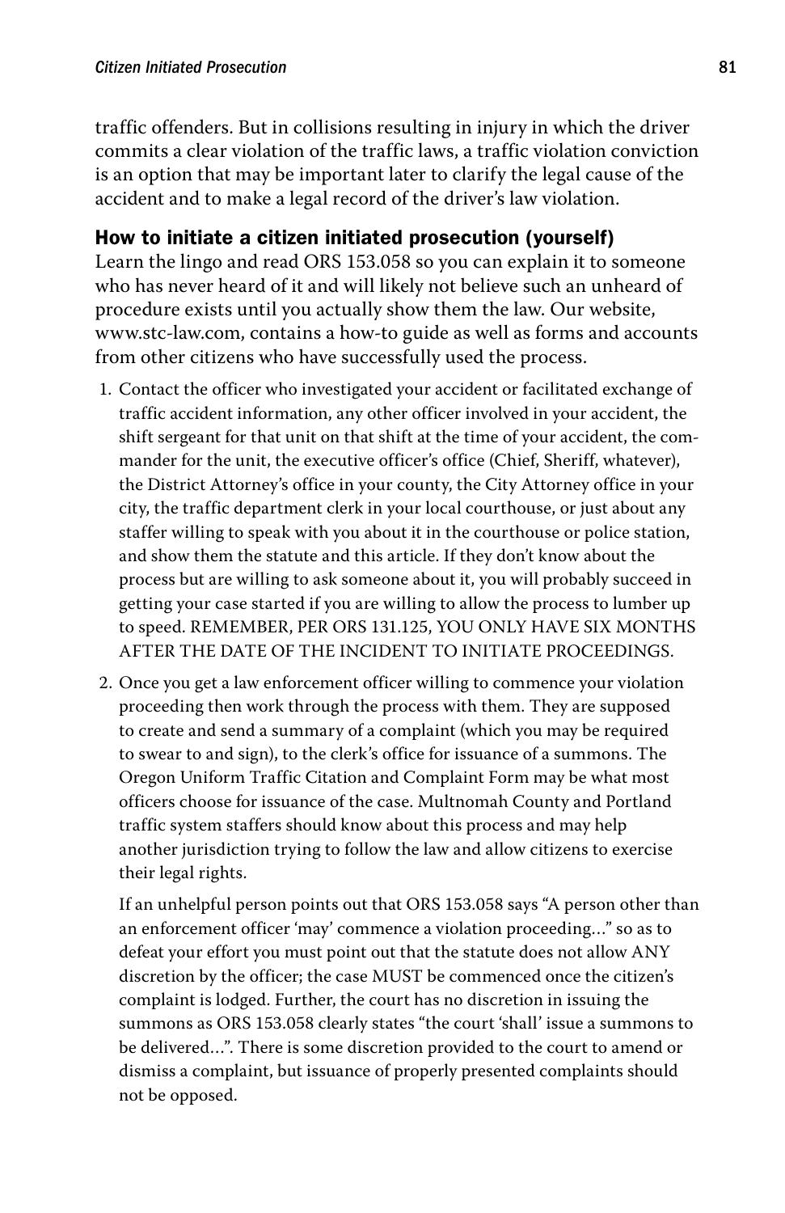traffic offenders. But in collisions resulting in injury in which the driver commits a clear violation of the traffic laws, a traffic violation conviction is an option that may be important later to clarify the legal cause of the accident and to make a legal record of the driver's law violation.

### How to initiate a citizen initiated prosecution (yourself)

Learn the lingo and read ORS 153.058 so you can explain it to someone who has never heard of it and will likely not believe such an unheard of procedure exists until you actually show them the law. Our website, www.stc-law.com, contains a how-to guide as well as forms and accounts from other citizens who have successfully used the process.

1. Contact the officer who investigated your accident or facilitated exchange of traffic accident information, any other officer involved in your accident, the shift sergeant for that unit on that shift at the time of your accident, the commander for the unit, the executive officer's office (Chief, Sheriff, whatever), the District Attorney's office in your county, the City Attorney office in your city, the traffic department clerk in your local courthouse, or just about any staffer willing to speak with you about it in the courthouse or police station, and show them the statute and this article. If they don't know about the process but are willing to ask someone about it, you will probably succeed in getting your case started if you are willing to allow the process to lumber up to speed. REMEMBER, PER ORS 131.125, YOU ONLY HAVE SIX MONTHS AFTER THE DATE OF THE INCIDENT TO INITIATE PROCEEDINGS.

2. Once you get a law enforcement officer willing to commence your violation proceeding then work through the process with them. They are supposed to create and send a summary of a complaint (which you may be required to swear to and sign), to the clerk's office for issuance of a summons. The Oregon Uniform Traffic Citation and Complaint Form may be what most officers choose for issuance of the case. Multnomah County and Portland traffic system staffers should know about this process and may help another jurisdiction trying to follow the law and allow citizens to exercise their legal rights.

   If an unhelpful person points out that ORS 153.058 says "A person other than an enforcement officer 'may' commence a violation proceeding…" so as to defeat your effort you must point out that the statute does not allow ANY discretion by the officer; the case MUST be commenced once the citizen's complaint is lodged. Further, the court has no discretion in issuing the summons as ORS 153.058 clearly states "the court 'shall' issue a summons to be delivered…". There is some discretion provided to the court to amend or dismiss a complaint, but issuance of properly presented complaints should not be opposed.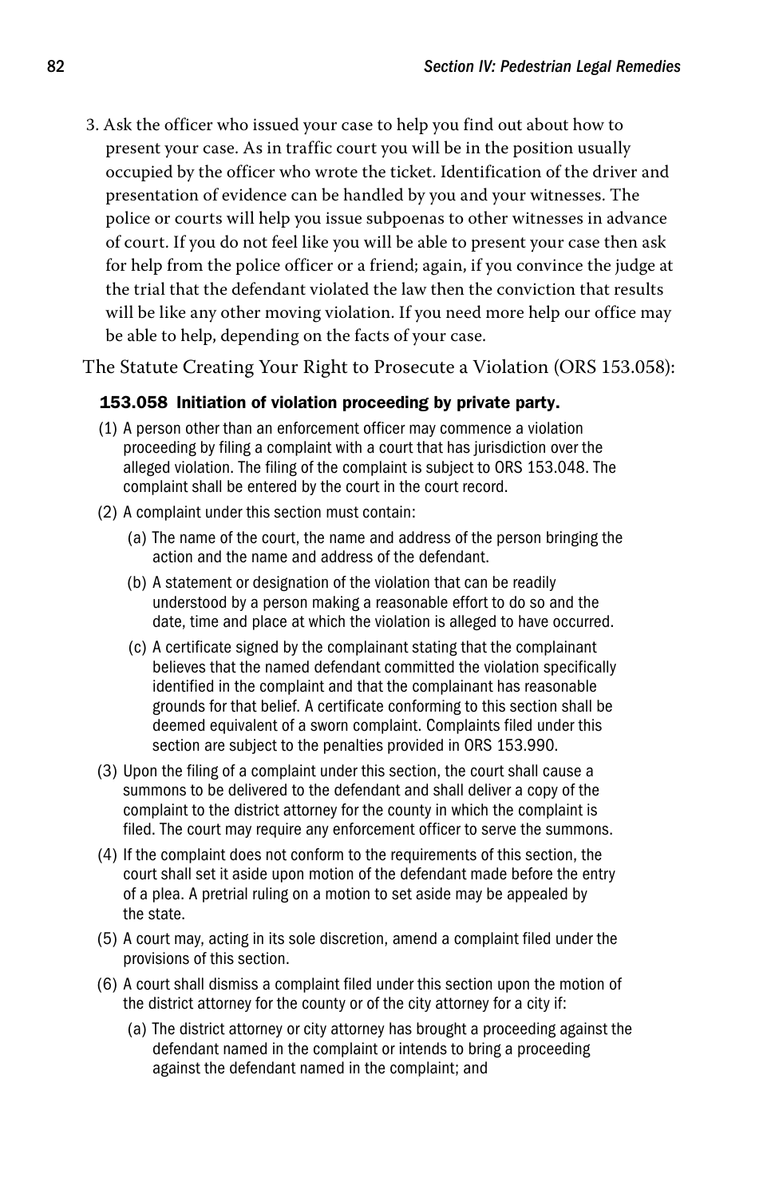3. Ask the officer who issued your case to help you find out about how to present your case. As in traffic court you will be in the position usually occupied by the officer who wrote the ticket. Identification of the driver and presentation of evidence can be handled by you and your witnesses. The police or courts will help you issue subpoenas to other witnesses in advance of court. If you do not feel like you will be able to present your case then ask for help from the police officer or a friend; again, if you convince the judge at the trial that the defendant violated the law then the conviction that results will be like any other moving violation. If you need more help our office may be able to help, depending on the facts of your case.

The Statute Creating Your Right to Prosecute a Violation (ORS 153.058):

**153.058 Initiation of violation proceeding by private party.**

(1) A person other than an enforcement officer may commence a violation proceeding by filing a complaint with a court that has jurisdiction over the alleged violation. The filing of the complaint is subject to ORS 153.048. The complaint shall be entered by the court in the court record.

(2) A complaint under this section must contain:

   (a) The name of the court, the name and address of the person bringing the action and the name and address of the defendant.

   (b) A statement or designation of the violation that can be readily understood by a person making a reasonable effort to do so and the date, time and place at which the violation is alleged to have occurred.

   (c) A certificate signed by the complainant stating that the complainant believes that the named defendant committed the violation specifically identified in the complaint and that the complainant has reasonable grounds for that belief. A certificate conforming to this section shall be deemed equivalent of a sworn complaint. Complaints filed under this section are subject to the penalties provided in ORS 153.990.

(3) Upon the filing of a complaint under this section, the court shall cause a summons to be delivered to the defendant and shall deliver a copy of the complaint to the district attorney for the county in which the complaint is filed. The court may require any enforcement officer to serve the summons.

(4) If the complaint does not conform to the requirements of this section, the court shall set it aside upon motion of the defendant made before the entry of a plea. A pretrial ruling on a motion to set aside may be appealed by the state.

(5) A court may, acting in its sole discretion, amend a complaint filed under the provisions of this section.

(6) A court shall dismiss a complaint filed under this section upon the motion of the district attorney for the county or of the city attorney for a city if:

   (a) The district attorney or city attorney has brought a proceeding against the defendant named in the complaint or intends to bring a proceeding against the defendant named in the complaint; and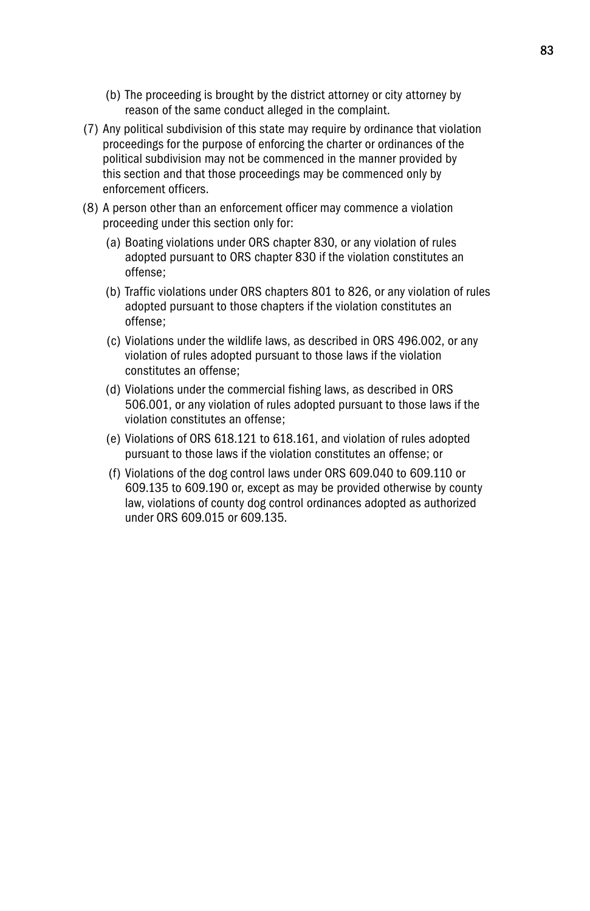(b) The proceeding is brought by the district attorney or city attorney by reason of the same conduct alleged in the complaint.

(7) Any political subdivision of this state may require by ordinance that violation proceedings for the purpose of enforcing the charter or ordinances of the political subdivision may not be commenced in the manner provided by this section and that those proceedings may be commenced only by enforcement officers.

(8) A person other than an enforcement officer may commence a violation proceeding under this section only for:

(a) Boating violations under ORS chapter 830, or any violation of rules adopted pursuant to ORS chapter 830 if the violation constitutes an offense;

(b) Traffic violations under ORS chapters 801 to 826, or any violation of rules adopted pursuant to those chapters if the violation constitutes an offense;

(c) Violations under the wildlife laws, as described in ORS 496.002, or any violation of rules adopted pursuant to those laws if the violation constitutes an offense;

(d) Violations under the commercial fishing laws, as described in ORS 506.001, or any violation of rules adopted pursuant to those laws if the violation constitutes an offense;

(e) Violations of ORS 618.121 to 618.161, and violation of rules adopted pursuant to those laws if the violation constitutes an offense; or

(f) Violations of the dog control laws under ORS 609.040 to 609.110 or 609.135 to 609.190 or, except as may be provided otherwise by county law, violations of county dog control ordinances adopted as authorized under ORS 609.015 or 609.135.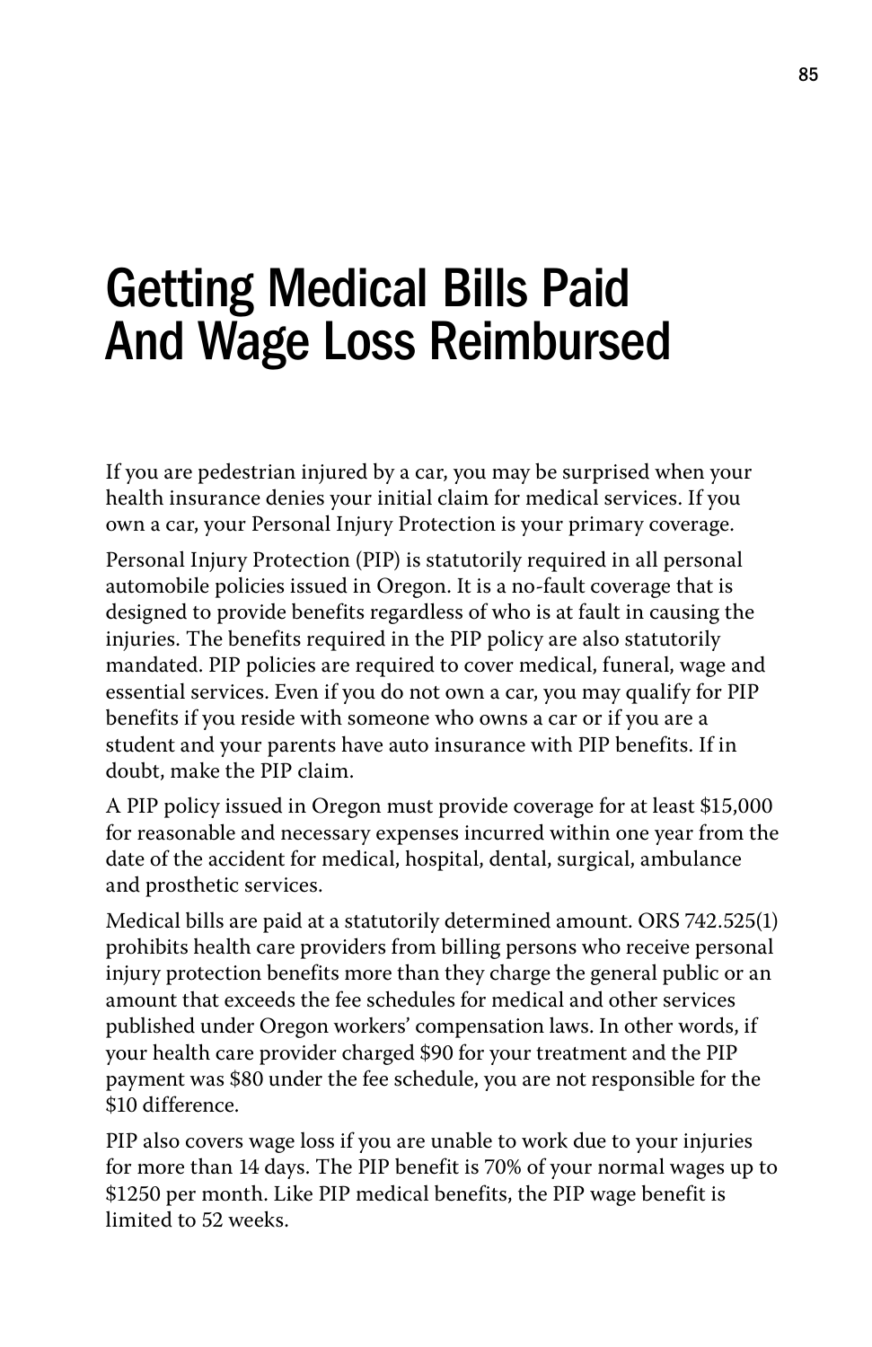# Getting Medical Bills Paid And Wage Loss Reimbursed

If you are pedestrian injured by a car, you may be surprised when your health insurance denies your initial claim for medical services. If you own a car, your Personal Injury Protection is your primary coverage.

Personal Injury Protection (PIP) is statutorily required in all personal automobile policies issued in Oregon. It is a no-fault coverage that is designed to provide benefits regardless of who is at fault in causing the injuries. The benefits required in the PIP policy are also statutorily mandated. PIP policies are required to cover medical, funeral, wage and essential services. Even if you do not own a car, you may qualify for PIP benefits if you reside with someone who owns a car or if you are a student and your parents have auto insurance with PIP benefits. If in doubt, make the PIP claim.

A PIP policy issued in Oregon must provide coverage for at least $15,000 for reasonable and necessary expenses incurred within one year from the date of the accident for medical, hospital, dental, surgical, ambulance and prosthetic services.

Medical bills are paid at a statutorily determined amount. ORS 742.525(1) prohibits health care providers from billing persons who receive personal injury protection benefits more than they charge the general public or an amount that exceeds the fee schedules for medical and other services published under Oregon workers' compensation laws. In other words, if your health care provider charged $90 for your treatment and the PIP payment was $80 under the fee schedule, you are not responsible for the $10 difference.

PIP also covers wage loss if you are unable to work due to your injuries for more than 14 days. The PIP benefit is 70% of your normal wages up to $1250 per month. Like PIP medical benefits, the PIP wage benefit is limited to 52 weeks.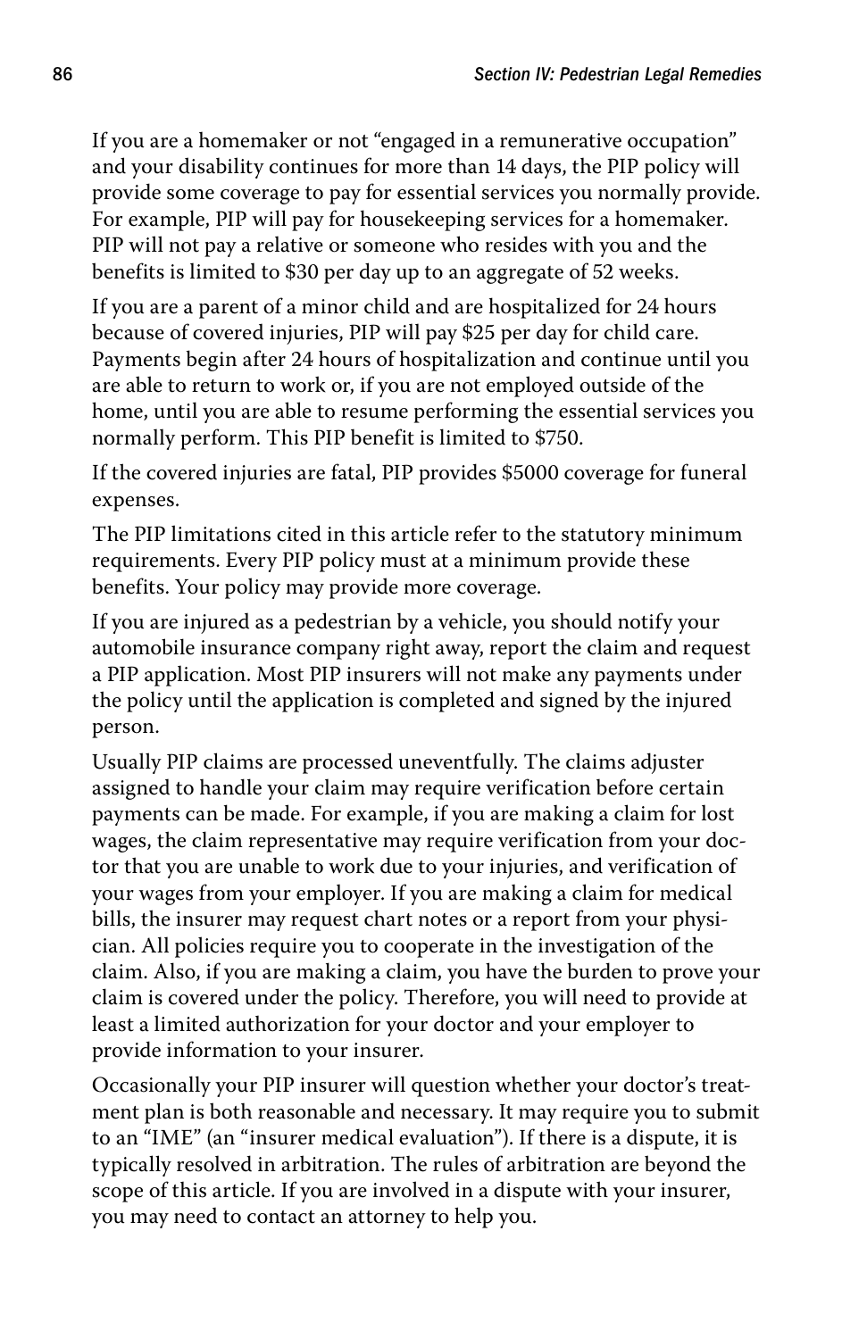If you are a homemaker or not "engaged in a remunerative occupation" and your disability continues for more than 14 days, the PIP policy will provide some coverage to pay for essential services you normally provide. For example, PIP will pay for housekeeping services for a homemaker. PIP will not pay a relative or someone who resides with you and the benefits is limited to $30 per day up to an aggregate of 52 weeks.

If you are a parent of a minor child and are hospitalized for 24 hours because of covered injuries, PIP will pay $25 per day for child care. Payments begin after 24 hours of hospitalization and continue until you are able to return to work or, if you are not employed outside of the home, until you are able to resume performing the essential services you normally perform. This PIP benefit is limited to $750.

If the covered injuries are fatal, PIP provides $5000 coverage for funeral expenses.

The PIP limitations cited in this article refer to the statutory minimum requirements. Every PIP policy must at a minimum provide these benefits. Your policy may provide more coverage.

If you are injured as a pedestrian by a vehicle, you should notify your automobile insurance company right away, report the claim and request a PIP application. Most PIP insurers will not make any payments under the policy until the application is completed and signed by the injured person.

Usually PIP claims are processed uneventfully. The claims adjuster assigned to handle your claim may require verification before certain payments can be made. For example, if you are making a claim for lost wages, the claim representative may require verification from your doctor that you are unable to work due to your injuries, and verification of your wages from your employer. If you are making a claim for medical bills, the insurer may request chart notes or a report from your physician. All policies require you to cooperate in the investigation of the claim. Also, if you are making a claim, you have the burden to prove your claim is covered under the policy. Therefore, you will need to provide at least a limited authorization for your doctor and your employer to provide information to your insurer.

Occasionally your PIP insurer will question whether your doctor's treatment plan is both reasonable and necessary. It may require you to submit to an "IME" (an "insurer medical evaluation"). If there is a dispute, it is typically resolved in arbitration. The rules of arbitration are beyond the scope of this article. If you are involved in a dispute with your insurer, you may need to contact an attorney to help you.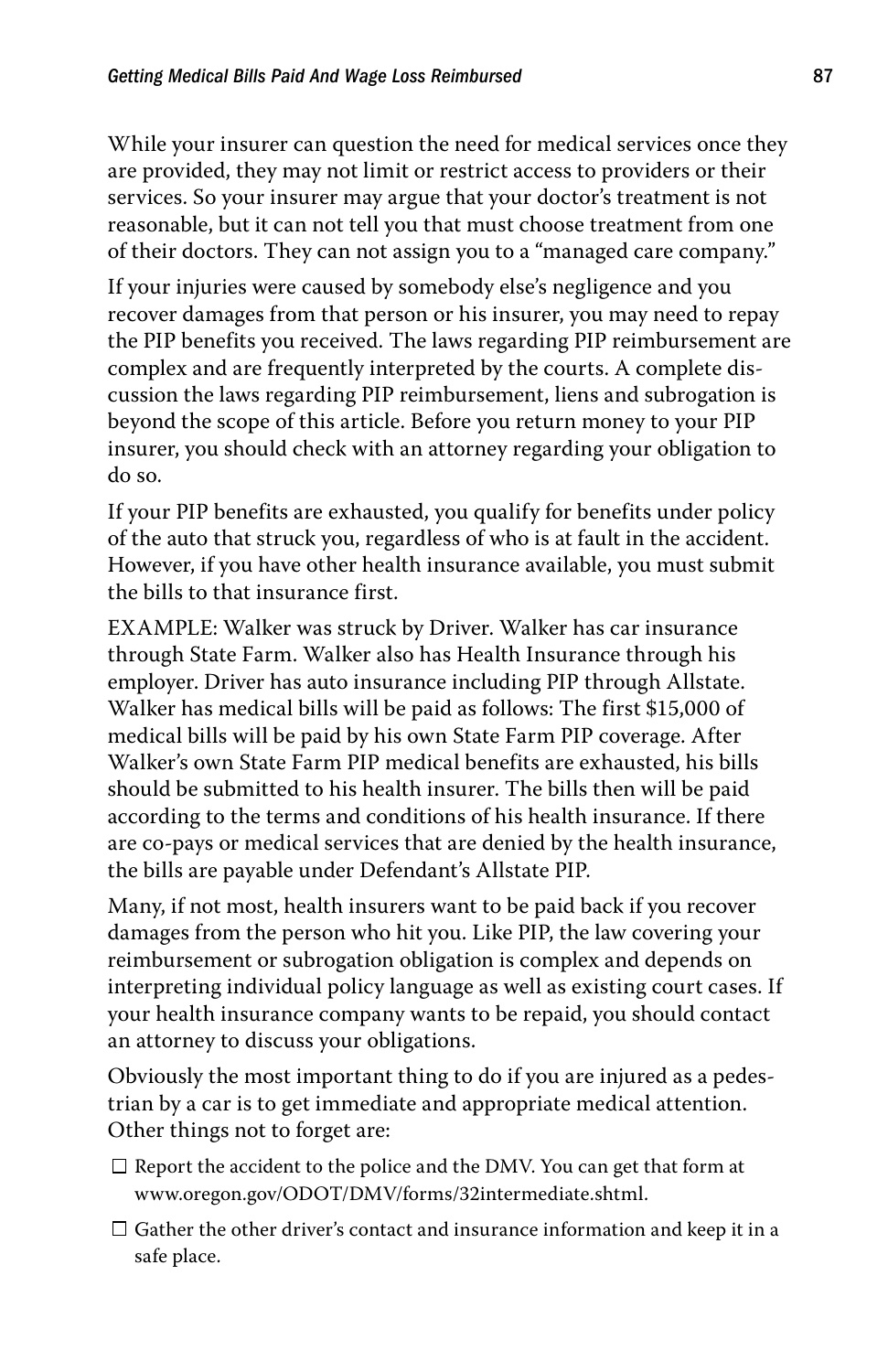While your insurer can question the need for medical services once they are provided, they may not limit or restrict access to providers or their services. So your insurer may argue that your doctor's treatment is not reasonable, but it can not tell you that must choose treatment from one of their doctors. They can not assign you to a "managed care company."

If your injuries were caused by somebody else's negligence and you recover damages from that person or his insurer, you may need to repay the PIP benefits you received. The laws regarding PIP reimbursement are complex and are frequently interpreted by the courts. A complete discussion the laws regarding PIP reimbursement, liens and subrogation is beyond the scope of this article. Before you return money to your PIP insurer, you should check with an attorney regarding your obligation to do so.

If your PIP benefits are exhausted, you qualify for benefits under policy of the auto that struck you, regardless of who is at fault in the accident. However, if you have other health insurance available, you must submit the bills to that insurance first.

EXAMPLE: Walker was struck by Driver. Walker has car insurance through State Farm. Walker also has Health Insurance through his employer. Driver has auto insurance including PIP through Allstate. Walker has medical bills will be paid as follows: The first $15,000 of medical bills will be paid by his own State Farm PIP coverage. After Walker's own State Farm PIP medical benefits are exhausted, his bills should be submitted to his health insurer. The bills then will be paid according to the terms and conditions of his health insurance. If there are co-pays or medical services that are denied by the health insurance, the bills are payable under Defendant's Allstate PIP.

Many, if not most, health insurers want to be paid back if you recover damages from the person who hit you. Like PIP, the law covering your reimbursement or subrogation obligation is complex and depends on interpreting individual policy language as well as existing court cases. If your health insurance company wants to be repaid, you should contact an attorney to discuss your obligations.

Obviously the most important thing to do if you are injured as a pedestrian by a car is to get immediate and appropriate medical attention. Other things not to forget are:

- ☐ Report the accident to the police and the DMV. You can get that form at www.oregon.gov/ODOT/DMV/forms/32intermediate.shtml.
- ☐ Gather the other driver's contact and insurance information and keep it in a safe place.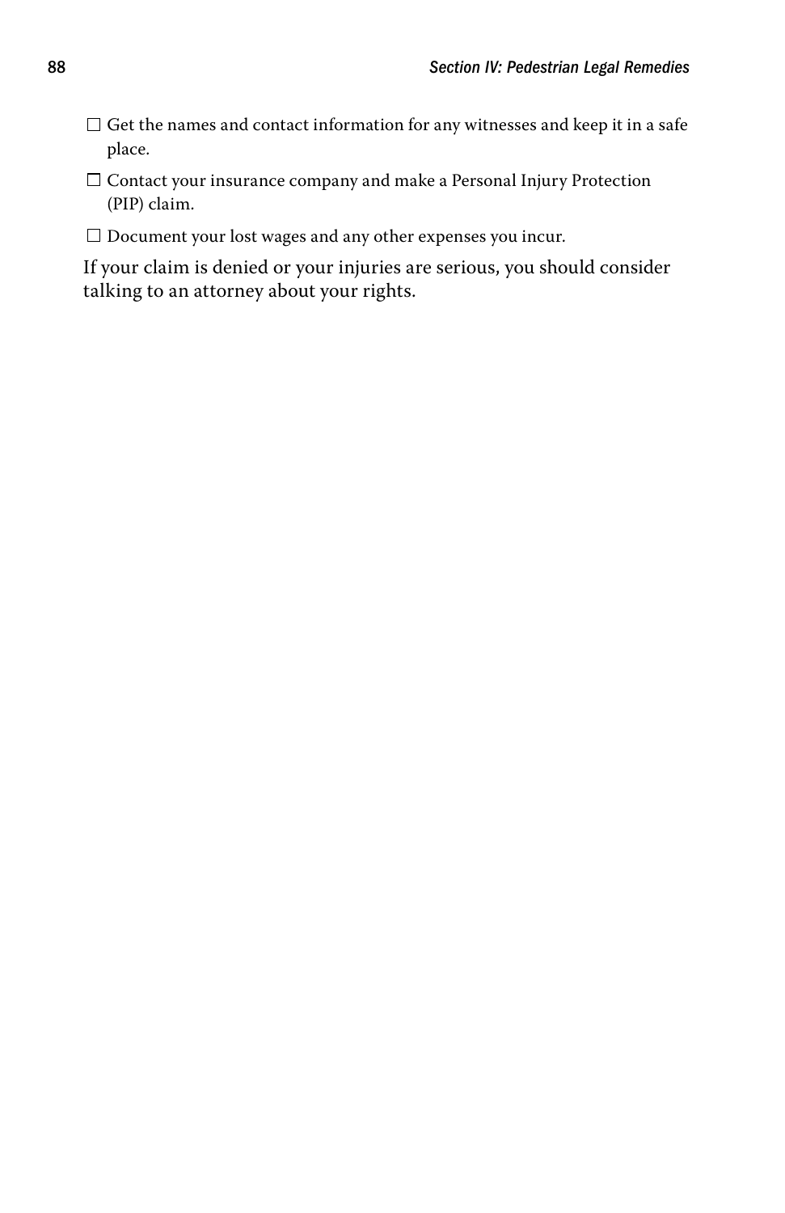- ☐ Get the names and contact information for any witnesses and keep it in a safe place.
- ☐ Contact your insurance company and make a Personal Injury Protection (PIP) claim.
- ☐ Document your lost wages and any other expenses you incur.

If your claim is denied or your injuries are serious, you should consider talking to an attorney about your rights.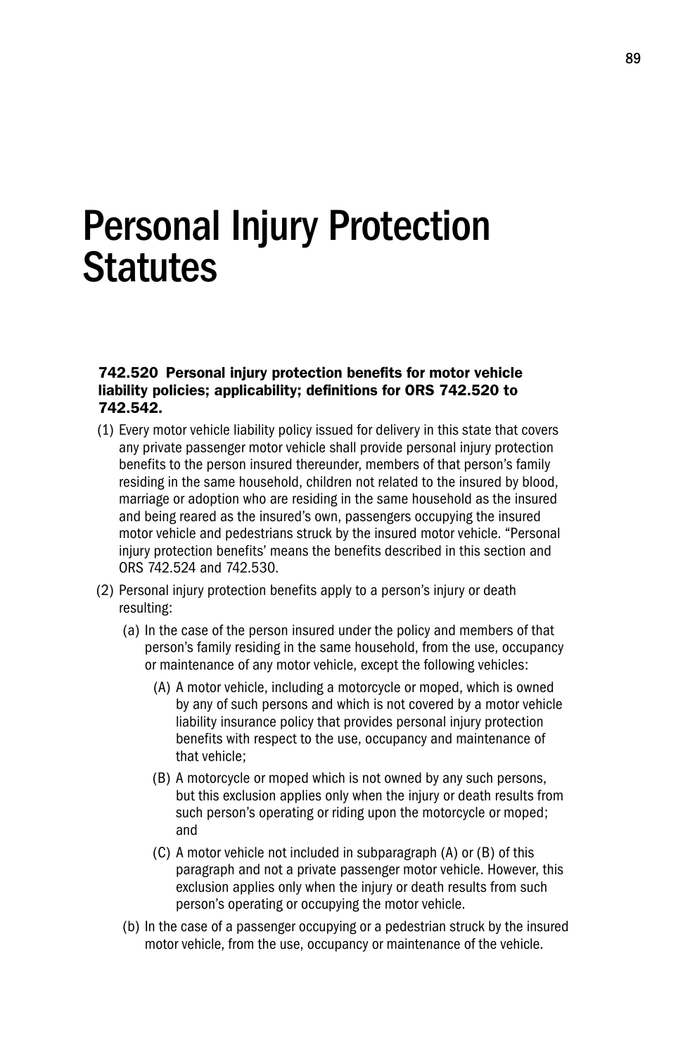# Personal Injury Protection Statutes

**742.520 Personal injury protection benefits for motor vehicle liability policies; applicability; definitions for ORS 742.520 to 742.542.**

(1) Every motor vehicle liability policy issued for delivery in this state that covers any private passenger motor vehicle shall provide personal injury protection benefits to the person insured thereunder, members of that person's family residing in the same household, children not related to the insured by blood, marriage or adoption who are residing in the same household as the insured and being reared as the insured's own, passengers occupying the insured motor vehicle and pedestrians struck by the insured motor vehicle. "Personal injury protection benefits' means the benefits described in this section and ORS 742.524 and 742.530.

(2) Personal injury protection benefits apply to a person's injury or death resulting:

  (a) In the case of the person insured under the policy and members of that person's family residing in the same household, from the use, occupancy or maintenance of any motor vehicle, except the following vehicles:

    (A) A motor vehicle, including a motorcycle or moped, which is owned by any of such persons and which is not covered by a motor vehicle liability insurance policy that provides personal injury protection benefits with respect to the use, occupancy and maintenance of that vehicle;

    (B) A motorcycle or moped which is not owned by any such persons, but this exclusion applies only when the injury or death results from such person's operating or riding upon the motorcycle or moped; and

    (C) A motor vehicle not included in subparagraph (A) or (B) of this paragraph and not a private passenger motor vehicle. However, this exclusion applies only when the injury or death results from such person's operating or occupying the motor vehicle.

  (b) In the case of a passenger occupying or a pedestrian struck by the insured motor vehicle, from the use, occupancy or maintenance of the vehicle.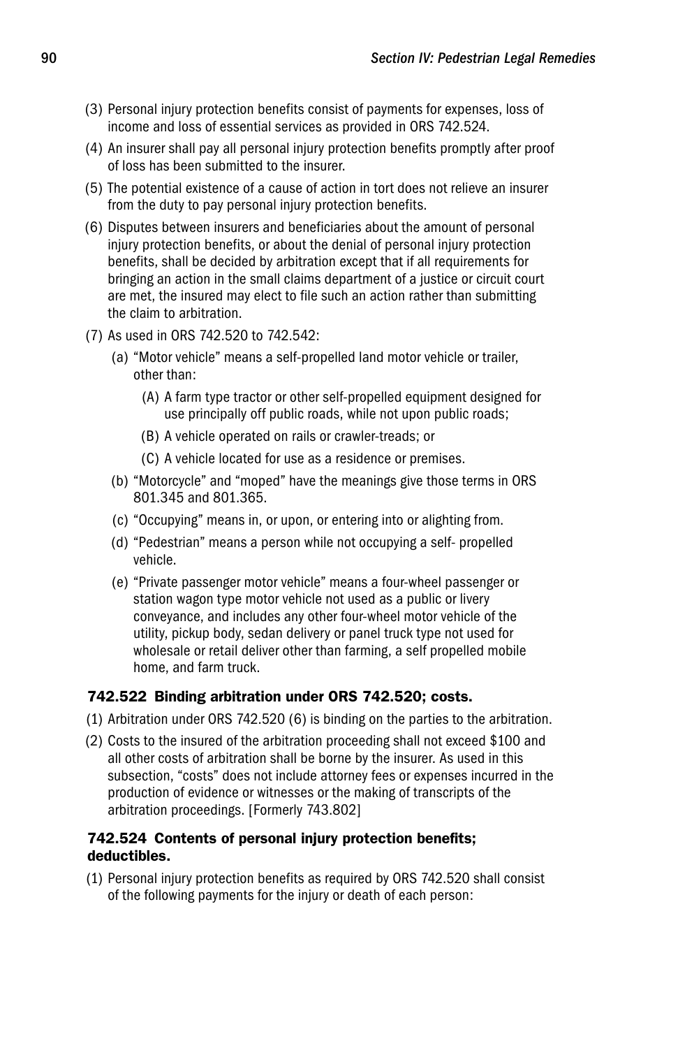(3) Personal injury protection benefits consist of payments for expenses, loss of income and loss of essential services as provided in ORS 742.524.

(4) An insurer shall pay all personal injury protection benefits promptly after proof of loss has been submitted to the insurer.

(5) The potential existence of a cause of action in tort does not relieve an insurer from the duty to pay personal injury protection benefits.

(6) Disputes between insurers and beneficiaries about the amount of personal injury protection benefits, or about the denial of personal injury protection benefits, shall be decided by arbitration except that if all requirements for bringing an action in the small claims department of a justice or circuit court are met, the insured may elect to file such an action rather than submitting the claim to arbitration.

(7) As used in ORS 742.520 to 742.542:

  (a) "Motor vehicle" means a self-propelled land motor vehicle or trailer, other than:

    (A) A farm type tractor or other self-propelled equipment designed for use principally off public roads, while not upon public roads;

    (B) A vehicle operated on rails or crawler-treads; or

    (C) A vehicle located for use as a residence or premises.

  (b) "Motorcycle" and "moped" have the meanings give those terms in ORS 801.345 and 801.365.

  (c) "Occupying" means in, or upon, or entering into or alighting from.

  (d) "Pedestrian" means a person while not occupying a self- propelled vehicle.

  (e) "Private passenger motor vehicle" means a four-wheel passenger or station wagon type motor vehicle not used as a public or livery conveyance, and includes any other four-wheel motor vehicle of the utility, pickup body, sedan delivery or panel truck type not used for wholesale or retail deliver other than farming, a self propelled mobile home, and farm truck.

#### 742.522 Binding arbitration under ORS 742.520; costs.

(1) Arbitration under ORS 742.520 (6) is binding on the parties to the arbitration.

(2) Costs to the insured of the arbitration proceeding shall not exceed $100 and all other costs of arbitration shall be borne by the insurer. As used in this subsection, "costs" does not include attorney fees or expenses incurred in the production of evidence or witnesses or the making of transcripts of the arbitration proceedings. [Formerly 743.802]

#### 742.524 Contents of personal injury protection benefits; deductibles.

(1) Personal injury protection benefits as required by ORS 742.520 shall consist of the following payments for the injury or death of each person: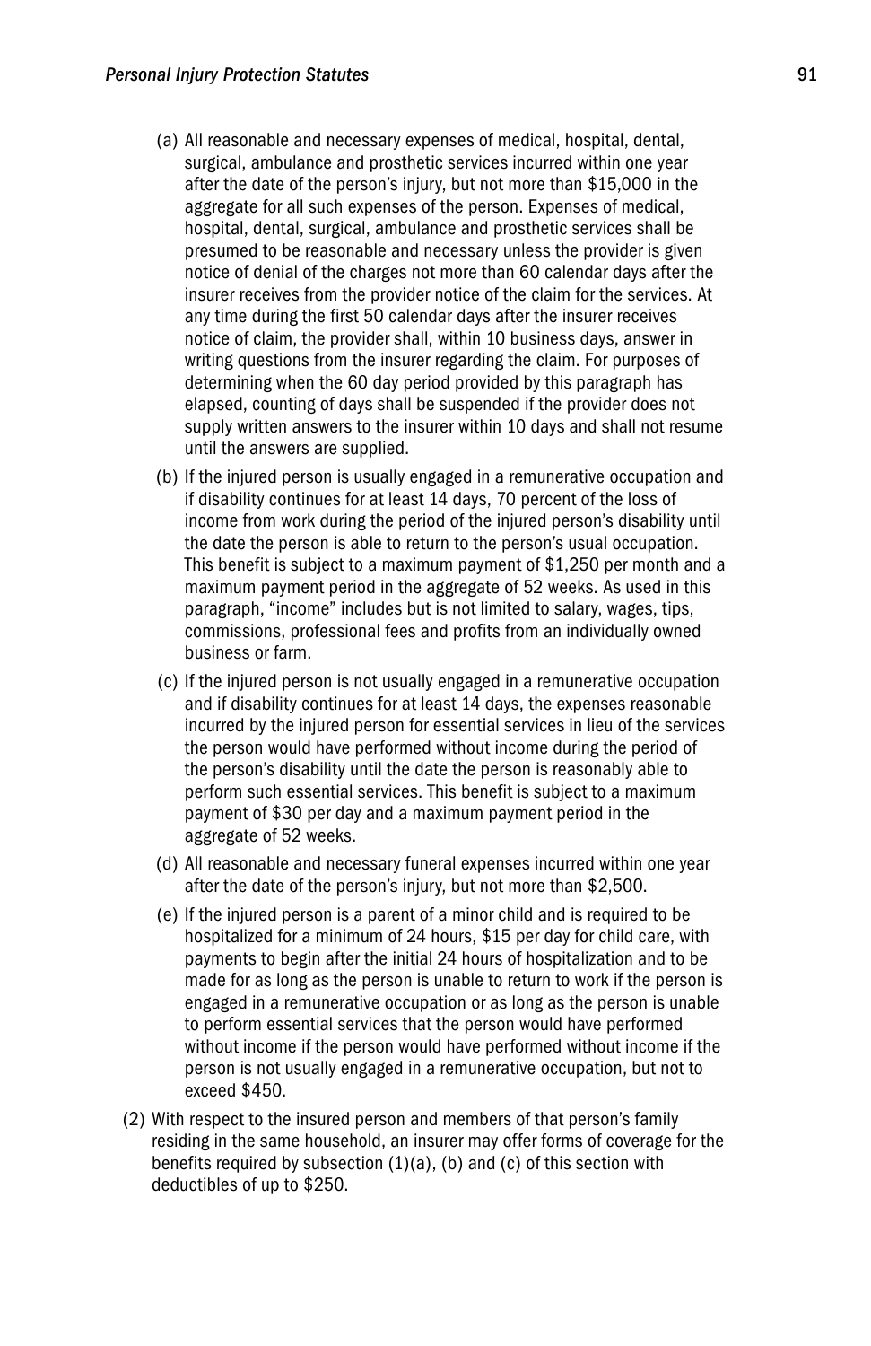(a) All reasonable and necessary expenses of medical, hospital, dental, surgical, ambulance and prosthetic services incurred within one year after the date of the person's injury, but not more than $15,000 in the aggregate for all such expenses of the person. Expenses of medical, hospital, dental, surgical, ambulance and prosthetic services shall be presumed to be reasonable and necessary unless the provider is given notice of denial of the charges not more than 60 calendar days after the insurer receives from the provider notice of the claim for the services. At any time during the first 50 calendar days after the insurer receives notice of claim, the provider shall, within 10 business days, answer in writing questions from the insurer regarding the claim. For purposes of determining when the 60 day period provided by this paragraph has elapsed, counting of days shall be suspended if the provider does not supply written answers to the insurer within 10 days and shall not resume until the answers are supplied.

(b) If the injured person is usually engaged in a remunerative occupation and if disability continues for at least 14 days, 70 percent of the loss of income from work during the period of the injured person's disability until the date the person is able to return to the person's usual occupation. This benefit is subject to a maximum payment of $1,250 per month and a maximum payment period in the aggregate of 52 weeks. As used in this paragraph, "income" includes but is not limited to salary, wages, tips, commissions, professional fees and profits from an individually owned business or farm.

(c) If the injured person is not usually engaged in a remunerative occupation and if disability continues for at least 14 days, the expenses reasonable incurred by the injured person for essential services in lieu of the services the person would have performed without income during the period of the person's disability until the date the person is reasonably able to perform such essential services. This benefit is subject to a maximum payment of $30 per day and a maximum payment period in the aggregate of 52 weeks.

(d) All reasonable and necessary funeral expenses incurred within one year after the date of the person's injury, but not more than $2,500.

(e) If the injured person is a parent of a minor child and is required to be hospitalized for a minimum of 24 hours, $15 per day for child care, with payments to begin after the initial 24 hours of hospitalization and to be made for as long as the person is unable to return to work if the person is engaged in a remunerative occupation or as long as the person is unable to perform essential services that the person would have performed without income if the person would have performed without income if the person is not usually engaged in a remunerative occupation, but not to exceed $450.

(2) With respect to the insured person and members of that person's family residing in the same household, an insurer may offer forms of coverage for the benefits required by subsection (1)(a), (b) and (c) of this section with deductibles of up to $250.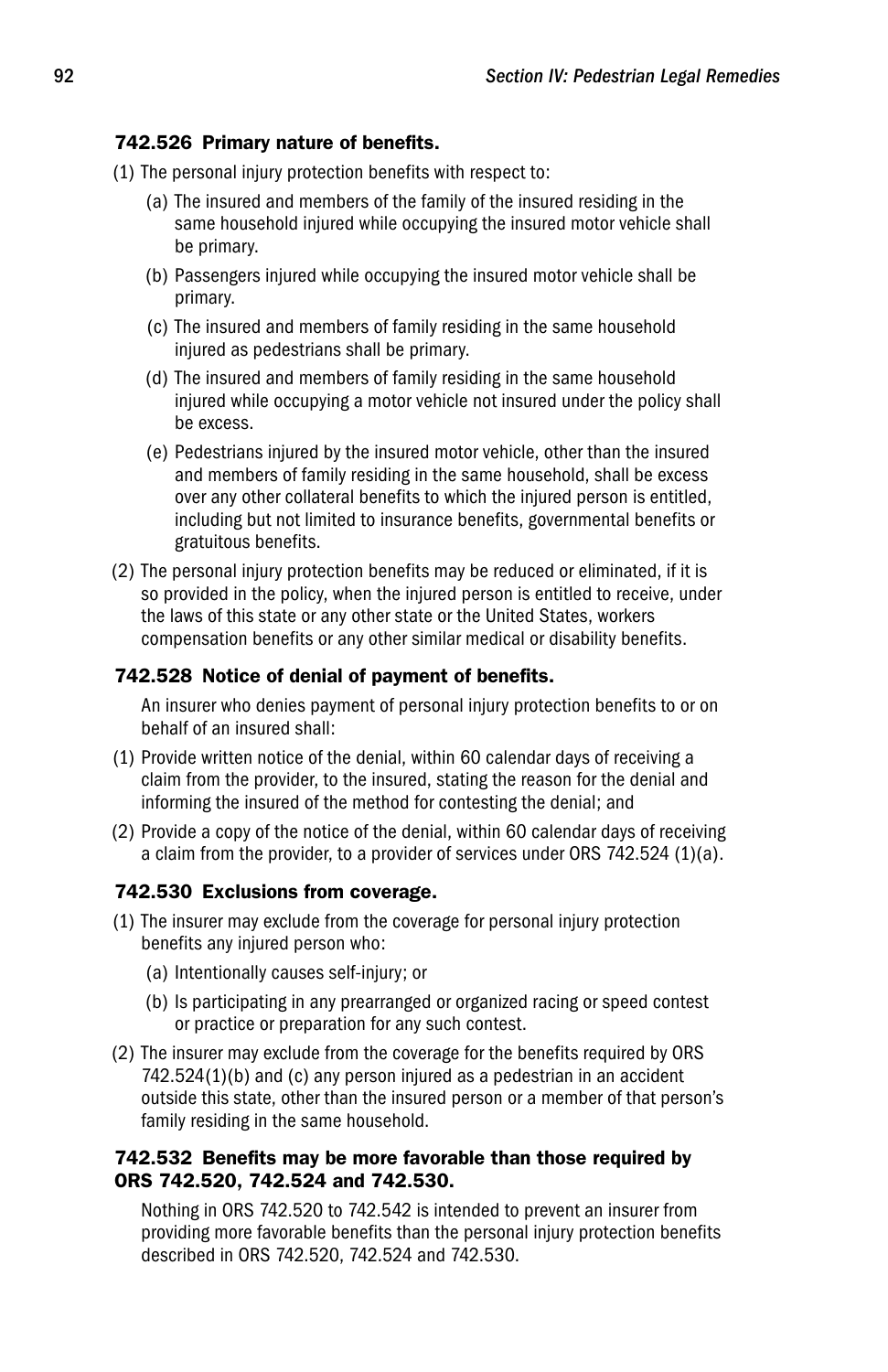### 742.526 Primary nature of benefits.

(1) The personal injury protection benefits with respect to:

(a) The insured and members of the family of the insured residing in the same household injured while occupying the insured motor vehicle shall be primary.

(b) Passengers injured while occupying the insured motor vehicle shall be primary.

(c) The insured and members of family residing in the same household injured as pedestrians shall be primary.

(d) The insured and members of family residing in the same household injured while occupying a motor vehicle not insured under the policy shall be excess.

(e) Pedestrians injured by the insured motor vehicle, other than the insured and members of family residing in the same household, shall be excess over any other collateral benefits to which the injured person is entitled, including but not limited to insurance benefits, governmental benefits or gratuitous benefits.

(2) The personal injury protection benefits may be reduced or eliminated, if it is so provided in the policy, when the injured person is entitled to receive, under the laws of this state or any other state or the United States, workers compensation benefits or any other similar medical or disability benefits.

### 742.528 Notice of denial of payment of benefits.

An insurer who denies payment of personal injury protection benefits to or on behalf of an insured shall:

(1) Provide written notice of the denial, within 60 calendar days of receiving a claim from the provider, to the insured, stating the reason for the denial and informing the insured of the method for contesting the denial; and

(2) Provide a copy of the notice of the denial, within 60 calendar days of receiving a claim from the provider, to a provider of services under ORS 742.524 (1)(a).

### 742.530 Exclusions from coverage.

(1) The insurer may exclude from the coverage for personal injury protection benefits any injured person who:

(a) Intentionally causes self-injury; or

(b) Is participating in any prearranged or organized racing or speed contest or practice or preparation for any such contest.

(2) The insurer may exclude from the coverage for the benefits required by ORS 742.524(1)(b) and (c) any person injured as a pedestrian in an accident outside this state, other than the insured person or a member of that person's family residing in the same household.

### 742.532 Benefits may be more favorable than those required by ORS 742.520, 742.524 and 742.530.

Nothing in ORS 742.520 to 742.542 is intended to prevent an insurer from providing more favorable benefits than the personal injury protection benefits described in ORS 742.520, 742.524 and 742.530.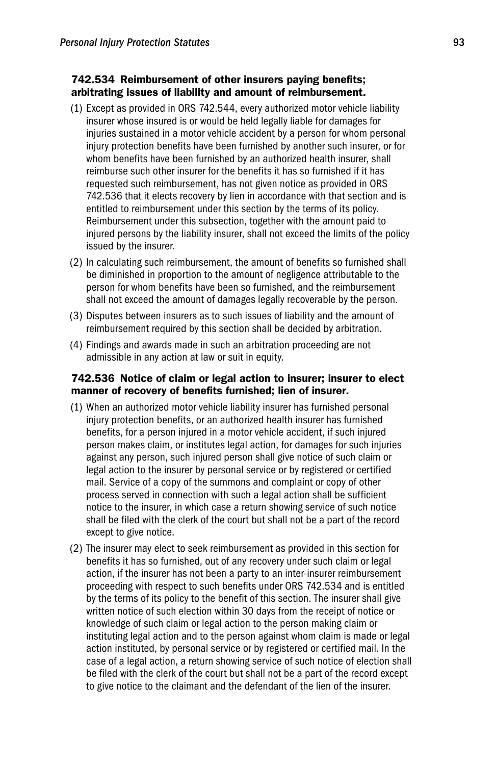### 742.534 Reimbursement of other insurers paying benefits; arbitrating issues of liability and amount of reimbursement.

(1) Except as provided in ORS 742.544, every authorized motor vehicle liability insurer whose insured is or would be held legally liable for damages for injuries sustained in a motor vehicle accident by a person for whom personal injury protection benefits have been furnished by another such insurer, or for whom benefits have been furnished by an authorized health insurer, shall reimburse such other insurer for the benefits it has so furnished if it has requested such reimbursement, has not given notice as provided in ORS 742.536 that it elects recovery by lien in accordance with that section and is entitled to reimbursement under this section by the terms of its policy. Reimbursement under this subsection, together with the amount paid to injured persons by the liability insurer, shall not exceed the limits of the policy issued by the insurer.

(2) In calculating such reimbursement, the amount of benefits so furnished shall be diminished in proportion to the amount of negligence attributable to the person for whom benefits have been so furnished, and the reimbursement shall not exceed the amount of damages legally recoverable by the person.

(3) Disputes between insurers as to such issues of liability and the amount of reimbursement required by this section shall be decided by arbitration.

(4) Findings and awards made in such an arbitration proceeding are not admissible in any action at law or suit in equity.

### 742.536 Notice of claim or legal action to insurer; insurer to elect manner of recovery of benefits furnished; lien of insurer.

(1) When an authorized motor vehicle liability insurer has furnished personal injury protection benefits, or an authorized health insurer has furnished benefits, for a person injured in a motor vehicle accident, if such injured person makes claim, or institutes legal action, for damages for such injuries against any person, such injured person shall give notice of such claim or legal action to the insurer by personal service or by registered or certified mail. Service of a copy of the summons and complaint or copy of other process served in connection with such a legal action shall be sufficient notice to the insurer, in which case a return showing service of such notice shall be filed with the clerk of the court but shall not be a part of the record except to give notice.

(2) The insurer may elect to seek reimbursement as provided in this section for benefits it has so furnished, out of any recovery under such claim or legal action, if the insurer has not been a party to an inter-insurer reimbursement proceeding with respect to such benefits under ORS 742.534 and is entitled by the terms of its policy to the benefit of this section. The insurer shall give written notice of such election within 30 days from the receipt of notice or knowledge of such claim or legal action to the person making claim or instituting legal action and to the person against whom claim is made or legal action instituted, by personal service or by registered or certified mail. In the case of a legal action, a return showing service of such notice of election shall be filed with the clerk of the court but shall not be a part of the record except to give notice to the claimant and the defendant of the lien of the insurer.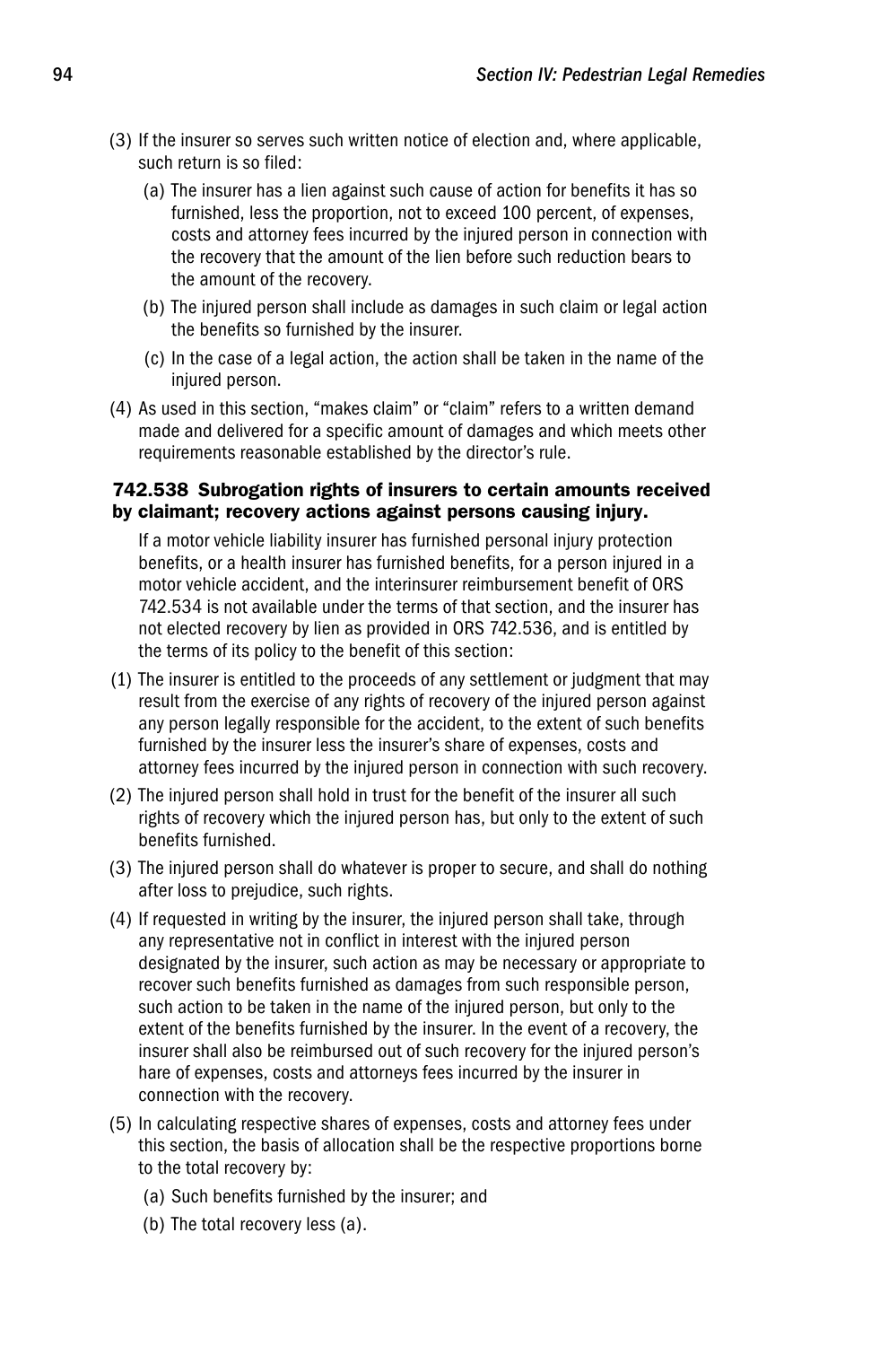(3) If the insurer so serves such written notice of election and, where applicable, such return is so filed:

   (a) The insurer has a lien against such cause of action for benefits it has so furnished, less the proportion, not to exceed 100 percent, of expenses, costs and attorney fees incurred by the injured person in connection with the recovery that the amount of the lien before such reduction bears to the amount of the recovery.

   (b) The injured person shall include as damages in such claim or legal action the benefits so furnished by the insurer.

   (c) In the case of a legal action, the action shall be taken in the name of the injured person.

(4) As used in this section, "makes claim" or "claim" refers to a written demand made and delivered for a specific amount of damages and which meets other requirements reasonable established by the director's rule.

**742.538 Subrogation rights of insurers to certain amounts received by claimant; recovery actions against persons causing injury.**

If a motor vehicle liability insurer has furnished personal injury protection benefits, or a health insurer has furnished benefits, for a person injured in a motor vehicle accident, and the interinsurer reimbursement benefit of ORS 742.534 is not available under the terms of that section, and the insurer has not elected recovery by lien as provided in ORS 742.536, and is entitled by the terms of its policy to the benefit of this section:

(1) The insurer is entitled to the proceeds of any settlement or judgment that may result from the exercise of any rights of recovery of the injured person against any person legally responsible for the accident, to the extent of such benefits furnished by the insurer less the insurer's share of expenses, costs and attorney fees incurred by the injured person in connection with such recovery.

(2) The injured person shall hold in trust for the benefit of the insurer all such rights of recovery which the injured person has, but only to the extent of such benefits furnished.

(3) The injured person shall do whatever is proper to secure, and shall do nothing after loss to prejudice, such rights.

(4) If requested in writing by the insurer, the injured person shall take, through any representative not in conflict in interest with the injured person designated by the insurer, such action as may be necessary or appropriate to recover such benefits furnished as damages from such responsible person, such action to be taken in the name of the injured person, but only to the extent of the benefits furnished by the insurer. In the event of a recovery, the insurer shall also be reimbursed out of such recovery for the injured person's hare of expenses, costs and attorneys fees incurred by the insurer in connection with the recovery.

(5) In calculating respective shares of expenses, costs and attorney fees under this section, the basis of allocation shall be the respective proportions borne to the total recovery by:

   (a) Such benefits furnished by the insurer; and

   (b) The total recovery less (a).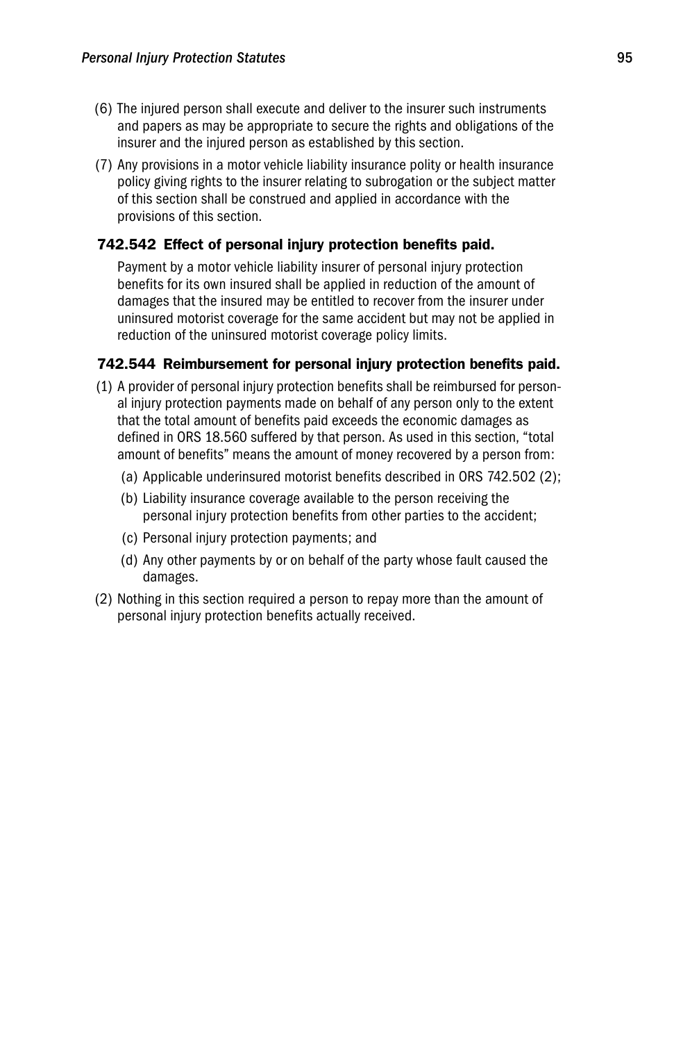(6) The injured person shall execute and deliver to the insurer such instruments and papers as may be appropriate to secure the rights and obligations of the insurer and the injured person as established by this section.

(7) Any provisions in a motor vehicle liability insurance polity or health insurance policy giving rights to the insurer relating to subrogation or the subject matter of this section shall be construed and applied in accordance with the provisions of this section.

### 742.542 Effect of personal injury protection benefits paid.

Payment by a motor vehicle liability insurer of personal injury protection benefits for its own insured shall be applied in reduction of the amount of damages that the insured may be entitled to recover from the insurer under uninsured motorist coverage for the same accident but may not be applied in reduction of the uninsured motorist coverage policy limits.

### 742.544 Reimbursement for personal injury protection benefits paid.

(1) A provider of personal injury protection benefits shall be reimbursed for personal injury protection payments made on behalf of any person only to the extent that the total amount of benefits paid exceeds the economic damages as defined in ORS 18.560 suffered by that person. As used in this section, "total amount of benefits" means the amount of money recovered by a person from:

(a) Applicable underinsured motorist benefits described in ORS 742.502 (2);

(b) Liability insurance coverage available to the person receiving the personal injury protection benefits from other parties to the accident;

(c) Personal injury protection payments; and

(d) Any other payments by or on behalf of the party whose fault caused the damages.

(2) Nothing in this section required a person to repay more than the amount of personal injury protection benefits actually received.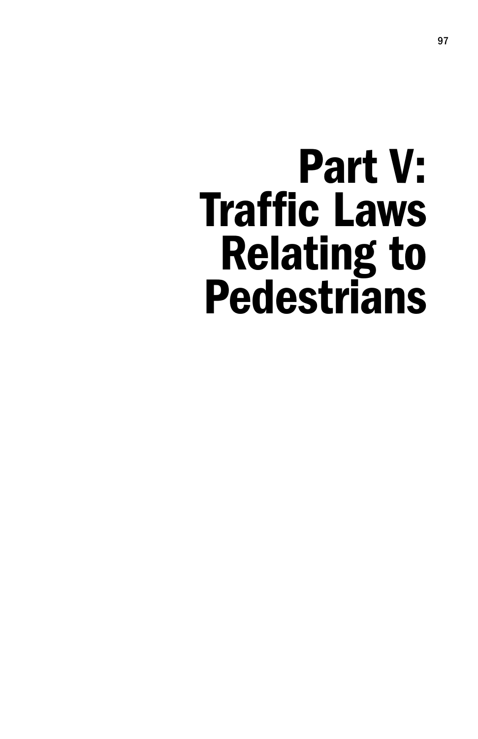# Part V: Traffic Laws Relating to Pedestrians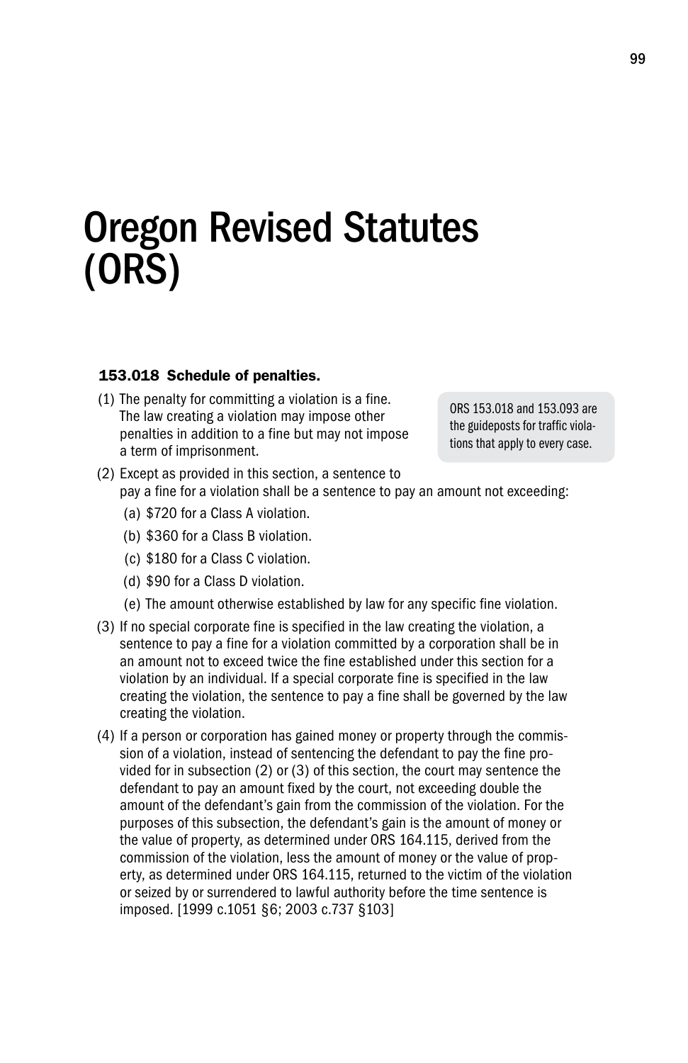# Oregon Revised Statutes (ORS)

**153.018 Schedule of penalties.**

> ORS 153.018 and 153.093 are the guideposts for traffic violations that apply to every case.

(1) The penalty for committing a violation is a fine. The law creating a violation may impose other penalties in addition to a fine but may not impose a term of imprisonment.

(2) Except as provided in this section, a sentence to pay a fine for a violation shall be a sentence to pay an amount not exceeding:

(a) $720 for a Class A violation.

(b) $360 for a Class B violation.

(c) $180 for a Class C violation.

(d) $90 for a Class D violation.

(e) The amount otherwise established by law for any specific fine violation.

(3) If no special corporate fine is specified in the law creating the violation, a sentence to pay a fine for a violation committed by a corporation shall be in an amount not to exceed twice the fine established under this section for a violation by an individual. If a special corporate fine is specified in the law creating the violation, the sentence to pay a fine shall be governed by the law creating the violation.

(4) If a person or corporation has gained money or property through the commission of a violation, instead of sentencing the defendant to pay the fine provided for in subsection (2) or (3) of this section, the court may sentence the defendant to pay an amount fixed by the court, not exceeding double the amount of the defendant's gain from the commission of the violation. For the purposes of this subsection, the defendant's gain is the amount of money or the value of property, as determined under ORS 164.115, derived from the commission of the violation, less the amount of money or the value of property, as determined under ORS 164.115, returned to the victim of the violation or seized by or surrendered to lawful authority before the time sentence is imposed. [1999 c.1051 §6; 2003 c.737 §103]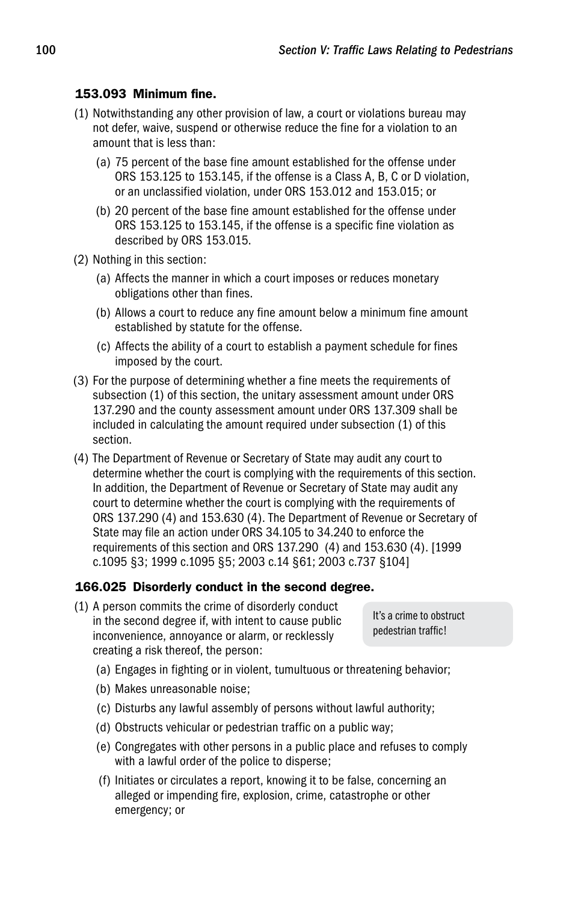### 153.093 Minimum fine.

(1) Notwithstanding any other provision of law, a court or violations bureau may not defer, waive, suspend or otherwise reduce the fine for a violation to an amount that is less than:

 (a) 75 percent of the base fine amount established for the offense under ORS 153.125 to 153.145, if the offense is a Class A, B, C or D violation, or an unclassified violation, under ORS 153.012 and 153.015; or

 (b) 20 percent of the base fine amount established for the offense under ORS 153.125 to 153.145, if the offense is a specific fine violation as described by ORS 153.015.

(2) Nothing in this section:

 (a) Affects the manner in which a court imposes or reduces monetary obligations other than fines.

 (b) Allows a court to reduce any fine amount below a minimum fine amount established by statute for the offense.

 (c) Affects the ability of a court to establish a payment schedule for fines imposed by the court.

(3) For the purpose of determining whether a fine meets the requirements of subsection (1) of this section, the unitary assessment amount under ORS 137.290 and the county assessment amount under ORS 137.309 shall be included in calculating the amount required under subsection (1) of this section.

(4) The Department of Revenue or Secretary of State may audit any court to determine whether the court is complying with the requirements of this section. In addition, the Department of Revenue or Secretary of State may audit any court to determine whether the court is complying with the requirements of ORS 137.290 (4) and 153.630 (4). The Department of Revenue or Secretary of State may file an action under ORS 34.105 to 34.240 to enforce the requirements of this section and ORS 137.290 (4) and 153.630 (4). [1999 c.1095 §3; 1999 c.1095 §5; 2003 c.14 §61; 2003 c.737 §104]

### 166.025 Disorderly conduct in the second degree.

It's a crime to obstruct pedestrian traffic!

(1) A person commits the crime of disorderly conduct in the second degree if, with intent to cause public inconvenience, annoyance or alarm, or recklessly creating a risk thereof, the person:

 (a) Engages in fighting or in violent, tumultuous or threatening behavior;

 (b) Makes unreasonable noise;

 (c) Disturbs any lawful assembly of persons without lawful authority;

 (d) Obstructs vehicular or pedestrian traffic on a public way;

 (e) Congregates with other persons in a public place and refuses to comply with a lawful order of the police to disperse;

 (f) Initiates or circulates a report, knowing it to be false, concerning an alleged or impending fire, explosion, crime, catastrophe or other emergency; or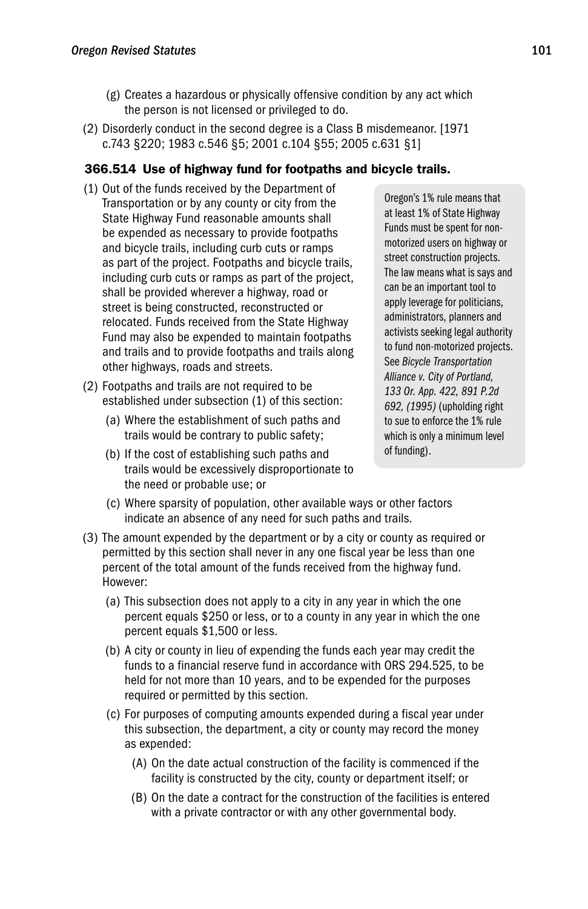(g) Creates a hazardous or physically offensive condition by any act which the person is not licensed or privileged to do.

(2) Disorderly conduct in the second degree is a Class B misdemeanor. [1971 c.743 §220; 1983 c.546 §5; 2001 c.104 §55; 2005 c.631 §1]

### 366.514 Use of highway fund for footpaths and bicycle trails.

(1) Out of the funds received by the Department of Transportation or by any county or city from the State Highway Fund reasonable amounts shall be expended as necessary to provide footpaths and bicycle trails, including curb cuts or ramps as part of the project. Footpaths and bicycle trails, including curb cuts or ramps as part of the project, shall be provided wherever a highway, road or street is being constructed, reconstructed or relocated. Funds received from the State Highway Fund may also be expended to maintain footpaths and trails and to provide footpaths and trails along other highways, roads and streets.

(2) Footpaths and trails are not required to be established under subsection (1) of this section:

- (a) Where the establishment of such paths and trails would be contrary to public safety;
- (b) If the cost of establishing such paths and trails would be excessively disproportionate to the need or probable use; or
- (c) Where sparsity of population, other available ways or other factors indicate an absence of any need for such paths and trails.

> Oregon's 1% rule means that at least 1% of State Highway Funds must be spent for non-motorized users on highway or street construction projects. The law means what is says and can be an important tool to apply leverage for politicians, administrators, planners and activists seeking legal authority to fund non-motorized projects. See *Bicycle Transportation Alliance v. City of Portland, 133 Or. App. 422, 891 P.2d 692, (1995)* (upholding right to sue to enforce the 1% rule which is only a minimum level of funding).

(3) The amount expended by the department or by a city or county as required or permitted by this section shall never in any one fiscal year be less than one percent of the total amount of the funds received from the highway fund. However:

- (a) This subsection does not apply to a city in any year in which the one percent equals $250 or less, or to a county in any year in which the one percent equals $1,500 or less.
- (b) A city or county in lieu of expending the funds each year may credit the funds to a financial reserve fund in accordance with ORS 294.525, to be held for not more than 10 years, and to be expended for the purposes required or permitted by this section.
- (c) For purposes of computing amounts expended during a fiscal year under this subsection, the department, a city or county may record the money as expended:
  - (A) On the date actual construction of the facility is commenced if the facility is constructed by the city, county or department itself; or
  - (B) On the date a contract for the construction of the facilities is entered with a private contractor or with any other governmental body.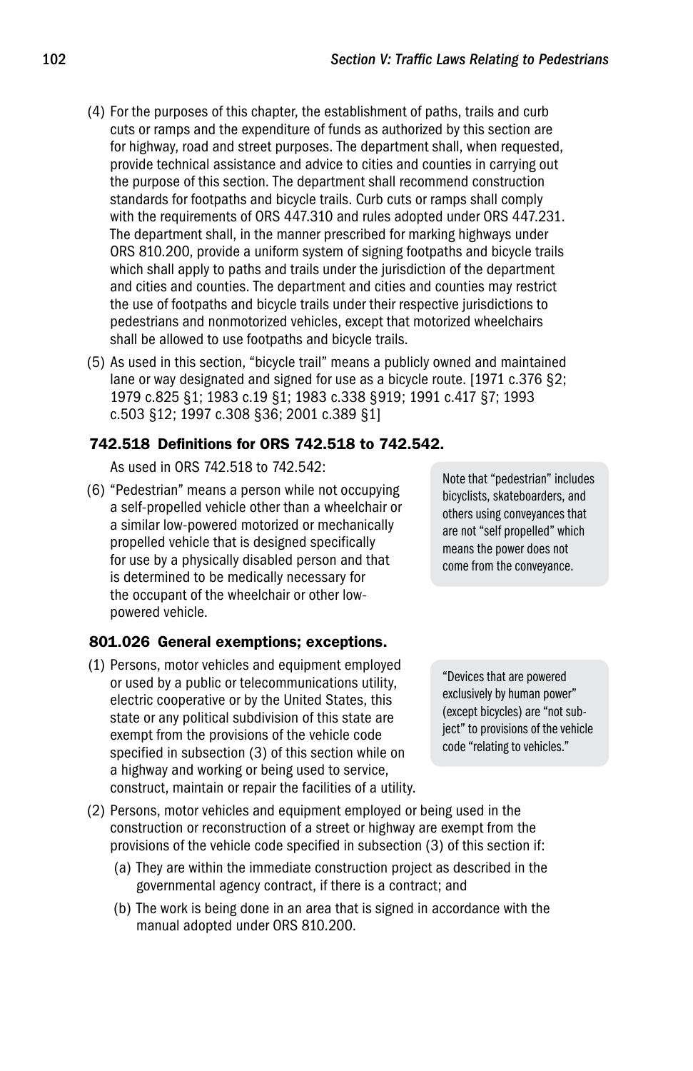(4) For the purposes of this chapter, the establishment of paths, trails and curb cuts or ramps and the expenditure of funds as authorized by this section are for highway, road and street purposes. The department shall, when requested, provide technical assistance and advice to cities and counties in carrying out the purpose of this section. The department shall recommend construction standards for footpaths and bicycle trails. Curb cuts or ramps shall comply with the requirements of ORS 447.310 and rules adopted under ORS 447.231. The department shall, in the manner prescribed for marking highways under ORS 810.200, provide a uniform system of signing footpaths and bicycle trails which shall apply to paths and trails under the jurisdiction of the department and cities and counties. The department and cities and counties may restrict the use of footpaths and bicycle trails under their respective jurisdictions to pedestrians and nonmotorized vehicles, except that motorized wheelchairs shall be allowed to use footpaths and bicycle trails.

(5) As used in this section, "bicycle trail" means a publicly owned and maintained lane or way designated and signed for use as a bicycle route. [1971 c.376 §2; 1979 c.825 §1; 1983 c.19 §1; 1983 c.338 §919; 1991 c.417 §7; 1993 c.503 §12; 1997 c.308 §36; 2001 c.389 §1]

### 742.518 Definitions for ORS 742.518 to 742.542.

As used in ORS 742.518 to 742.542:

(6) "Pedestrian" means a person while not occupying a self-propelled vehicle other than a wheelchair or a similar low-powered motorized or mechanically propelled vehicle that is designed specifically for use by a physically disabled person and that is determined to be medically necessary for the occupant of the wheelchair or other low-powered vehicle.

> Note that "pedestrian" includes bicyclists, skateboarders, and others using conveyances that are not "self propelled" which means the power does not come from the conveyance.

### 801.026 General exemptions; exceptions.

(1) Persons, motor vehicles and equipment employed or used by a public or telecommunications utility, electric cooperative or by the United States, this state or any political subdivision of this state are exempt from the provisions of the vehicle code specified in subsection (3) of this section while on a highway and working or being used to service, construct, maintain or repair the facilities of a utility.

> "Devices that are powered exclusively by human power" (except bicycles) are "not subject" to provisions of the vehicle code "relating to vehicles."

(2) Persons, motor vehicles and equipment employed or being used in the construction or reconstruction of a street or highway are exempt from the provisions of the vehicle code specified in subsection (3) of this section if:

(a) They are within the immediate construction project as described in the governmental agency contract, if there is a contract; and

(b) The work is being done in an area that is signed in accordance with the manual adopted under ORS 810.200.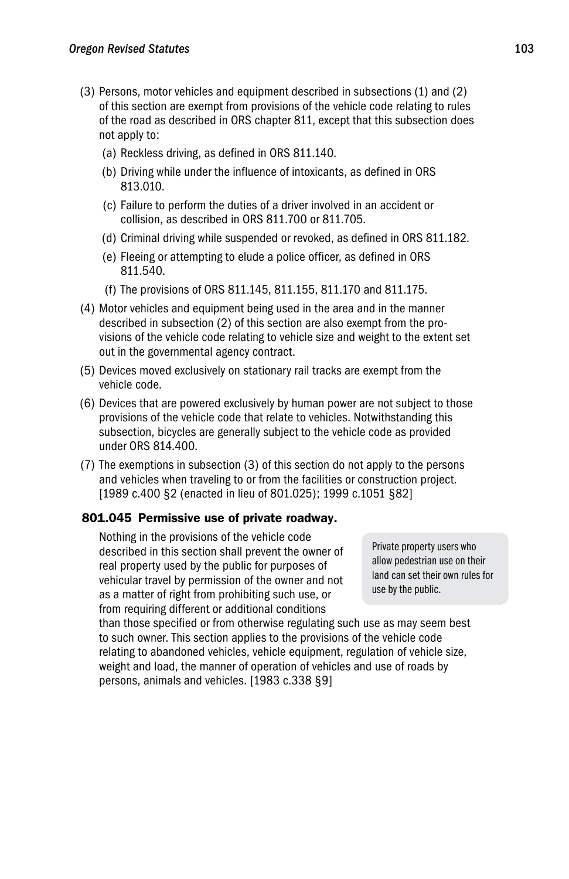(3) Persons, motor vehicles and equipment described in subsections (1) and (2) of this section are exempt from provisions of the vehicle code relating to rules of the road as described in ORS chapter 811, except that this subsection does not apply to:

  (a) Reckless driving, as defined in ORS 811.140.

  (b) Driving while under the influence of intoxicants, as defined in ORS 813.010.

  (c) Failure to perform the duties of a driver involved in an accident or collision, as described in ORS 811.700 or 811.705.

  (d) Criminal driving while suspended or revoked, as defined in ORS 811.182.

  (e) Fleeing or attempting to elude a police officer, as defined in ORS 811.540.

  (f) The provisions of ORS 811.145, 811.155, 811.170 and 811.175.

(4) Motor vehicles and equipment being used in the area and in the manner described in subsection (2) of this section are also exempt from the provisions of the vehicle code relating to vehicle size and weight to the extent set out in the governmental agency contract.

(5) Devices moved exclusively on stationary rail tracks are exempt from the vehicle code.

(6) Devices that are powered exclusively by human power are not subject to those provisions of the vehicle code that relate to vehicles. Notwithstanding this subsection, bicycles are generally subject to the vehicle code as provided under ORS 814.400.

(7) The exemptions in subsection (3) of this section do not apply to the persons and vehicles when traveling to or from the facilities or construction project. [1989 c.400 §2 (enacted in lieu of 801.025); 1999 c.1051 §82]

**801.045 Permissive use of private roadway.**

Nothing in the provisions of the vehicle code described in this section shall prevent the owner of real property used by the public for purposes of vehicular travel by permission of the owner and not as a matter of right from prohibiting such use, or from requiring different or additional conditions than those specified or from otherwise regulating such use as may seem best to such owner. This section applies to the provisions of the vehicle code relating to abandoned vehicles, vehicle equipment, regulation of vehicle size, weight and load, the manner of operation of vehicles and use of roads by persons, animals and vehicles. [1983 c.338 §9]

> Private property users who allow pedestrian use on their land can set their own rules for use by the public.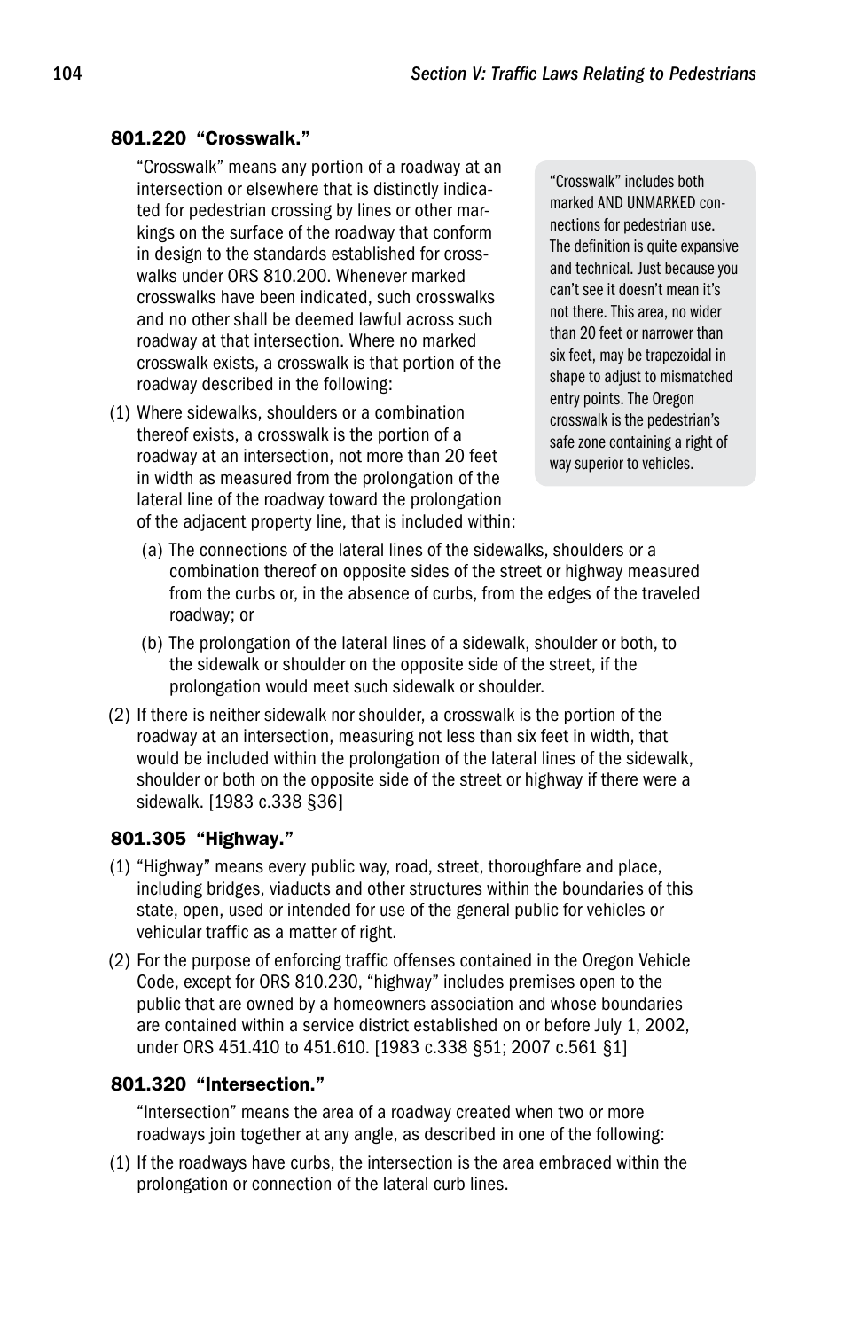### 801.220 "Crosswalk."

"Crosswalk" means any portion of a roadway at an intersection or elsewhere that is distinctly indicated for pedestrian crossing by lines or other markings on the surface of the roadway that conform in design to the standards established for crosswalks under ORS 810.200. Whenever marked crosswalks have been indicated, such crosswalks and no other shall be deemed lawful across such roadway at that intersection. Where no marked crosswalk exists, a crosswalk is that portion of the roadway described in the following:

> "Crosswalk" includes both marked AND UNMARKED connections for pedestrian use. The definition is quite expansive and technical. Just because you can't see it doesn't mean it's not there. This area, no wider than 20 feet or narrower than six feet, may be trapezoidal in shape to adjust to mismatched entry points. The Oregon crosswalk is the pedestrian's safe zone containing a right of way superior to vehicles.

(1) Where sidewalks, shoulders or a combination thereof exists, a crosswalk is the portion of a roadway at an intersection, not more than 20 feet in width as measured from the prolongation of the lateral line of the roadway toward the prolongation of the adjacent property line, that is included within:

(a) The connections of the lateral lines of the sidewalks, shoulders or a combination thereof on opposite sides of the street or highway measured from the curbs or, in the absence of curbs, from the edges of the traveled roadway; or

(b) The prolongation of the lateral lines of a sidewalk, shoulder or both, to the sidewalk or shoulder on the opposite side of the street, if the prolongation would meet such sidewalk or shoulder.

(2) If there is neither sidewalk nor shoulder, a crosswalk is the portion of the roadway at an intersection, measuring not less than six feet in width, that would be included within the prolongation of the lateral lines of the sidewalk, shoulder or both on the opposite side of the street or highway if there were a sidewalk. [1983 c.338 §36]

### 801.305 "Highway."

(1) "Highway" means every public way, road, street, thoroughfare and place, including bridges, viaducts and other structures within the boundaries of this state, open, used or intended for use of the general public for vehicles or vehicular traffic as a matter of right.

(2) For the purpose of enforcing traffic offenses contained in the Oregon Vehicle Code, except for ORS 810.230, "highway" includes premises open to the public that are owned by a homeowners association and whose boundaries are contained within a service district established on or before July 1, 2002, under ORS 451.410 to 451.610. [1983 c.338 §51; 2007 c.561 §1]

### 801.320 "Intersection."

"Intersection" means the area of a roadway created when two or more roadways join together at any angle, as described in one of the following:

(1) If the roadways have curbs, the intersection is the area embraced within the prolongation or connection of the lateral curb lines.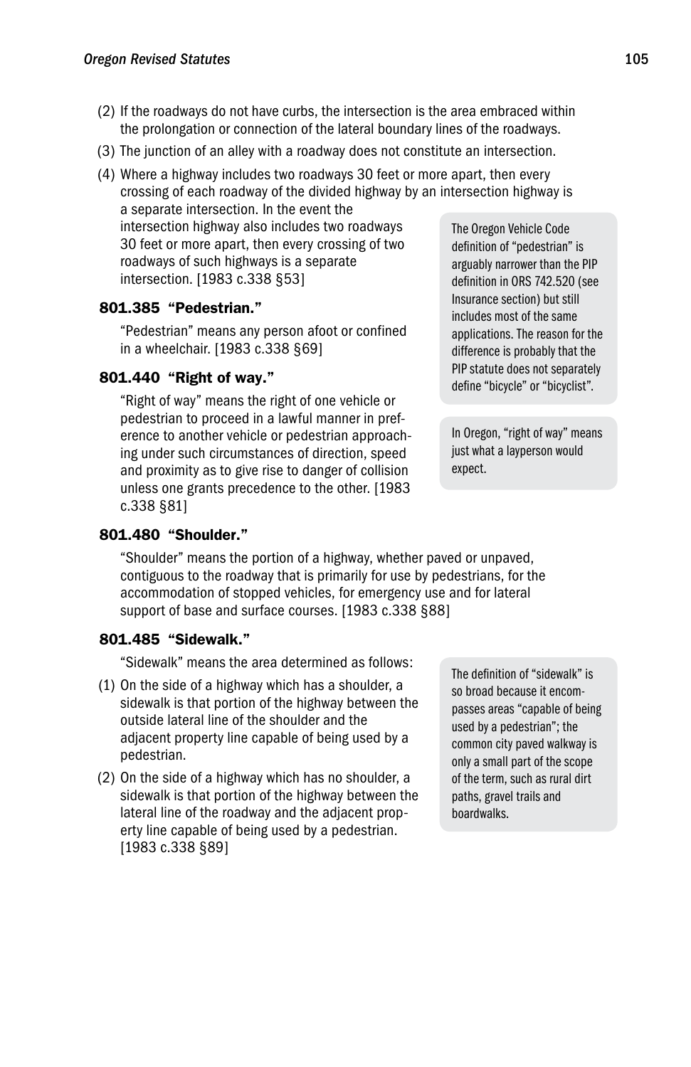(2) If the roadways do not have curbs, the intersection is the area embraced within the prolongation or connection of the lateral boundary lines of the roadways.

(3) The junction of an alley with a roadway does not constitute an intersection.

(4) Where a highway includes two roadways 30 feet or more apart, then every crossing of each roadway of the divided highway by an intersection highway is a separate intersection. In the event the intersection highway also includes two roadways 30 feet or more apart, then every crossing of two roadways of such highways is a separate intersection. [1983 c.338 §53]

> The Oregon Vehicle Code definition of "pedestrian" is arguably narrower than the PIP definition in ORS 742.520 (see Insurance section) but still includes most of the same applications. The reason for the difference is probably that the PIP statute does not separately define "bicycle" or "bicyclist".

### 801.385 "Pedestrian."

"Pedestrian" means any person afoot or confined in a wheelchair. [1983 c.338 §69]

### 801.440 "Right of way."

"Right of way" means the right of one vehicle or pedestrian to proceed in a lawful manner in preference to another vehicle or pedestrian approaching under such circumstances of direction, speed and proximity as to give rise to danger of collision unless one grants precedence to the other. [1983 c.338 §81]

> In Oregon, "right of way" means just what a layperson would expect.

### 801.480 "Shoulder."

"Shoulder" means the portion of a highway, whether paved or unpaved, contiguous to the roadway that is primarily for use by pedestrians, for the accommodation of stopped vehicles, for emergency use and for lateral support of base and surface courses. [1983 c.338 §88]

### 801.485 "Sidewalk."

"Sidewalk" means the area determined as follows:

(1) On the side of a highway which has a shoulder, a sidewalk is that portion of the highway between the outside lateral line of the shoulder and the adjacent property line capable of being used by a pedestrian.

(2) On the side of a highway which has no shoulder, a sidewalk is that portion of the highway between the lateral line of the roadway and the adjacent property line capable of being used by a pedestrian. [1983 c.338 §89]

> The definition of "sidewalk" is so broad because it encompasses areas "capable of being used by a pedestrian"; the common city paved walkway is only a small part of the scope of the term, such as rural dirt paths, gravel trails and boardwalks.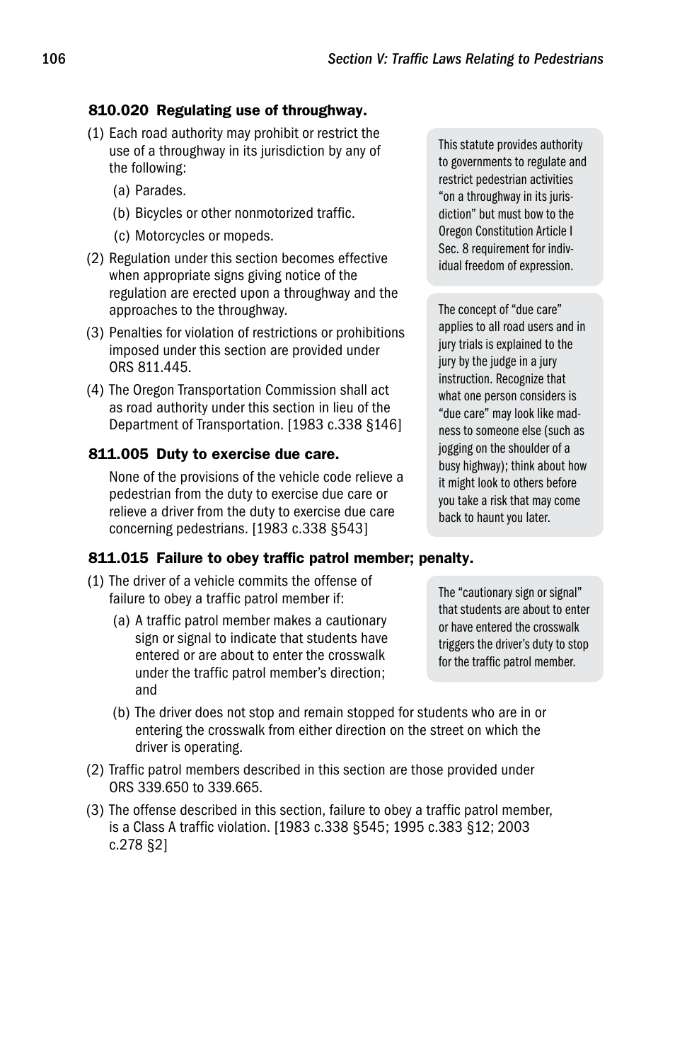### 810.020 Regulating use of throughway.

(1) Each road authority may prohibit or restrict the use of a throughway in its jurisdiction by any of the following:

  (a) Parades.

  (b) Bicycles or other nonmotorized traffic.

  (c) Motorcycles or mopeds.

(2) Regulation under this section becomes effective when appropriate signs giving notice of the regulation are erected upon a throughway and the approaches to the throughway.

(3) Penalties for violation of restrictions or prohibitions imposed under this section are provided under ORS 811.445.

(4) The Oregon Transportation Commission shall act as road authority under this section in lieu of the Department of Transportation. [1983 c.338 §146]

> This statute provides authority to governments to regulate and restrict pedestrian activities "on a throughway in its jurisdiction" but must bow to the Oregon Constitution Article I Sec. 8 requirement for individual freedom of expression.

### 811.005 Duty to exercise due care.

None of the provisions of the vehicle code relieve a pedestrian from the duty to exercise due care or relieve a driver from the duty to exercise due care concerning pedestrians. [1983 c.338 §543]

> The concept of "due care" applies to all road users and in jury trials is explained to the jury by the judge in a jury instruction. Recognize that what one person considers is "due care" may look like madness to someone else (such as jogging on the shoulder of a busy highway); think about how it might look to others before you take a risk that may come back to haunt you later.

### 811.015 Failure to obey traffic patrol member; penalty.

(1) The driver of a vehicle commits the offense of failure to obey a traffic patrol member if:

  (a) A traffic patrol member makes a cautionary sign or signal to indicate that students have entered or are about to enter the crosswalk under the traffic patrol member's direction; and

  (b) The driver does not stop and remain stopped for students who are in or entering the crosswalk from either direction on the street on which the driver is operating.

(2) Traffic patrol members described in this section are those provided under ORS 339.650 to 339.665.

(3) The offense described in this section, failure to obey a traffic patrol member, is a Class A traffic violation. [1983 c.338 §545; 1995 c.383 §12; 2003 c.278 §2]

> The "cautionary sign or signal" that students are about to enter or have entered the crosswalk triggers the driver's duty to stop for the traffic patrol member.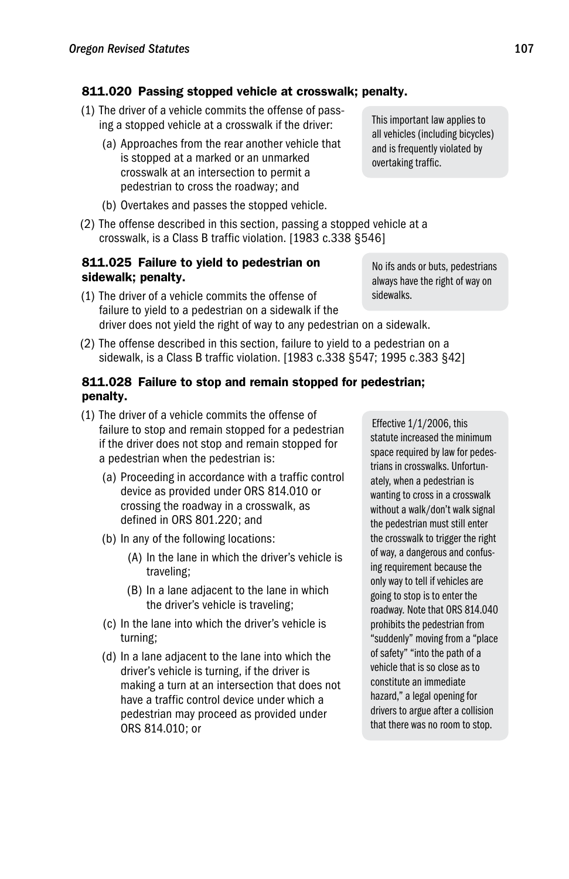### 811.020 Passing stopped vehicle at crosswalk; penalty.

(1) The driver of a vehicle commits the offense of passing a stopped vehicle at a crosswalk if the driver:

(a) Approaches from the rear another vehicle that is stopped at a marked or an unmarked crosswalk at an intersection to permit a pedestrian to cross the roadway; and

(b) Overtakes and passes the stopped vehicle.

(2) The offense described in this section, passing a stopped vehicle at a crosswalk, is a Class B traffic violation. [1983 c.338 §546]

> This important law applies to all vehicles (including bicycles) and is frequently violated by overtaking traffic.

### 811.025 Failure to yield to pedestrian on sidewalk; penalty.

(1) The driver of a vehicle commits the offense of failure to yield to a pedestrian on a sidewalk if the driver does not yield the right of way to any pedestrian on a sidewalk.

(2) The offense described in this section, failure to yield to a pedestrian on a sidewalk, is a Class B traffic violation. [1983 c.338 §547; 1995 c.383 §42]

> No ifs ands or buts, pedestrians always have the right of way on sidewalks.

### 811.028 Failure to stop and remain stopped for pedestrian; penalty.

(1) The driver of a vehicle commits the offense of failure to stop and remain stopped for a pedestrian if the driver does not stop and remain stopped for a pedestrian when the pedestrian is:

(a) Proceeding in accordance with a traffic control device as provided under ORS 814.010 or crossing the roadway in a crosswalk, as defined in ORS 801.220; and

(b) In any of the following locations:

(A) In the lane in which the driver's vehicle is traveling;

(B) In a lane adjacent to the lane in which the driver's vehicle is traveling;

(c) In the lane into which the driver's vehicle is turning;

(d) In a lane adjacent to the lane into which the driver's vehicle is turning, if the driver is making a turn at an intersection that does not have a traffic control device under which a pedestrian may proceed as provided under ORS 814.010; or

> Effective 1/1/2006, this statute increased the minimum space required by law for pedestrians in crosswalks. Unfortunately, when a pedestrian is wanting to cross in a crosswalk without a walk/don't walk signal the pedestrian must still enter the crosswalk to trigger the right of way, a dangerous and confusing requirement because the only way to tell if vehicles are going to stop is to enter the roadway. Note that ORS 814.040 prohibits the pedestrian from "suddenly" moving from a "place of safety" "into the path of a vehicle that is so close as to constitute an immediate hazard," a legal opening for drivers to argue after a collision that there was no room to stop.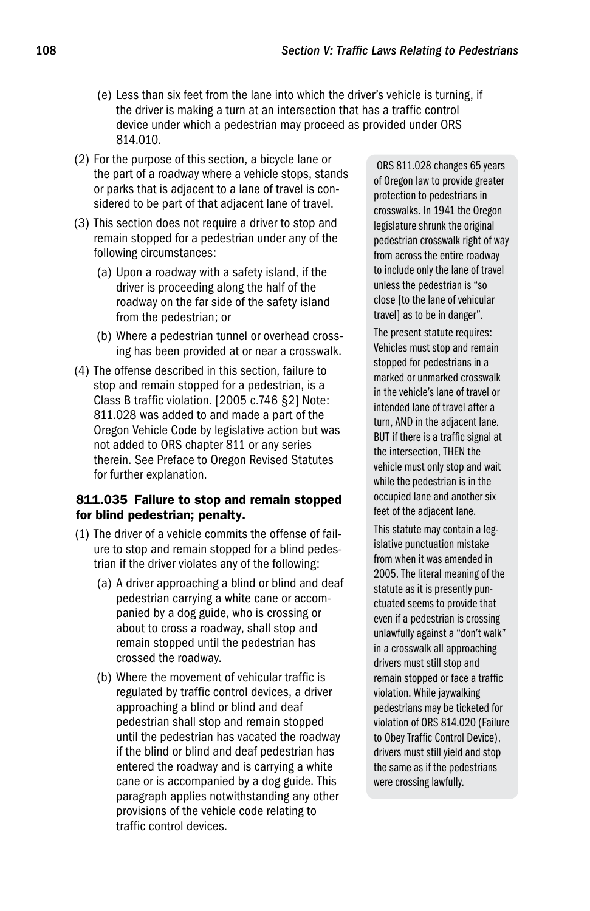(e) Less than six feet from the lane into which the driver's vehicle is turning, if the driver is making a turn at an intersection that has a traffic control device under which a pedestrian may proceed as provided under ORS 814.010.

(2) For the purpose of this section, a bicycle lane or the part of a roadway where a vehicle stops, stands or parks that is adjacent to a lane of travel is considered to be part of that adjacent lane of travel.

(3) This section does not require a driver to stop and remain stopped for a pedestrian under any of the following circumstances:

(a) Upon a roadway with a safety island, if the driver is proceeding along the half of the roadway on the far side of the safety island from the pedestrian; or

(b) Where a pedestrian tunnel or overhead crossing has been provided at or near a crosswalk.

(4) The offense described in this section, failure to stop and remain stopped for a pedestrian, is a Class B traffic violation. [2005 c.746 §2] Note: 811.028 was added to and made a part of the Oregon Vehicle Code by legislative action but was not added to ORS chapter 811 or any series therein. See Preface to Oregon Revised Statutes for further explanation.

### 811.035 Failure to stop and remain stopped for blind pedestrian; penalty.

(1) The driver of a vehicle commits the offense of failure to stop and remain stopped for a blind pedestrian if the driver violates any of the following:

(a) A driver approaching a blind or blind and deaf pedestrian carrying a white cane or accompanied by a dog guide, who is crossing or about to cross a roadway, shall stop and remain stopped until the pedestrian has crossed the roadway.

(b) Where the movement of vehicular traffic is regulated by traffic control devices, a driver approaching a blind or blind and deaf pedestrian shall stop and remain stopped until the pedestrian has vacated the roadway if the blind or blind and deaf pedestrian has entered the roadway and is carrying a white cane or is accompanied by a dog guide. This paragraph applies notwithstanding any other provisions of the vehicle code relating to traffic control devices.

> ORS 811.028 changes 65 years of Oregon law to provide greater protection to pedestrians in crosswalks. In 1941 the Oregon legislature shrunk the original pedestrian crosswalk right of way from across the entire roadway to include only the lane of travel unless the pedestrian is "so close [to the lane of vehicular travel] as to be in danger".
>
> The present statute requires: Vehicles must stop and remain stopped for pedestrians in a marked or unmarked crosswalk in the vehicle's lane of travel or intended lane of travel after a turn, AND in the adjacent lane. BUT if there is a traffic signal at the intersection, THEN the vehicle must only stop and wait while the pedestrian is in the occupied lane and another six feet of the adjacent lane.
>
> This statute may contain a legislative punctuation mistake from when it was amended in 2005. The literal meaning of the statute as it is presently punctuated seems to provide that even if a pedestrian is crossing unlawfully against a "don't walk" in a crosswalk all approaching drivers must still stop and remain stopped or face a traffic violation. While jaywalking pedestrians may be ticketed for violation of ORS 814.020 (Failure to Obey Traffic Control Device), drivers must still yield and stop the same as if the pedestrians were crossing lawfully.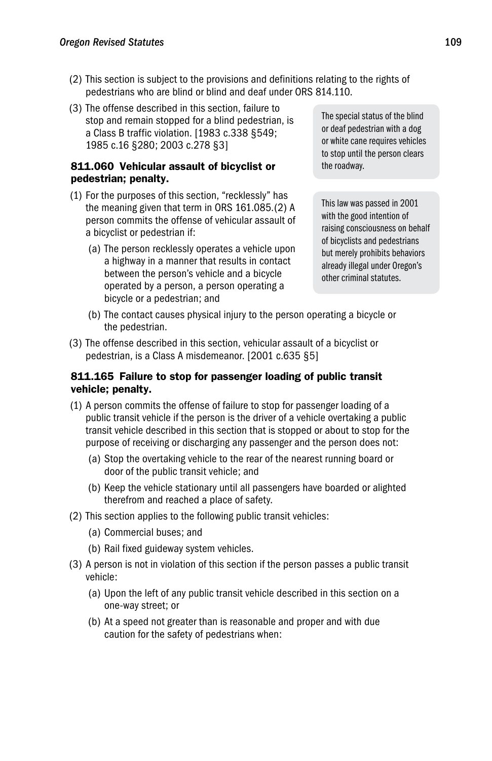(2) This section is subject to the provisions and definitions relating to the rights of pedestrians who are blind or blind and deaf under ORS 814.110.

(3) The offense described in this section, failure to stop and remain stopped for a blind pedestrian, is a Class B traffic violation. [1983 c.338 §549; 1985 c.16 §280; 2003 c.278 §3]

> The special status of the blind or deaf pedestrian with a dog or white cane requires vehicles to stop until the person clears the roadway.

### 811.060 Vehicular assault of bicyclist or pedestrian; penalty.

> This law was passed in 2001 with the good intention of raising consciousness on behalf of bicyclists and pedestrians but merely prohibits behaviors already illegal under Oregon's other criminal statutes.

(1) For the purposes of this section, "recklessly" has the meaning given that term in ORS 161.085.(2) A person commits the offense of vehicular assault of a bicyclist or pedestrian if:

(a) The person recklessly operates a vehicle upon a highway in a manner that results in contact between the person's vehicle and a bicycle operated by a person, a person operating a bicycle or a pedestrian; and

(b) The contact causes physical injury to the person operating a bicycle or the pedestrian.

(3) The offense described in this section, vehicular assault of a bicyclist or pedestrian, is a Class A misdemeanor. [2001 c.635 §5]

### 811.165 Failure to stop for passenger loading of public transit vehicle; penalty.

(1) A person commits the offense of failure to stop for passenger loading of a public transit vehicle if the person is the driver of a vehicle overtaking a public transit vehicle described in this section that is stopped or about to stop for the purpose of receiving or discharging any passenger and the person does not:

(a) Stop the overtaking vehicle to the rear of the nearest running board or door of the public transit vehicle; and

(b) Keep the vehicle stationary until all passengers have boarded or alighted therefrom and reached a place of safety.

(2) This section applies to the following public transit vehicles:

(a) Commercial buses; and

(b) Rail fixed guideway system vehicles.

(3) A person is not in violation of this section if the person passes a public transit vehicle:

(a) Upon the left of any public transit vehicle described in this section on a one-way street; or

(b) At a speed not greater than is reasonable and proper and with due caution for the safety of pedestrians when: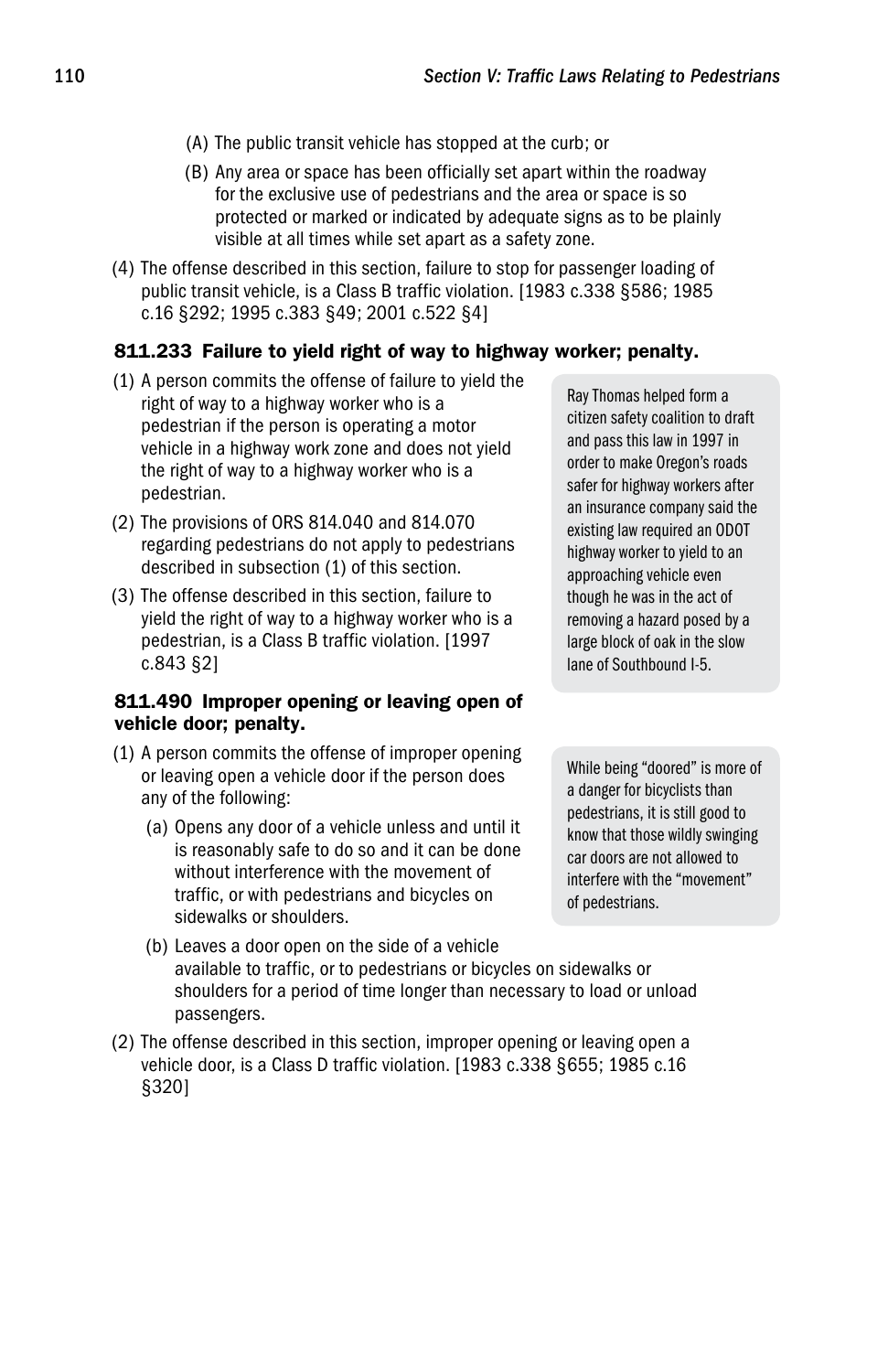(A) The public transit vehicle has stopped at the curb; or

(B) Any area or space has been officially set apart within the roadway for the exclusive use of pedestrians and the area or space is so protected or marked or indicated by adequate signs as to be plainly visible at all times while set apart as a safety zone.

(4) The offense described in this section, failure to stop for passenger loading of public transit vehicle, is a Class B traffic violation. [1983 c.338 §586; 1985 c.16 §292; 1995 c.383 §49; 2001 c.522 §4]

### 811.233 Failure to yield right of way to highway worker; penalty.

(1) A person commits the offense of failure to yield the right of way to a highway worker who is a pedestrian if the person is operating a motor vehicle in a highway work zone and does not yield the right of way to a highway worker who is a pedestrian.

(2) The provisions of ORS 814.040 and 814.070 regarding pedestrians do not apply to pedestrians described in subsection (1) of this section.

(3) The offense described in this section, failure to yield the right of way to a highway worker who is a pedestrian, is a Class B traffic violation. [1997 c.843 §2]

> Ray Thomas helped form a citizen safety coalition to draft and pass this law in 1997 in order to make Oregon's roads safer for highway workers after an insurance company said the existing law required an ODOT highway worker to yield to an approaching vehicle even though he was in the act of removing a hazard posed by a large block of oak in the slow lane of Southbound I-5.

### 811.490 Improper opening or leaving open of vehicle door; penalty.

(1) A person commits the offense of improper opening or leaving open a vehicle door if the person does any of the following:

(a) Opens any door of a vehicle unless and until it is reasonably safe to do so and it can be done without interference with the movement of traffic, or with pedestrians and bicycles on sidewalks or shoulders.

(b) Leaves a door open on the side of a vehicle available to traffic, or to pedestrians or bicycles on sidewalks or shoulders for a period of time longer than necessary to load or unload passengers.

(2) The offense described in this section, improper opening or leaving open a vehicle door, is a Class D traffic violation. [1983 c.338 §655; 1985 c.16 §320]

> While being "doored" is more of a danger for bicyclists than pedestrians, it is still good to know that those wildly swinging car doors are not allowed to interfere with the "movement" of pedestrians.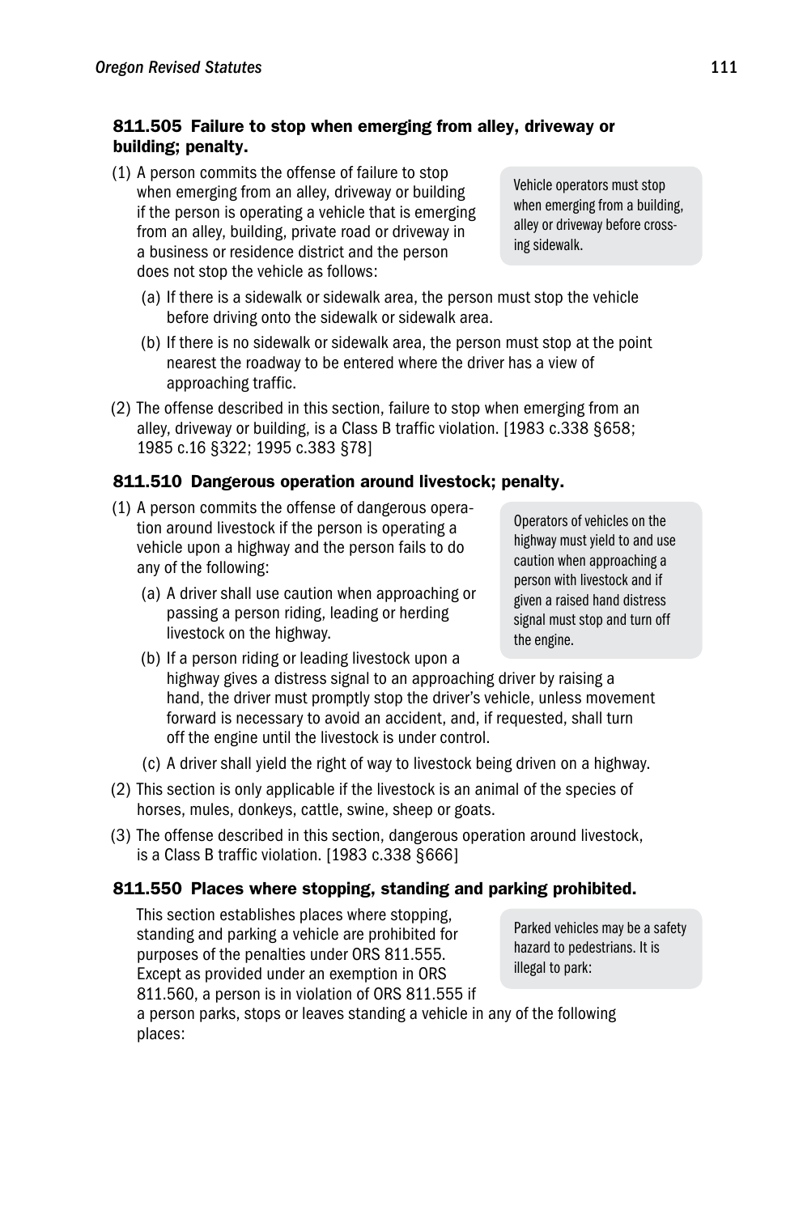### 811.505 Failure to stop when emerging from alley, driveway or building; penalty.

(1) A person commits the offense of failure to stop when emerging from an alley, driveway or building if the person is operating a vehicle that is emerging from an alley, building, private road or driveway in a business or residence district and the person does not stop the vehicle as follows:

> Vehicle operators must stop when emerging from a building, alley or driveway before crossing sidewalk.

(a) If there is a sidewalk or sidewalk area, the person must stop the vehicle before driving onto the sidewalk or sidewalk area.

(b) If there is no sidewalk or sidewalk area, the person must stop at the point nearest the roadway to be entered where the driver has a view of approaching traffic.

(2) The offense described in this section, failure to stop when emerging from an alley, driveway or building, is a Class B traffic violation. [1983 c.338 §658; 1985 c.16 §322; 1995 c.383 §78]

### 811.510 Dangerous operation around livestock; penalty.

(1) A person commits the offense of dangerous operation around livestock if the person is operating a vehicle upon a highway and the person fails to do any of the following:

> Operators of vehicles on the highway must yield to and use caution when approaching a person with livestock and if given a raised hand distress signal must stop and turn off the engine.

(a) A driver shall use caution when approaching or passing a person riding, leading or herding livestock on the highway.

(b) If a person riding or leading livestock upon a highway gives a distress signal to an approaching driver by raising a hand, the driver must promptly stop the driver's vehicle, unless movement forward is necessary to avoid an accident, and, if requested, shall turn off the engine until the livestock is under control.

(c) A driver shall yield the right of way to livestock being driven on a highway.

(2) This section is only applicable if the livestock is an animal of the species of horses, mules, donkeys, cattle, swine, sheep or goats.

(3) The offense described in this section, dangerous operation around livestock, is a Class B traffic violation. [1983 c.338 §666]

### 811.550 Places where stopping, standing and parking prohibited.

This section establishes places where stopping, standing and parking a vehicle are prohibited for purposes of the penalties under ORS 811.555. Except as provided under an exemption in ORS 811.560, a person is in violation of ORS 811.555 if a person parks, stops or leaves standing a vehicle in any of the following places:

> Parked vehicles may be a safety hazard to pedestrians. It is illegal to park: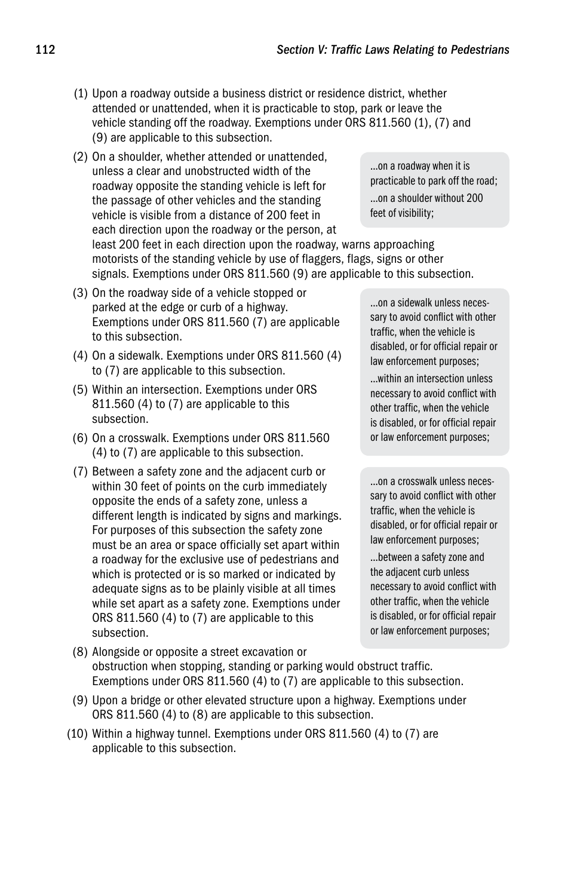(1) Upon a roadway outside a business district or residence district, whether attended or unattended, when it is practicable to stop, park or leave the vehicle standing off the roadway. Exemptions under ORS 811.560 (1), (7) and (9) are applicable to this subsection.

(2) On a shoulder, whether attended or unattended, unless a clear and unobstructed width of the roadway opposite the standing vehicle is left for the passage of other vehicles and the standing vehicle is visible from a distance of 200 feet in each direction upon the roadway or the person, at least 200 feet in each direction upon the roadway, warns approaching motorists of the standing vehicle by use of flaggers, flags, signs or other signals. Exemptions under ORS 811.560 (9) are applicable to this subsection.

> ...on a roadway when it is practicable to park off the road;
>
> ...on a shoulder without 200 feet of visibility;

(3) On the roadway side of a vehicle stopped or parked at the edge or curb of a highway. Exemptions under ORS 811.560 (7) are applicable to this subsection.

(4) On a sidewalk. Exemptions under ORS 811.560 (4) to (7) are applicable to this subsection.

(5) Within an intersection. Exemptions under ORS 811.560 (4) to (7) are applicable to this subsection.

(6) On a crosswalk. Exemptions under ORS 811.560 (4) to (7) are applicable to this subsection.

> ...on a sidewalk unless necessary to avoid conflict with other traffic, when the vehicle is disabled, or for official repair or law enforcement purposes;
>
> ...within an intersection unless necessary to avoid conflict with other traffic, when the vehicle is disabled, or for official repair or law enforcement purposes;

(7) Between a safety zone and the adjacent curb or within 30 feet of points on the curb immediately opposite the ends of a safety zone, unless a different length is indicated by signs and markings. For purposes of this subsection the safety zone must be an area or space officially set apart within a roadway for the exclusive use of pedestrians and which is protected or is so marked or indicated by adequate signs as to be plainly visible at all times while set apart as a safety zone. Exemptions under ORS 811.560 (4) to (7) are applicable to this subsection.

> ...on a crosswalk unless necessary to avoid conflict with other traffic, when the vehicle is disabled, or for official repair or law enforcement purposes;
>
> ...between a safety zone and the adjacent curb unless necessary to avoid conflict with other traffic, when the vehicle is disabled, or for official repair or law enforcement purposes;

(8) Alongside or opposite a street excavation or obstruction when stopping, standing or parking would obstruct traffic. Exemptions under ORS 811.560 (4) to (7) are applicable to this subsection.

(9) Upon a bridge or other elevated structure upon a highway. Exemptions under ORS 811.560 (4) to (8) are applicable to this subsection.

(10) Within a highway tunnel. Exemptions under ORS 811.560 (4) to (7) are applicable to this subsection.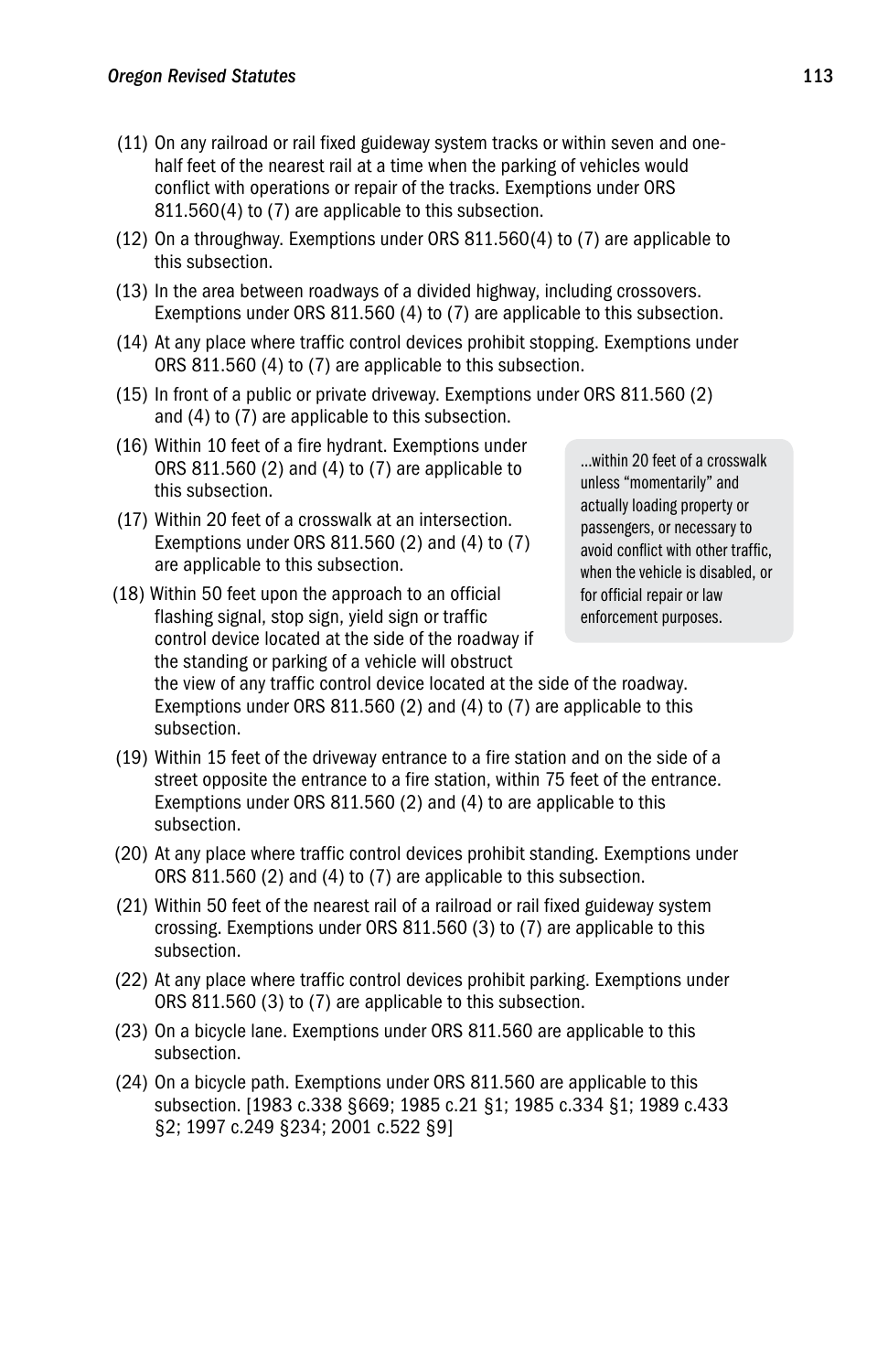(11) On any railroad or rail fixed guideway system tracks or within seven and one-half feet of the nearest rail at a time when the parking of vehicles would conflict with operations or repair of the tracks. Exemptions under ORS 811.560(4) to (7) are applicable to this subsection.

(12) On a throughway. Exemptions under ORS 811.560(4) to (7) are applicable to this subsection.

(13) In the area between roadways of a divided highway, including crossovers. Exemptions under ORS 811.560 (4) to (7) are applicable to this subsection.

(14) At any place where traffic control devices prohibit stopping. Exemptions under ORS 811.560 (4) to (7) are applicable to this subsection.

(15) In front of a public or private driveway. Exemptions under ORS 811.560 (2) and (4) to (7) are applicable to this subsection.

(16) Within 10 feet of a fire hydrant. Exemptions under ORS 811.560 (2) and (4) to (7) are applicable to this subsection.

(17) Within 20 feet of a crosswalk at an intersection. Exemptions under ORS 811.560 (2) and (4) to (7) are applicable to this subsection.

> ...within 20 feet of a crosswalk unless "momentarily" and actually loading property or passengers, or necessary to avoid conflict with other traffic, when the vehicle is disabled, or for official repair or law enforcement purposes.

(18) Within 50 feet upon the approach to an official flashing signal, stop sign, yield sign or traffic control device located at the side of the roadway if the standing or parking of a vehicle will obstruct the view of any traffic control device located at the side of the roadway. Exemptions under ORS 811.560 (2) and (4) to (7) are applicable to this subsection.

(19) Within 15 feet of the driveway entrance to a fire station and on the side of a street opposite the entrance to a fire station, within 75 feet of the entrance. Exemptions under ORS 811.560 (2) and (4) to are applicable to this subsection.

(20) At any place where traffic control devices prohibit standing. Exemptions under ORS 811.560 (2) and (4) to (7) are applicable to this subsection.

(21) Within 50 feet of the nearest rail of a railroad or rail fixed guideway system crossing. Exemptions under ORS 811.560 (3) to (7) are applicable to this subsection.

(22) At any place where traffic control devices prohibit parking. Exemptions under ORS 811.560 (3) to (7) are applicable to this subsection.

(23) On a bicycle lane. Exemptions under ORS 811.560 are applicable to this subsection.

(24) On a bicycle path. Exemptions under ORS 811.560 are applicable to this subsection. [1983 c.338 §669; 1985 c.21 §1; 1985 c.334 §1; 1989 c.433 §2; 1997 c.249 §234; 2001 c.522 §9]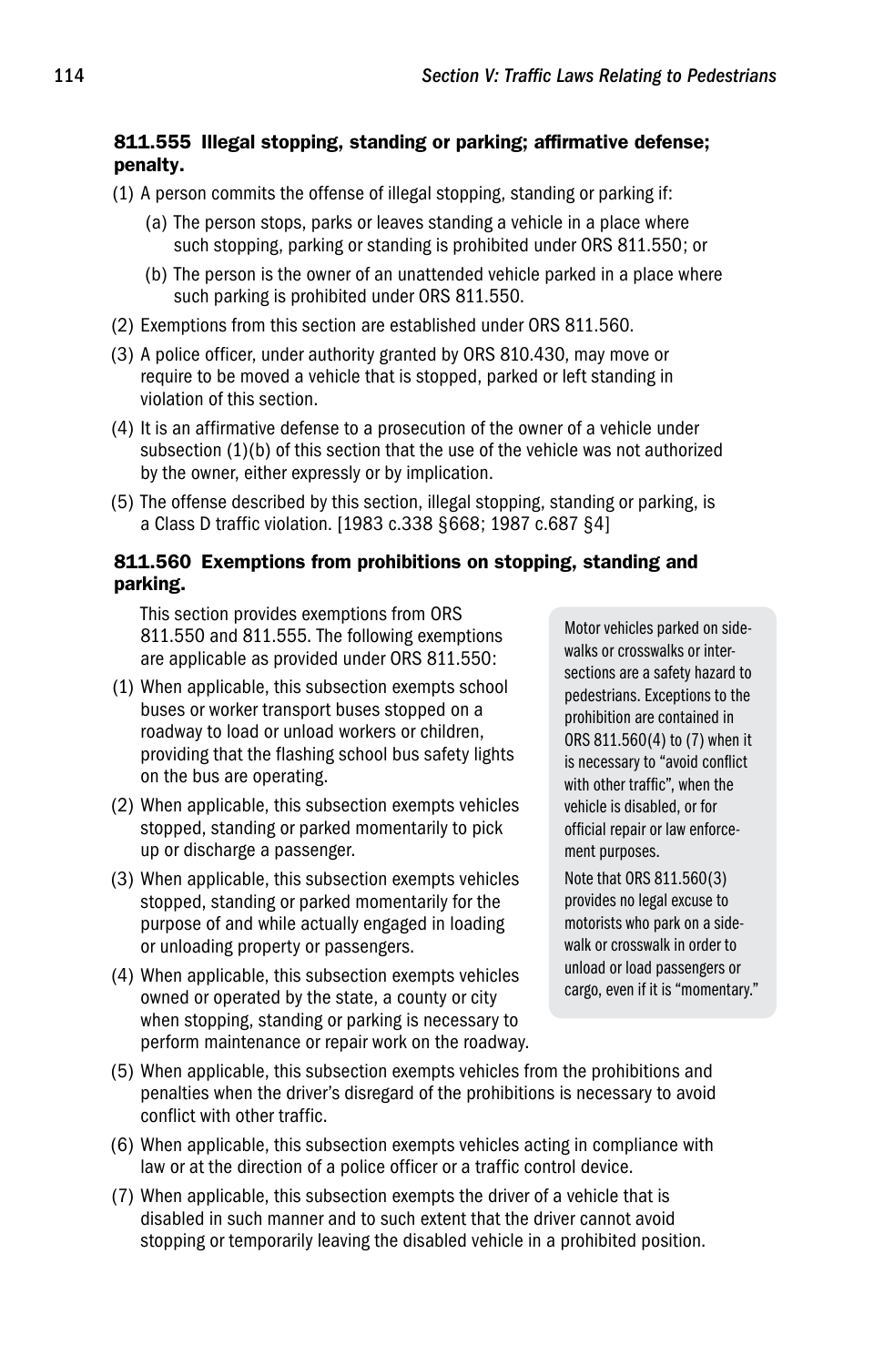### 811.555 Illegal stopping, standing or parking; affirmative defense; penalty.

(1) A person commits the offense of illegal stopping, standing or parking if:

(a) The person stops, parks or leaves standing a vehicle in a place where such stopping, parking or standing is prohibited under ORS 811.550; or

(b) The person is the owner of an unattended vehicle parked in a place where such parking is prohibited under ORS 811.550.

(2) Exemptions from this section are established under ORS 811.560.

(3) A police officer, under authority granted by ORS 810.430, may move or require to be moved a vehicle that is stopped, parked or left standing in violation of this section.

(4) It is an affirmative defense to a prosecution of the owner of a vehicle under subsection (1)(b) of this section that the use of the vehicle was not authorized by the owner, either expressly or by implication.

(5) The offense described by this section, illegal stopping, standing or parking, is a Class D traffic violation. [1983 c.338 §668; 1987 c.687 §4]

### 811.560 Exemptions from prohibitions on stopping, standing and parking.

This section provides exemptions from ORS 811.550 and 811.555. The following exemptions are applicable as provided under ORS 811.550:

(1) When applicable, this subsection exempts school buses or worker transport buses stopped on a roadway to load or unload workers or children, providing that the flashing school bus safety lights on the bus are operating.

(2) When applicable, this subsection exempts vehicles stopped, standing or parked momentarily to pick up or discharge a passenger.

(3) When applicable, this subsection exempts vehicles stopped, standing or parked momentarily for the purpose of and while actually engaged in loading or unloading property or passengers.

(4) When applicable, this subsection exempts vehicles owned or operated by the state, a county or city when stopping, standing or parking is necessary to perform maintenance or repair work on the roadway.

(5) When applicable, this subsection exempts vehicles from the prohibitions and penalties when the driver's disregard of the prohibitions is necessary to avoid conflict with other traffic.

(6) When applicable, this subsection exempts vehicles acting in compliance with law or at the direction of a police officer or a traffic control device.

(7) When applicable, this subsection exempts the driver of a vehicle that is disabled in such manner and to such extent that the driver cannot avoid stopping or temporarily leaving the disabled vehicle in a prohibited position.

> Motor vehicles parked on sidewalks or crosswalks or intersections are a safety hazard to pedestrians. Exceptions to the prohibition are contained in ORS 811.560(4) to (7) when it is necessary to "avoid conflict with other traffic", when the vehicle is disabled, or for official repair or law enforcement purposes.
>
> Note that ORS 811.560(3) provides no legal excuse to motorists who park on a sidewalk or crosswalk in order to unload or load passengers or cargo, even if it is "momentary."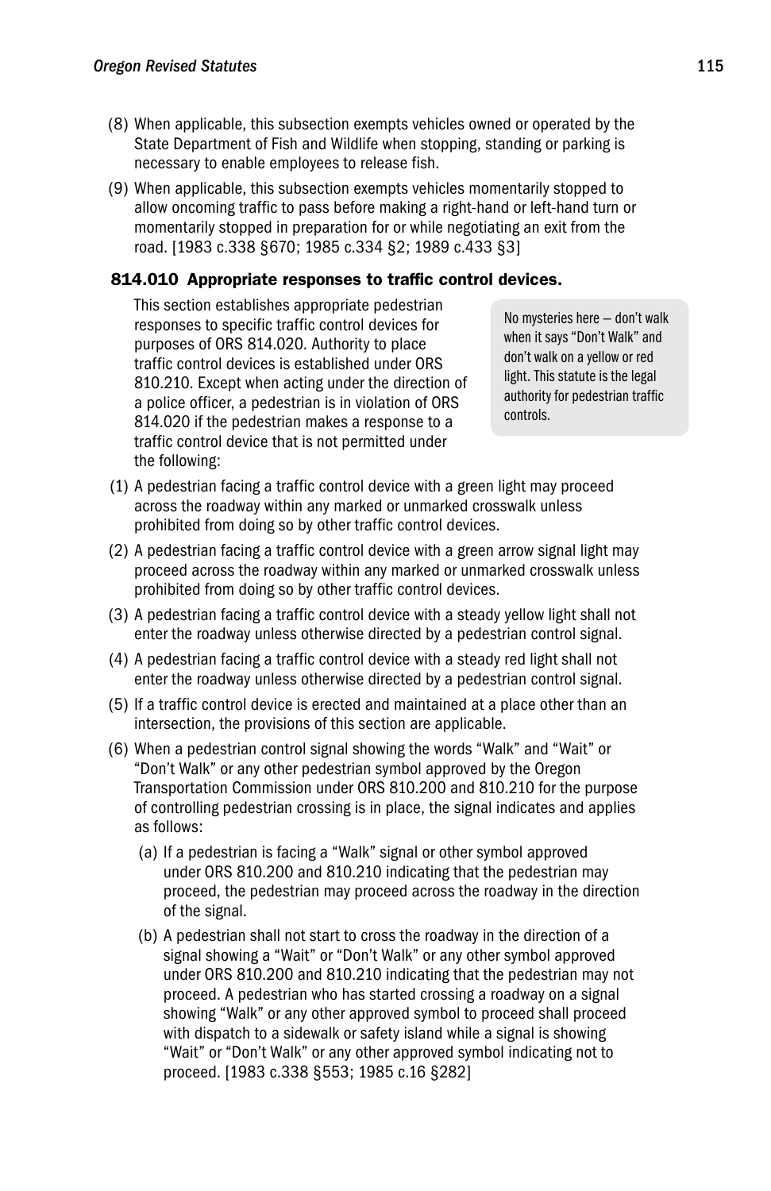(8) When applicable, this subsection exempts vehicles owned or operated by the State Department of Fish and Wildlife when stopping, standing or parking is necessary to enable employees to release fish.

(9) When applicable, this subsection exempts vehicles momentarily stopped to allow oncoming traffic to pass before making a right-hand or left-hand turn or momentarily stopped in preparation for or while negotiating an exit from the road. [1983 c.338 §670; 1985 c.334 §2; 1989 c.433 §3]

### 814.010 Appropriate responses to traffic control devices.

This section establishes appropriate pedestrian responses to specific traffic control devices for purposes of ORS 814.020. Authority to place traffic control devices is established under ORS 810.210. Except when acting under the direction of a police officer, a pedestrian is in violation of ORS 814.020 if the pedestrian makes a response to a traffic control device that is not permitted under the following:

> No mysteries here – don't walk when it says "Don't Walk" and don't walk on a yellow or red light. This statute is the legal authority for pedestrian traffic controls.

(1) A pedestrian facing a traffic control device with a green light may proceed across the roadway within any marked or unmarked crosswalk unless prohibited from doing so by other traffic control devices.

(2) A pedestrian facing a traffic control device with a green arrow signal light may proceed across the roadway within any marked or unmarked crosswalk unless prohibited from doing so by other traffic control devices.

(3) A pedestrian facing a traffic control device with a steady yellow light shall not enter the roadway unless otherwise directed by a pedestrian control signal.

(4) A pedestrian facing a traffic control device with a steady red light shall not enter the roadway unless otherwise directed by a pedestrian control signal.

(5) If a traffic control device is erected and maintained at a place other than an intersection, the provisions of this section are applicable.

(6) When a pedestrian control signal showing the words "Walk" and "Wait" or "Don't Walk" or any other pedestrian symbol approved by the Oregon Transportation Commission under ORS 810.200 and 810.210 for the purpose of controlling pedestrian crossing is in place, the signal indicates and applies as follows:

   (a) If a pedestrian is facing a "Walk" signal or other symbol approved under ORS 810.200 and 810.210 indicating that the pedestrian may proceed, the pedestrian may proceed across the roadway in the direction of the signal.

   (b) A pedestrian shall not start to cross the roadway in the direction of a signal showing a "Wait" or "Don't Walk" or any other symbol approved under ORS 810.200 and 810.210 indicating that the pedestrian may not proceed. A pedestrian who has started crossing a roadway on a signal showing "Walk" or any other approved symbol to proceed shall proceed with dispatch to a sidewalk or safety island while a signal is showing "Wait" or "Don't Walk" or any other approved symbol indicating not to proceed. [1983 c.338 §553; 1985 c.16 §282]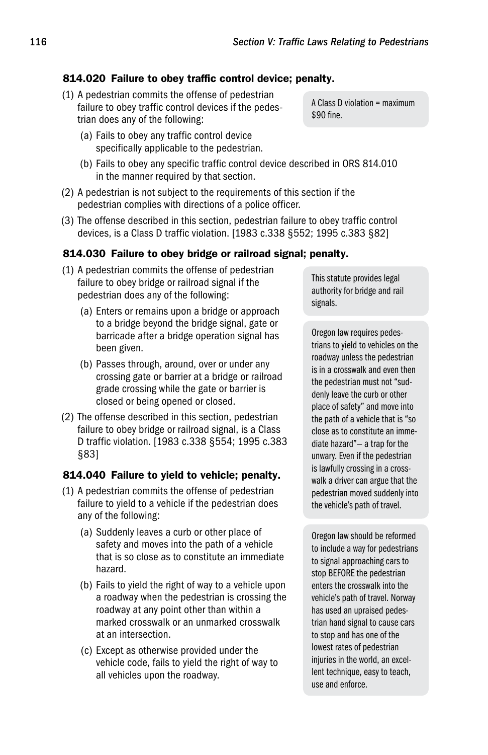### 814.020 Failure to obey traffic control device; penalty.

(1) A pedestrian commits the offense of pedestrian failure to obey traffic control devices if the pedestrian does any of the following:

> A Class D violation = maximum $90 fine.

- (a) Fails to obey any traffic control device specifically applicable to the pedestrian.
- (b) Fails to obey any specific traffic control device described in ORS 814.010 in the manner required by that section.

(2) A pedestrian is not subject to the requirements of this section if the pedestrian complies with directions of a police officer.

(3) The offense described in this section, pedestrian failure to obey traffic control devices, is a Class D traffic violation. [1983 c.338 §552; 1995 c.383 §82]

### 814.030 Failure to obey bridge or railroad signal; penalty.

(1) A pedestrian commits the offense of pedestrian failure to obey bridge or railroad signal if the pedestrian does any of the following:

> This statute provides legal authority for bridge and rail signals.

- (a) Enters or remains upon a bridge or approach to a bridge beyond the bridge signal, gate or barricade after a bridge operation signal has been given.
- (b) Passes through, around, over or under any crossing gate or barrier at a bridge or railroad grade crossing while the gate or barrier is closed or being opened or closed.

(2) The offense described in this section, pedestrian failure to obey bridge or railroad signal, is a Class D traffic violation. [1983 c.338 §554; 1995 c.383 §83]

### 814.040 Failure to yield to vehicle; penalty.

> Oregon law requires pedestrians to yield to vehicles on the roadway unless the pedestrian is in a crosswalk and even then the pedestrian must not "suddenly leave the curb or other place of safety" and move into the path of a vehicle that is "so close as to constitute an immediate hazard"— a trap for the unwary. Even if the pedestrian is lawfully crossing in a crosswalk a driver can argue that the pedestrian moved suddenly into the vehicle's path of travel.

(1) A pedestrian commits the offense of pedestrian failure to yield to a vehicle if the pedestrian does any of the following:

- (a) Suddenly leaves a curb or other place of safety and moves into the path of a vehicle that is so close as to constitute an immediate hazard.
- (b) Fails to yield the right of way to a vehicle upon a roadway when the pedestrian is crossing the roadway at any point other than within a marked crosswalk or an unmarked crosswalk at an intersection.
- (c) Except as otherwise provided under the vehicle code, fails to yield the right of way to all vehicles upon the roadway.

> Oregon law should be reformed to include a way for pedestrians to signal approaching cars to stop BEFORE the pedestrian enters the crosswalk into the vehicle's path of travel. Norway has used an upraised pedestrian hand signal to cause cars to stop and has one of the lowest rates of pedestrian injuries in the world, an excellent technique, easy to teach, use and enforce.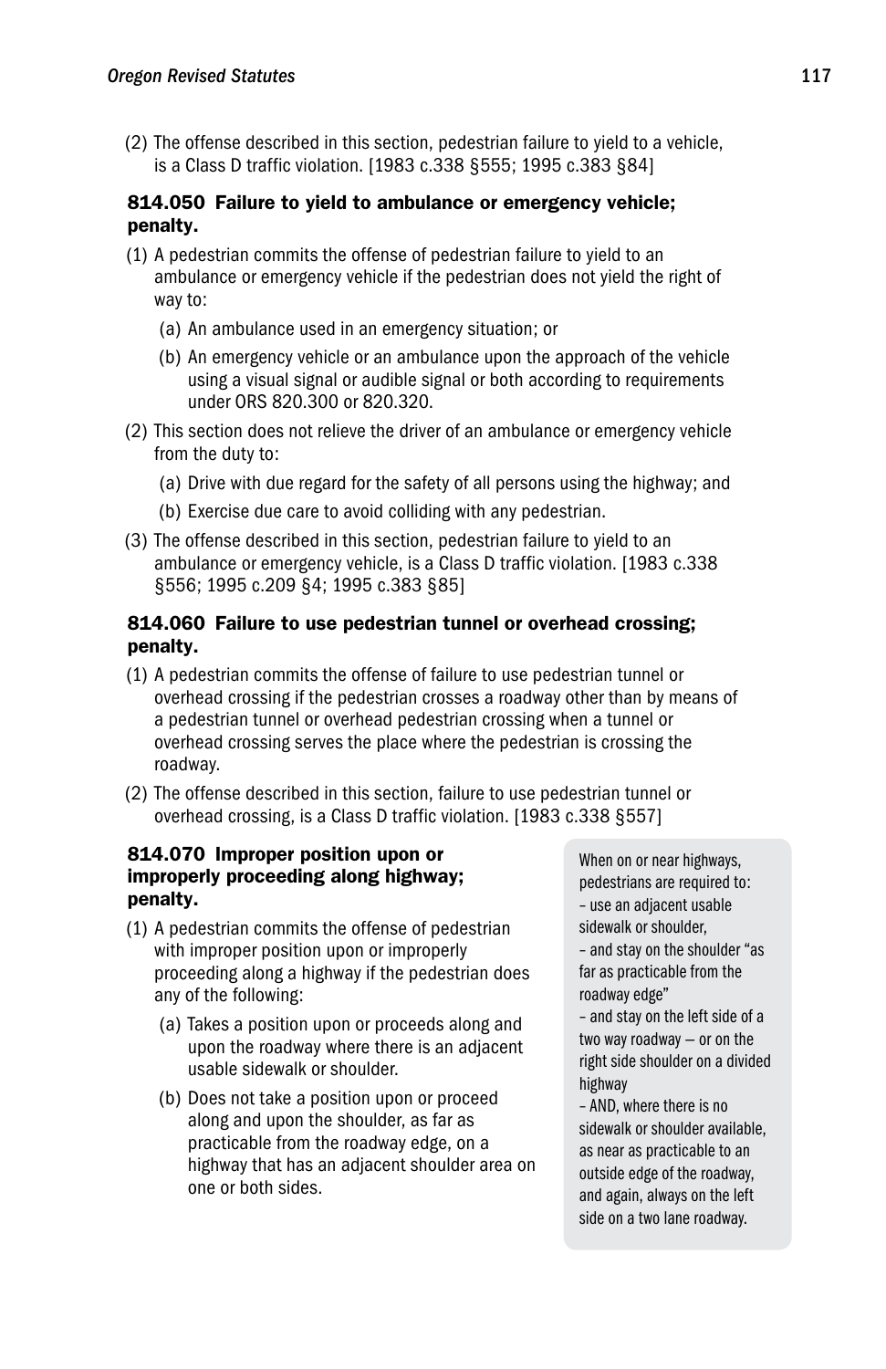(2) The offense described in this section, pedestrian failure to yield to a vehicle, is a Class D traffic violation. [1983 c.338 §555; 1995 c.383 §84]

### 814.050 Failure to yield to ambulance or emergency vehicle; penalty.

(1) A pedestrian commits the offense of pedestrian failure to yield to an ambulance or emergency vehicle if the pedestrian does not yield the right of way to:

- (a) An ambulance used in an emergency situation; or
- (b) An emergency vehicle or an ambulance upon the approach of the vehicle using a visual signal or audible signal or both according to requirements under ORS 820.300 or 820.320.

(2) This section does not relieve the driver of an ambulance or emergency vehicle from the duty to:

- (a) Drive with due regard for the safety of all persons using the highway; and
- (b) Exercise due care to avoid colliding with any pedestrian.

(3) The offense described in this section, pedestrian failure to yield to an ambulance or emergency vehicle, is a Class D traffic violation. [1983 c.338 §556; 1995 c.209 §4; 1995 c.383 §85]

### 814.060 Failure to use pedestrian tunnel or overhead crossing; penalty.

(1) A pedestrian commits the offense of failure to use pedestrian tunnel or overhead crossing if the pedestrian crosses a roadway other than by means of a pedestrian tunnel or overhead pedestrian crossing when a tunnel or overhead crossing serves the place where the pedestrian is crossing the roadway.

(2) The offense described in this section, failure to use pedestrian tunnel or overhead crossing, is a Class D traffic violation. [1983 c.338 §557]

### 814.070 Improper position upon or improperly proceeding along highway; penalty.

(1) A pedestrian commits the offense of pedestrian with improper position upon or improperly proceeding along a highway if the pedestrian does any of the following:

- (a) Takes a position upon or proceeds along and upon the roadway where there is an adjacent usable sidewalk or shoulder.
- (b) Does not take a position upon or proceed along and upon the shoulder, as far as practicable from the roadway edge, on a highway that has an adjacent shoulder area on one or both sides.

> When on or near highways, pedestrians are required to:
> – use an adjacent usable sidewalk or shoulder,
> – and stay on the shoulder "as far as practicable from the roadway edge"
> – and stay on the left side of a two way roadway – or on the right side shoulder on a divided highway
> – AND, where there is no sidewalk or shoulder available, as near as practicable to an outside edge of the roadway, and again, always on the left side on a two lane roadway.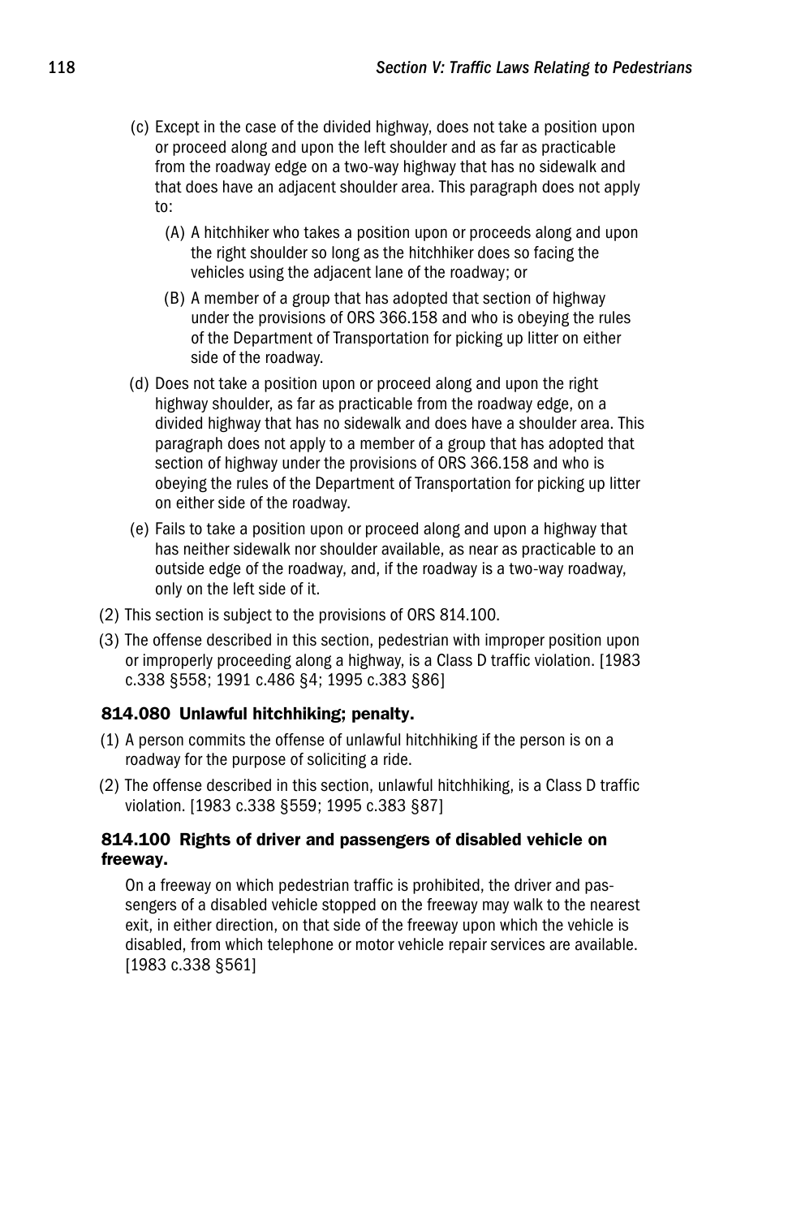(c) Except in the case of the divided highway, does not take a position upon or proceed along and upon the left shoulder and as far as practicable from the roadway edge on a two-way highway that has no sidewalk and that does have an adjacent shoulder area. This paragraph does not apply to:

   (A) A hitchhiker who takes a position upon or proceeds along and upon the right shoulder so long as the hitchhiker does so facing the vehicles using the adjacent lane of the roadway; or

   (B) A member of a group that has adopted that section of highway under the provisions of ORS 366.158 and who is obeying the rules of the Department of Transportation for picking up litter on either side of the roadway.

(d) Does not take a position upon or proceed along and upon the right highway shoulder, as far as practicable from the roadway edge, on a divided highway that has no sidewalk and does have a shoulder area. This paragraph does not apply to a member of a group that has adopted that section of highway under the provisions of ORS 366.158 and who is obeying the rules of the Department of Transportation for picking up litter on either side of the roadway.

(e) Fails to take a position upon or proceed along and upon a highway that has neither sidewalk nor shoulder available, as near as practicable to an outside edge of the roadway, and, if the roadway is a two-way roadway, only on the left side of it.

(2) This section is subject to the provisions of ORS 814.100.

(3) The offense described in this section, pedestrian with improper position upon or improperly proceeding along a highway, is a Class D traffic violation. [1983 c.338 §558; 1991 c.486 §4; 1995 c.383 §86]

### 814.080 Unlawful hitchhiking; penalty.

(1) A person commits the offense of unlawful hitchhiking if the person is on a roadway for the purpose of soliciting a ride.

(2) The offense described in this section, unlawful hitchhiking, is a Class D traffic violation. [1983 c.338 §559; 1995 c.383 §87]

### 814.100 Rights of driver and passengers of disabled vehicle on freeway.

On a freeway on which pedestrian traffic is prohibited, the driver and passengers of a disabled vehicle stopped on the freeway may walk to the nearest exit, in either direction, on that side of the freeway upon which the vehicle is disabled, from which telephone or motor vehicle repair services are available. [1983 c.338 §561]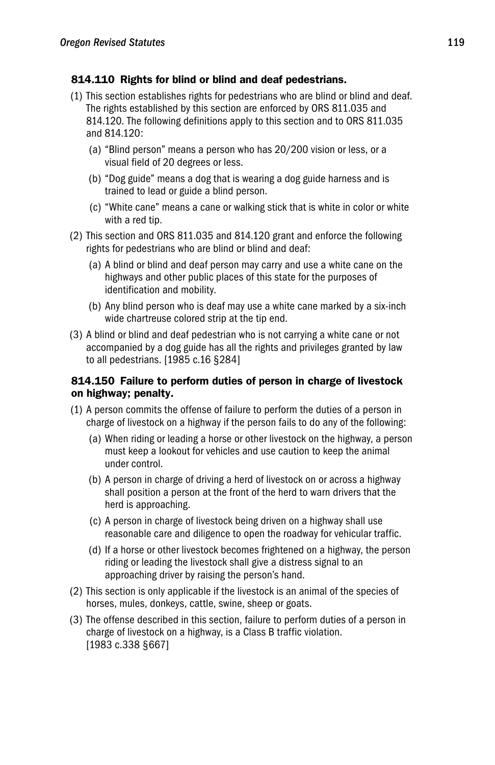### 814.110 Rights for blind or blind and deaf pedestrians.

(1) This section establishes rights for pedestrians who are blind or blind and deaf. The rights established by this section are enforced by ORS 811.035 and 814.120. The following definitions apply to this section and to ORS 811.035 and 814.120:

- (a) "Blind person" means a person who has 20/200 vision or less, or a visual field of 20 degrees or less.
- (b) "Dog guide" means a dog that is wearing a dog guide harness and is trained to lead or guide a blind person.
- (c) "White cane" means a cane or walking stick that is white in color or white with a red tip.

(2) This section and ORS 811.035 and 814.120 grant and enforce the following rights for pedestrians who are blind or blind and deaf:

- (a) A blind or blind and deaf person may carry and use a white cane on the highways and other public places of this state for the purposes of identification and mobility.
- (b) Any blind person who is deaf may use a white cane marked by a six-inch wide chartreuse colored strip at the tip end.

(3) A blind or blind and deaf pedestrian who is not carrying a white cane or not accompanied by a dog guide has all the rights and privileges granted by law to all pedestrians. [1985 c.16 §284]

### 814.150 Failure to perform duties of person in charge of livestock on highway; penalty.

(1) A person commits the offense of failure to perform the duties of a person in charge of livestock on a highway if the person fails to do any of the following:

- (a) When riding or leading a horse or other livestock on the highway, a person must keep a lookout for vehicles and use caution to keep the animal under control.
- (b) A person in charge of driving a herd of livestock on or across a highway shall position a person at the front of the herd to warn drivers that the herd is approaching.
- (c) A person in charge of livestock being driven on a highway shall use reasonable care and diligence to open the roadway for vehicular traffic.
- (d) If a horse or other livestock becomes frightened on a highway, the person riding or leading the livestock shall give a distress signal to an approaching driver by raising the person's hand.

(2) This section is only applicable if the livestock is an animal of the species of horses, mules, donkeys, cattle, swine, sheep or goats.

(3) The offense described in this section, failure to perform duties of a person in charge of livestock on a highway, is a Class B traffic violation. [1983 c.338 §667]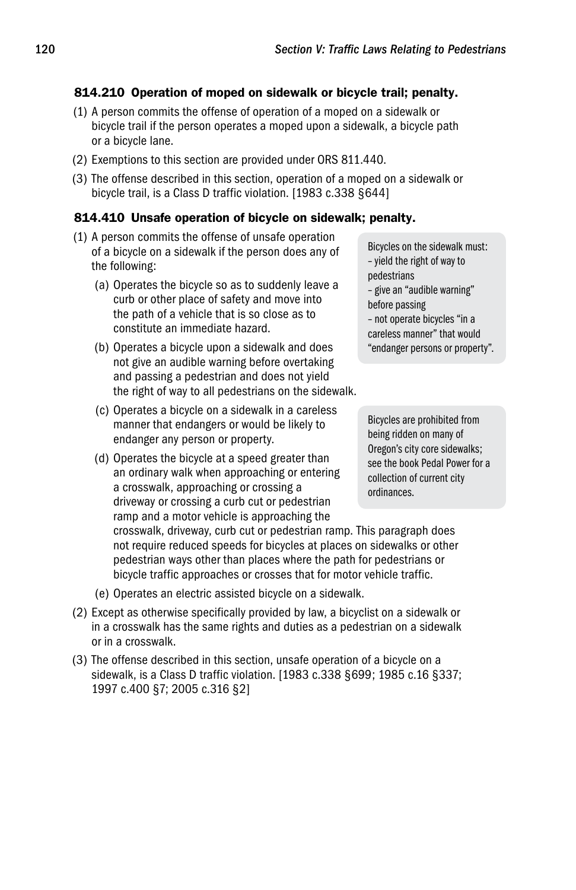### 814.210 Operation of moped on sidewalk or bicycle trail; penalty.

(1) A person commits the offense of operation of a moped on a sidewalk or bicycle trail if the person operates a moped upon a sidewalk, a bicycle path or a bicycle lane.

(2) Exemptions to this section are provided under ORS 811.440.

(3) The offense described in this section, operation of a moped on a sidewalk or bicycle trail, is a Class D traffic violation. [1983 c.338 §644]

### 814.410 Unsafe operation of bicycle on sidewalk; penalty.

(1) A person commits the offense of unsafe operation of a bicycle on a sidewalk if the person does any of the following:

  (a) Operates the bicycle so as to suddenly leave a curb or other place of safety and move into the path of a vehicle that is so close as to constitute an immediate hazard.

  (b) Operates a bicycle upon a sidewalk and does not give an audible warning before overtaking and passing a pedestrian and does not yield the right of way to all pedestrians on the sidewalk.

  (c) Operates a bicycle on a sidewalk in a careless manner that endangers or would be likely to endanger any person or property.

  (d) Operates the bicycle at a speed greater than an ordinary walk when approaching or entering a crosswalk, approaching or crossing a driveway or crossing a curb cut or pedestrian ramp and a motor vehicle is approaching the crosswalk, driveway, curb cut or pedestrian ramp. This paragraph does not require reduced speeds for bicycles at places on sidewalks or other pedestrian ways other than places where the path for pedestrians or bicycle traffic approaches or crosses that for motor vehicle traffic.

  (e) Operates an electric assisted bicycle on a sidewalk.

(2) Except as otherwise specifically provided by law, a bicyclist on a sidewalk or in a crosswalk has the same rights and duties as a pedestrian on a sidewalk or in a crosswalk.

(3) The offense described in this section, unsafe operation of a bicycle on a sidewalk, is a Class D traffic violation. [1983 c.338 §699; 1985 c.16 §337; 1997 c.400 §7; 2005 c.316 §2]

> Bicycles on the sidewalk must:
> – yield the right of way to pedestrians
> – give an "audible warning" before passing
> – not operate bicycles "in a careless manner" that would "endanger persons or property".

> Bicycles are prohibited from being ridden on many of Oregon's city core sidewalks; see the book Pedal Power for a collection of current city ordinances.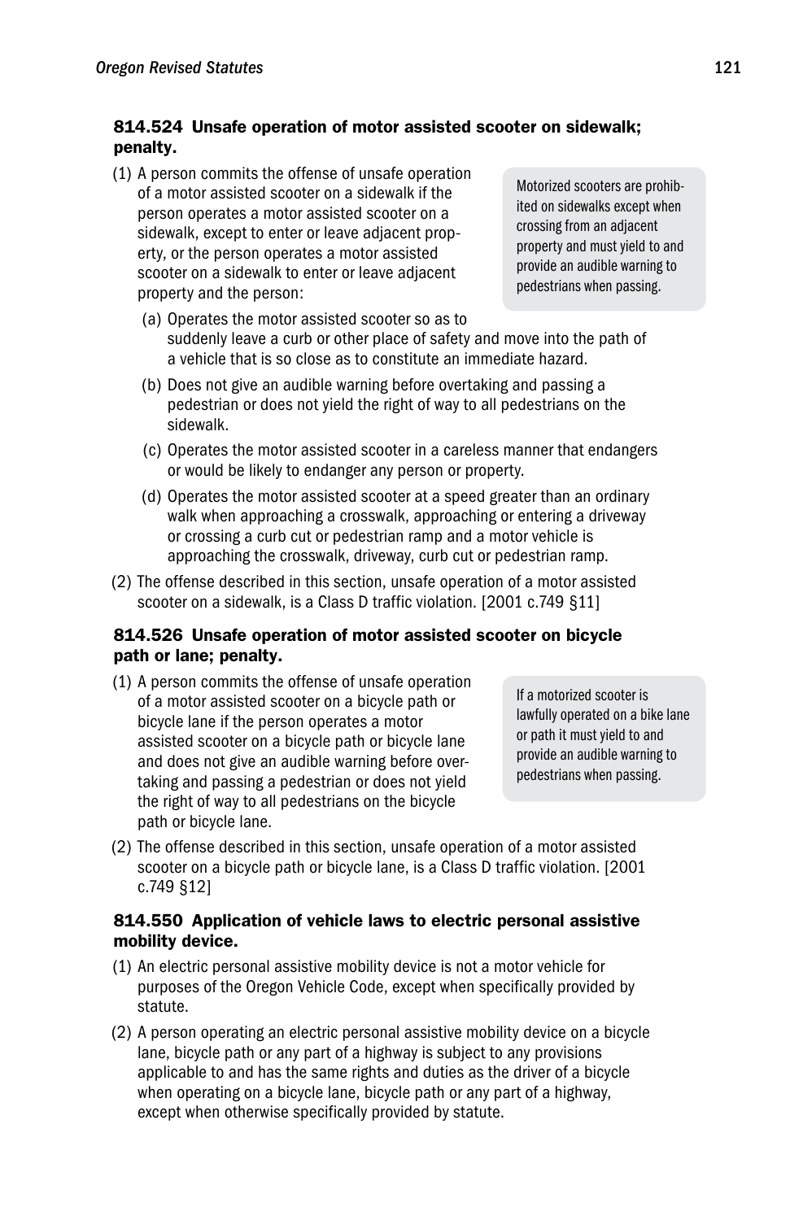### 814.524 Unsafe operation of motor assisted scooter on sidewalk; penalty.

(1) A person commits the offense of unsafe operation of a motor assisted scooter on a sidewalk if the person operates a motor assisted scooter on a sidewalk, except to enter or leave adjacent property, or the person operates a motor assisted scooter on a sidewalk to enter or leave adjacent property and the person:

> Motorized scooters are prohibited on sidewalks except when crossing from an adjacent property and must yield to and provide an audible warning to pedestrians when passing.

(a) Operates the motor assisted scooter so as to suddenly leave a curb or other place of safety and move into the path of a vehicle that is so close as to constitute an immediate hazard.

(b) Does not give an audible warning before overtaking and passing a pedestrian or does not yield the right of way to all pedestrians on the sidewalk.

(c) Operates the motor assisted scooter in a careless manner that endangers or would be likely to endanger any person or property.

(d) Operates the motor assisted scooter at a speed greater than an ordinary walk when approaching a crosswalk, approaching or entering a driveway or crossing a curb cut or pedestrian ramp and a motor vehicle is approaching the crosswalk, driveway, curb cut or pedestrian ramp.

(2) The offense described in this section, unsafe operation of a motor assisted scooter on a sidewalk, is a Class D traffic violation. [2001 c.749 §11]

### 814.526 Unsafe operation of motor assisted scooter on bicycle path or lane; penalty.

(1) A person commits the offense of unsafe operation of a motor assisted scooter on a bicycle path or bicycle lane if the person operates a motor assisted scooter on a bicycle path or bicycle lane and does not give an audible warning before overtaking and passing a pedestrian or does not yield the right of way to all pedestrians on the bicycle path or bicycle lane.

> If a motorized scooter is lawfully operated on a bike lane or path it must yield to and provide an audible warning to pedestrians when passing.

(2) The offense described in this section, unsafe operation of a motor assisted scooter on a bicycle path or bicycle lane, is a Class D traffic violation. [2001 c.749 §12]

### 814.550 Application of vehicle laws to electric personal assistive mobility device.

(1) An electric personal assistive mobility device is not a motor vehicle for purposes of the Oregon Vehicle Code, except when specifically provided by statute.

(2) A person operating an electric personal assistive mobility device on a bicycle lane, bicycle path or any part of a highway is subject to any provisions applicable to and has the same rights and duties as the driver of a bicycle when operating on a bicycle lane, bicycle path or any part of a highway, except when otherwise specifically provided by statute.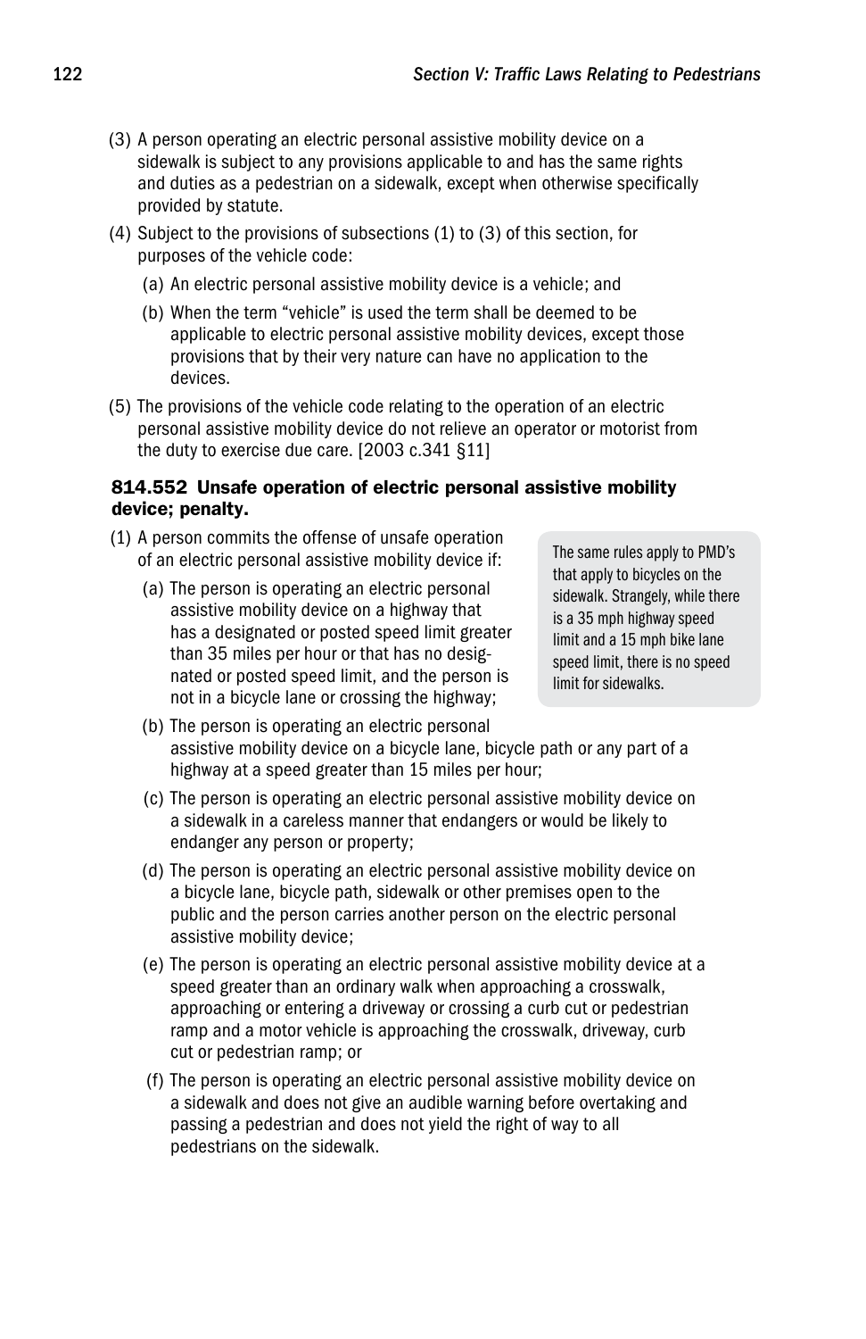(3) A person operating an electric personal assistive mobility device on a sidewalk is subject to any provisions applicable to and has the same rights and duties as a pedestrian on a sidewalk, except when otherwise specifically provided by statute.

(4) Subject to the provisions of subsections (1) to (3) of this section, for purposes of the vehicle code:

  (a) An electric personal assistive mobility device is a vehicle; and

  (b) When the term "vehicle" is used the term shall be deemed to be applicable to electric personal assistive mobility devices, except those provisions that by their very nature can have no application to the devices.

(5) The provisions of the vehicle code relating to the operation of an electric personal assistive mobility device do not relieve an operator or motorist from the duty to exercise due care. [2003 c.341 §11]

**814.552 Unsafe operation of electric personal assistive mobility device; penalty.**

(1) A person commits the offense of unsafe operation of an electric personal assistive mobility device if:

  (a) The person is operating an electric personal assistive mobility device on a highway that has a designated or posted speed limit greater than 35 miles per hour or that has no designated or posted speed limit, and the person is not in a bicycle lane or crossing the highway;

  (b) The person is operating an electric personal assistive mobility device on a bicycle lane, bicycle path or any part of a highway at a speed greater than 15 miles per hour;

  (c) The person is operating an electric personal assistive mobility device on a sidewalk in a careless manner that endangers or would be likely to endanger any person or property;

  (d) The person is operating an electric personal assistive mobility device on a bicycle lane, bicycle path, sidewalk or other premises open to the public and the person carries another person on the electric personal assistive mobility device;

  (e) The person is operating an electric personal assistive mobility device at a speed greater than an ordinary walk when approaching a crosswalk, approaching or entering a driveway or crossing a curb cut or pedestrian ramp and a motor vehicle is approaching the crosswalk, driveway, curb cut or pedestrian ramp; or

  (f) The person is operating an electric personal assistive mobility device on a sidewalk and does not give an audible warning before overtaking and passing a pedestrian and does not yield the right of way to all pedestrians on the sidewalk.

> The same rules apply to PMD's that apply to bicycles on the sidewalk. Strangely, while there is a 35 mph highway speed limit and a 15 mph bike lane speed limit, there is no speed limit for sidewalks.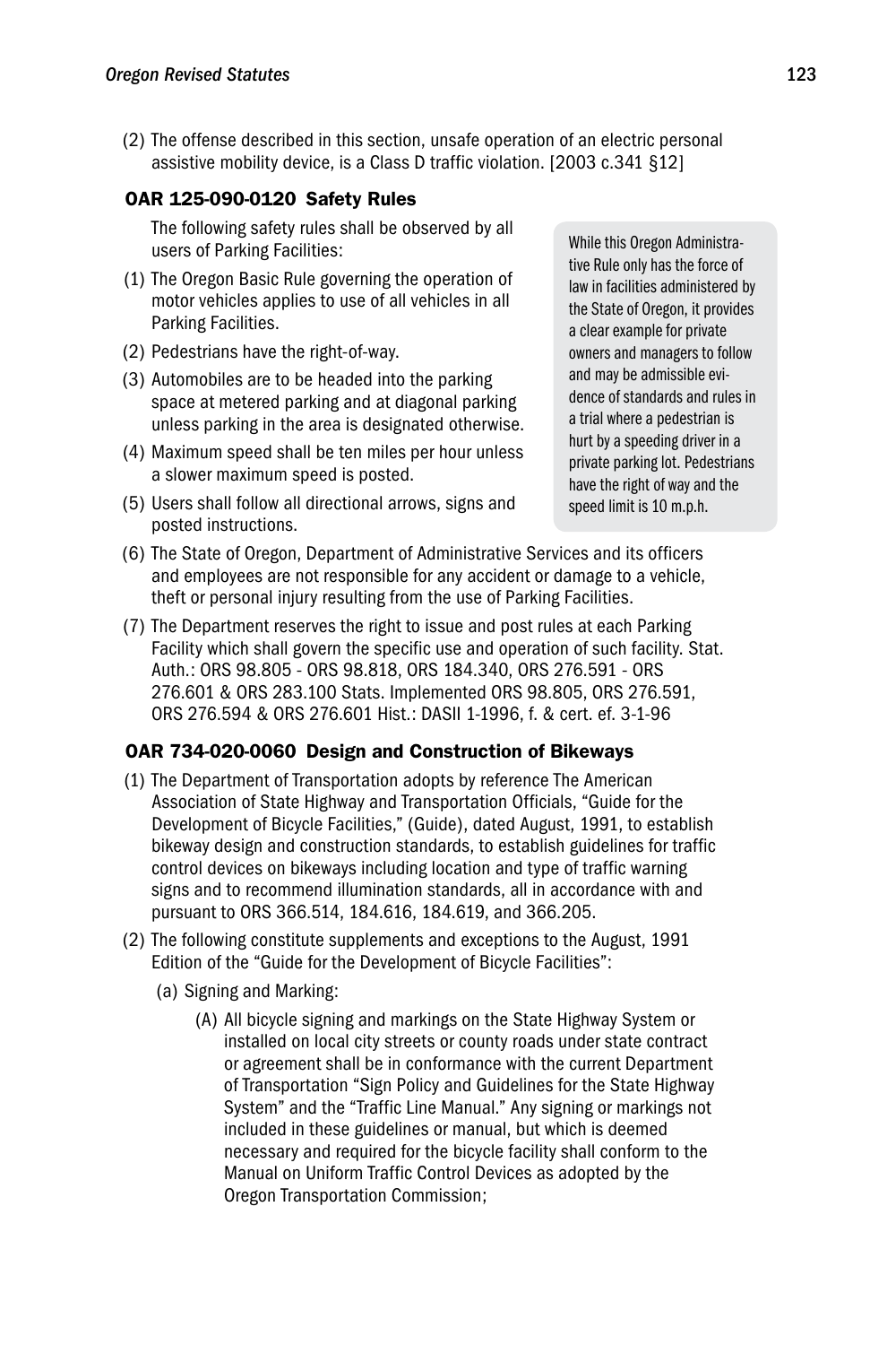(2) The offense described in this section, unsafe operation of an electric personal assistive mobility device, is a Class D traffic violation. [2003 c.341 §12]

### OAR 125-090-0120 Safety Rules

The following safety rules shall be observed by all users of Parking Facilities:

(1) The Oregon Basic Rule governing the operation of motor vehicles applies to use of all vehicles in all Parking Facilities.

(2) Pedestrians have the right-of-way.

(3) Automobiles are to be headed into the parking space at metered parking and at diagonal parking unless parking in the area is designated otherwise.

(4) Maximum speed shall be ten miles per hour unless a slower maximum speed is posted.

(5) Users shall follow all directional arrows, signs and posted instructions.

> While this Oregon Administrative Rule only has the force of law in facilities administered by the State of Oregon, it provides a clear example for private owners and managers to follow and may be admissible evidence of standards and rules in a trial where a pedestrian is hurt by a speeding driver in a private parking lot. Pedestrians have the right of way and the speed limit is 10 m.p.h.

(6) The State of Oregon, Department of Administrative Services and its officers and employees are not responsible for any accident or damage to a vehicle, theft or personal injury resulting from the use of Parking Facilities.

(7) The Department reserves the right to issue and post rules at each Parking Facility which shall govern the specific use and operation of such facility. Stat. Auth.: ORS 98.805 - ORS 98.818, ORS 184.340, ORS 276.591 - ORS 276.601 & ORS 283.100 Stats. Implemented ORS 98.805, ORS 276.591, ORS 276.594 & ORS 276.601 Hist.: DASII 1-1996, f. & cert. ef. 3-1-96

### OAR 734-020-0060 Design and Construction of Bikeways

(1) The Department of Transportation adopts by reference The American Association of State Highway and Transportation Officials, "Guide for the Development of Bicycle Facilities," (Guide), dated August, 1991, to establish bikeway design and construction standards, to establish guidelines for traffic control devices on bikeways including location and type of traffic warning signs and to recommend illumination standards, all in accordance with and pursuant to ORS 366.514, 184.616, 184.619, and 366.205.

(2) The following constitute supplements and exceptions to the August, 1991 Edition of the "Guide for the Development of Bicycle Facilities":

  (a) Signing and Marking:

    (A) All bicycle signing and markings on the State Highway System or installed on local city streets or county roads under state contract or agreement shall be in conformance with the current Department of Transportation "Sign Policy and Guidelines for the State Highway System" and the "Traffic Line Manual." Any signing or markings not included in these guidelines or manual, but which is deemed necessary and required for the bicycle facility shall conform to the Manual on Uniform Traffic Control Devices as adopted by the Oregon Transportation Commission;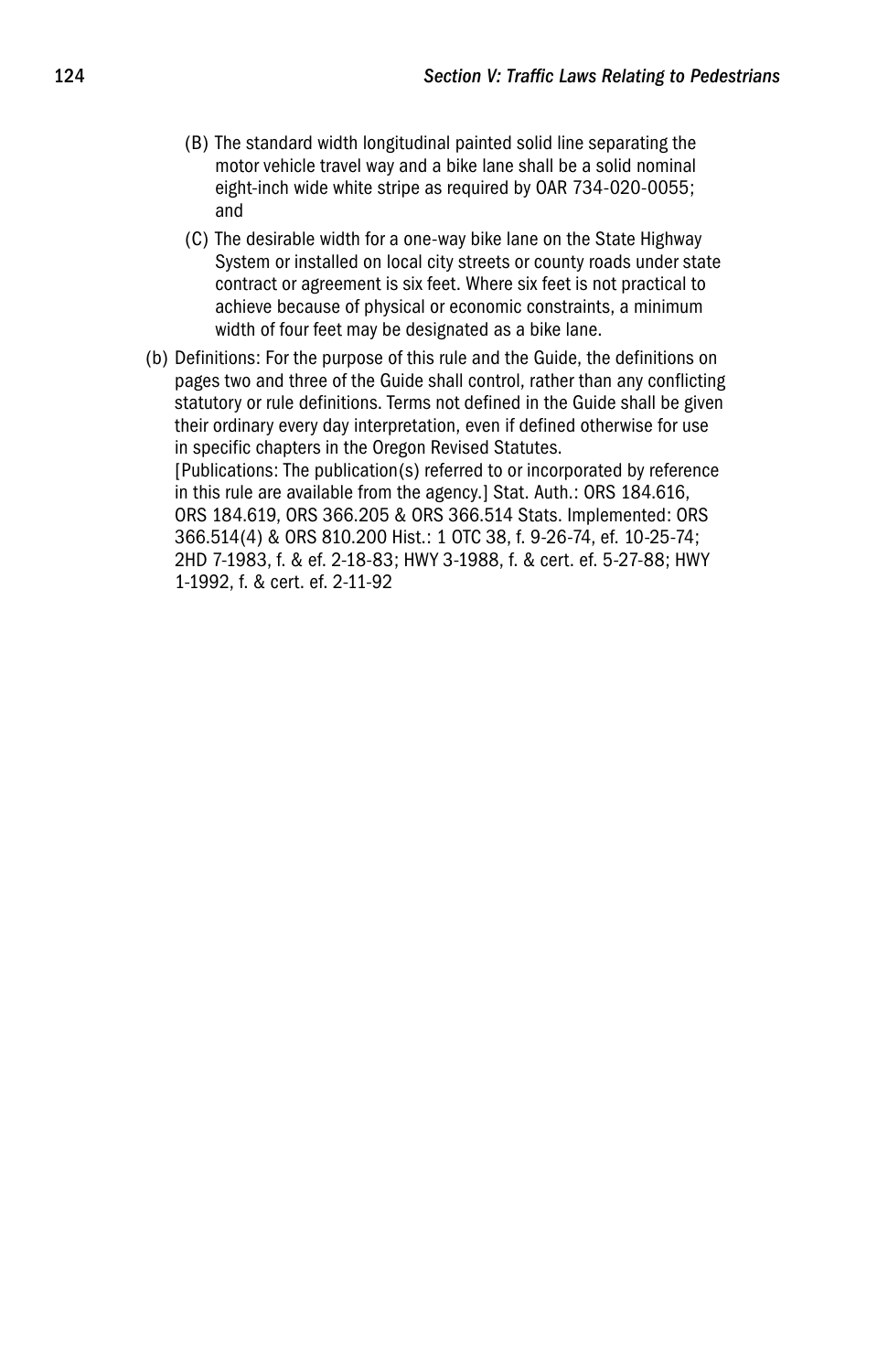(B) The standard width longitudinal painted solid line separating the motor vehicle travel way and a bike lane shall be a solid nominal eight-inch wide white stripe as required by OAR 734-020-0055; and

(C) The desirable width for a one-way bike lane on the State Highway System or installed on local city streets or county roads under state contract or agreement is six feet. Where six feet is not practical to achieve because of physical or economic constraints, a minimum width of four feet may be designated as a bike lane.

(b) Definitions: For the purpose of this rule and the Guide, the definitions on pages two and three of the Guide shall control, rather than any conflicting statutory or rule definitions. Terms not defined in the Guide shall be given their ordinary every day interpretation, even if defined otherwise for use in specific chapters in the Oregon Revised Statutes.
[Publications: The publication(s) referred to or incorporated by reference in this rule are available from the agency.] Stat. Auth.: ORS 184.616, ORS 184.619, ORS 366.205 & ORS 366.514 Stats. Implemented: ORS 366.514(4) & ORS 810.200 Hist.: 1 OTC 38, f. 9-26-74, ef. 10-25-74; 2HD 7-1983, f. & ef. 2-18-83; HWY 3-1988, f. & cert. ef. 5-27-88; HWY 1-1992, f. & cert. ef. 2-11-92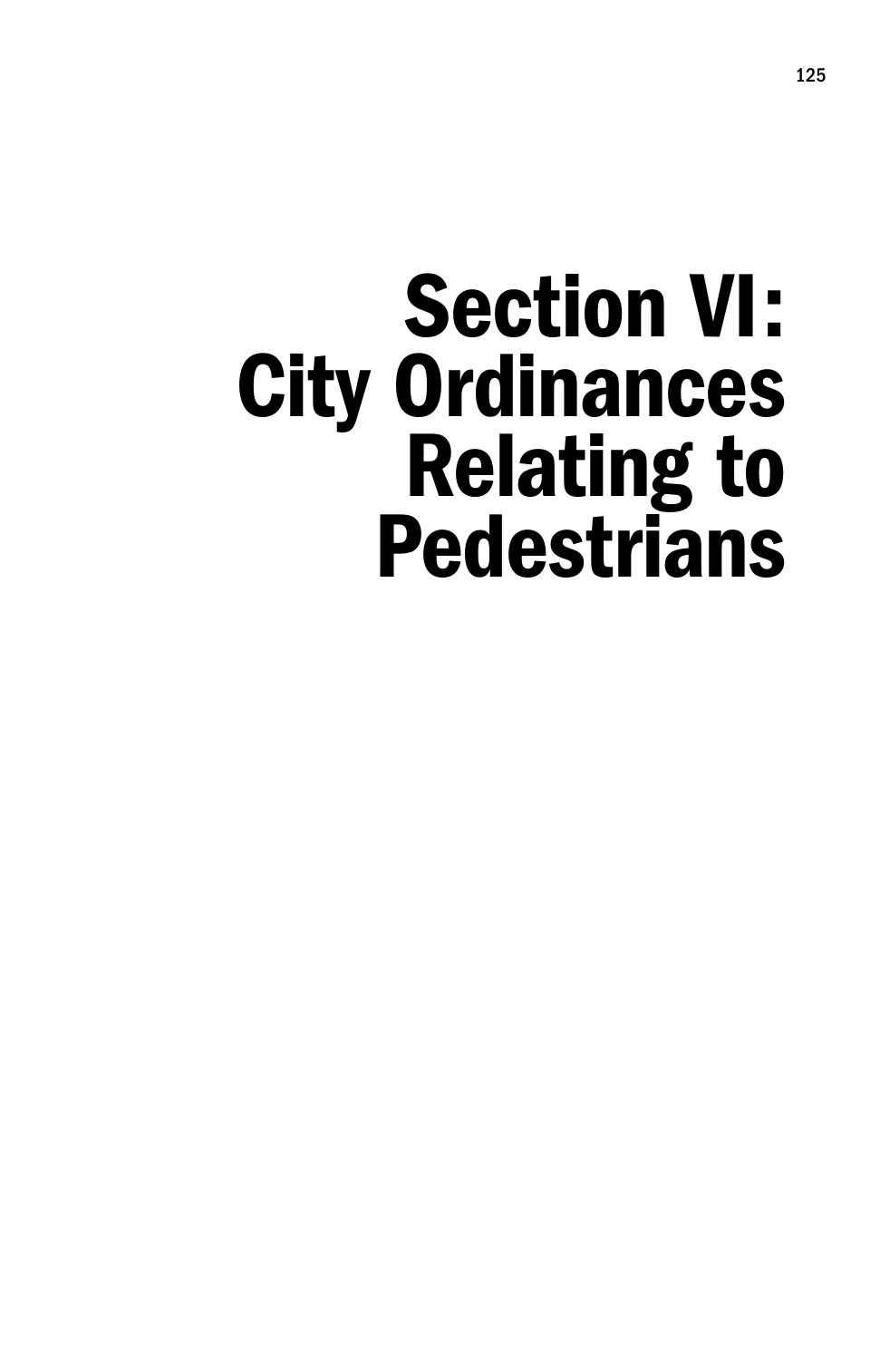# Section VI: City Ordinances Relating to Pedestrians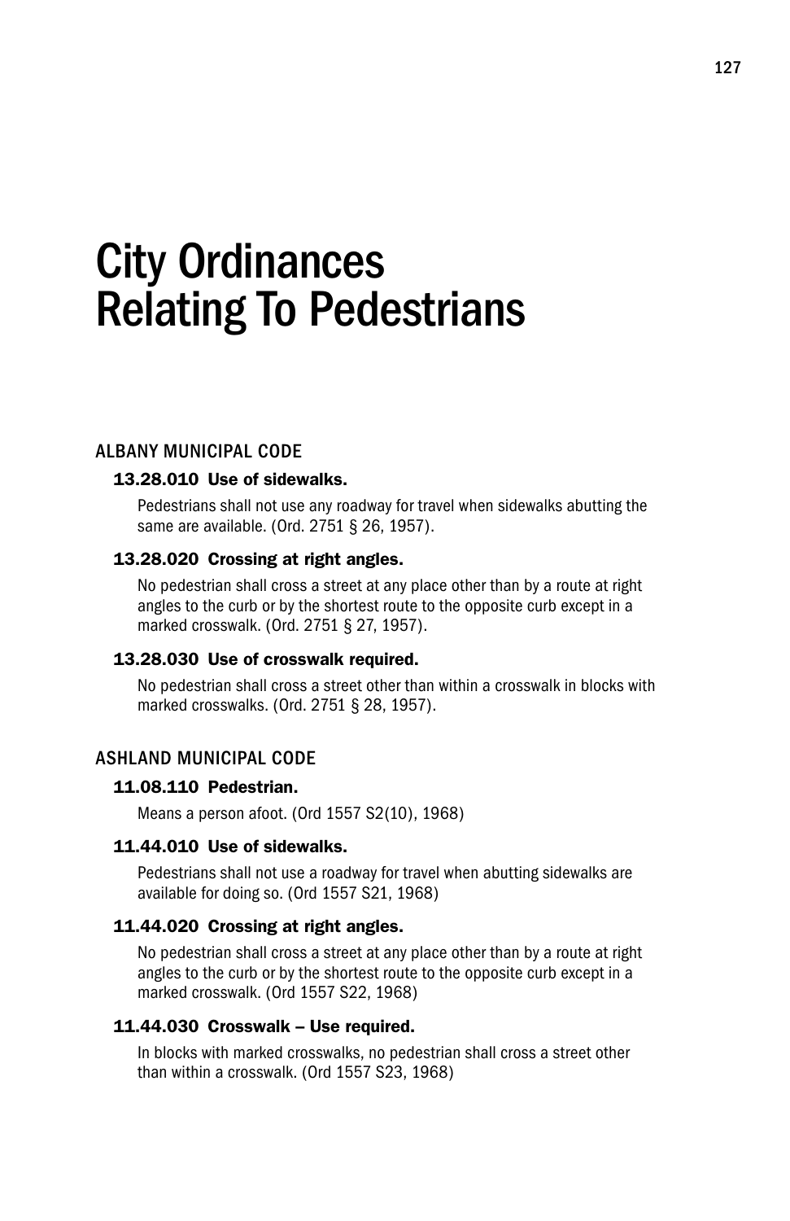# City Ordinances Relating To Pedestrians

## ALBANY MUNICIPAL CODE

### 13.28.010 Use of sidewalks.

Pedestrians shall not use any roadway for travel when sidewalks abutting the same are available. (Ord. 2751 § 26, 1957).

### 13.28.020 Crossing at right angles.

No pedestrian shall cross a street at any place other than by a route at right angles to the curb or by the shortest route to the opposite curb except in a marked crosswalk. (Ord. 2751 § 27, 1957).

### 13.28.030 Use of crosswalk required.

No pedestrian shall cross a street other than within a crosswalk in blocks with marked crosswalks. (Ord. 2751 § 28, 1957).

## ASHLAND MUNICIPAL CODE

### 11.08.110 Pedestrian.

Means a person afoot. (Ord 1557 S2(10), 1968)

### 11.44.010 Use of sidewalks.

Pedestrians shall not use a roadway for travel when abutting sidewalks are available for doing so. (Ord 1557 S21, 1968)

### 11.44.020 Crossing at right angles.

No pedestrian shall cross a street at any place other than by a route at right angles to the curb or by the shortest route to the opposite curb except in a marked crosswalk. (Ord 1557 S22, 1968)

### 11.44.030 Crosswalk – Use required.

In blocks with marked crosswalks, no pedestrian shall cross a street other than within a crosswalk. (Ord 1557 S23, 1968)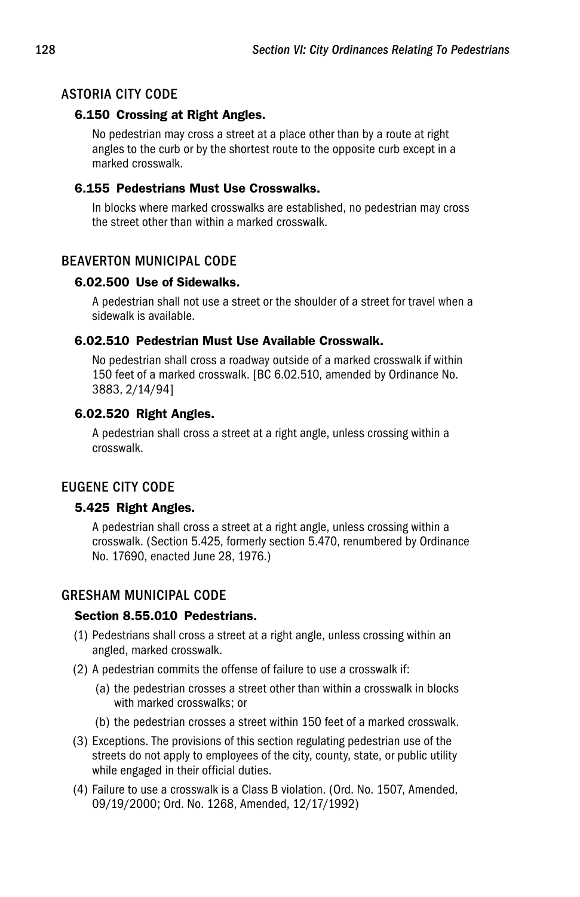## ASTORIA CITY CODE

### 6.150 Crossing at Right Angles.

No pedestrian may cross a street at a place other than by a route at right angles to the curb or by the shortest route to the opposite curb except in a marked crosswalk.

### 6.155 Pedestrians Must Use Crosswalks.

In blocks where marked crosswalks are established, no pedestrian may cross the street other than within a marked crosswalk.

## BEAVERTON MUNICIPAL CODE

### 6.02.500 Use of Sidewalks.

A pedestrian shall not use a street or the shoulder of a street for travel when a sidewalk is available.

### 6.02.510 Pedestrian Must Use Available Crosswalk.

No pedestrian shall cross a roadway outside of a marked crosswalk if within 150 feet of a marked crosswalk. [BC 6.02.510, amended by Ordinance No. 3883, 2/14/94]

### 6.02.520 Right Angles.

A pedestrian shall cross a street at a right angle, unless crossing within a crosswalk.

## EUGENE CITY CODE

### 5.425 Right Angles.

A pedestrian shall cross a street at a right angle, unless crossing within a crosswalk. (Section 5.425, formerly section 5.470, renumbered by Ordinance No. 17690, enacted June 28, 1976.)

## GRESHAM MUNICIPAL CODE

### Section 8.55.010 Pedestrians.

(1) Pedestrians shall cross a street at a right angle, unless crossing within an angled, marked crosswalk.

(2) A pedestrian commits the offense of failure to use a crosswalk if:

   (a) the pedestrian crosses a street other than within a crosswalk in blocks with marked crosswalks; or

   (b) the pedestrian crosses a street within 150 feet of a marked crosswalk.

(3) Exceptions. The provisions of this section regulating pedestrian use of the streets do not apply to employees of the city, county, state, or public utility while engaged in their official duties.

(4) Failure to use a crosswalk is a Class B violation. (Ord. No. 1507, Amended, 09/19/2000; Ord. No. 1268, Amended, 12/17/1992)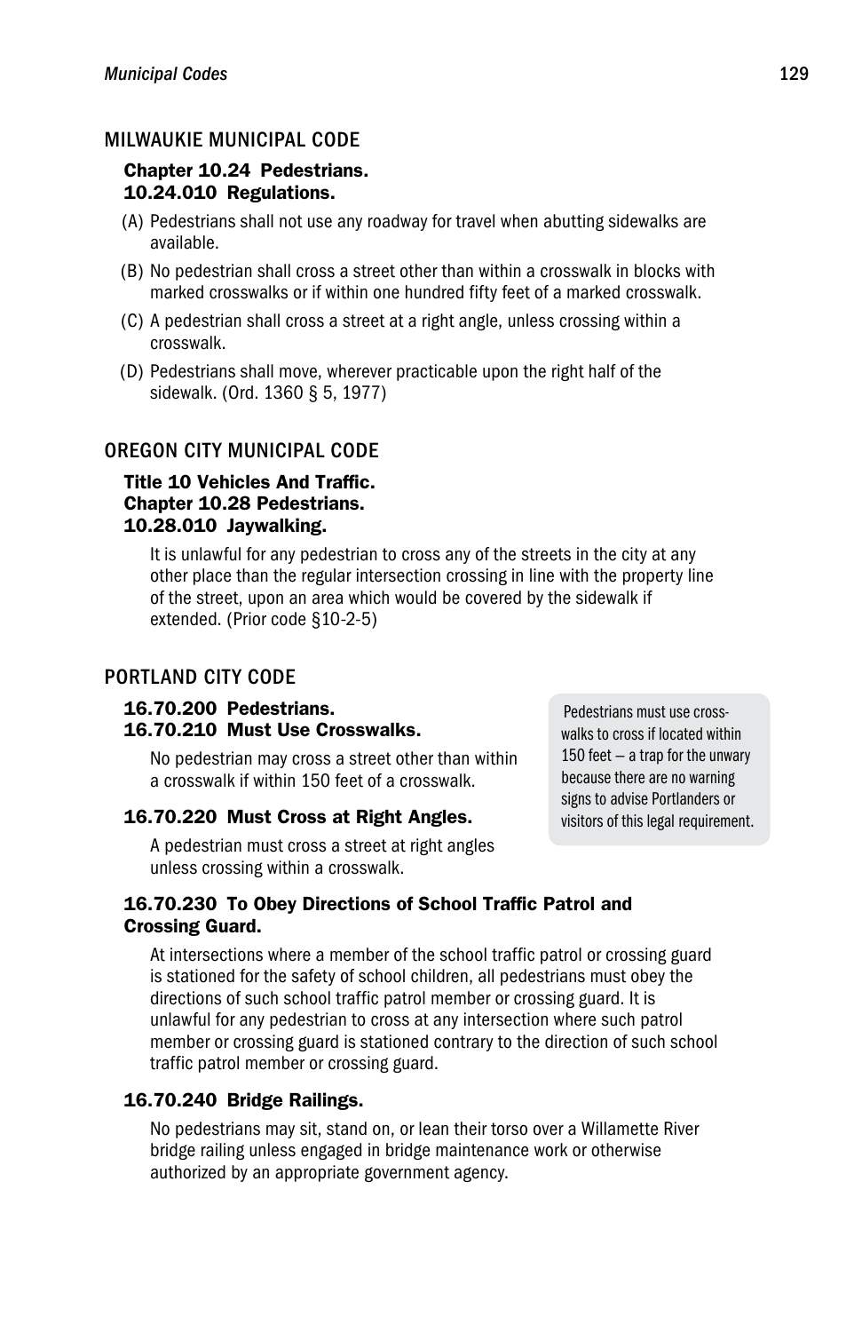## MILWAUKIE MUNICIPAL CODE

### Chapter 10.24 Pedestrians.
### 10.24.010 Regulations.

(A) Pedestrians shall not use any roadway for travel when abutting sidewalks are available.

(B) No pedestrian shall cross a street other than within a crosswalk in blocks with marked crosswalks or if within one hundred fifty feet of a marked crosswalk.

(C) A pedestrian shall cross a street at a right angle, unless crossing within a crosswalk.

(D) Pedestrians shall move, wherever practicable upon the right half of the sidewalk. (Ord. 1360 § 5, 1977)

## OREGON CITY MUNICIPAL CODE

### Title 10 Vehicles And Traffic.
### Chapter 10.28 Pedestrians.
### 10.28.010 Jaywalking.

It is unlawful for any pedestrian to cross any of the streets in the city at any other place than the regular intersection crossing in line with the property line of the street, upon an area which would be covered by the sidewalk if extended. (Prior code §10-2-5)

## PORTLAND CITY CODE

### 16.70.200 Pedestrians.
### 16.70.210 Must Use Crosswalks.

No pedestrian may cross a street other than within a crosswalk if within 150 feet of a crosswalk.

> Pedestrians must use crosswalks to cross if located within 150 feet – a trap for the unwary because there are no warning signs to advise Portlanders or visitors of this legal requirement.

### 16.70.220 Must Cross at Right Angles.

A pedestrian must cross a street at right angles unless crossing within a crosswalk.

### 16.70.230 To Obey Directions of School Traffic Patrol and Crossing Guard.

At intersections where a member of the school traffic patrol or crossing guard is stationed for the safety of school children, all pedestrians must obey the directions of such school traffic patrol member or crossing guard. It is unlawful for any pedestrian to cross at any intersection where such patrol member or crossing guard is stationed contrary to the direction of such school traffic patrol member or crossing guard.

### 16.70.240 Bridge Railings.

No pedestrians may sit, stand on, or lean their torso over a Willamette River bridge railing unless engaged in bridge maintenance work or otherwise authorized by an appropriate government agency.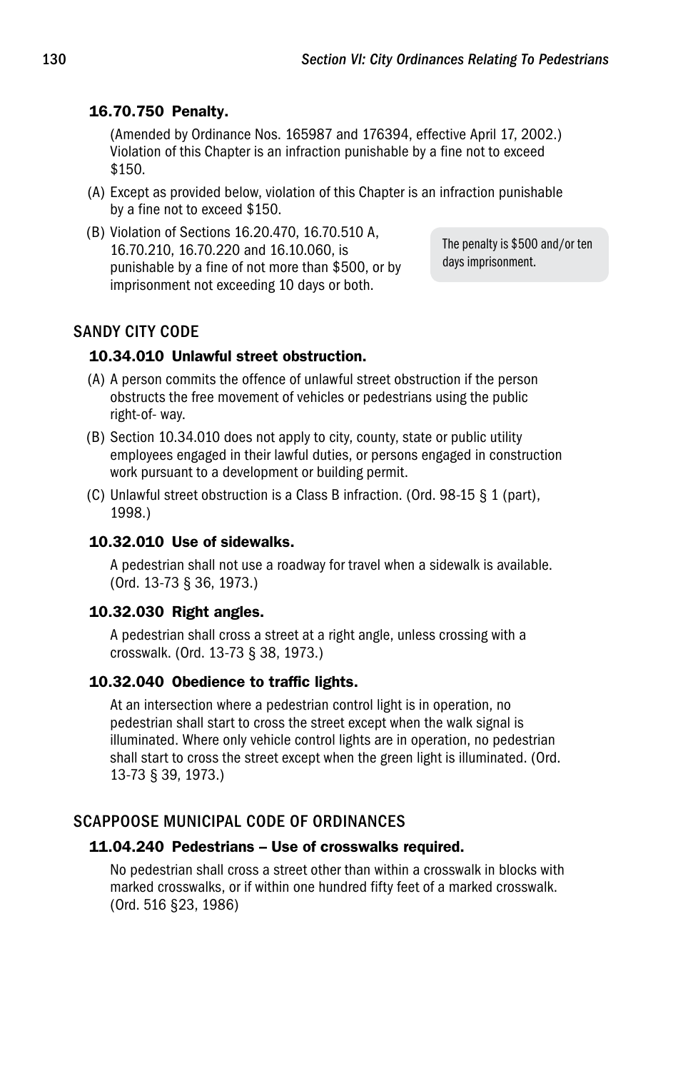#### 16.70.750 Penalty.

(Amended by Ordinance Nos. 165987 and 176394, effective April 17, 2002.) Violation of this Chapter is an infraction punishable by a fine not to exceed $150.

(A) Except as provided below, violation of this Chapter is an infraction punishable by a fine not to exceed $150.

(B) Violation of Sections 16.20.470, 16.70.510 A, 16.70.210, 16.70.220 and 16.10.060, is punishable by a fine of not more than $500, or by imprisonment not exceeding 10 days or both.

The penalty is $500 and/or ten days imprisonment.

### SANDY CITY CODE

#### 10.34.010 Unlawful street obstruction.

(A) A person commits the offence of unlawful street obstruction if the person obstructs the free movement of vehicles or pedestrians using the public right-of- way.

(B) Section 10.34.010 does not apply to city, county, state or public utility employees engaged in their lawful duties, or persons engaged in construction work pursuant to a development or building permit.

(C) Unlawful street obstruction is a Class B infraction. (Ord. 98-15 § 1 (part), 1998.)

#### 10.32.010 Use of sidewalks.

A pedestrian shall not use a roadway for travel when a sidewalk is available. (Ord. 13-73 § 36, 1973.)

#### 10.32.030 Right angles.

A pedestrian shall cross a street at a right angle, unless crossing with a crosswalk. (Ord. 13-73 § 38, 1973.)

#### 10.32.040 Obedience to traffic lights.

At an intersection where a pedestrian control light is in operation, no pedestrian shall start to cross the street except when the walk signal is illuminated. Where only vehicle control lights are in operation, no pedestrian shall start to cross the street except when the green light is illuminated. (Ord. 13-73 § 39, 1973.)

### SCAPPOOSE MUNICIPAL CODE OF ORDINANCES

#### 11.04.240 Pedestrians – Use of crosswalks required.

No pedestrian shall cross a street other than within a crosswalk in blocks with marked crosswalks, or if within one hundred fifty feet of a marked crosswalk. (Ord. 516 §23, 1986)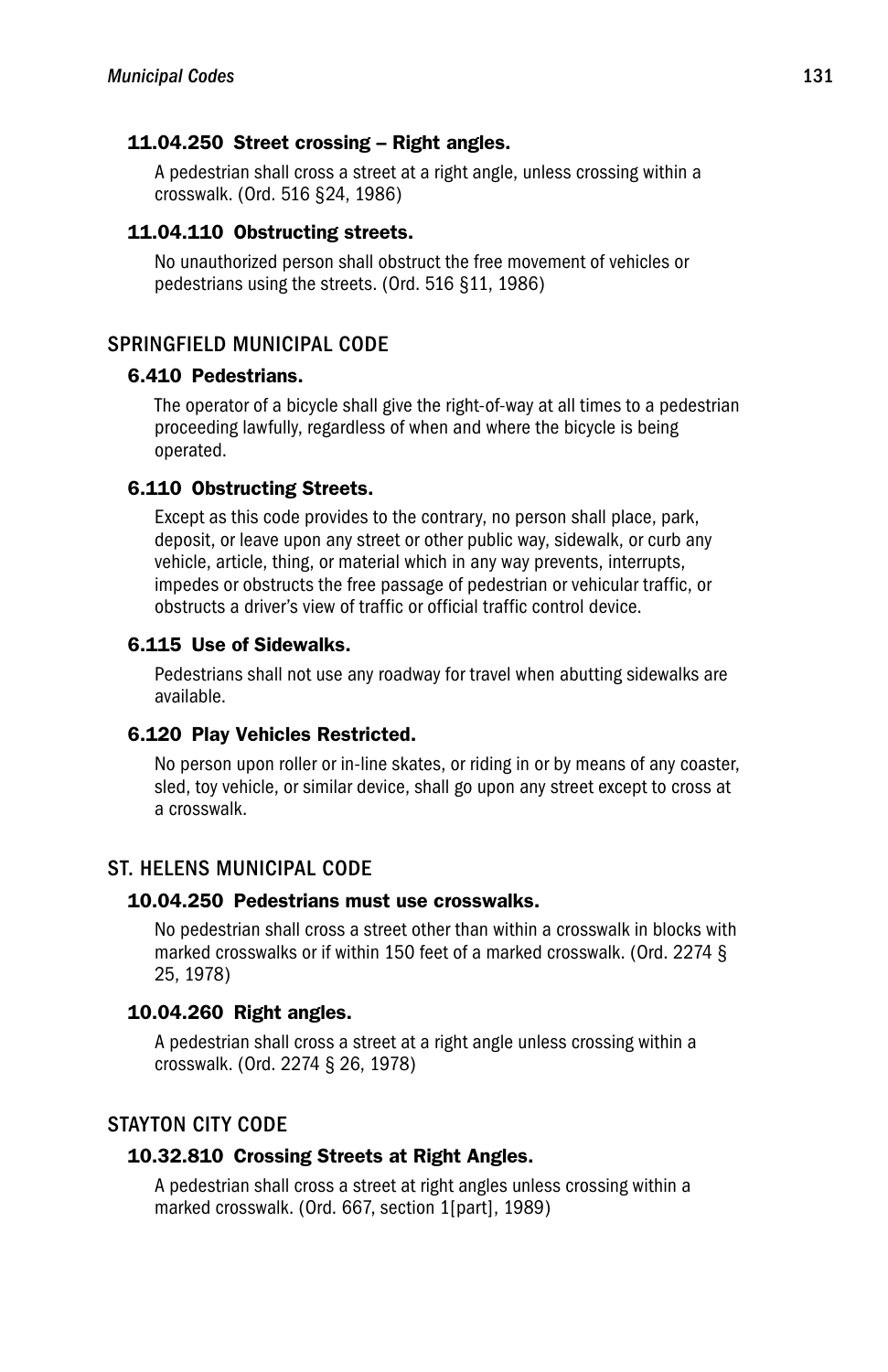#### 11.04.250 Street crossing – Right angles.

A pedestrian shall cross a street at a right angle, unless crossing within a crosswalk. (Ord. 516 §24, 1986)

#### 11.04.110 Obstructing streets.

No unauthorized person shall obstruct the free movement of vehicles or pedestrians using the streets. (Ord. 516 §11, 1986)

### SPRINGFIELD MUNICIPAL CODE

#### 6.410 Pedestrians.

The operator of a bicycle shall give the right-of-way at all times to a pedestrian proceeding lawfully, regardless of when and where the bicycle is being operated.

#### 6.110 Obstructing Streets.

Except as this code provides to the contrary, no person shall place, park, deposit, or leave upon any street or other public way, sidewalk, or curb any vehicle, article, thing, or material which in any way prevents, interrupts, impedes or obstructs the free passage of pedestrian or vehicular traffic, or obstructs a driver's view of traffic or official traffic control device.

#### 6.115 Use of Sidewalks.

Pedestrians shall not use any roadway for travel when abutting sidewalks are available.

#### 6.120 Play Vehicles Restricted.

No person upon roller or in-line skates, or riding in or by means of any coaster, sled, toy vehicle, or similar device, shall go upon any street except to cross at a crosswalk.

### ST. HELENS MUNICIPAL CODE

#### 10.04.250 Pedestrians must use crosswalks.

No pedestrian shall cross a street other than within a crosswalk in blocks with marked crosswalks or if within 150 feet of a marked crosswalk. (Ord. 2274 § 25, 1978)

#### 10.04.260 Right angles.

A pedestrian shall cross a street at a right angle unless crossing within a crosswalk. (Ord. 2274 § 26, 1978)

### STAYTON CITY CODE

#### 10.32.810 Crossing Streets at Right Angles.

A pedestrian shall cross a street at right angles unless crossing within a marked crosswalk. (Ord. 667, section 1[part], 1989)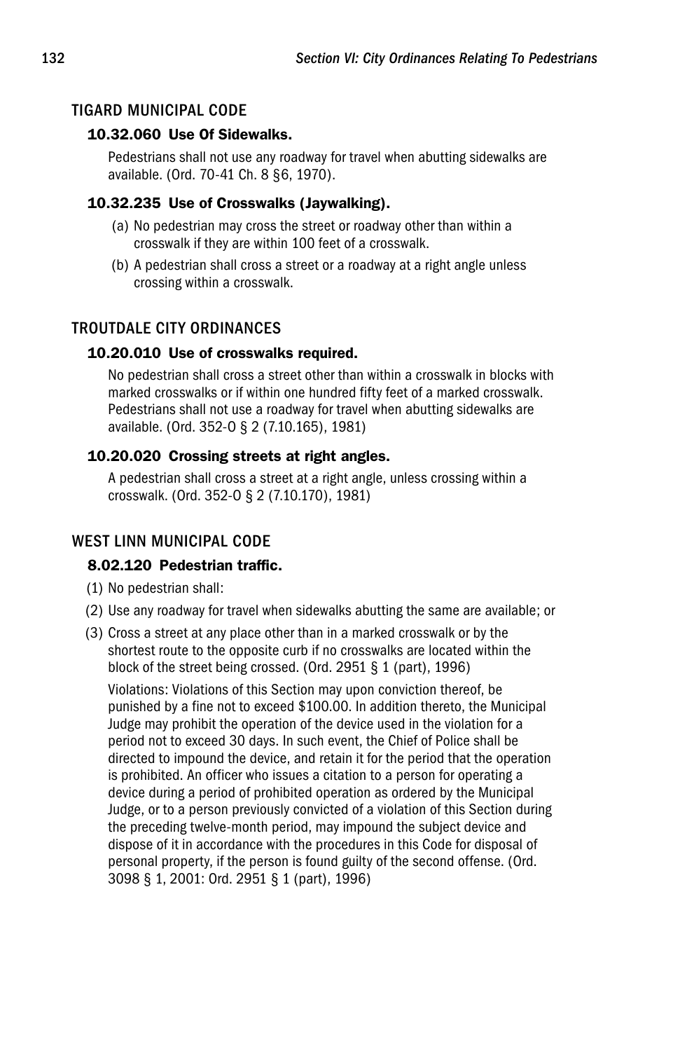## TIGARD MUNICIPAL CODE

### 10.32.060 Use Of Sidewalks.

Pedestrians shall not use any roadway for travel when abutting sidewalks are available. (Ord. 70-41 Ch. 8 §6, 1970).

### 10.32.235 Use of Crosswalks (Jaywalking).

(a) No pedestrian may cross the street or roadway other than within a crosswalk if they are within 100 feet of a crosswalk.

(b) A pedestrian shall cross a street or a roadway at a right angle unless crossing within a crosswalk.

## TROUTDALE CITY ORDINANCES

### 10.20.010 Use of crosswalks required.

No pedestrian shall cross a street other than within a crosswalk in blocks with marked crosswalks or if within one hundred fifty feet of a marked crosswalk. Pedestrians shall not use a roadway for travel when abutting sidewalks are available. (Ord. 352-O § 2 (7.10.165), 1981)

### 10.20.020 Crossing streets at right angles.

A pedestrian shall cross a street at a right angle, unless crossing within a crosswalk. (Ord. 352-O § 2 (7.10.170), 1981)

## WEST LINN MUNICIPAL CODE

### 8.02.120 Pedestrian traffic.

(1) No pedestrian shall:

(2) Use any roadway for travel when sidewalks abutting the same are available; or

(3) Cross a street at any place other than in a marked crosswalk or by the shortest route to the opposite curb if no crosswalks are located within the block of the street being crossed. (Ord. 2951 § 1 (part), 1996)

Violations: Violations of this Section may upon conviction thereof, be punished by a fine not to exceed $100.00. In addition thereto, the Municipal Judge may prohibit the operation of the device used in the violation for a period not to exceed 30 days. In such event, the Chief of Police shall be directed to impound the device, and retain it for the period that the operation is prohibited. An officer who issues a citation to a person for operating a device during a period of prohibited operation as ordered by the Municipal Judge, or to a person previously convicted of a violation of this Section during the preceding twelve-month period, may impound the subject device and dispose of it in accordance with the procedures in this Code for disposal of personal property, if the person is found guilty of the second offense. (Ord. 3098 § 1, 2001: Ord. 2951 § 1 (part), 1996)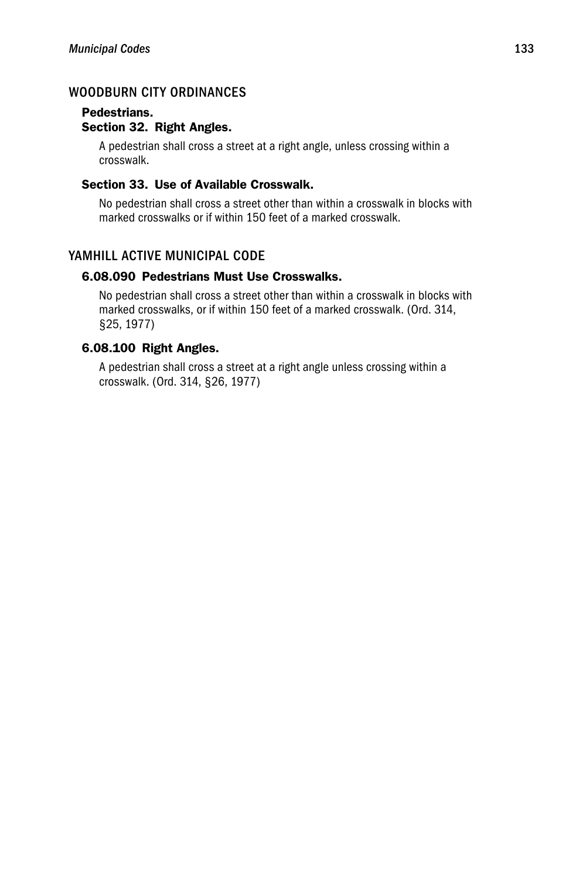## WOODBURN CITY ORDINANCES

### Pedestrians.

### Section 32. Right Angles.

A pedestrian shall cross a street at a right angle, unless crossing within a crosswalk.

### Section 33. Use of Available Crosswalk.

No pedestrian shall cross a street other than within a crosswalk in blocks with marked crosswalks or if within 150 feet of a marked crosswalk.

## YAMHILL ACTIVE MUNICIPAL CODE

### 6.08.090 Pedestrians Must Use Crosswalks.

No pedestrian shall cross a street other than within a crosswalk in blocks with marked crosswalks, or if within 150 feet of a marked crosswalk. (Ord. 314, §25, 1977)

### 6.08.100 Right Angles.

A pedestrian shall cross a street at a right angle unless crossing within a crosswalk. (Ord. 314, §26, 1977)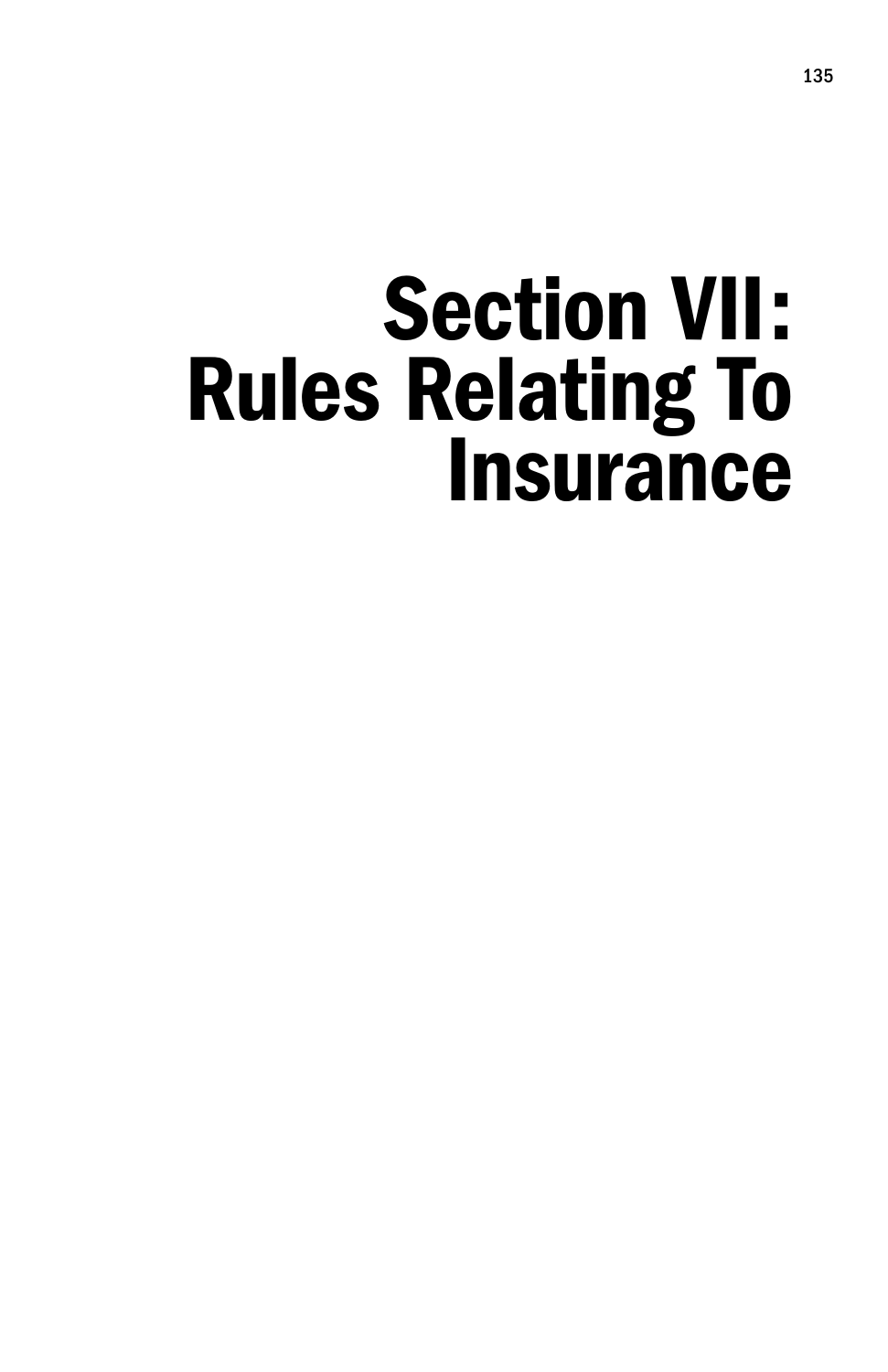# Section VII: Rules Relating To Insurance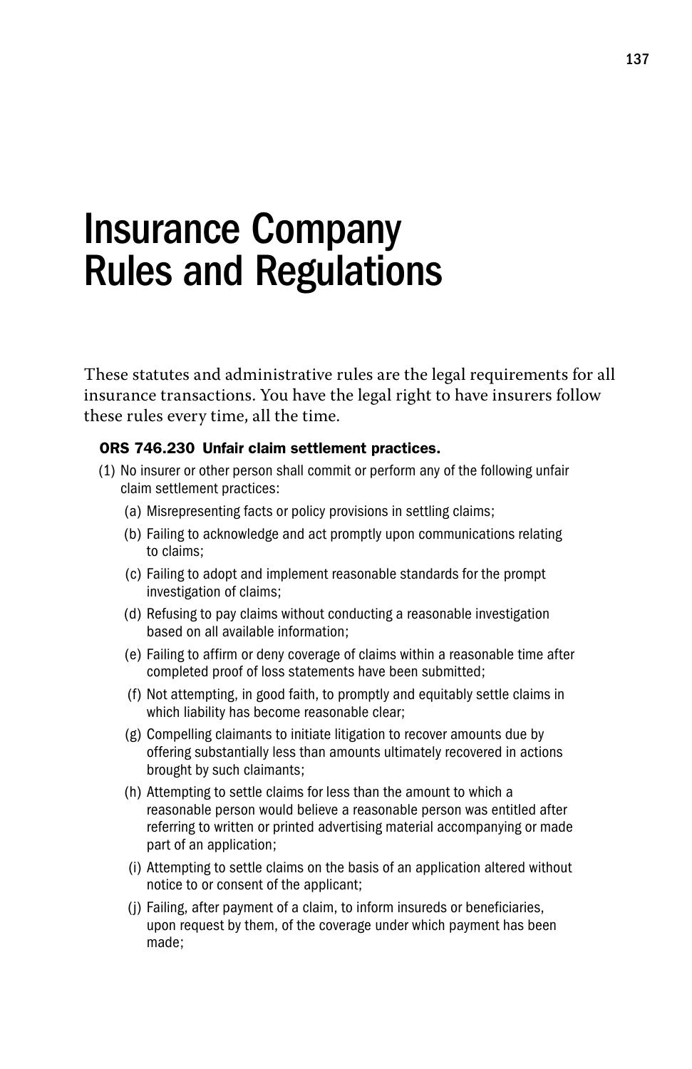# Insurance Company Rules and Regulations

These statutes and administrative rules are the legal requirements for all insurance transactions. You have the legal right to have insurers follow these rules every time, all the time.

**ORS 746.230 Unfair claim settlement practices.**

(1) No insurer or other person shall commit or perform any of the following unfair claim settlement practices:

(a) Misrepresenting facts or policy provisions in settling claims;

(b) Failing to acknowledge and act promptly upon communications relating to claims;

(c) Failing to adopt and implement reasonable standards for the prompt investigation of claims;

(d) Refusing to pay claims without conducting a reasonable investigation based on all available information;

(e) Failing to affirm or deny coverage of claims within a reasonable time after completed proof of loss statements have been submitted;

(f) Not attempting, in good faith, to promptly and equitably settle claims in which liability has become reasonable clear;

(g) Compelling claimants to initiate litigation to recover amounts due by offering substantially less than amounts ultimately recovered in actions brought by such claimants;

(h) Attempting to settle claims for less than the amount to which a reasonable person would believe a reasonable person was entitled after referring to written or printed advertising material accompanying or made part of an application;

(i) Attempting to settle claims on the basis of an application altered without notice to or consent of the applicant;

(j) Failing, after payment of a claim, to inform insureds or beneficiaries, upon request by them, of the coverage under which payment has been made;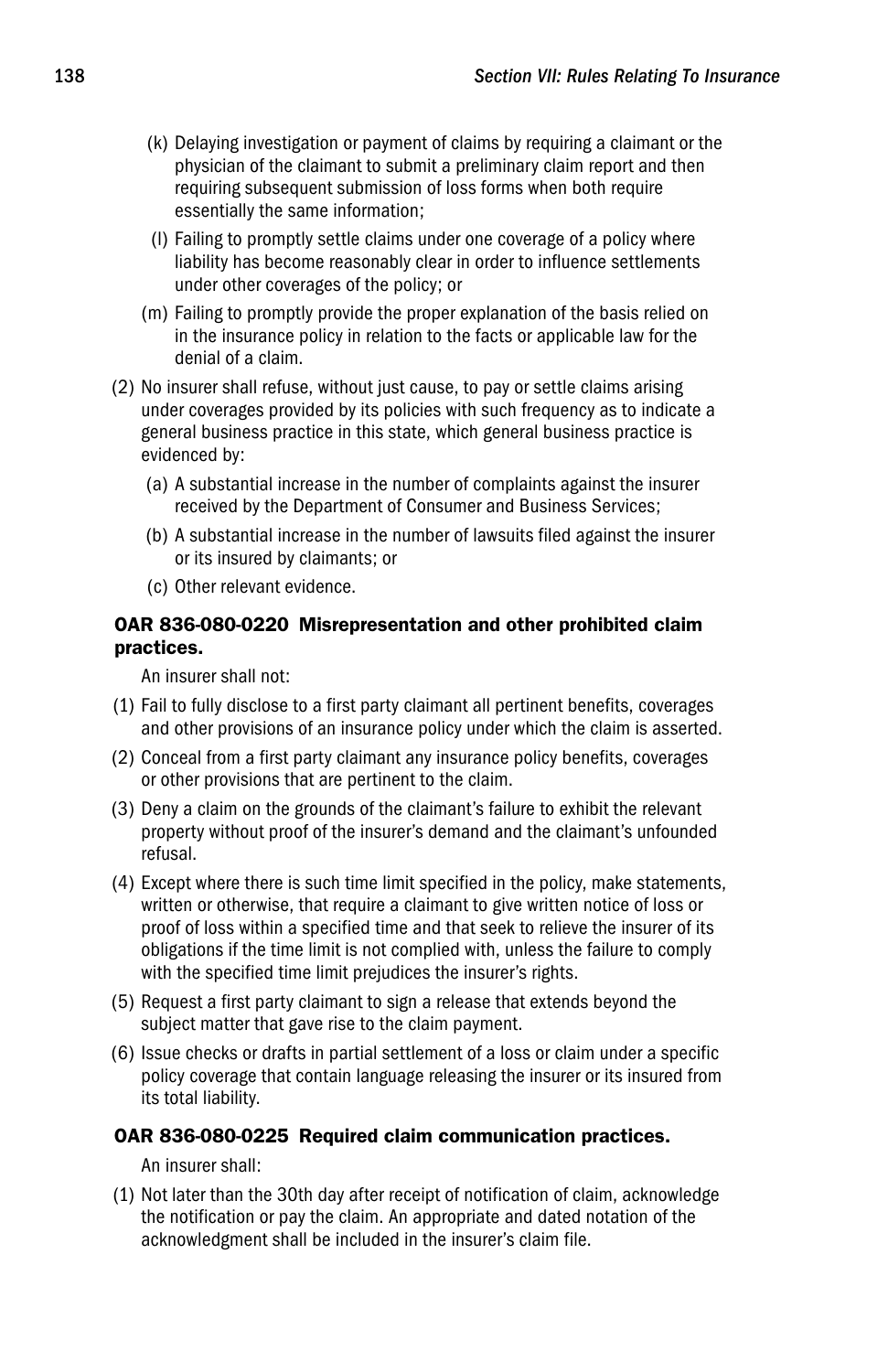(k) Delaying investigation or payment of claims by requiring a claimant or the physician of the claimant to submit a preliminary claim report and then requiring subsequent submission of loss forms when both require essentially the same information;

(l) Failing to promptly settle claims under one coverage of a policy where liability has become reasonably clear in order to influence settlements under other coverages of the policy; or

(m) Failing to promptly provide the proper explanation of the basis relied on in the insurance policy in relation to the facts or applicable law for the denial of a claim.

(2) No insurer shall refuse, without just cause, to pay or settle claims arising under coverages provided by its policies with such frequency as to indicate a general business practice in this state, which general business practice is evidenced by:

(a) A substantial increase in the number of complaints against the insurer received by the Department of Consumer and Business Services;

(b) A substantial increase in the number of lawsuits filed against the insurer or its insured by claimants; or

(c) Other relevant evidence.

### OAR 836-080-0220 Misrepresentation and other prohibited claim practices.

An insurer shall not:

(1) Fail to fully disclose to a first party claimant all pertinent benefits, coverages and other provisions of an insurance policy under which the claim is asserted.

(2) Conceal from a first party claimant any insurance policy benefits, coverages or other provisions that are pertinent to the claim.

(3) Deny a claim on the grounds of the claimant's failure to exhibit the relevant property without proof of the insurer's demand and the claimant's unfounded refusal.

(4) Except where there is such time limit specified in the policy, make statements, written or otherwise, that require a claimant to give written notice of loss or proof of loss within a specified time and that seek to relieve the insurer of its obligations if the time limit is not complied with, unless the failure to comply with the specified time limit prejudices the insurer's rights.

(5) Request a first party claimant to sign a release that extends beyond the subject matter that gave rise to the claim payment.

(6) Issue checks or drafts in partial settlement of a loss or claim under a specific policy coverage that contain language releasing the insurer or its insured from its total liability.

### OAR 836-080-0225 Required claim communication practices.

An insurer shall:

(1) Not later than the 30th day after receipt of notification of claim, acknowledge the notification or pay the claim. An appropriate and dated notation of the acknowledgment shall be included in the insurer's claim file.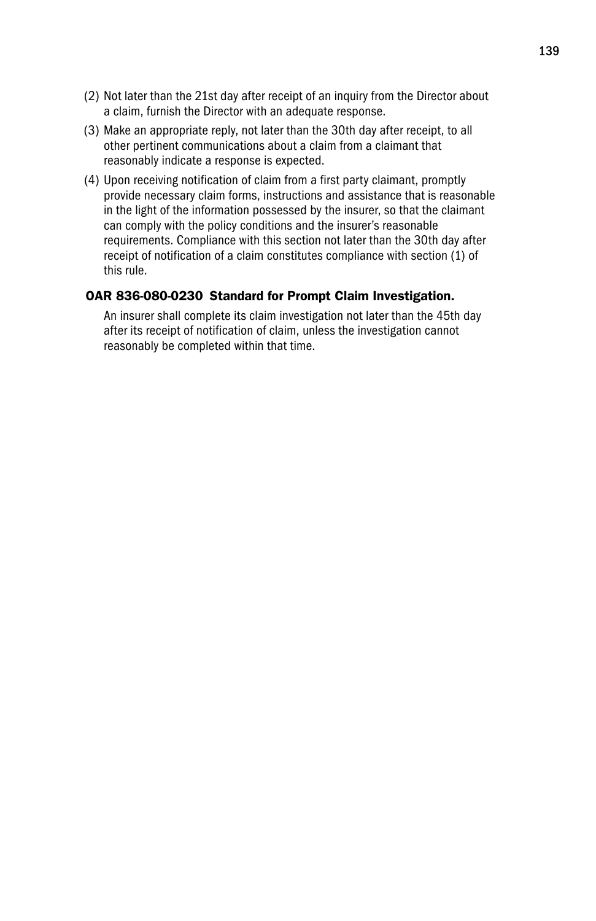(2) Not later than the 21st day after receipt of an inquiry from the Director about a claim, furnish the Director with an adequate response.

(3) Make an appropriate reply, not later than the 30th day after receipt, to all other pertinent communications about a claim from a claimant that reasonably indicate a response is expected.

(4) Upon receiving notification of claim from a first party claimant, promptly provide necessary claim forms, instructions and assistance that is reasonable in the light of the information possessed by the insurer, so that the claimant can comply with the policy conditions and the insurer's reasonable requirements. Compliance with this section not later than the 30th day after receipt of notification of a claim constitutes compliance with section (1) of this rule.

### OAR 836-080-0230 Standard for Prompt Claim Investigation.

An insurer shall complete its claim investigation not later than the 45th day after its receipt of notification of claim, unless the investigation cannot reasonably be completed within that time.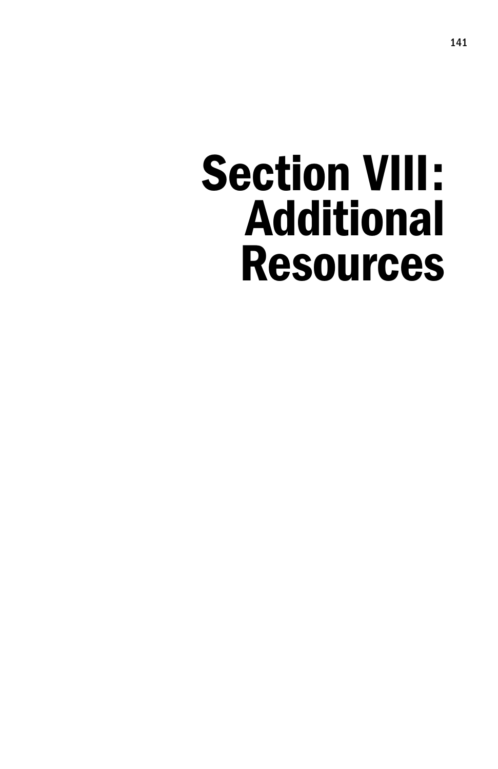# Section VIII: Additional Resources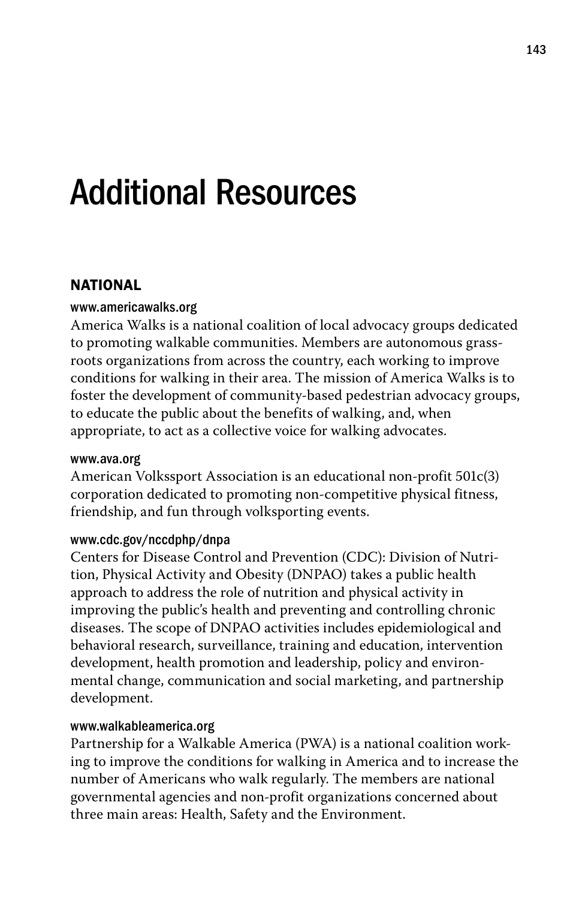# Additional Resources

## NATIONAL

### www.americawalks.org

America Walks is a national coalition of local advocacy groups dedicated to promoting walkable communities. Members are autonomous grassroots organizations from across the country, each working to improve conditions for walking in their area. The mission of America Walks is to foster the development of community-based pedestrian advocacy groups, to educate the public about the benefits of walking, and, when appropriate, to act as a collective voice for walking advocates.

### www.ava.org

American Volkssport Association is an educational non-profit 501c(3) corporation dedicated to promoting non-competitive physical fitness, friendship, and fun through volksporting events.

### www.cdc.gov/nccdphp/dnpa

Centers for Disease Control and Prevention (CDC): Division of Nutrition, Physical Activity and Obesity (DNPAO) takes a public health approach to address the role of nutrition and physical activity in improving the public's health and preventing and controlling chronic diseases. The scope of DNPAO activities includes epidemiological and behavioral research, surveillance, training and education, intervention development, health promotion and leadership, policy and environmental change, communication and social marketing, and partnership development.

### www.walkableamerica.org

Partnership for a Walkable America (PWA) is a national coalition working to improve the conditions for walking in America and to increase the number of Americans who walk regularly. The members are national governmental agencies and non-profit organizations concerned about three main areas: Health, Safety and the Environment.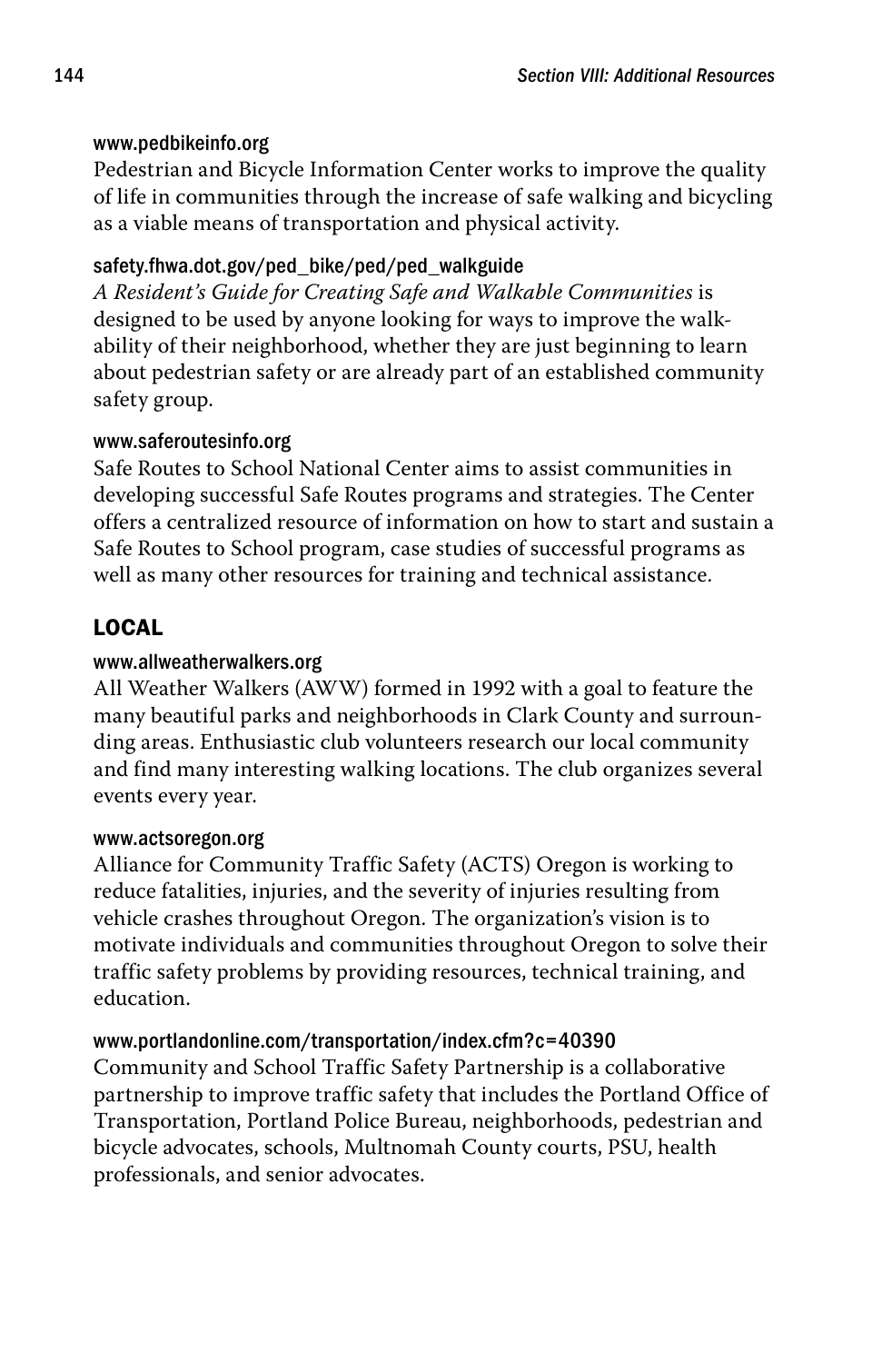www.pedbikeinfo.org

Pedestrian and Bicycle Information Center works to improve the quality of life in communities through the increase of safe walking and bicycling as a viable means of transportation and physical activity.

safety.fhwa.dot.gov/ped_bike/ped/ped_walkguide

*A Resident's Guide for Creating Safe and Walkable Communities* is designed to be used by anyone looking for ways to improve the walkability of their neighborhood, whether they are just beginning to learn about pedestrian safety or are already part of an established community safety group.

www.saferoutesinfo.org

Safe Routes to School National Center aims to assist communities in developing successful Safe Routes programs and strategies. The Center offers a centralized resource of information on how to start and sustain a Safe Routes to School program, case studies of successful programs as well as many other resources for training and technical assistance.

## LOCAL

www.allweatherwalkers.org

All Weather Walkers (AWW) formed in 1992 with a goal to feature the many beautiful parks and neighborhoods in Clark County and surrounding areas. Enthusiastic club volunteers research our local community and find many interesting walking locations. The club organizes several events every year.

www.actsoregon.org

Alliance for Community Traffic Safety (ACTS) Oregon is working to reduce fatalities, injuries, and the severity of injuries resulting from vehicle crashes throughout Oregon. The organization's vision is to motivate individuals and communities throughout Oregon to solve their traffic safety problems by providing resources, technical training, and education.

www.portlandonline.com/transportation/index.cfm?c=40390

Community and School Traffic Safety Partnership is a collaborative partnership to improve traffic safety that includes the Portland Office of Transportation, Portland Police Bureau, neighborhoods, pedestrian and bicycle advocates, schools, Multnomah County courts, PSU, health professionals, and senior advocates.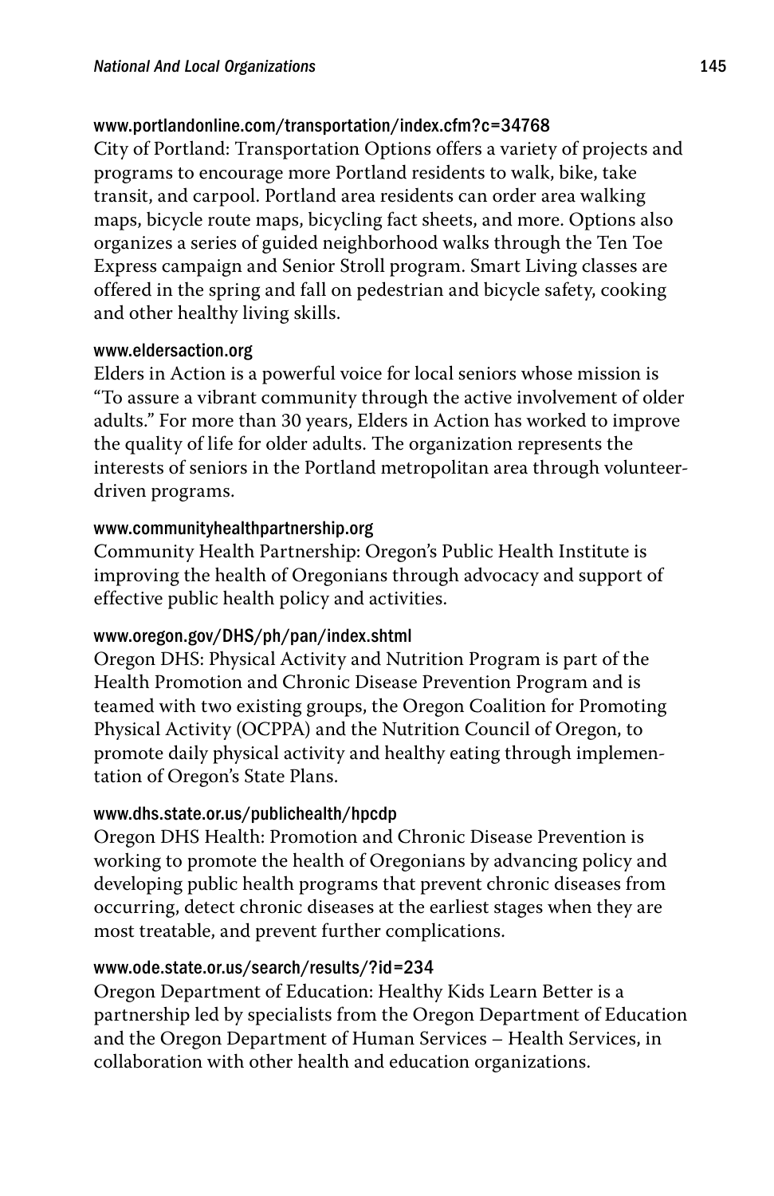**www.portlandonline.com/transportation/index.cfm?c=34768**

City of Portland: Transportation Options offers a variety of projects and programs to encourage more Portland residents to walk, bike, take transit, and carpool. Portland area residents can order area walking maps, bicycle route maps, bicycling fact sheets, and more. Options also organizes a series of guided neighborhood walks through the Ten Toe Express campaign and Senior Stroll program. Smart Living classes are offered in the spring and fall on pedestrian and bicycle safety, cooking and other healthy living skills.

**www.eldersaction.org**

Elders in Action is a powerful voice for local seniors whose mission is "To assure a vibrant community through the active involvement of older adults." For more than 30 years, Elders in Action has worked to improve the quality of life for older adults. The organization represents the interests of seniors in the Portland metropolitan area through volunteer-driven programs.

**www.communityhealthpartnership.org**

Community Health Partnership: Oregon's Public Health Institute is improving the health of Oregonians through advocacy and support of effective public health policy and activities.

**www.oregon.gov/DHS/ph/pan/index.shtml**

Oregon DHS: Physical Activity and Nutrition Program is part of the Health Promotion and Chronic Disease Prevention Program and is teamed with two existing groups, the Oregon Coalition for Promoting Physical Activity (OCPPA) and the Nutrition Council of Oregon, to promote daily physical activity and healthy eating through implementation of Oregon's State Plans.

**www.dhs.state.or.us/publichealth/hpcdp**

Oregon DHS Health: Promotion and Chronic Disease Prevention is working to promote the health of Oregonians by advancing policy and developing public health programs that prevent chronic diseases from occurring, detect chronic diseases at the earliest stages when they are most treatable, and prevent further complications.

**www.ode.state.or.us/search/results/?id=234**

Oregon Department of Education: Healthy Kids Learn Better is a partnership led by specialists from the Oregon Department of Education and the Oregon Department of Human Services – Health Services, in collaboration with other health and education organizations.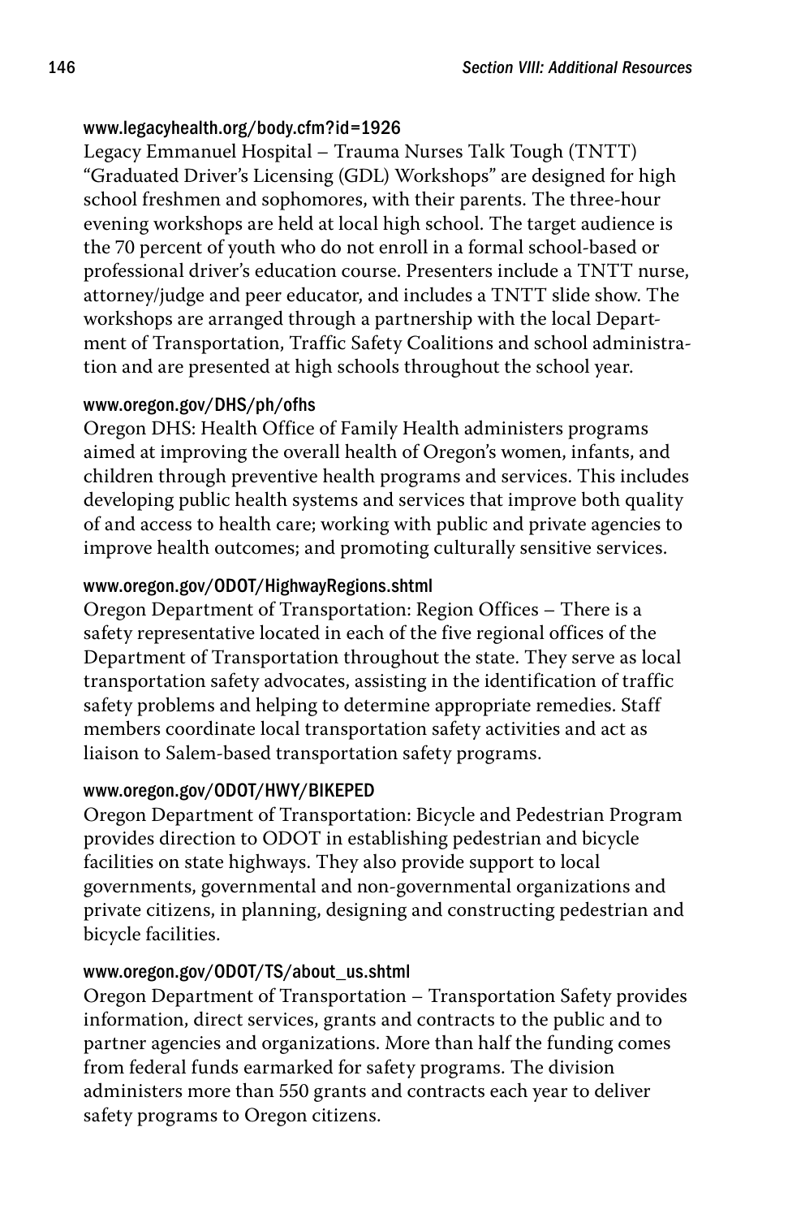**www.legacyhealth.org/body.cfm?id=1926**
Legacy Emmanuel Hospital – Trauma Nurses Talk Tough (TNTT) "Graduated Driver's Licensing (GDL) Workshops" are designed for high school freshmen and sophomores, with their parents. The three-hour evening workshops are held at local high school. The target audience is the 70 percent of youth who do not enroll in a formal school-based or professional driver's education course. Presenters include a TNTT nurse, attorney/judge and peer educator, and includes a TNTT slide show. The workshops are arranged through a partnership with the local Department of Transportation, Traffic Safety Coalitions and school administration and are presented at high schools throughout the school year.

**www.oregon.gov/DHS/ph/ofhs**
Oregon DHS: Health Office of Family Health administers programs aimed at improving the overall health of Oregon's women, infants, and children through preventive health programs and services. This includes developing public health systems and services that improve both quality of and access to health care; working with public and private agencies to improve health outcomes; and promoting culturally sensitive services.

**www.oregon.gov/ODOT/HighwayRegions.shtml**
Oregon Department of Transportation: Region Offices – There is a safety representative located in each of the five regional offices of the Department of Transportation throughout the state. They serve as local transportation safety advocates, assisting in the identification of traffic safety problems and helping to determine appropriate remedies. Staff members coordinate local transportation safety activities and act as liaison to Salem-based transportation safety programs.

**www.oregon.gov/ODOT/HWY/BIKEPED**
Oregon Department of Transportation: Bicycle and Pedestrian Program provides direction to ODOT in establishing pedestrian and bicycle facilities on state highways. They also provide support to local governments, governmental and non-governmental organizations and private citizens, in planning, designing and constructing pedestrian and bicycle facilities.

**www.oregon.gov/ODOT/TS/about_us.shtml**
Oregon Department of Transportation – Transportation Safety provides information, direct services, grants and contracts to the public and to partner agencies and organizations. More than half the funding comes from federal funds earmarked for safety programs. The division administers more than 550 grants and contracts each year to deliver safety programs to Oregon citizens.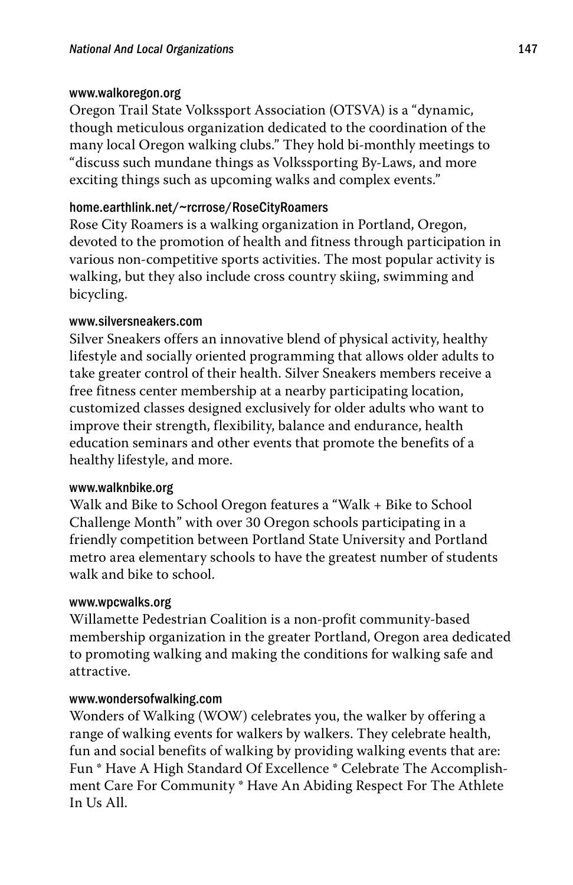#### www.walkoregon.org

Oregon Trail State Volkssport Association (OTSVA) is a "dynamic, though meticulous organization dedicated to the coordination of the many local Oregon walking clubs." They hold bi-monthly meetings to "discuss such mundane things as Volkssporting By-Laws, and more exciting things such as upcoming walks and complex events."

#### home.earthlink.net/~rcrrose/RoseCityRoamers

Rose City Roamers is a walking organization in Portland, Oregon, devoted to the promotion of health and fitness through participation in various non-competitive sports activities. The most popular activity is walking, but they also include cross country skiing, swimming and bicycling.

#### www.silversneakers.com

Silver Sneakers offers an innovative blend of physical activity, healthy lifestyle and socially oriented programming that allows older adults to take greater control of their health. Silver Sneakers members receive a free fitness center membership at a nearby participating location, customized classes designed exclusively for older adults who want to improve their strength, flexibility, balance and endurance, health education seminars and other events that promote the benefits of a healthy lifestyle, and more.

#### www.walknbike.org

Walk and Bike to School Oregon features a "Walk + Bike to School Challenge Month" with over 30 Oregon schools participating in a friendly competition between Portland State University and Portland metro area elementary schools to have the greatest number of students walk and bike to school.

#### www.wpcwalks.org

Willamette Pedestrian Coalition is a non-profit community-based membership organization in the greater Portland, Oregon area dedicated to promoting walking and making the conditions for walking safe and attractive.

#### www.wondersofwalking.com

Wonders of Walking (WOW) celebrates you, the walker by offering a range of walking events for walkers by walkers. They celebrate health, fun and social benefits of walking by providing walking events that are: Fun * Have A High Standard Of Excellence * Celebrate The Accomplishment Care For Community * Have An Abiding Respect For The Athlete In Us All.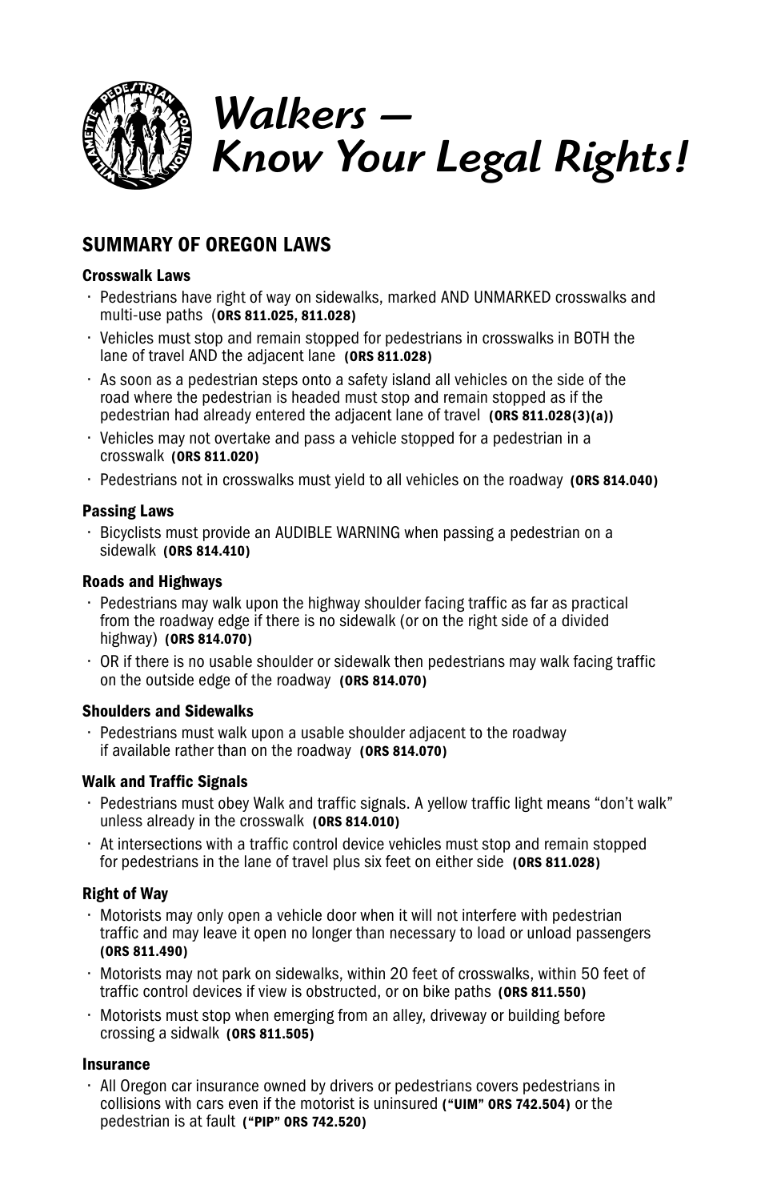# *Walkers — Know Your Legal Rights!*

## SUMMARY OF OREGON LAWS

### Crosswalk Laws

- Pedestrians have right of way on sidewalks, marked AND UNMARKED crosswalks and multi-use paths (**ORS 811.025, 811.028)**
- Vehicles must stop and remain stopped for pedestrians in crosswalks in BOTH the lane of travel AND the adjacent lane **(ORS 811.028)**
- As soon as a pedestrian steps onto a safety island all vehicles on the side of the road where the pedestrian is headed must stop and remain stopped as if the pedestrian had already entered the adjacent lane of travel **(ORS 811.028(3)(a))**
- Vehicles may not overtake and pass a vehicle stopped for a pedestrian in a crosswalk **(ORS 811.020)**
- Pedestrians not in crosswalks must yield to all vehicles on the roadway **(ORS 814.040)**

### Passing Laws

- Bicyclists must provide an AUDIBLE WARNING when passing a pedestrian on a sidewalk **(ORS 814.410)**

### Roads and Highways

- Pedestrians may walk upon the highway shoulder facing traffic as far as practical from the roadway edge if there is no sidewalk (or on the right side of a divided highway) **(ORS 814.070)**
- OR if there is no usable shoulder or sidewalk then pedestrians may walk facing traffic on the outside edge of the roadway **(ORS 814.070)**

### Shoulders and Sidewalks

- Pedestrians must walk upon a usable shoulder adjacent to the roadway if available rather than on the roadway **(ORS 814.070)**

### Walk and Traffic Signals

- Pedestrians must obey Walk and traffic signals. A yellow traffic light means "don't walk" unless already in the crosswalk **(ORS 814.010)**
- At intersections with a traffic control device vehicles must stop and remain stopped for pedestrians in the lane of travel plus six feet on either side **(ORS 811.028)**

### Right of Way

- Motorists may only open a vehicle door when it will not interfere with pedestrian traffic and may leave it open no longer than necessary to load or unload passengers **(ORS 811.490)**
- Motorists may not park on sidewalks, within 20 feet of crosswalks, within 50 feet of traffic control devices if view is obstructed, or on bike paths **(ORS 811.550)**
- Motorists must stop when emerging from an alley, driveway or building before crossing a sidwalk **(ORS 811.505)**

### Insurance

- All Oregon car insurance owned by drivers or pedestrians covers pedestrians in collisions with cars even if the motorist is uninsured **("UIM" ORS 742.504)** or the pedestrian is at fault **("PIP" ORS 742.520)**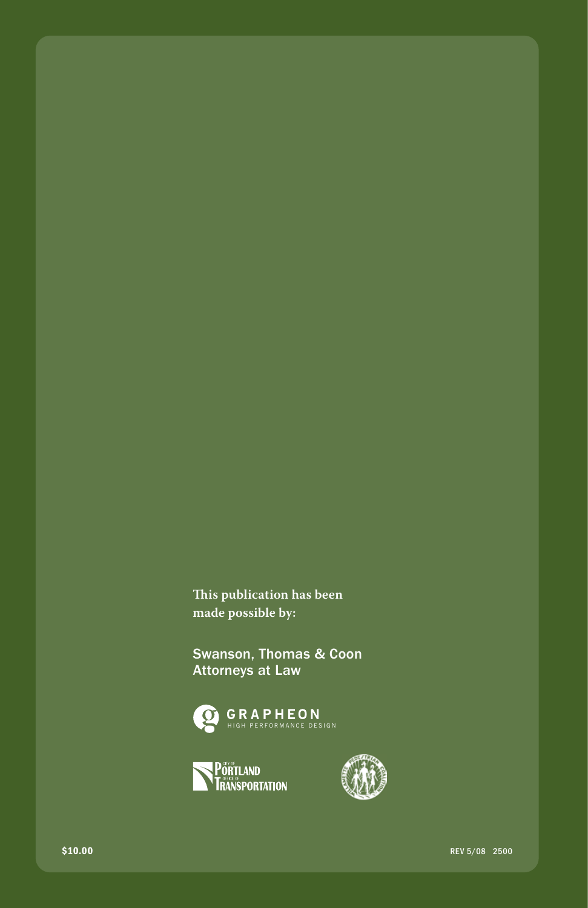**This publication has been made possible by:**

Swanson, Thomas & Coon
Attorneys at Law

GRAPHEON
HIGH PERFORMANCE DESIGN

CITY OF PORTLAND
OFFICE OF TRANSPORTATION

$10.00

REV 5/08 2500